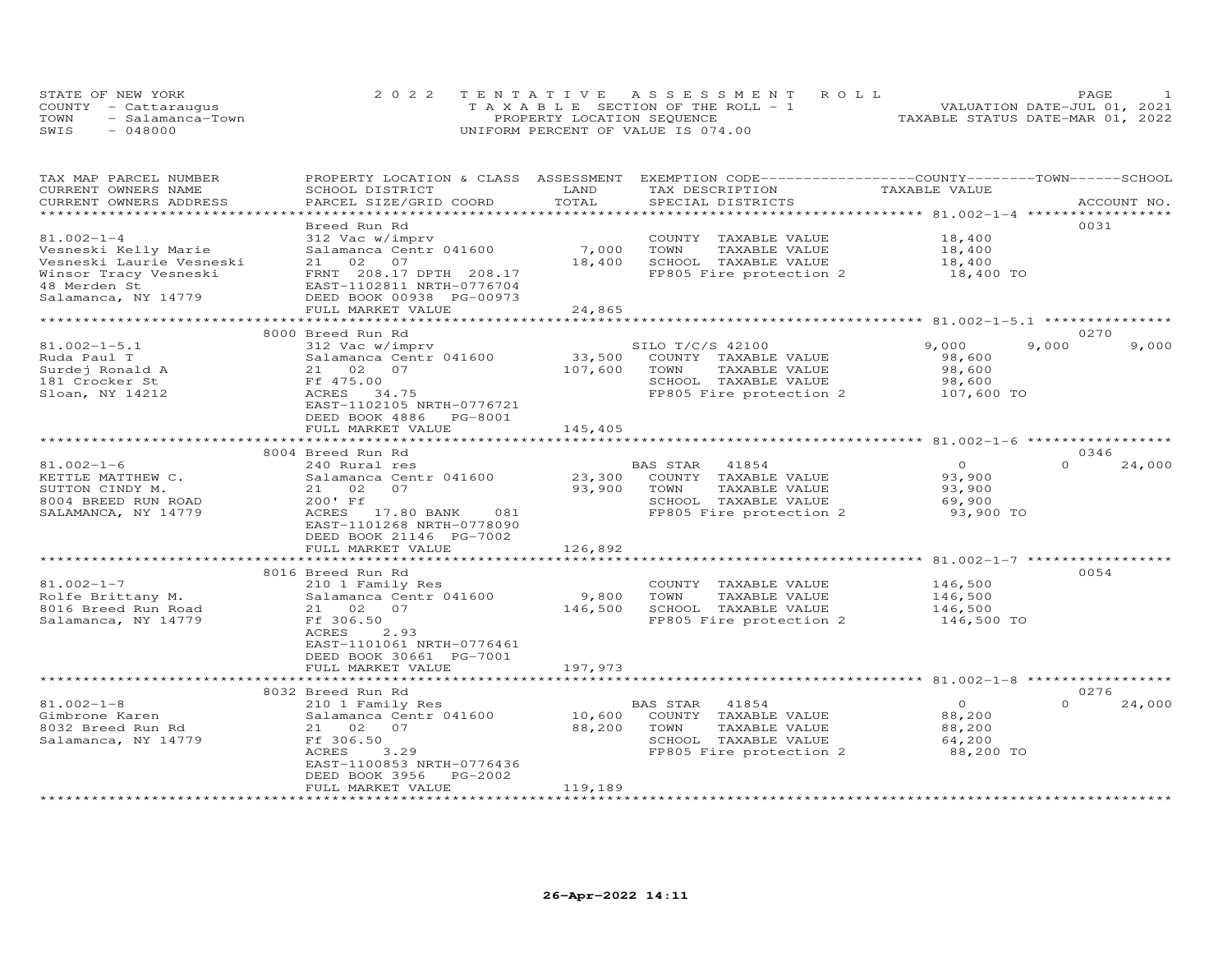STATE OF NEW YORK
COUNTY - Cattaraugus
TOWN - Salamanca-Town
SWIS - 048000

# 2022 TENTATIVE ASSESSMENT ROLL

TAXABLE SECTION OF THE ROLL - 1
PROPERTY LOCATION SEQUENCE
UNIFORM PERCENT OF VALUE IS 074.00

VALUATION DATE-JUL 01, 2021
TAXABLE STATUS DATE-MAR 01, 2022

| TAX MAP PARCEL NUMBER / CURRENT OWNERS NAME / CURRENT OWNERS ADDRESS | PROPERTY LOCATION & CLASS / SCHOOL DISTRICT / PARCEL SIZE/GRID COORD | ASSESSMENT LAND / TOTAL | EXEMPTION CODE / TAX DESCRIPTION / SPECIAL DISTRICTS | COUNTY | TOWN | SCHOOL | ACCOUNT NO. |
|---|---|---|---|---|---|---|---|
| 81.002-1-4 | Breed Run Rd | | | | | | 0031 |
| Vesneski Kelly Marie | 312 Vac w/imprv | | COUNTY TAXABLE VALUE | 18,400 | | | |
| Vesneski Laurie Vesneski | Salamanca Centr 041600 | 7,000 | TOWN TAXABLE VALUE | | 18,400 | | |
| Winsor Tracy Vesneski | 21 02 07 | 18,400 | SCHOOL TAXABLE VALUE | | | 18,400 | |
| 48 Merden St | FRNT 208.17 DPTH 208.17 | | FP805 Fire protection 2 | 18,400 TO | | | |
| Salamanca, NY 14779 | EAST-1102811 NRTH-0776704 | | | | | | |
| | DEED BOOK 00938 PG-00973 | | | | | | |
| | FULL MARKET VALUE | 24,865 | | | | | |
| 81.002-1-5.1 | 8000 Breed Run Rd | | | | | | 0270 |
| Ruda Paul T | 312 Vac w/imprv | | SILO T/C/S 42100 | 9,000 | 9,000 | 9,000 | |
| Surdej Ronald A | Salamanca Centr 041600 | 33,500 | COUNTY TAXABLE VALUE | 98,600 | | | |
| 181 Crocker St | 21 02 07 | 107,600 | TOWN TAXABLE VALUE | | 98,600 | | |
| Sloan, NY 14212 | Ff 475.00 | | SCHOOL TAXABLE VALUE | | | 98,600 | |
| | ACRES 34.75 | | FP805 Fire protection 2 | 107,600 TO | | | |
| | EAST-1102105 NRTH-0776721 | | | | | | |
| | DEED BOOK 4886 PG-8001 | | | | | | |
| | FULL MARKET VALUE | 145,405 | | | | | |
| 81.002-1-6 | 8004 Breed Run Rd | | | | | | 0346 |
| KETTLE MATTHEW C. | 240 Rural res | | BAS STAR 41854 | 0 | 0 | 24,000 | |
| SUTTON CINDY M. | Salamanca Centr 041600 | 23,300 | COUNTY TAXABLE VALUE | 93,900 | | | |
| 8004 BREED RUN ROAD | 21 02 07 | 93,900 | TOWN TAXABLE VALUE | | 93,900 | | |
| SALAMANCA, NY 14779 | 200' Ff | | SCHOOL TAXABLE VALUE | | | 69,900 | |
| | ACRES 17.80 BANK 081 | | FP805 Fire protection 2 | 93,900 TO | | | |
| | EAST-1101268 NRTH-0778090 | | | | | | |
| | DEED BOOK 21146 PG-7002 | | | | | | |
| | FULL MARKET VALUE | 126,892 | | | | | |
| 81.002-1-7 | 8016 Breed Run Rd | | | | | | 0054 |
| Rolfe Brittany M. | 210 1 Family Res | | COUNTY TAXABLE VALUE | 146,500 | | | |
| 8016 Breed Run Road | Salamanca Centr 041600 | 9,800 | TOWN TAXABLE VALUE | | 146,500 | | |
| Salamanca, NY 14779 | 21 02 07 | 146,500 | SCHOOL TAXABLE VALUE | | | 146,500 | |
| | Ff 306.50 | | FP805 Fire protection 2 | 146,500 TO | | | |
| | ACRES 2.93 | | | | | | |
| | EAST-1101061 NRTH-0776461 | | | | | | |
| | DEED BOOK 30661 PG-7001 | | | | | | |
| | FULL MARKET VALUE | 197,973 | | | | | |
| 81.002-1-8 | 8032 Breed Run Rd | | | | | | 0276 |
| Gimbrone Karen | 210 1 Family Res | | BAS STAR 41854 | 0 | 0 | 24,000 | |
| 8032 Breed Run Rd | Salamanca Centr 041600 | 10,600 | COUNTY TAXABLE VALUE | 88,200 | | | |
| Salamanca, NY 14779 | 21 02 07 | 88,200 | TOWN TAXABLE VALUE | | 88,200 | | |
| | Ff 306.50 | | SCHOOL TAXABLE VALUE | | | 64,200 | |
| | ACRES 3.29 | | FP805 Fire protection 2 | 88,200 TO | | | |
| | EAST-1100853 NRTH-0776436 | | | | | | |
| | DEED BOOK 3956 PG-2002 | | | | | | |
| | FULL MARKET VALUE | 119,189 | | | | | |

26-Apr-2022 14:11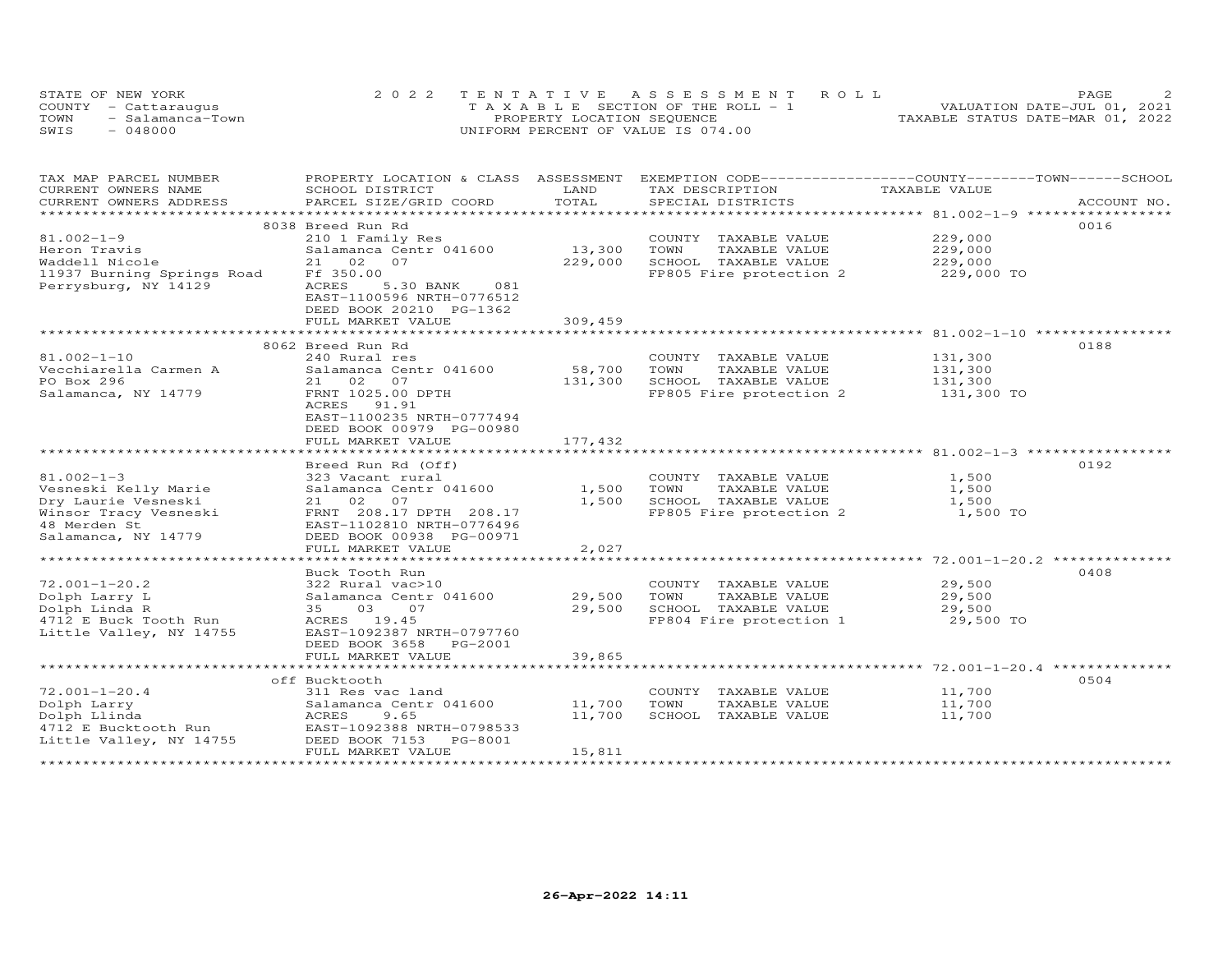STATE OF NEW YORK
COUNTY - Cattaraugus
TOWN - Salamanca-Town
SWIS - 048000

2022 TENTATIVE ASSESSMENT ROLL
TAXABLE SECTION OF THE ROLL - 1
PROPERTY LOCATION SEQUENCE
UNIFORM PERCENT OF VALUE IS 074.00

VALUATION DATE-JUL 01, 2021
TAXABLE STATUS DATE-MAR 01, 2022

| TAX MAP PARCEL NUMBER / CURRENT OWNERS NAME / CURRENT OWNERS ADDRESS | PROPERTY LOCATION & CLASS / SCHOOL DISTRICT / PARCEL SIZE/GRID COORD | ASSESSMENT LAND / TOTAL | EXEMPTION CODE / TAX DESCRIPTION / SPECIAL DISTRICTS | COUNTY--TOWN--SCHOOL TAXABLE VALUE | ACCOUNT NO. |
|---|---|---|---|---|---|
| | 8038 Breed Run Rd | | | | 0016 |
| 81.002-1-9 | 210 1 Family Res | | COUNTY TAXABLE VALUE | 229,000 | |
| Heron Travis | Salamanca Centr 041600 | 13,300 | TOWN TAXABLE VALUE | 229,000 | |
| Waddell Nicole | 21 02 07 | 229,000 | SCHOOL TAXABLE VALUE | 229,000 | |
| 11937 Burning Springs Road | Ff 350.00 | | FP805 Fire protection 2 | 229,000 TO | |
| Perrysburg, NY 14129 | ACRES 5.30 BANK 081 | | | | |
| | EAST-1100596 NRTH-0776512 | | | | |
| | DEED BOOK 20210 PG-1362 | | | | |
| | FULL MARKET VALUE | 309,459 | | | |
| | 8062 Breed Run Rd | | | | 0188 |
| 81.002-1-10 | 240 Rural res | | COUNTY TAXABLE VALUE | 131,300 | |
| Vecchiarella Carmen A | Salamanca Centr 041600 | 58,700 | TOWN TAXABLE VALUE | 131,300 | |
| PO Box 296 | 21 02 07 | 131,300 | SCHOOL TAXABLE VALUE | 131,300 | |
| Salamanca, NY 14779 | FRNT 1025.00 DPTH | | FP805 Fire protection 2 | 131,300 TO | |
| | ACRES 91.91 | | | | |
| | EAST-1100235 NRTH-0777494 | | | | |
| | DEED BOOK 00979 PG-00980 | | | | |
| | FULL MARKET VALUE | 177,432 | | | |
| | Breed Run Rd (Off) | | | | 0192 |
| 81.002-1-3 | 323 Vacant rural | | COUNTY TAXABLE VALUE | 1,500 | |
| Vesneski Kelly Marie | Salamanca Centr 041600 | 1,500 | TOWN TAXABLE VALUE | 1,500 | |
| Dry Laurie Vesneski | 21 02 07 | 1,500 | SCHOOL TAXABLE VALUE | 1,500 | |
| Winsor Tracy Vesneski | FRNT 208.17 DPTH 208.17 | | FP805 Fire protection 2 | 1,500 TO | |
| 48 Merden St | EAST-1102810 NRTH-0776496 | | | | |
| Salamanca, NY 14779 | DEED BOOK 00938 PG-00971 | | | | |
| | FULL MARKET VALUE | 2,027 | | | |
| | Buck Tooth Run | | | | 0408 |
| 72.001-1-20.2 | 322 Rural vac>10 | | COUNTY TAXABLE VALUE | 29,500 | |
| Dolph Larry L | Salamanca Centr 041600 | 29,500 | TOWN TAXABLE VALUE | 29,500 | |
| Dolph Linda R | 35 03 07 | 29,500 | SCHOOL TAXABLE VALUE | 29,500 | |
| 4712 E Buck Tooth Run | ACRES 19.45 | | FP804 Fire protection 1 | 29,500 TO | |
| Little Valley, NY 14755 | EAST-1092387 NRTH-0797760 | | | | |
| | DEED BOOK 3658 PG-2001 | | | | |
| | FULL MARKET VALUE | 39,865 | | | |
| | off Bucktooth | | | | 0504 |
| 72.001-1-20.4 | 311 Res vac land | | COUNTY TAXABLE VALUE | 11,700 | |
| Dolph Larry | Salamanca Centr 041600 | 11,700 | TOWN TAXABLE VALUE | 11,700 | |
| Dolph Llinda | ACRES 9.65 | 11,700 | SCHOOL TAXABLE VALUE | 11,700 | |
| 4712 E Bucktooth Run | EAST-1092388 NRTH-0798533 | | | | |
| Little Valley, NY 14755 | DEED BOOK 7153 PG-8001 | | | | |
| | FULL MARKET VALUE | 15,811 | | | |

26-Apr-2022 14:11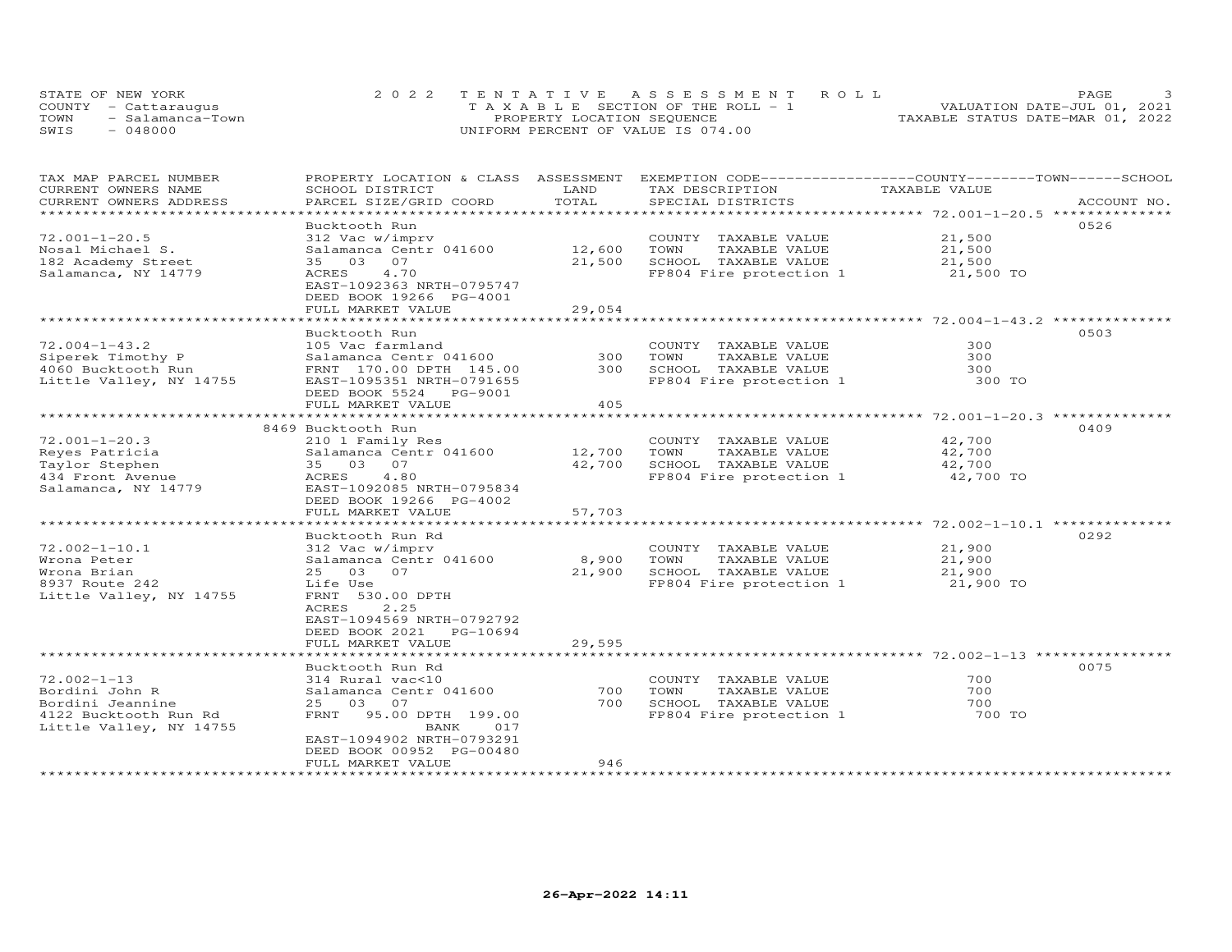STATE OF NEW YORK
COUNTY - Cattaraugus
TOWN - Salamanca-Town
SWIS - 048000

2022 TENTATIVE ASSESSMENT ROLL
TAXABLE SECTION OF THE ROLL - 1
PROPERTY LOCATION SEQUENCE
UNIFORM PERCENT OF VALUE IS 074.00

VALUATION DATE-JUL 01, 2021
TAXABLE STATUS DATE-MAR 01, 2022

| TAX MAP PARCEL NUMBER / CURRENT OWNERS NAME / CURRENT OWNERS ADDRESS | PROPERTY LOCATION & CLASS / SCHOOL DISTRICT / PARCEL SIZE/GRID COORD | ASSESSMENT LAND / TOTAL | EXEMPTION CODE / TAX DESCRIPTION / SPECIAL DISTRICTS | TAXABLE VALUE (COUNTY / TOWN / SCHOOL) | ACCOUNT NO. |
|---|---|---|---|---|---|
| 72.001-1-20.5 | Bucktooth Run | | | | 0526 |
| 72.001-1-20.5 | 312 Vac w/imprv | | COUNTY TAXABLE VALUE | 21,500 | |
| Nosal Michael S. | Salamanca Centr 041600 | 12,600 | TOWN TAXABLE VALUE | 21,500 | |
| 182 Academy Street | 35 03 07 | 21,500 | SCHOOL TAXABLE VALUE | 21,500 | |
| Salamanca, NY 14779 | ACRES 4.70 | | FP804 Fire protection 1 | 21,500 TO | |
| | EAST-1092363 NRTH-0795747 | | | | |
| | DEED BOOK 19266 PG-4001 | | | | |
| | FULL MARKET VALUE | 29,054 | | | |
| 72.004-1-43.2 | Bucktooth Run | | | | 0503 |
| 72.004-1-43.2 | 105 Vac farmland | | COUNTY TAXABLE VALUE | 300 | |
| Siperek Timothy P | Salamanca Centr 041600 | 300 | TOWN TAXABLE VALUE | 300 | |
| 4060 Bucktooth Run | FRNT 170.00 DPTH 145.00 | 300 | SCHOOL TAXABLE VALUE | 300 | |
| Little Valley, NY 14755 | EAST-1095351 NRTH-0791655 | | FP804 Fire protection 1 | 300 TO | |
| | DEED BOOK 5524 PG-9001 | | | | |
| | FULL MARKET VALUE | 405 | | | |
| 72.001-1-20.3 | 8469 Bucktooth Run | | | | 0409 |
| 72.001-1-20.3 | 210 1 Family Res | | COUNTY TAXABLE VALUE | 42,700 | |
| Reyes Patricia | Salamanca Centr 041600 | 12,700 | TOWN TAXABLE VALUE | 42,700 | |
| Taylor Stephen | 35 03 07 | 42,700 | SCHOOL TAXABLE VALUE | 42,700 | |
| 434 Front Avenue | ACRES 4.80 | | FP804 Fire protection 1 | 42,700 TO | |
| Salamanca, NY 14779 | EAST-1092085 NRTH-0795834 | | | | |
| | DEED BOOK 19266 PG-4002 | | | | |
| | FULL MARKET VALUE | 57,703 | | | |
| 72.002-1-10.1 | Bucktooth Run Rd | | | | 0292 |
| 72.002-1-10.1 | 312 Vac w/imprv | | COUNTY TAXABLE VALUE | 21,900 | |
| Wrona Peter | Salamanca Centr 041600 | 8,900 | TOWN TAXABLE VALUE | 21,900 | |
| Wrona Brian | 25 03 07 | 21,900 | SCHOOL TAXABLE VALUE | 21,900 | |
| 8937 Route 242 | Life Use | | FP804 Fire protection 1 | 21,900 TO | |
| Little Valley, NY 14755 | FRNT 530.00 DPTH | | | | |
| | ACRES 2.25 | | | | |
| | EAST-1094569 NRTH-0792792 | | | | |
| | DEED BOOK 2021 PG-10694 | | | | |
| | FULL MARKET VALUE | 29,595 | | | |
| 72.002-1-13 | Bucktooth Run Rd | | | | 0075 |
| 72.002-1-13 | 314 Rural vac<10 | | COUNTY TAXABLE VALUE | 700 | |
| Bordini John R | Salamanca Centr 041600 | 700 | TOWN TAXABLE VALUE | 700 | |
| Bordini Jeannine | 25 03 07 | 700 | SCHOOL TAXABLE VALUE | 700 | |
| 4122 Bucktooth Run Rd | FRNT 95.00 DPTH 199.00 | | FP804 Fire protection 1 | 700 TO | |
| Little Valley, NY 14755 | BANK 017 | | | | |
| | EAST-1094902 NRTH-0793291 | | | | |
| | DEED BOOK 00952 PG-00480 | | | | |
| | FULL MARKET VALUE | 946 | | | |

26-Apr-2022 14:11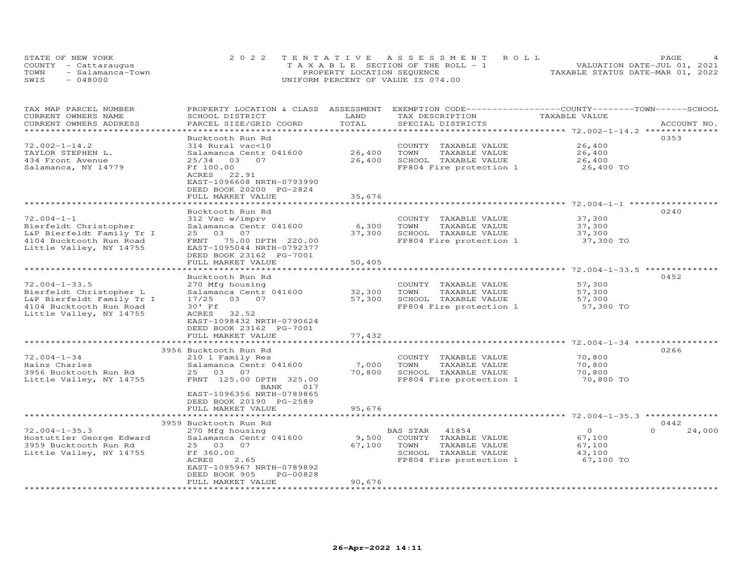STATE OF NEW YORK
COUNTY - Cattaraugus
TOWN - Salamanca-Town
SWIS - 048000

2022 TENTATIVE ASSESSMENT ROLL
TAXABLE SECTION OF THE ROLL - 1
PROPERTY LOCATION SEQUENCE
UNIFORM PERCENT OF VALUE IS 074.00

VALUATION DATE-JUL 01, 2021
TAXABLE STATUS DATE-MAR 01, 2022

| TAX MAP PARCEL NUMBER / CURRENT OWNERS NAME / CURRENT OWNERS ADDRESS | PROPERTY LOCATION & CLASS / SCHOOL DISTRICT / PARCEL SIZE/GRID COORD | ASSESSMENT LAND | TOTAL | EXEMPTION CODE / TAX DESCRIPTION / SPECIAL DISTRICTS | COUNTY | TOWN | SCHOOL | TAXABLE VALUE | ACCOUNT NO. |
|---|---|---|---|---|---|---|---|---|---|
| 72.002-1-14.2 | Bucktooth Run Rd | | | | | | | | 0353 |
| TAYLOR STEPHEN L. | 314 Rural vac<10 | | | COUNTY TAXABLE VALUE | | | | 26,400 | |
| 434 Front Avenue | Salamanca Centr 041600 | 26,400 | | TOWN TAXABLE VALUE | | | | 26,400 | |
| Salamanca, NY 14779 | 25/34 03 07 | | 26,400 | SCHOOL TAXABLE VALUE | | | | 26,400 | |
| | Ff 100.00 | | | FP804 Fire protection 1 | | | | 26,400 TO | |
| | ACRES 22.91 | | | | | | | | |
| | EAST-1096608 NRTH-0793990 | | | | | | | | |
| | DEED BOOK 20200 PG-2824 | | | | | | | | |
| | FULL MARKET VALUE | | 35,676 | | | | | | |
| 72.004-1-1 | Bucktooth Run Rd | | | | | | | | 0240 |
| Bierfeldt Christopher | 312 Vac w/imprv | | | COUNTY TAXABLE VALUE | | | | 37,300 | |
| L&P Bierfeldt Family Tr I | Salamanca Centr 041600 | 6,300 | | TOWN TAXABLE VALUE | | | | 37,300 | |
| 4104 Bucktooth Run Road | 25 03 07 | | 37,300 | SCHOOL TAXABLE VALUE | | | | 37,300 | |
| Little Valley, NY 14755 | FRNT 75.00 DPTH 220.00 | | | FP804 Fire protection 1 | | | | 37,300 TO | |
| | EAST-1095044 NRTH-0792377 | | | | | | | | |
| | DEED BOOK 23162 PG-7001 | | | | | | | | |
| | FULL MARKET VALUE | | 50,405 | | | | | | |
| 72.004-1-33.5 | Bucktooth Run Rd | | | | | | | | 0452 |
| Bierfeldt Christopher L | 270 Mfg housing | | | COUNTY TAXABLE VALUE | | | | 57,300 | |
| L&P Bierfeldt Family Tr I | Salamanca Centr 041600 | 32,300 | | TOWN TAXABLE VALUE | | | | 57,300 | |
| 4104 Bucktooth Run Road | 17/25 03 07 | | 57,300 | SCHOOL TAXABLE VALUE | | | | 57,300 | |
| Little Valley, NY 14755 | 30' Ff | | | FP804 Fire protection 1 | | | | 57,300 TO | |
| | ACRES 32.52 | | | | | | | | |
| | EAST-1098432 NRTH-0790624 | | | | | | | | |
| | DEED BOOK 23162 PG-7001 | | | | | | | | |
| | FULL MARKET VALUE | | 77,432 | | | | | | |
| 72.004-1-34 | 3956 Bucktooth Run Rd | | | | | | | | 0266 |
| Hainz Charles | 210 1 Family Res | | | COUNTY TAXABLE VALUE | | | | 70,800 | |
| 3956 Bucktooth Run Rd | Salamanca Centr 041600 | 7,000 | | TOWN TAXABLE VALUE | | | | 70,800 | |
| Little Valley, NY 14755 | 25 03 07 | | 70,800 | SCHOOL TAXABLE VALUE | | | | 70,800 | |
| | FRNT 125.00 DPTH 325.00 | | | FP804 Fire protection 1 | | | | 70,800 TO | |
| | BANK 017 | | | | | | | | |
| | EAST-1096356 NRTH-0789865 | | | | | | | | |
| | DEED BOOK 20190 PG-2589 | | | | | | | | |
| | FULL MARKET VALUE | | 95,676 | | | | | | |
| 72.004-1-35.3 | 3959 Bucktooth Run Rd | | | | | | | | 0442 |
| Hostuttler George Edward | 270 Mfg housing | | | BAS STAR 41854 | 0 | | 0 | | 24,000 |
| 3959 Bucktooth Run Rd | Salamanca Centr 041600 | 9,500 | | COUNTY TAXABLE VALUE | | | | 67,100 | |
| Little Valley, NY 14755 | 25 03 07 | | 67,100 | TOWN TAXABLE VALUE | | | | 67,100 | |
| | Ff 360.00 | | | SCHOOL TAXABLE VALUE | | | | 43,100 | |
| | ACRES 2.65 | | | FP804 Fire protection 1 | | | | 67,100 TO | |
| | EAST-1095967 NRTH-0789892 | | | | | | | | |
| | DEED BOOK 905 PG-00828 | | | | | | | | |
| | FULL MARKET VALUE | | 90,676 | | | | | | |

26-Apr-2022 14:11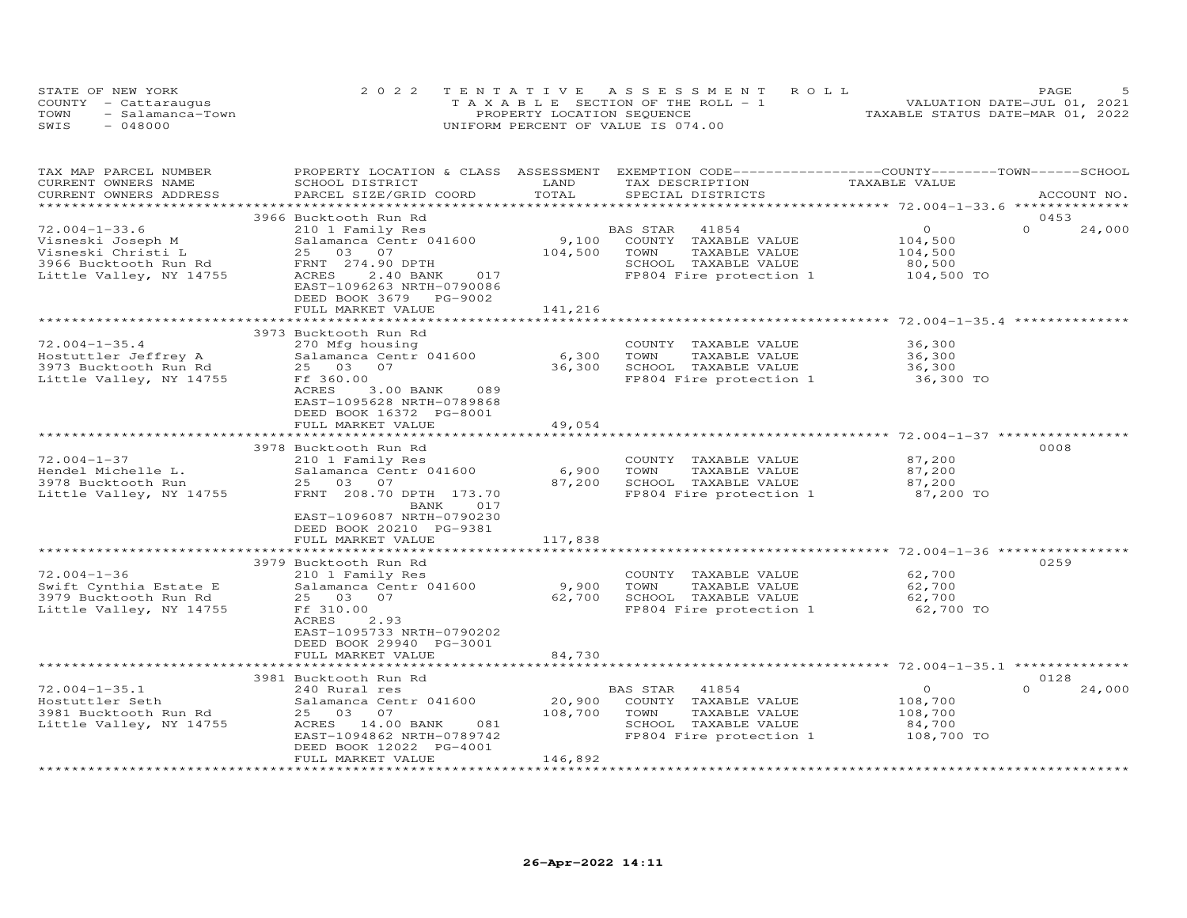STATE OF NEW YORK
COUNTY - Cattaraugus
TOWN - Salamanca-Town
SWIS - 048000

2022 TENTATIVE ASSESSMENT ROLL
TAXABLE SECTION OF THE ROLL - 1
PROPERTY LOCATION SEQUENCE
UNIFORM PERCENT OF VALUE IS 074.00

VALUATION DATE-JUL 01, 2021
TAXABLE STATUS DATE-MAR 01, 2022

| TAX MAP PARCEL NUMBER / CURRENT OWNERS NAME / CURRENT OWNERS ADDRESS | PROPERTY LOCATION & CLASS / SCHOOL DISTRICT / PARCEL SIZE/GRID COORD | ASSESSMENT LAND | TOTAL | EXEMPTION CODE / TAX DESCRIPTION / SPECIAL DISTRICTS | COUNTY TAXABLE VALUE | TOWN | SCHOOL | ACCOUNT NO. |
|---|---|---|---|---|---|---|---|---|
| **72.004-1-33.6** | 3966 Bucktooth Run Rd | | | | | | | 0453 |
| 72.004-1-33.6 | 210 1 Family Res | | | BAS STAR 41854 | 0 | 0 | 24,000 | |
| Visneski Joseph M | Salamanca Centr 041600 | 9,100 | | COUNTY TAXABLE VALUE | 104,500 | | | |
| Visneski Christi L | 25 03 07 | | 104,500 | TOWN TAXABLE VALUE | 104,500 | | | |
| 3966 Bucktooth Run Rd | FRNT 274.90 DPTH | | | SCHOOL TAXABLE VALUE | 80,500 | | | |
| Little Valley, NY 14755 | ACRES 2.40 BANK 017 | | | FP804 Fire protection 1 | 104,500 TO | | | |
| | EAST-1096263 NRTH-0790086 | | | | | | | |
| | DEED BOOK 3679 PG-9002 | | | | | | | |
| | FULL MARKET VALUE | | 141,216 | | | | | |
| **72.004-1-35.4** | 3973 Bucktooth Run Rd | | | | | | | |
| 72.004-1-35.4 | 270 Mfg housing | | | COUNTY TAXABLE VALUE | 36,300 | | | |
| Hostuttler Jeffrey A | Salamanca Centr 041600 | 6,300 | | TOWN TAXABLE VALUE | 36,300 | | | |
| 3973 Bucktooth Run Rd | 25 03 07 | | 36,300 | SCHOOL TAXABLE VALUE | 36,300 | | | |
| Little Valley, NY 14755 | Ff 360.00 | | | FP804 Fire protection 1 | 36,300 TO | | | |
| | ACRES 3.00 BANK 089 | | | | | | | |
| | EAST-1095628 NRTH-0789868 | | | | | | | |
| | DEED BOOK 16372 PG-8001 | | | | | | | |
| | FULL MARKET VALUE | | 49,054 | | | | | |
| **72.004-1-37** | 3978 Bucktooth Run Rd | | | | | | | 0008 |
| 72.004-1-37 | 210 1 Family Res | | | COUNTY TAXABLE VALUE | 87,200 | | | |
| Hendel Michelle L. | Salamanca Centr 041600 | 6,900 | | TOWN TAXABLE VALUE | 87,200 | | | |
| 3978 Bucktooth Run | 25 03 07 | | 87,200 | SCHOOL TAXABLE VALUE | 87,200 | | | |
| Little Valley, NY 14755 | FRNT 208.70 DPTH 173.70 | | | FP804 Fire protection 1 | 87,200 TO | | | |
| | BANK 017 | | | | | | | |
| | EAST-1096087 NRTH-0790230 | | | | | | | |
| | DEED BOOK 20210 PG-9381 | | | | | | | |
| | FULL MARKET VALUE | | 117,838 | | | | | |
| **72.004-1-36** | 3979 Bucktooth Run Rd | | | | | | | 0259 |
| 72.004-1-36 | 210 1 Family Res | | | COUNTY TAXABLE VALUE | 62,700 | | | |
| Swift Cynthia Estate E | Salamanca Centr 041600 | 9,900 | | TOWN TAXABLE VALUE | 62,700 | | | |
| 3979 Bucktooth Run Rd | 25 03 07 | | 62,700 | SCHOOL TAXABLE VALUE | 62,700 | | | |
| Little Valley, NY 14755 | Ff 310.00 | | | FP804 Fire protection 1 | 62,700 TO | | | |
| | ACRES 2.93 | | | | | | | |
| | EAST-1095733 NRTH-0790202 | | | | | | | |
| | DEED BOOK 29940 PG-3001 | | | | | | | |
| | FULL MARKET VALUE | | 84,730 | | | | | |
| **72.004-1-35.1** | 3981 Bucktooth Run Rd | | | | | | | 0128 |
| 72.004-1-35.1 | 240 Rural res | | | BAS STAR 41854 | 0 | 0 | 24,000 | |
| Hostuttler Seth | Salamanca Centr 041600 | 20,900 | | COUNTY TAXABLE VALUE | 108,700 | | | |
| 3981 Bucktooth Run Rd | 25 03 07 | | 108,700 | TOWN TAXABLE VALUE | 108,700 | | | |
| Little Valley, NY 14755 | ACRES 14.00 BANK 081 | | | SCHOOL TAXABLE VALUE | 84,700 | | | |
| | EAST-1094862 NRTH-0789742 | | | FP804 Fire protection 1 | 108,700 TO | | | |
| | DEED BOOK 12022 PG-4001 | | | | | | | |
| | FULL MARKET VALUE | | 146,892 | | | | | |

26-Apr-2022 14:11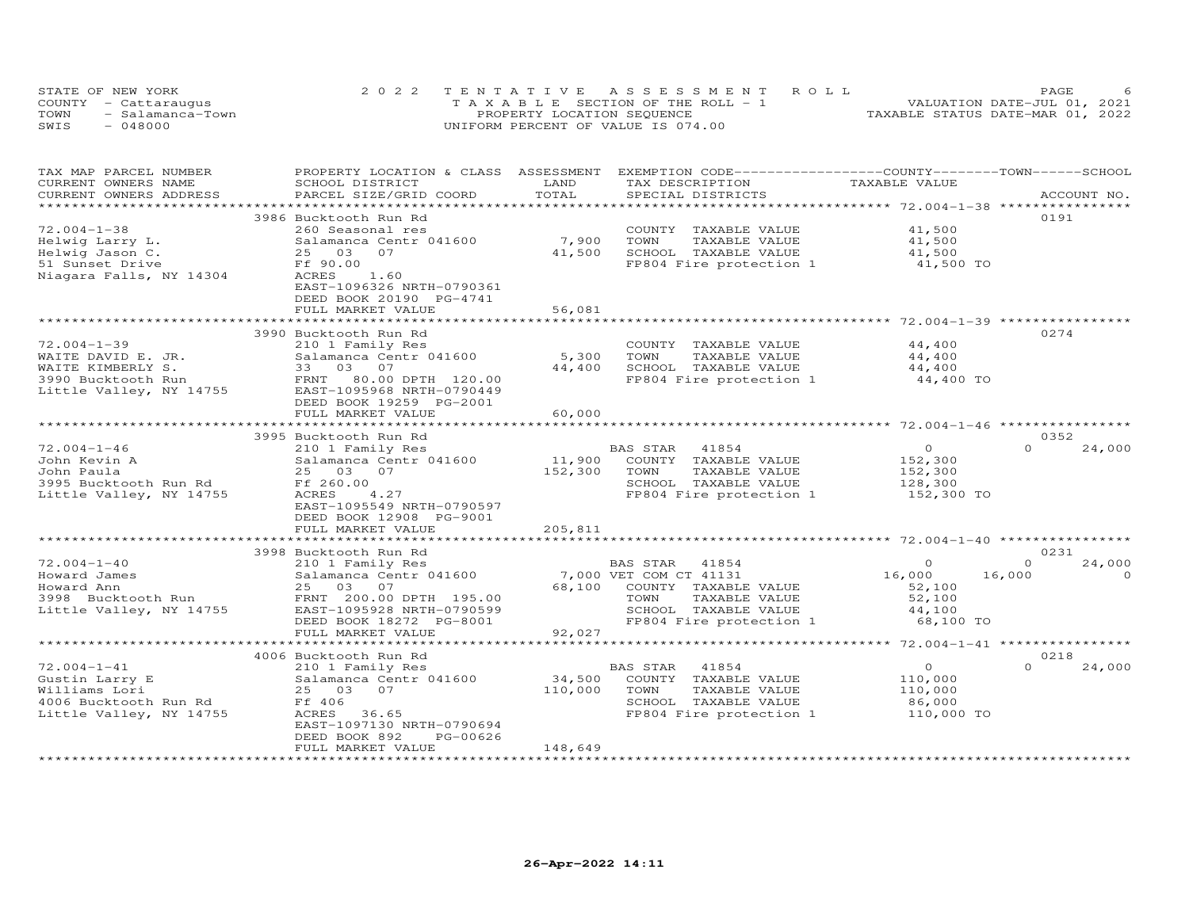STATE OF NEW YORK
COUNTY - Cattaraugus
TOWN - Salamanca-Town
SWIS - 048000

2022 TENTATIVE ASSESSMENT ROLL
TAXABLE SECTION OF THE ROLL - 1
PROPERTY LOCATION SEQUENCE
UNIFORM PERCENT OF VALUE IS 074.00

VALUATION DATE-JUL 01, 2021
TAXABLE STATUS DATE-MAR 01, 2022

| TAX MAP PARCEL NUMBER / CURRENT OWNERS NAME / CURRENT OWNERS ADDRESS | PROPERTY LOCATION & CLASS / SCHOOL DISTRICT / PARCEL SIZE/GRID COORD | ASSESSMENT LAND / TOTAL | EXEMPTION CODE / TAX DESCRIPTION / SPECIAL DISTRICTS | COUNTY TAXABLE VALUE | TOWN | SCHOOL / ACCOUNT NO. |
|---|---|---|---|---|---|---|
| 72.004-1-38 | 3986 Bucktooth Run Rd | | | | | 0191 |
| Helwig Larry L. | 260 Seasonal res | | COUNTY TAXABLE VALUE | 41,500 | | |
| Helwig Jason C. | Salamanca Centr 041600 | 7,900 | TOWN TAXABLE VALUE | 41,500 | | |
| 51 Sunset Drive | 25 03 07 | 41,500 | SCHOOL TAXABLE VALUE | 41,500 | | |
| Niagara Falls, NY 14304 | Ff 90.00 | | FP804 Fire protection 1 | 41,500 TO | | |
| | ACRES 1.60 | | | | | |
| | EAST-1096326 NRTH-0790361 | | | | | |
| | DEED BOOK 20190 PG-4741 | | | | | |
| | FULL MARKET VALUE | 56,081 | | | | |
| 72.004-1-39 | 3990 Bucktooth Run Rd | | | | | 0274 |
| WAITE DAVID E. JR. | 210 1 Family Res | | COUNTY TAXABLE VALUE | 44,400 | | |
| WAITE KIMBERLY S. | Salamanca Centr 041600 | 5,300 | TOWN TAXABLE VALUE | 44,400 | | |
| 3990 Bucktooth Run | 33 03 07 | 44,400 | SCHOOL TAXABLE VALUE | 44,400 | | |
| Little Valley, NY 14755 | FRNT 80.00 DPTH 120.00 | | FP804 Fire protection 1 | 44,400 TO | | |
| | EAST-1095968 NRTH-0790449 | | | | | |
| | DEED BOOK 19259 PG-2001 | | | | | |
| | FULL MARKET VALUE | 60,000 | | | | |
| 72.004-1-46 | 3995 Bucktooth Run Rd | | | | | 0352 |
| John Kevin A | 210 1 Family Res | | BAS STAR 41854 | 0 | 0 | 24,000 |
| John Paula | Salamanca Centr 041600 | 11,900 | COUNTY TAXABLE VALUE | 152,300 | | |
| 3995 Bucktooth Run Rd | 25 03 07 | 152,300 | TOWN TAXABLE VALUE | 152,300 | | |
| Little Valley, NY 14755 | Ff 260.00 | | SCHOOL TAXABLE VALUE | 128,300 | | |
| | ACRES 4.27 | | FP804 Fire protection 1 | 152,300 TO | | |
| | EAST-1095549 NRTH-0790597 | | | | | |
| | DEED BOOK 12908 PG-9001 | | | | | |
| | FULL MARKET VALUE | 205,811 | | | | |
| 72.004-1-40 | 3998 Bucktooth Run Rd | | | | | 0231 |
| Howard James | 210 1 Family Res | | BAS STAR 41854 | 0 | 0 | 24,000 |
| Howard Ann | Salamanca Centr 041600 | 7,000 | VET COM CT 41131 | 16,000 | 16,000 | 0 |
| 3998 Bucktooth Run | 25 03 07 | 68,100 | COUNTY TAXABLE VALUE | 52,100 | | |
| Little Valley, NY 14755 | FRNT 200.00 DPTH 195.00 | | TOWN TAXABLE VALUE | 52,100 | | |
| | EAST-1095928 NRTH-0790599 | | SCHOOL TAXABLE VALUE | 44,100 | | |
| | DEED BOOK 18272 PG-8001 | | FP804 Fire protection 1 | 68,100 TO | | |
| | FULL MARKET VALUE | 92,027 | | | | |
| 72.004-1-41 | 4006 Bucktooth Run Rd | | | | | 0218 |
| Gustin Larry E | 210 1 Family Res | | BAS STAR 41854 | 0 | 0 | 24,000 |
| Williams Lori | Salamanca Centr 041600 | 34,500 | COUNTY TAXABLE VALUE | 110,000 | | |
| 4006 Bucktooth Run Rd | 25 03 07 | 110,000 | TOWN TAXABLE VALUE | 110,000 | | |
| Little Valley, NY 14755 | Ff 406 | | SCHOOL TAXABLE VALUE | 86,000 | | |
| | ACRES 36.65 | | FP804 Fire protection 1 | 110,000 TO | | |
| | EAST-1097130 NRTH-0790694 | | | | | |
| | DEED BOOK 892 PG-00626 | | | | | |
| | FULL MARKET VALUE | 148,649 | | | | |

26-Apr-2022 14:11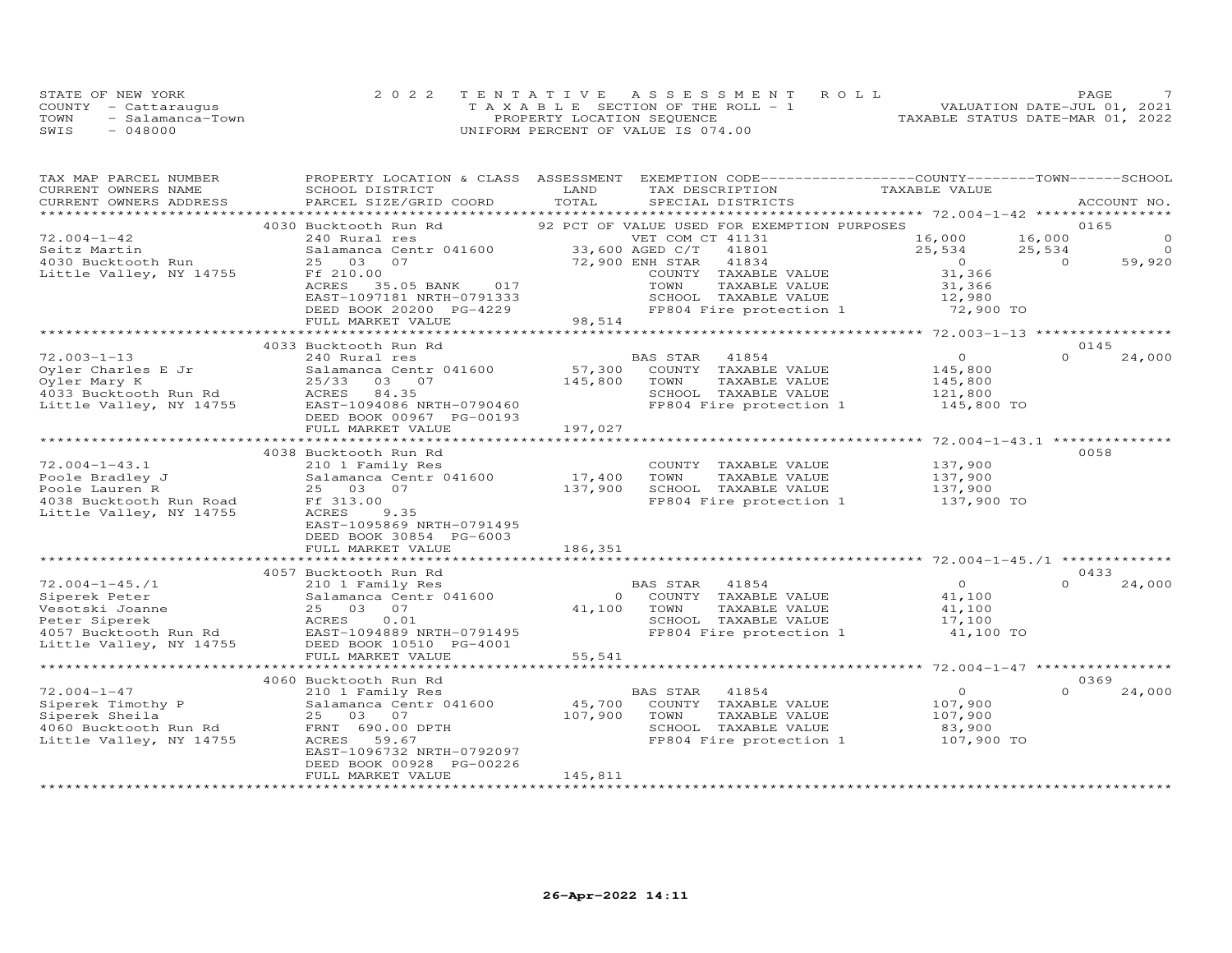STATE OF NEW YORK
COUNTY - Cattaraugus
TOWN - Salamanca-Town
SWIS - 048000

2022 TENTATIVE ASSESSMENT ROLL
TAXABLE SECTION OF THE ROLL - 1
PROPERTY LOCATION SEQUENCE
UNIFORM PERCENT OF VALUE IS 074.00

VALUATION DATE-JUL 01, 2021
TAXABLE STATUS DATE-MAR 01, 2022

| TAX MAP PARCEL NUMBER / CURRENT OWNERS NAME / CURRENT OWNERS ADDRESS | PROPERTY LOCATION & CLASS / SCHOOL DISTRICT / PARCEL SIZE/GRID COORD | ASSESSMENT LAND | TOTAL | EXEMPTION CODE / TAX DESCRIPTION / SPECIAL DISTRICTS | COUNTY TAXABLE VALUE | TOWN | SCHOOL | ACCOUNT NO. |
|---|---|---|---|---|---|---|---|---|
| **72.004-1-42** | 4030 Bucktooth Run Rd | | | 92 PCT OF VALUE USED FOR EXEMPTION PURPOSES | | | | 0165 |
| 72.004-1-42 | 240 Rural res | | | VET COM CT 41131 | 16,000 | 16,000 | 0 | |
| Seitz Martin | Salamanca Centr 041600 | 33,600 | | AGED C/T 41801 | 25,534 | 25,534 | 0 | |
| 4030 Bucktooth Run | 25 03 07 | | 72,900 | ENH STAR 41834 | 0 | 0 | 59,920 | |
| Little Valley, NY 14755 | Ff 210.00 | | | COUNTY TAXABLE VALUE | 31,366 | | | |
| | ACRES 35.05 BANK 017 | | | TOWN TAXABLE VALUE | 31,366 | | | |
| | EAST-1097181 NRTH-0791333 | | | SCHOOL TAXABLE VALUE | 12,980 | | | |
| | DEED BOOK 20200 PG-4229 | | | FP804 Fire protection 1 | 72,900 TO | | | |
| | FULL MARKET VALUE | | 98,514 | | | | | |
| **72.003-1-13** | 4033 Bucktooth Run Rd | | | | | | | 0145 |
| 72.003-1-13 | 240 Rural res | | | BAS STAR 41854 | 0 | 0 | 24,000 | |
| Oyler Charles E Jr | Salamanca Centr 041600 | 57,300 | | COUNTY TAXABLE VALUE | 145,800 | | | |
| Oyler Mary K | 25/33 03 07 | | 145,800 | TOWN TAXABLE VALUE | 145,800 | | | |
| 4033 Bucktooth Run Rd | ACRES 84.35 | | | SCHOOL TAXABLE VALUE | 121,800 | | | |
| Little Valley, NY 14755 | EAST-1094086 NRTH-0790460 | | | FP804 Fire protection 1 | 145,800 TO | | | |
| | DEED BOOK 00967 PG-00193 | | | | | | | |
| | FULL MARKET VALUE | | 197,027 | | | | | |
| **72.004-1-43.1** | 4038 Bucktooth Run Rd | | | | | | | 0058 |
| 72.004-1-43.1 | 210 1 Family Res | | | COUNTY TAXABLE VALUE | 137,900 | | | |
| Poole Bradley J | Salamanca Centr 041600 | 17,400 | | TOWN TAXABLE VALUE | 137,900 | | | |
| Poole Lauren R | 25 03 07 | | 137,900 | SCHOOL TAXABLE VALUE | 137,900 | | | |
| 4038 Bucktooth Run Road | Ff 313.00 | | | FP804 Fire protection 1 | 137,900 TO | | | |
| Little Valley, NY 14755 | ACRES 9.35 | | | | | | | |
| | EAST-1095869 NRTH-0791495 | | | | | | | |
| | DEED BOOK 30854 PG-6003 | | | | | | | |
| | FULL MARKET VALUE | | 186,351 | | | | | |
| **72.004-1-45./1** | 4057 Bucktooth Run Rd | | | | | | | 0433 |
| 72.004-1-45./1 | 210 1 Family Res | | | BAS STAR 41854 | 0 | 0 | 24,000 | |
| Siperek Peter | Salamanca Centr 041600 | 0 | | COUNTY TAXABLE VALUE | 41,100 | | | |
| Vesotski Joanne | 25 03 07 | | 41,100 | TOWN TAXABLE VALUE | 41,100 | | | |
| Peter Siperek | ACRES 0.01 | | | SCHOOL TAXABLE VALUE | 17,100 | | | |
| 4057 Bucktooth Run Rd | EAST-1094889 NRTH-0791495 | | | FP804 Fire protection 1 | 41,100 TO | | | |
| Little Valley, NY 14755 | DEED BOOK 10510 PG-4001 | | | | | | | |
| | FULL MARKET VALUE | | 55,541 | | | | | |
| **72.004-1-47** | 4060 Bucktooth Run Rd | | | | | | | 0369 |
| 72.004-1-47 | 210 1 Family Res | | | BAS STAR 41854 | 0 | 0 | 24,000 | |
| Siperek Timothy P | Salamanca Centr 041600 | 45,700 | | COUNTY TAXABLE VALUE | 107,900 | | | |
| Siperek Sheila | 25 03 07 | | 107,900 | TOWN TAXABLE VALUE | 107,900 | | | |
| 4060 Bucktooth Run Rd | FRNT 690.00 DPTH | | | SCHOOL TAXABLE VALUE | 83,900 | | | |
| Little Valley, NY 14755 | ACRES 59.67 | | | FP804 Fire protection 1 | 107,900 TO | | | |
| | EAST-1096732 NRTH-0792097 | | | | | | | |
| | DEED BOOK 00928 PG-00226 | | | | | | | |
| | FULL MARKET VALUE | | 145,811 | | | | | |

26-Apr-2022 14:11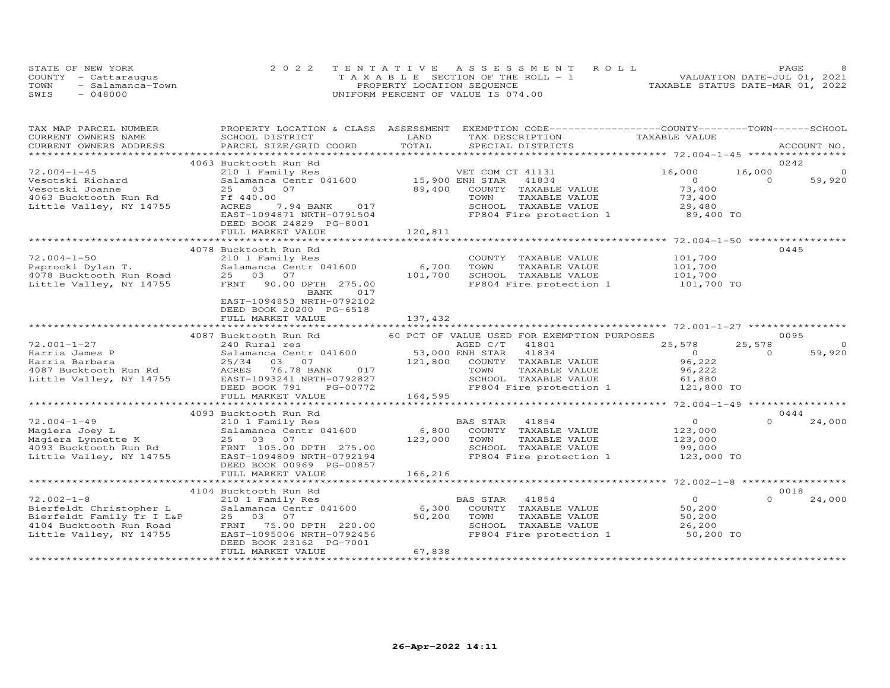STATE OF NEW YORK
COUNTY - Cattaraugus
TOWN - Salamanca-Town
SWIS - 048000

2022 TENTATIVE ASSESSMENT ROLL
TAXABLE SECTION OF THE ROLL - 1
PROPERTY LOCATION SEQUENCE
UNIFORM PERCENT OF VALUE IS 074.00

VALUATION DATE-JUL 01, 2021
TAXABLE STATUS DATE-MAR 01, 2022

| TAX MAP PARCEL NUMBER / CURRENT OWNERS NAME / CURRENT OWNERS ADDRESS | PROPERTY LOCATION & CLASS / SCHOOL DISTRICT / PARCEL SIZE/GRID COORD | ASSESSMENT LAND / TOTAL | EXEMPTION CODE / TAX DESCRIPTION / SPECIAL DISTRICTS | COUNTY TAXABLE VALUE | TOWN | SCHOOL / ACCOUNT NO. |
|---|---|---|---|---|---|---|
| **72.004-1-45** | 4063 Bucktooth Run Rd | | | | | 0242 |
| Vesotski Richard | 210 1 Family Res | | VET COM CT 41131 | 16,000 | 16,000 | 0 |
| Vesotski Joanne | Salamanca Centr 041600 | 15,900 | ENH STAR 41834 | 0 | 0 | 59,920 |
| 4063 Bucktooth Run Rd | 25 03 07 | 89,400 | COUNTY TAXABLE VALUE | 73,400 | | |
| Little Valley, NY 14755 | Ff 440.00 | | TOWN TAXABLE VALUE | 73,400 | | |
| | ACRES 7.94 BANK 017 | | SCHOOL TAXABLE VALUE | 29,480 | | |
| | EAST-1094871 NRTH-0791504 | | FP804 Fire protection 1 | 89,400 TO | | |
| | DEED BOOK 24829 PG-8001 | | | | | |
| | FULL MARKET VALUE | 120,811 | | | | |
| **72.004-1-50** | 4078 Bucktooth Run Rd | | | | | 0445 |
| Paprocki Dylan T. | 210 1 Family Res | | COUNTY TAXABLE VALUE | 101,700 | | |
| 4078 Bucktooth Run Road | Salamanca Centr 041600 | 6,700 | TOWN TAXABLE VALUE | 101,700 | | |
| Little Valley, NY 14755 | 25 03 07 | 101,700 | SCHOOL TAXABLE VALUE | 101,700 | | |
| | FRNT 90.00 DPTH 275.00 | | FP804 Fire protection 1 | 101,700 TO | | |
| | BANK 017 | | | | | |
| | EAST-1094853 NRTH-0792102 | | | | | |
| | DEED BOOK 20200 PG-6518 | | | | | |
| | FULL MARKET VALUE | 137,432 | | | | |
| **72.001-1-27** | 4087 Bucktooth Run Rd | | 60 PCT OF VALUE USED FOR EXEMPTION PURPOSES | | | 0095 |
| Harris James P | 240 Rural res | | AGED C/T 41801 | 25,578 | 25,578 | 0 |
| Harris Barbara | Salamanca Centr 041600 | 53,000 | ENH STAR 41834 | 0 | 0 | 59,920 |
| 4087 Bucktooth Run Rd | 25/34 03 07 | 121,800 | COUNTY TAXABLE VALUE | 96,222 | | |
| Little Valley, NY 14755 | ACRES 76.78 BANK 017 | | TOWN TAXABLE VALUE | 96,222 | | |
| | EAST-1093241 NRTH-0792827 | | SCHOOL TAXABLE VALUE | 61,880 | | |
| | DEED BOOK 791 PG-00772 | | FP804 Fire protection 1 | 121,800 TO | | |
| | FULL MARKET VALUE | 164,595 | | | | |
| **72.004-1-49** | 4093 Bucktooth Run Rd | | | | | 0444 |
| Magiera Joey L | 210 1 Family Res | | BAS STAR 41854 | 0 | 0 | 24,000 |
| Magiera Lynnette K | Salamanca Centr 041600 | 6,800 | COUNTY TAXABLE VALUE | 123,000 | | |
| 4093 Bucktooth Run Rd | 25 03 07 | 123,000 | TOWN TAXABLE VALUE | 123,000 | | |
| Little Valley, NY 14755 | FRNT 105.00 DPTH 275.00 | | SCHOOL TAXABLE VALUE | 99,000 | | |
| | EAST-1094809 NRTH-0792194 | | FP804 Fire protection 1 | 123,000 TO | | |
| | DEED BOOK 00969 PG-00857 | | | | | |
| | FULL MARKET VALUE | 166,216 | | | | |
| **72.002-1-8** | 4104 Bucktooth Run Rd | | | | | 0018 |
| Bierfeldt Christopher L | 210 1 Family Res | | BAS STAR 41854 | 0 | 0 | 24,000 |
| Bierfeldt Family Tr I L&P | Salamanca Centr 041600 | 6,300 | COUNTY TAXABLE VALUE | 50,200 | | |
| 4104 Bucktooth Run Road | 25 03 07 | 50,200 | TOWN TAXABLE VALUE | 50,200 | | |
| Little Valley, NY 14755 | FRNT 75.00 DPTH 220.00 | | SCHOOL TAXABLE VALUE | 26,200 | | |
| | EAST-1095006 NRTH-0792456 | | FP804 Fire protection 1 | 50,200 TO | | |
| | DEED BOOK 23162 PG-7001 | | | | | |
| | FULL MARKET VALUE | 67,838 | | | | |

26-Apr-2022 14:11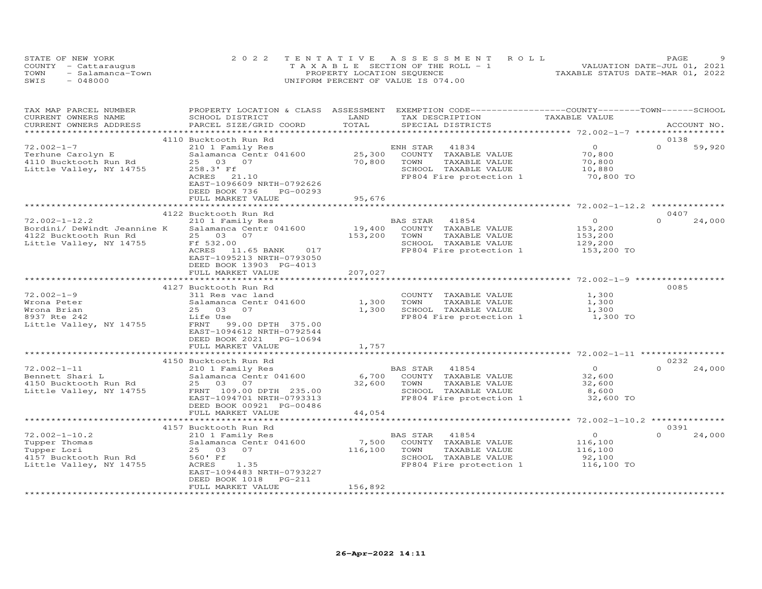STATE OF NEW YORK
COUNTY - Cattaraugus
TOWN - Salamanca-Town
SWIS - 048000

2022 TENTATIVE ASSESSMENT ROLL
TAXABLE SECTION OF THE ROLL - 1
PROPERTY LOCATION SEQUENCE
UNIFORM PERCENT OF VALUE IS 074.00

VALUATION DATE-JUL 01, 2021
TAXABLE STATUS DATE-MAR 01, 2022

| TAX MAP PARCEL NUMBER / CURRENT OWNERS NAME / CURRENT OWNERS ADDRESS | PROPERTY LOCATION & CLASS / SCHOOL DISTRICT / PARCEL SIZE/GRID COORD | ASSESSMENT LAND / TOTAL | EXEMPTION CODE / TAX DESCRIPTION / SPECIAL DISTRICTS | COUNTY / TOWN TAXABLE VALUE | SCHOOL | ACCOUNT NO. |
|---|---|---|---|---|---|---|
| 72.002-1-7 | 4110 Bucktooth Run Rd | | | | | 0138 |
| | 210 1 Family Res | | ENH STAR 41834 | 0 | 0 | 59,920 |
| Terhune Carolyn E | Salamanca Centr 041600 | 25,300 | COUNTY TAXABLE VALUE | 70,800 | | |
| 4110 Bucktooth Run Rd | 25 03 07 | 70,800 | TOWN TAXABLE VALUE | 70,800 | | |
| Little Valley, NY 14755 | 258.3' Ff | | SCHOOL TAXABLE VALUE | 10,880 | | |
| | ACRES 21.10 | | FP804 Fire protection 1 | 70,800 TO | | |
| | EAST-1096609 NRTH-0792626 | | | | | |
| | DEED BOOK 736 PG-00293 | | | | | |
| | FULL MARKET VALUE | 95,676 | | | | |
| 72.002-1-12.2 | 4122 Bucktooth Run Rd | | | | | 0407 |
| | 210 1 Family Res | | BAS STAR 41854 | 0 | 0 | 24,000 |
| Bordini/ DeWindt Jeannine K | Salamanca Centr 041600 | 19,400 | COUNTY TAXABLE VALUE | 153,200 | | |
| 4122 Bucktooth Run Rd | 25 03 07 | 153,200 | TOWN TAXABLE VALUE | 153,200 | | |
| Little Valley, NY 14755 | Ff 532.00 | | SCHOOL TAXABLE VALUE | 129,200 | | |
| | ACRES 11.65 BANK 017 | | FP804 Fire protection 1 | 153,200 TO | | |
| | EAST-1095213 NRTH-0793050 | | | | | |
| | DEED BOOK 13903 PG-4013 | | | | | |
| | FULL MARKET VALUE | 207,027 | | | | |
| 72.002-1-9 | 4127 Bucktooth Run Rd | | | | | 0085 |
| | 311 Res vac land | | COUNTY TAXABLE VALUE | 1,300 | | |
| Wrona Peter | Salamanca Centr 041600 | 1,300 | TOWN TAXABLE VALUE | 1,300 | | |
| Wrona Brian | 25 03 07 | 1,300 | SCHOOL TAXABLE VALUE | 1,300 | | |
| 8937 Rte 242 | Life Use | | FP804 Fire protection 1 | 1,300 TO | | |
| Little Valley, NY 14755 | FRNT 99.00 DPTH 375.00 | | | | | |
| | EAST-1094612 NRTH-0792544 | | | | | |
| | DEED BOOK 2021 PG-10694 | | | | | |
| | FULL MARKET VALUE | 1,757 | | | | |
| 72.002-1-11 | 4150 Bucktooth Run Rd | | | | | 0232 |
| | 210 1 Family Res | | BAS STAR 41854 | 0 | 0 | 24,000 |
| Bennett Shari L | Salamanca Centr 041600 | 6,700 | COUNTY TAXABLE VALUE | 32,600 | | |
| 4150 Bucktooth Run Rd | 25 03 07 | 32,600 | TOWN TAXABLE VALUE | 32,600 | | |
| Little Valley, NY 14755 | FRNT 109.00 DPTH 235.00 | | SCHOOL TAXABLE VALUE | 8,600 | | |
| | EAST-1094701 NRTH-0793313 | | FP804 Fire protection 1 | 32,600 TO | | |
| | DEED BOOK 00921 PG-00486 | | | | | |
| | FULL MARKET VALUE | 44,054 | | | | |
| 72.002-1-10.2 | 4157 Bucktooth Run Rd | | | | | 0391 |
| | 210 1 Family Res | | BAS STAR 41854 | 0 | 0 | 24,000 |
| Tupper Thomas | Salamanca Centr 041600 | 7,500 | COUNTY TAXABLE VALUE | 116,100 | | |
| Tupper Lori | 25 03 07 | 116,100 | TOWN TAXABLE VALUE | 116,100 | | |
| 4157 Bucktooth Run Rd | 560' Ff | | SCHOOL TAXABLE VALUE | 92,100 | | |
| Little Valley, NY 14755 | ACRES 1.35 | | FP804 Fire protection 1 | 116,100 TO | | |
| | EAST-1094483 NRTH-0793227 | | | | | |
| | DEED BOOK 1018 PG-211 | | | | | |
| | FULL MARKET VALUE | 156,892 | | | | |

26-Apr-2022 14:11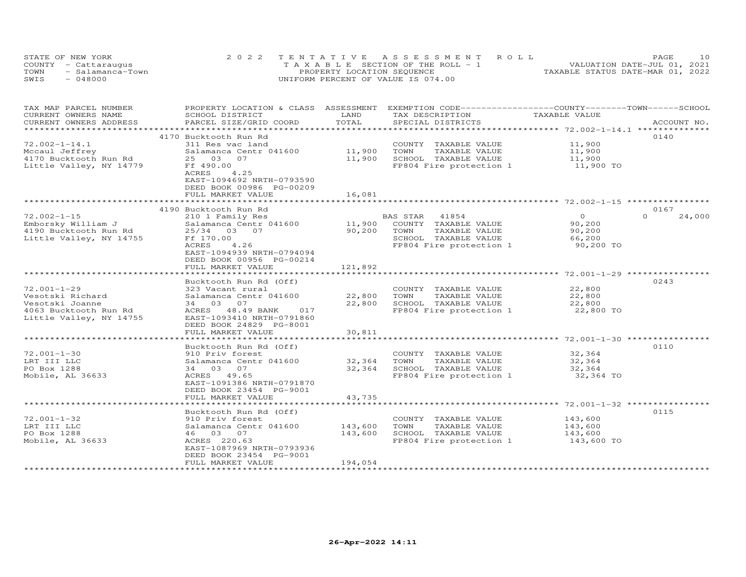STATE OF NEW YORK
COUNTY - Cattaraugus
TOWN - Salamanca-Town
SWIS - 048000

2022 TENTATIVE ASSESSMENT ROLL
TAXABLE SECTION OF THE ROLL - 1
PROPERTY LOCATION SEQUENCE
UNIFORM PERCENT OF VALUE IS 074.00

VALUATION DATE-JUL 01, 2021
TAXABLE STATUS DATE-MAR 01, 2022

| TAX MAP PARCEL NUMBER / CURRENT OWNERS NAME / CURRENT OWNERS ADDRESS | PROPERTY LOCATION & CLASS / SCHOOL DISTRICT / PARCEL SIZE/GRID COORD | ASSESSMENT LAND / TOTAL | EXEMPTION CODE / TAX DESCRIPTION / SPECIAL DISTRICTS | COUNTY / TOWN / SCHOOL TAXABLE VALUE | ACCOUNT NO. |
|---|---|---|---|---|---|
| 72.002-1-14.1 | 4170 Bucktooth Run Rd | | | | 0140 |
| 72.002-1-14.1 | 311 Res vac land | | COUNTY TAXABLE VALUE | 11,900 | |
| Mccaul Jeffrey | Salamanca Centr 041600 | 11,900 | TOWN TAXABLE VALUE | 11,900 | |
| 4170 Bucktooth Run Rd | 25 03 07 | 11,900 | SCHOOL TAXABLE VALUE | 11,900 | |
| Little Valley, NY 14779 | Ff 490.00 | | FP804 Fire protection 1 | 11,900 TO | |
| | ACRES 4.25 | | | | |
| | EAST-1094692 NRTH-0793590 | | | | |
| | DEED BOOK 00986 PG-00209 | | | | |
| | FULL MARKET VALUE | 16,081 | | | |
| 72.002-1-15 | 4190 Bucktooth Run Rd | | | | 0167 |
| 72.002-1-15 | 210 1 Family Res | | BAS STAR 41854 | 0 / 0 / 24,000 | |
| Emborsky William J | Salamanca Centr 041600 | 11,900 | COUNTY TAXABLE VALUE | 90,200 | |
| 4190 Bucktooth Run Rd | 25/34 03 07 | 90,200 | TOWN TAXABLE VALUE | 90,200 | |
| Little Valley, NY 14755 | Ff 170.00 | | SCHOOL TAXABLE VALUE | 66,200 | |
| | ACRES 4.26 | | FP804 Fire protection 1 | 90,200 TO | |
| | EAST-1094939 NRTH-0794094 | | | | |
| | DEED BOOK 00956 PG-00214 | | | | |
| | FULL MARKET VALUE | 121,892 | | | |
| 72.001-1-29 | Bucktooth Run Rd (Off) | | | | 0243 |
| 72.001-1-29 | 323 Vacant rural | | COUNTY TAXABLE VALUE | 22,800 | |
| Vesotski Richard | Salamanca Centr 041600 | 22,800 | TOWN TAXABLE VALUE | 22,800 | |
| Vesotski Joanne | 34 03 07 | 22,800 | SCHOOL TAXABLE VALUE | 22,800 | |
| 4063 Bucktooth Run Rd | ACRES 48.49 BANK 017 | | FP804 Fire protection 1 | 22,800 TO | |
| Little Valley, NY 14755 | EAST-1093410 NRTH-0791860 | | | | |
| | DEED BOOK 24829 PG-8001 | | | | |
| | FULL MARKET VALUE | 30,811 | | | |
| 72.001-1-30 | Bucktooth Run Rd (Off) | | | | 0110 |
| 72.001-1-30 | 910 Priv forest | | COUNTY TAXABLE VALUE | 32,364 | |
| LRT III LLC | Salamanca Centr 041600 | 32,364 | TOWN TAXABLE VALUE | 32,364 | |
| PO Box 1288 | 34 03 07 | 32,364 | SCHOOL TAXABLE VALUE | 32,364 | |
| Mobile, AL 36633 | ACRES 49.65 | | FP804 Fire protection 1 | 32,364 TO | |
| | EAST-1091386 NRTH-0791870 | | | | |
| | DEED BOOK 23454 PG-9001 | | | | |
| | FULL MARKET VALUE | 43,735 | | | |
| 72.001-1-32 | Bucktooth Run Rd (Off) | | | | 0115 |
| 72.001-1-32 | 910 Priv forest | | COUNTY TAXABLE VALUE | 143,600 | |
| LRT III LLC | Salamanca Centr 041600 | 143,600 | TOWN TAXABLE VALUE | 143,600 | |
| PO Box 1288 | 46 03 07 | 143,600 | SCHOOL TAXABLE VALUE | 143,600 | |
| Mobile, AL 36633 | ACRES 220.63 | | FP804 Fire protection 1 | 143,600 TO | |
| | EAST-1087969 NRTH-0793936 | | | | |
| | DEED BOOK 23454 PG-9001 | | | | |
| | FULL MARKET VALUE | 194,054 | | | |

26-Apr-2022 14:11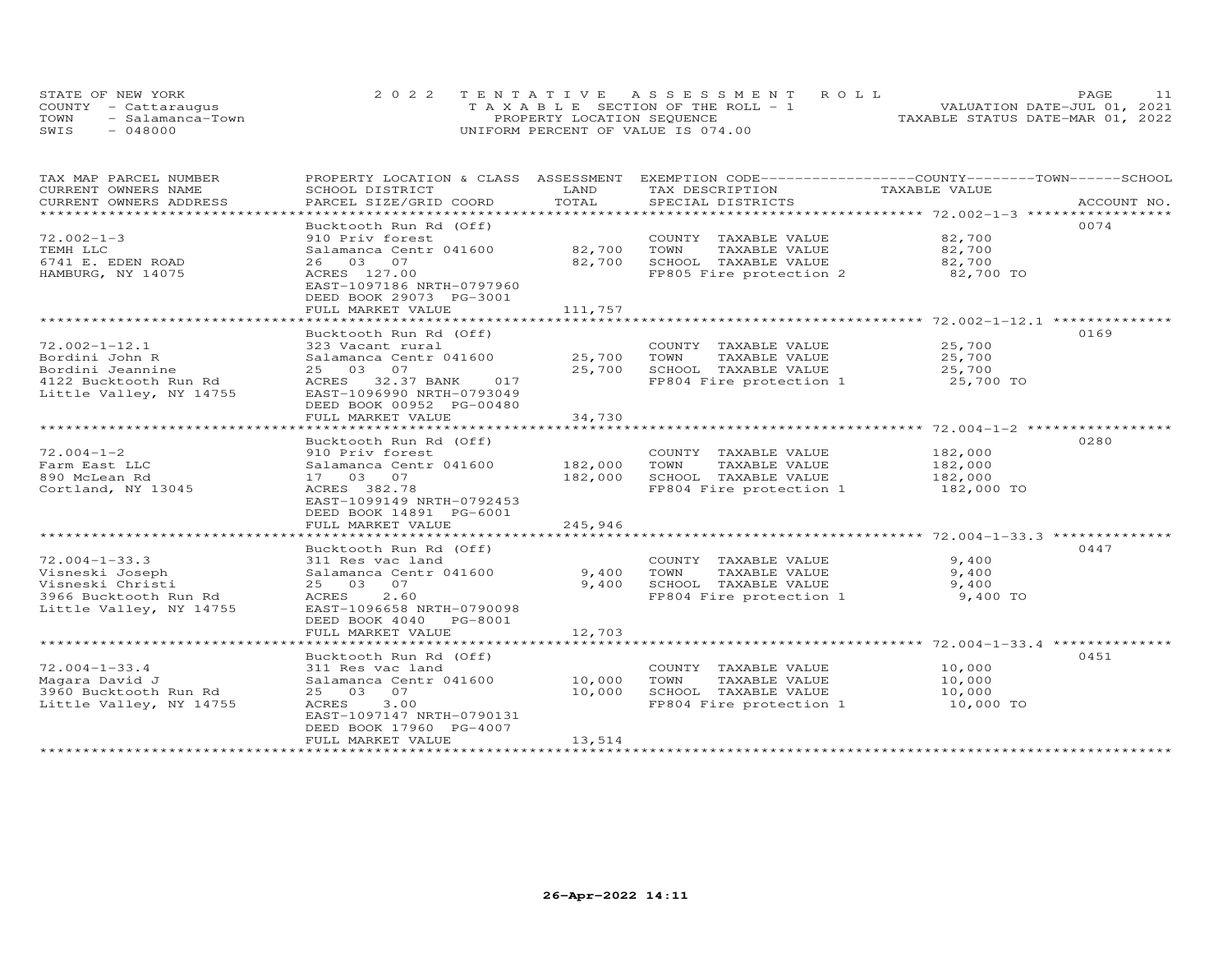STATE OF NEW YORK
COUNTY - Cattaraugus
TOWN - Salamanca-Town
SWIS - 048000

# 2022 TENTATIVE ASSESSMENT ROLL

TAXABLE SECTION OF THE ROLL - 1
PROPERTY LOCATION SEQUENCE
UNIFORM PERCENT OF VALUE IS 074.00

VALUATION DATE-JUL 01, 2021
TAXABLE STATUS DATE-MAR 01, 2022

| TAX MAP PARCEL NUMBER / CURRENT OWNERS NAME / CURRENT OWNERS ADDRESS | PROPERTY LOCATION & CLASS / SCHOOL DISTRICT / PARCEL SIZE/GRID COORD | ASSESSMENT LAND / TOTAL | EXEMPTION CODE / TAX DESCRIPTION / SPECIAL DISTRICTS | COUNTY / TOWN / SCHOOL TAXABLE VALUE | ACCOUNT NO. |
|---|---|---|---|---|---|
| 72.002-1-3 | Bucktooth Run Rd (Off) | | | | 0074 |
| | 910 Priv forest | | COUNTY TAXABLE VALUE | 82,700 | |
| TEMH LLC | Salamanca Centr 041600 | 82,700 | TOWN TAXABLE VALUE | 82,700 | |
| 6741 E. EDEN ROAD | 26 03 07 | 82,700 | SCHOOL TAXABLE VALUE | 82,700 | |
| HAMBURG, NY 14075 | ACRES 127.00 | | FP805 Fire protection 2 | 82,700 TO | |
| | EAST-1097186 NRTH-0797960 | | | | |
| | DEED BOOK 29073 PG-3001 | | | | |
| | FULL MARKET VALUE | 111,757 | | | |
| 72.002-1-12.1 | Bucktooth Run Rd (Off) | | | | 0169 |
| | 323 Vacant rural | | COUNTY TAXABLE VALUE | 25,700 | |
| Bordini John R | Salamanca Centr 041600 | 25,700 | TOWN TAXABLE VALUE | 25,700 | |
| Bordini Jeannine | 25 03 07 | 25,700 | SCHOOL TAXABLE VALUE | 25,700 | |
| 4122 Bucktooth Run Rd | ACRES 32.37 BANK 017 | | FP804 Fire protection 1 | 25,700 TO | |
| Little Valley, NY 14755 | EAST-1096990 NRTH-0793049 | | | | |
| | DEED BOOK 00952 PG-00480 | | | | |
| | FULL MARKET VALUE | 34,730 | | | |
| 72.004-1-2 | Bucktooth Run Rd (Off) | | | | 0280 |
| | 910 Priv forest | | COUNTY TAXABLE VALUE | 182,000 | |
| Farm East LLC | Salamanca Centr 041600 | 182,000 | TOWN TAXABLE VALUE | 182,000 | |
| 890 McLean Rd | 17 03 07 | 182,000 | SCHOOL TAXABLE VALUE | 182,000 | |
| Cortland, NY 13045 | ACRES 382.78 | | FP804 Fire protection 1 | 182,000 TO | |
| | EAST-1099149 NRTH-0792453 | | | | |
| | DEED BOOK 14891 PG-6001 | | | | |
| | FULL MARKET VALUE | 245,946 | | | |
| 72.004-1-33.3 | Bucktooth Run Rd (Off) | | | | 0447 |
| | 311 Res vac land | | COUNTY TAXABLE VALUE | 9,400 | |
| Visneski Joseph | Salamanca Centr 041600 | 9,400 | TOWN TAXABLE VALUE | 9,400 | |
| Visneski Christi | 25 03 07 | 9,400 | SCHOOL TAXABLE VALUE | 9,400 | |
| 3966 Bucktooth Run Rd | ACRES 2.60 | | FP804 Fire protection 1 | 9,400 TO | |
| Little Valley, NY 14755 | EAST-1096658 NRTH-0790098 | | | | |
| | DEED BOOK 4040 PG-8001 | | | | |
| | FULL MARKET VALUE | 12,703 | | | |
| 72.004-1-33.4 | Bucktooth Run Rd (Off) | | | | 0451 |
| | 311 Res vac land | | COUNTY TAXABLE VALUE | 10,000 | |
| Magara David J | Salamanca Centr 041600 | 10,000 | TOWN TAXABLE VALUE | 10,000 | |
| 3960 Bucktooth Run Rd | 25 03 07 | 10,000 | SCHOOL TAXABLE VALUE | 10,000 | |
| Little Valley, NY 14755 | ACRES 3.00 | | FP804 Fire protection 1 | 10,000 TO | |
| | EAST-1097147 NRTH-0790131 | | | | |
| | DEED BOOK 17960 PG-4007 | | | | |
| | FULL MARKET VALUE | 13,514 | | | |

26-Apr-2022 14:11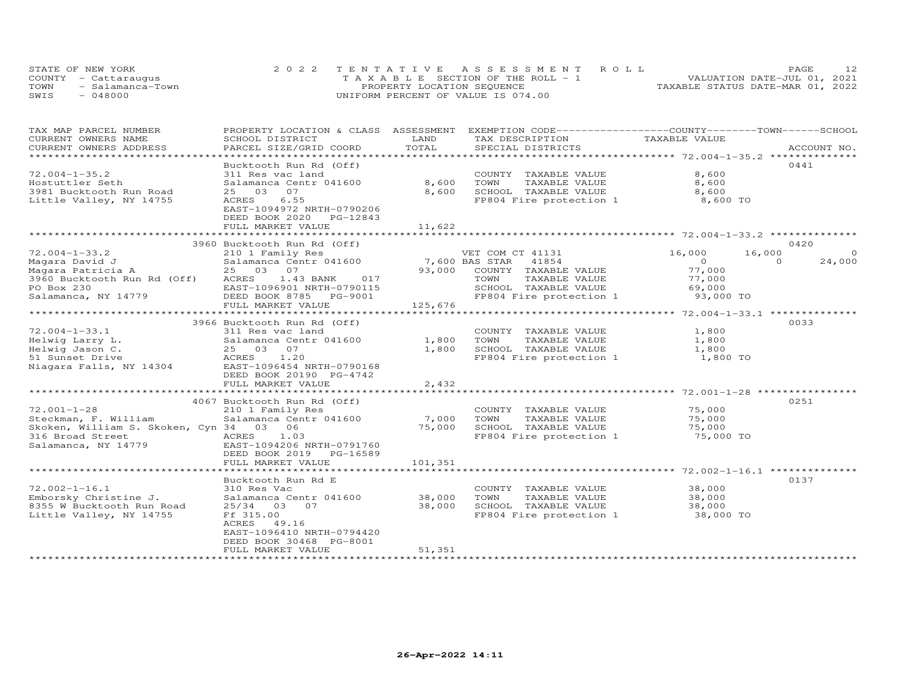STATE OF NEW YORK
COUNTY - Cattaraugus
TOWN - Salamanca-Town
SWIS - 048000

2022 TENTATIVE ASSESSMENT ROLL
TAXABLE SECTION OF THE ROLL - 1
PROPERTY LOCATION SEQUENCE
UNIFORM PERCENT OF VALUE IS 074.00

VALUATION DATE-JUL 01, 2021
TAXABLE STATUS DATE-MAR 01, 2022

| TAX MAP PARCEL NUMBER / CURRENT OWNERS NAME / CURRENT OWNERS ADDRESS | PROPERTY LOCATION & CLASS / SCHOOL DISTRICT / PARCEL SIZE/GRID COORD | ASSESSMENT LAND | ASSESSMENT TOTAL | EXEMPTION CODE / TAX DESCRIPTION / SPECIAL DISTRICTS | COUNTY TAXABLE VALUE | TOWN | SCHOOL | ACCOUNT NO. |
|---|---|---|---|---|---|---|---|---|
| | Bucktooth Run Rd (Off) | | | | | | | 0441 |
| 72.004-1-35.2 | 311 Res vac land | | | COUNTY TAXABLE VALUE | 8,600 | | | |
| Hostuttler Seth | Salamanca Centr 041600 | 8,600 | | TOWN TAXABLE VALUE | 8,600 | | | |
| 3981 Bucktooth Run Road | 25 03 07 | | 8,600 | SCHOOL TAXABLE VALUE | 8,600 | | | |
| Little Valley, NY 14755 | ACRES 6.55 | | | FP804 Fire protection 1 | 8,600 TO | | | |
| | EAST-1094972 NRTH-0790206 | | | | | | | |
| | DEED BOOK 2020 PG-12843 | | | | | | | |
| | FULL MARKET VALUE | | 11,622 | | | | | |
| | 3960 Bucktooth Run Rd (Off) | | | | | | | 0420 |
| 72.004-1-33.2 | 210 1 Family Res | | | VET COM CT 41131 | 16,000 | 16,000 | 0 | |
| Magara David J | Salamanca Centr 041600 | 7,600 | | BAS STAR 41854 | 0 | 0 | 24,000 | |
| Magara Patricia A | 25 03 07 | | 93,000 | COUNTY TAXABLE VALUE | 77,000 | | | |
| 3960 Bucktooth Run Rd (Off) | ACRES 1.43 BANK 017 | | | TOWN TAXABLE VALUE | 77,000 | | | |
| PO Box 230 | EAST-1096901 NRTH-0790115 | | | SCHOOL TAXABLE VALUE | 69,000 | | | |
| Salamanca, NY 14779 | DEED BOOK 8785 PG-9001 | | | FP804 Fire protection 1 | 93,000 TO | | | |
| | FULL MARKET VALUE | | 125,676 | | | | | |
| | 3966 Bucktooth Run Rd (Off) | | | | | | | 0033 |
| 72.004-1-33.1 | 311 Res vac land | | | COUNTY TAXABLE VALUE | 1,800 | | | |
| Helwig Larry L. | Salamanca Centr 041600 | 1,800 | | TOWN TAXABLE VALUE | 1,800 | | | |
| Helwig Jason C. | 25 03 07 | | 1,800 | SCHOOL TAXABLE VALUE | 1,800 | | | |
| 51 Sunset Drive | ACRES 1.20 | | | FP804 Fire protection 1 | 1,800 TO | | | |
| Niagara Falls, NY 14304 | EAST-1096454 NRTH-0790168 | | | | | | | |
| | DEED BOOK 20190 PG-4742 | | | | | | | |
| | FULL MARKET VALUE | | 2,432 | | | | | |
| | 4067 Bucktooth Run Rd (Off) | | | | | | | 0251 |
| 72.001-1-28 | 210 1 Family Res | | | COUNTY TAXABLE VALUE | 75,000 | | | |
| Steckman, F. William | Salamanca Centr 041600 | 7,000 | | TOWN TAXABLE VALUE | 75,000 | | | |
| Skoken, William S. Skoken, Cyn | 34 03 06 | | 75,000 | SCHOOL TAXABLE VALUE | 75,000 | | | |
| 316 Broad Street | ACRES 1.03 | | | FP804 Fire protection 1 | 75,000 TO | | | |
| Salamanca, NY 14779 | EAST-1094206 NRTH-0791760 | | | | | | | |
| | DEED BOOK 2019 PG-16589 | | | | | | | |
| | FULL MARKET VALUE | | 101,351 | | | | | |
| | Bucktooth Run Rd E | | | | | | | 0137 |
| 72.002-1-16.1 | 310 Res Vac | | | COUNTY TAXABLE VALUE | 38,000 | | | |
| Emborsky Christine J. | Salamanca Centr 041600 | 38,000 | | TOWN TAXABLE VALUE | 38,000 | | | |
| 8355 W Bucktooth Run Road | 25/34 03 07 | | 38,000 | SCHOOL TAXABLE VALUE | 38,000 | | | |
| Little Valley, NY 14755 | Ff 315.00 | | | FP804 Fire protection 1 | 38,000 TO | | | |
| | ACRES 49.16 | | | | | | | |
| | EAST-1096410 NRTH-0794420 | | | | | | | |
| | DEED BOOK 30468 PG-8001 | | | | | | | |
| | FULL MARKET VALUE | | 51,351 | | | | | |

26-Apr-2022 14:11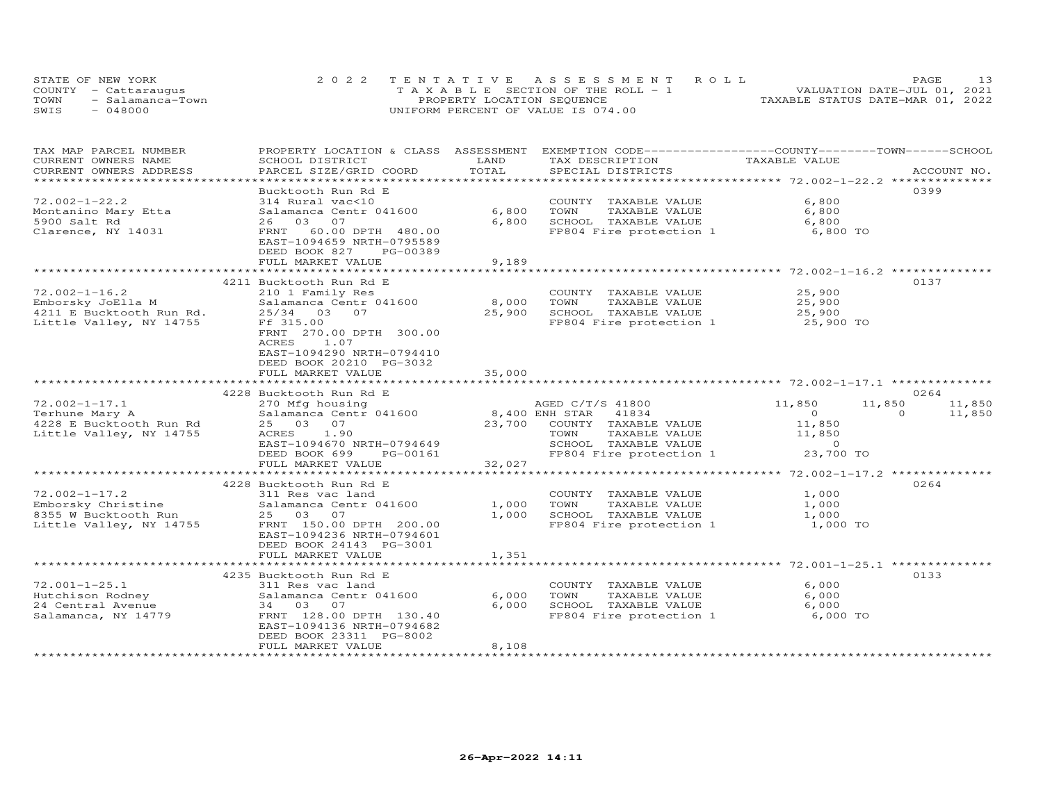STATE OF NEW YORK
COUNTY - Cattaraugus
TOWN - Salamanca-Town
SWIS - 048000

2022 TENTATIVE ASSESSMENT ROLL
TAXABLE SECTION OF THE ROLL - 1
PROPERTY LOCATION SEQUENCE
UNIFORM PERCENT OF VALUE IS 074.00

VALUATION DATE-JUL 01, 2021
TAXABLE STATUS DATE-MAR 01, 2022

| TAX MAP PARCEL NUMBER / CURRENT OWNERS NAME / CURRENT OWNERS ADDRESS | PROPERTY LOCATION & CLASS / SCHOOL DISTRICT / PARCEL SIZE/GRID COORD | ASSESSMENT LAND / TOTAL | EXEMPTION CODE / TAX DESCRIPTION / SPECIAL DISTRICTS | COUNTY TAXABLE VALUE | TOWN | SCHOOL / ACCOUNT NO. |
|---|---|---|---|---|---|---|
| 72.002-1-22.2 | Bucktooth Run Rd E | | | | | 0399 |
| Montanino Mary Etta | 314 Rural vac<10 | | COUNTY TAXABLE VALUE | 6,800 | | |
| 5900 Salt Rd | Salamanca Centr 041600 | 6,800 | TOWN TAXABLE VALUE | 6,800 | | |
| Clarence, NY 14031 | 26 03 07 | 6,800 | SCHOOL TAXABLE VALUE | 6,800 | | |
| | FRNT 60.00 DPTH 480.00 | | FP804 Fire protection 1 | 6,800 TO | | |
| | EAST-1094659 NRTH-0795589 | | | | | |
| | DEED BOOK 827 PG-00389 | | | | | |
| | FULL MARKET VALUE | 9,189 | | | | |
| 72.002-1-16.2 | 4211 Bucktooth Run Rd E | | | | | 0137 |
| Emborsky JoElla M | 210 1 Family Res | | COUNTY TAXABLE VALUE | 25,900 | | |
| 4211 E Bucktooth Run Rd. | Salamanca Centr 041600 | 8,000 | TOWN TAXABLE VALUE | 25,900 | | |
| Little Valley, NY 14755 | 25/34 03 07 | 25,900 | SCHOOL TAXABLE VALUE | 25,900 | | |
| | Ff 315.00 | | FP804 Fire protection 1 | 25,900 TO | | |
| | FRNT 270.00 DPTH 300.00 | | | | | |
| | ACRES 1.07 | | | | | |
| | EAST-1094290 NRTH-0794410 | | | | | |
| | DEED BOOK 20210 PG-3032 | | | | | |
| | FULL MARKET VALUE | 35,000 | | | | |
| 72.002-1-17.1 | 4228 Bucktooth Run Rd E | | | | | 0264 |
| Terhune Mary A | 270 Mfg housing | | AGED C/T/S 41800 | 11,850 | 11,850 | 11,850 |
| 4228 E Bucktooth Run Rd | Salamanca Centr 041600 | 8,400 | ENH STAR 41834 | 0 | 0 | 11,850 |
| Little Valley, NY 14755 | 25 03 07 | 23,700 | COUNTY TAXABLE VALUE | 11,850 | | |
| | ACRES 1.90 | | TOWN TAXABLE VALUE | 11,850 | | |
| | EAST-1094670 NRTH-0794649 | | SCHOOL TAXABLE VALUE | 0 | | |
| | DEED BOOK 699 PG-00161 | | FP804 Fire protection 1 | 23,700 TO | | |
| | FULL MARKET VALUE | 32,027 | | | | |
| 72.002-1-17.2 | 4228 Bucktooth Run Rd E | | | | | 0264 |
| Emborsky Christine | 311 Res vac land | | COUNTY TAXABLE VALUE | 1,000 | | |
| 8355 W Bucktooth Run | Salamanca Centr 041600 | 1,000 | TOWN TAXABLE VALUE | 1,000 | | |
| Little Valley, NY 14755 | 25 03 07 | 1,000 | SCHOOL TAXABLE VALUE | 1,000 | | |
| | FRNT 150.00 DPTH 200.00 | | FP804 Fire protection 1 | 1,000 TO | | |
| | EAST-1094236 NRTH-0794601 | | | | | |
| | DEED BOOK 24143 PG-3001 | | | | | |
| | FULL MARKET VALUE | 1,351 | | | | |
| 72.001-1-25.1 | 4235 Bucktooth Run Rd E | | | | | 0133 |
| Hutchison Rodney | 311 Res vac land | | COUNTY TAXABLE VALUE | 6,000 | | |
| 24 Central Avenue | Salamanca Centr 041600 | 6,000 | TOWN TAXABLE VALUE | 6,000 | | |
| Salamanca, NY 14779 | 34 03 07 | 6,000 | SCHOOL TAXABLE VALUE | 6,000 | | |
| | FRNT 128.00 DPTH 130.40 | | FP804 Fire protection 1 | 6,000 TO | | |
| | EAST-1094136 NRTH-0794682 | | | | | |
| | DEED BOOK 23311 PG-8002 | | | | | |
| | FULL MARKET VALUE | 8,108 | | | | |

26-Apr-2022 14:11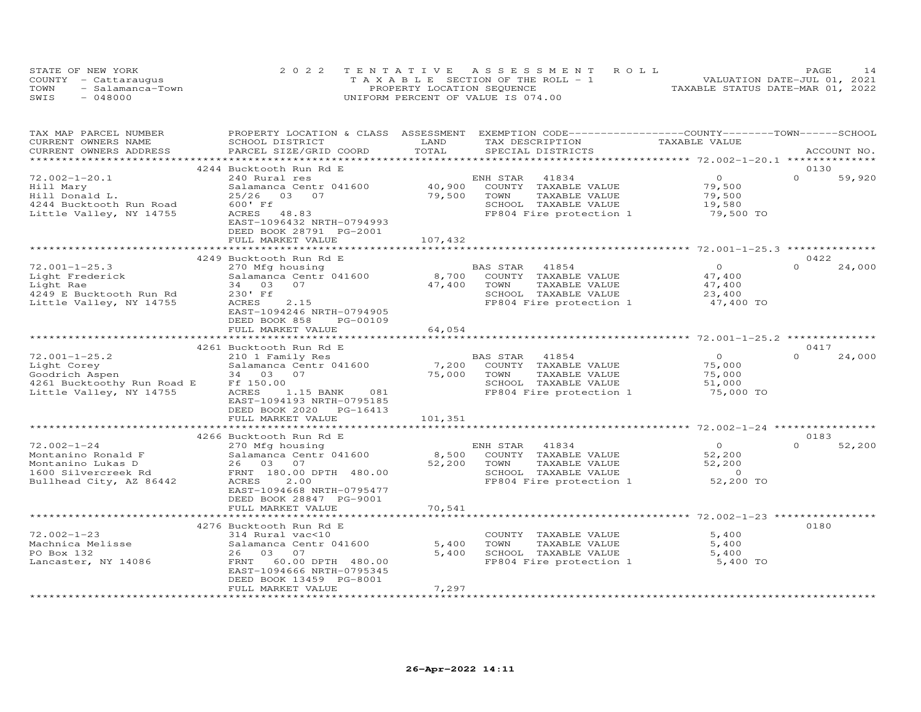STATE OF NEW YORK
COUNTY - Cattaraugus
TOWN - Salamanca-Town
SWIS - 048000

2022 TENTATIVE ASSESSMENT ROLL
TAXABLE SECTION OF THE ROLL - 1
PROPERTY LOCATION SEQUENCE
UNIFORM PERCENT OF VALUE IS 074.00

VALUATION DATE-JUL 01, 2021
TAXABLE STATUS DATE-MAR 01, 2022

| TAX MAP PARCEL NUMBER / CURRENT OWNERS NAME / CURRENT OWNERS ADDRESS | PROPERTY LOCATION & CLASS / SCHOOL DISTRICT / PARCEL SIZE/GRID COORD | ASSESSMENT LAND / TOTAL | EXEMPTION CODE / TAX DESCRIPTION / SPECIAL DISTRICTS | COUNTY TAXABLE VALUE | TOWN | SCHOOL / ACCOUNT NO. |
|---|---|---|---|---|---|---|
| | 4244 Bucktooth Run Rd E | | | | | 0130 |
| 72.002-1-20.1 | 240 Rural res | | ENH STAR 41834 | 0 | 0 | 59,920 |
| Hill Mary | Salamanca Centr 041600 | 40,900 | COUNTY TAXABLE VALUE | 79,500 | | |
| Hill Donald L. | 25/26 03 07 | 79,500 | TOWN TAXABLE VALUE | 79,500 | | |
| 4244 Bucktooth Run Road | 600' Ff | | SCHOOL TAXABLE VALUE | 19,580 | | |
| Little Valley, NY 14755 | ACRES 48.83 | | FP804 Fire protection 1 | 79,500 TO | | |
| | EAST-1096432 NRTH-0794993 | | | | | |
| | DEED BOOK 28791 PG-2001 | | | | | |
| | FULL MARKET VALUE | 107,432 | | | | |
| | 4249 Bucktooth Run Rd E | | | | | 0422 |
| 72.001-1-25.3 | 270 Mfg housing | | BAS STAR 41854 | 0 | 0 | 24,000 |
| Light Frederick | Salamanca Centr 041600 | 8,700 | COUNTY TAXABLE VALUE | 47,400 | | |
| Light Rae | 34 03 07 | 47,400 | TOWN TAXABLE VALUE | 47,400 | | |
| 4249 E Bucktooth Run Rd | 230' Ff | | SCHOOL TAXABLE VALUE | 23,400 | | |
| Little Valley, NY 14755 | ACRES 2.15 | | FP804 Fire protection 1 | 47,400 TO | | |
| | EAST-1094246 NRTH-0794905 | | | | | |
| | DEED BOOK 858 PG-00109 | | | | | |
| | FULL MARKET VALUE | 64,054 | | | | |
| | 4261 Bucktooth Run Rd E | | | | | 0417 |
| 72.001-1-25.2 | 210 1 Family Res | | BAS STAR 41854 | 0 | 0 | 24,000 |
| Light Corey | Salamanca Centr 041600 | 7,200 | COUNTY TAXABLE VALUE | 75,000 | | |
| Goodrich Aspen | 34 03 07 | 75,000 | TOWN TAXABLE VALUE | 75,000 | | |
| 4261 Bucktoothy Run Road E | Ff 150.00 | | SCHOOL TAXABLE VALUE | 51,000 | | |
| Little Valley, NY 14755 | ACRES 1.15 BANK 081 | | FP804 Fire protection 1 | 75,000 TO | | |
| | EAST-1094193 NRTH-0795185 | | | | | |
| | DEED BOOK 2020 PG-16413 | | | | | |
| | FULL MARKET VALUE | 101,351 | | | | |
| | 4266 Bucktooth Run Rd E | | | | | 0183 |
| 72.002-1-24 | 270 Mfg housing | | ENH STAR 41834 | 0 | 0 | 52,200 |
| Montanino Ronald F | Salamanca Centr 041600 | 8,500 | COUNTY TAXABLE VALUE | 52,200 | | |
| Montanino Lukas D | 26 03 07 | 52,200 | TOWN TAXABLE VALUE | 52,200 | | |
| 1600 Silvercreek Rd | FRNT 180.00 DPTH 480.00 | | SCHOOL TAXABLE VALUE | 0 | | |
| Bullhead City, AZ 86442 | ACRES 2.00 | | FP804 Fire protection 1 | 52,200 TO | | |
| | EAST-1094668 NRTH-0795477 | | | | | |
| | DEED BOOK 28847 PG-9001 | | | | | |
| | FULL MARKET VALUE | 70,541 | | | | |
| | 4276 Bucktooth Run Rd E | | | | | 0180 |
| 72.002-1-23 | 314 Rural vac<10 | | COUNTY TAXABLE VALUE | 5,400 | | |
| Machnica Melisse | Salamanca Centr 041600 | 5,400 | TOWN TAXABLE VALUE | 5,400 | | |
| PO Box 132 | 26 03 07 | 5,400 | SCHOOL TAXABLE VALUE | 5,400 | | |
| Lancaster, NY 14086 | FRNT 60.00 DPTH 480.00 | | FP804 Fire protection 1 | 5,400 TO | | |
| | EAST-1094666 NRTH-0795345 | | | | | |
| | DEED BOOK 13459 PG-8001 | | | | | |
| | FULL MARKET VALUE | 7,297 | | | | |

26-Apr-2022 14:11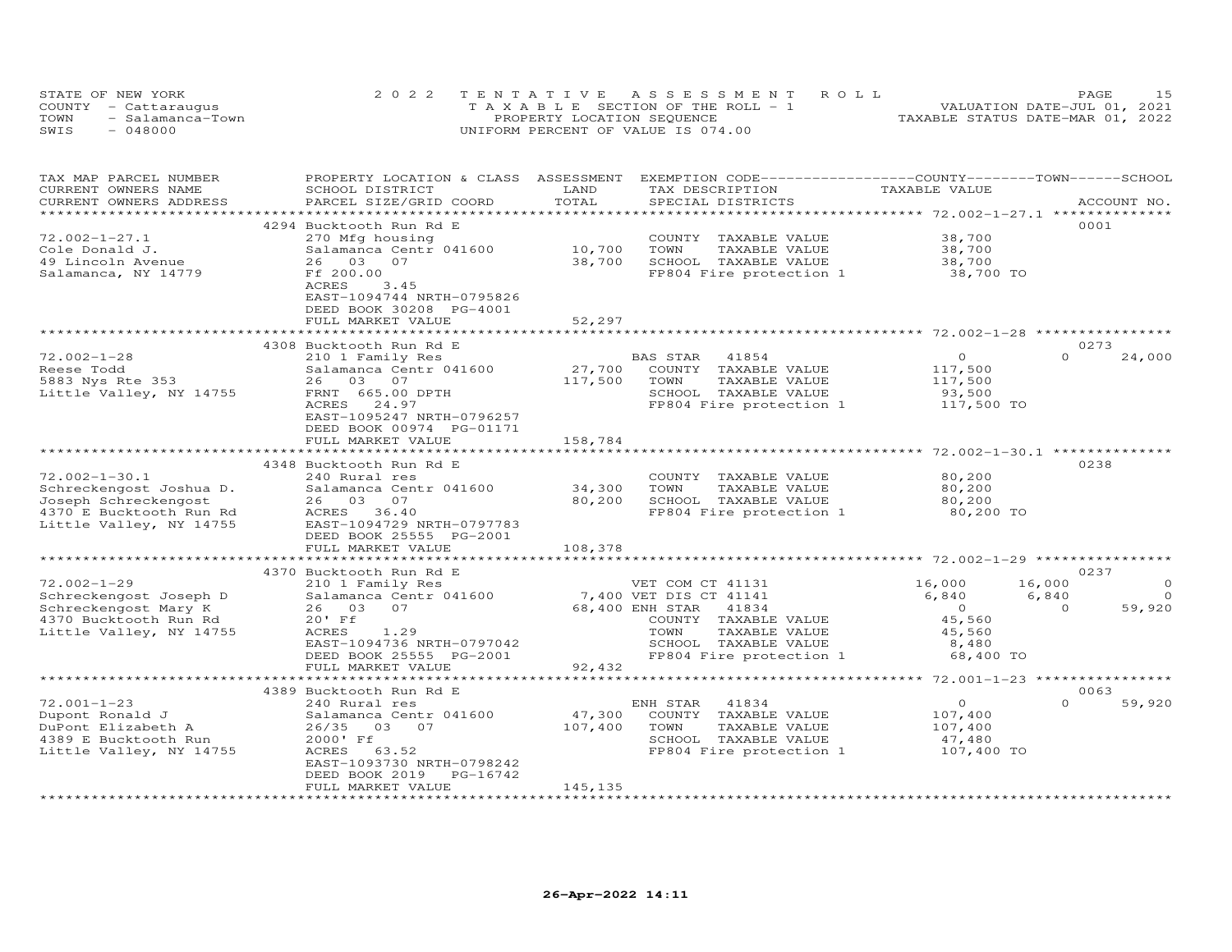STATE OF NEW YORK — 2022 TENTATIVE ASSESSMENT ROLL
COUNTY - Cattaraugus — TAXABLE SECTION OF THE ROLL - 1 — VALUATION DATE-JUL 01, 2021
TOWN - Salamanca-Town — PROPERTY LOCATION SEQUENCE — TAXABLE STATUS DATE-MAR 01, 2022
SWIS - 048000 — UNIFORM PERCENT OF VALUE IS 074.00

| TAX MAP PARCEL NUMBER / CURRENT OWNERS NAME / CURRENT OWNERS ADDRESS | PROPERTY LOCATION & CLASS / SCHOOL DISTRICT / PARCEL SIZE/GRID COORD | ASSESSMENT LAND / TOTAL | EXEMPTION CODE / TAX DESCRIPTION / SPECIAL DISTRICTS | COUNTY TAXABLE VALUE | TOWN | SCHOOL | ACCOUNT NO. |
|---|---|---|---|---|---|---|---|
| 72.002-1-27.1 | 4294 Bucktooth Run Rd E | | | | | | 0001 |
| Cole Donald J. | 270 Mfg housing | | COUNTY TAXABLE VALUE | 38,700 | | | |
| 49 Lincoln Avenue | Salamanca Centr 041600 | 10,700 | TOWN TAXABLE VALUE | 38,700 | | | |
| Salamanca, NY 14779 | 26 03 07 | 38,700 | SCHOOL TAXABLE VALUE | 38,700 | | | |
| | Ff 200.00 | | FP804 Fire protection 1 | 38,700 TO | | | |
| | ACRES 3.45 | | | | | | |
| | EAST-1094744 NRTH-0795826 | | | | | | |
| | DEED BOOK 30208 PG-4001 | | | | | | |
| | FULL MARKET VALUE | 52,297 | | | | | |
| 72.002-1-28 | 4308 Bucktooth Run Rd E | | | | | | 0273 |
| Reese Todd | 210 1 Family Res | | BAS STAR 41854 | 0 | 0 | 24,000 | |
| 5883 Nys Rte 353 | Salamanca Centr 041600 | 27,700 | COUNTY TAXABLE VALUE | 117,500 | | | |
| Little Valley, NY 14755 | 26 03 07 | 117,500 | TOWN TAXABLE VALUE | 117,500 | | | |
| | FRNT 665.00 DPTH | | SCHOOL TAXABLE VALUE | 93,500 | | | |
| | ACRES 24.97 | | FP804 Fire protection 1 | 117,500 TO | | | |
| | EAST-1095247 NRTH-0796257 | | | | | | |
| | DEED BOOK 00974 PG-01171 | | | | | | |
| | FULL MARKET VALUE | 158,784 | | | | | |
| 72.002-1-30.1 | 4348 Bucktooth Run Rd E | | | | | | 0238 |
| Schreckengost Joshua D. | 240 Rural res | | COUNTY TAXABLE VALUE | 80,200 | | | |
| Joseph Schreckengost | Salamanca Centr 041600 | 34,300 | TOWN TAXABLE VALUE | 80,200 | | | |
| 4370 E Bucktooth Run Rd | 26 03 07 | 80,200 | SCHOOL TAXABLE VALUE | 80,200 | | | |
| Little Valley, NY 14755 | ACRES 36.40 | | FP804 Fire protection 1 | 80,200 TO | | | |
| | EAST-1094729 NRTH-0797783 | | | | | | |
| | DEED BOOK 25555 PG-2001 | | | | | | |
| | FULL MARKET VALUE | 108,378 | | | | | |
| 72.002-1-29 | 4370 Bucktooth Run Rd E | | | | | | 0237 |
| Schreckengost Joseph D | 210 1 Family Res | | VET COM CT 41131 | 16,000 | 16,000 | 0 | |
| Schreckengost Mary K | Salamanca Centr 041600 | 7,400 | VET DIS CT 41141 | 6,840 | 6,840 | 0 | |
| 4370 Bucktooth Run Rd | 26 03 07 | 68,400 | ENH STAR 41834 | 0 | 0 | 59,920 | |
| Little Valley, NY 14755 | 20' Ff | | COUNTY TAXABLE VALUE | 45,560 | | | |
| | ACRES 1.29 | | TOWN TAXABLE VALUE | 45,560 | | | |
| | EAST-1094736 NRTH-0797042 | | SCHOOL TAXABLE VALUE | 8,480 | | | |
| | DEED BOOK 25555 PG-2001 | | FP804 Fire protection 1 | 68,400 TO | | | |
| | FULL MARKET VALUE | 92,432 | | | | | |
| 72.001-1-23 | 4389 Bucktooth Run Rd E | | | | | | 0063 |
| Dupont Ronald J | 240 Rural res | | ENH STAR 41834 | 0 | 0 | 59,920 | |
| DuPont Elizabeth A | Salamanca Centr 041600 | 47,300 | COUNTY TAXABLE VALUE | 107,400 | | | |
| 4389 E Bucktooth Run | 26/35 03 07 | 107,400 | TOWN TAXABLE VALUE | 107,400 | | | |
| Little Valley, NY 14755 | 2000' Ff | | SCHOOL TAXABLE VALUE | 47,480 | | | |
| | ACRES 63.52 | | FP804 Fire protection 1 | 107,400 TO | | | |
| | EAST-1093730 NRTH-0798242 | | | | | | |
| | DEED BOOK 2019 PG-16742 | | | | | | |
| | FULL MARKET VALUE | 145,135 | | | | | |

26-Apr-2022 14:11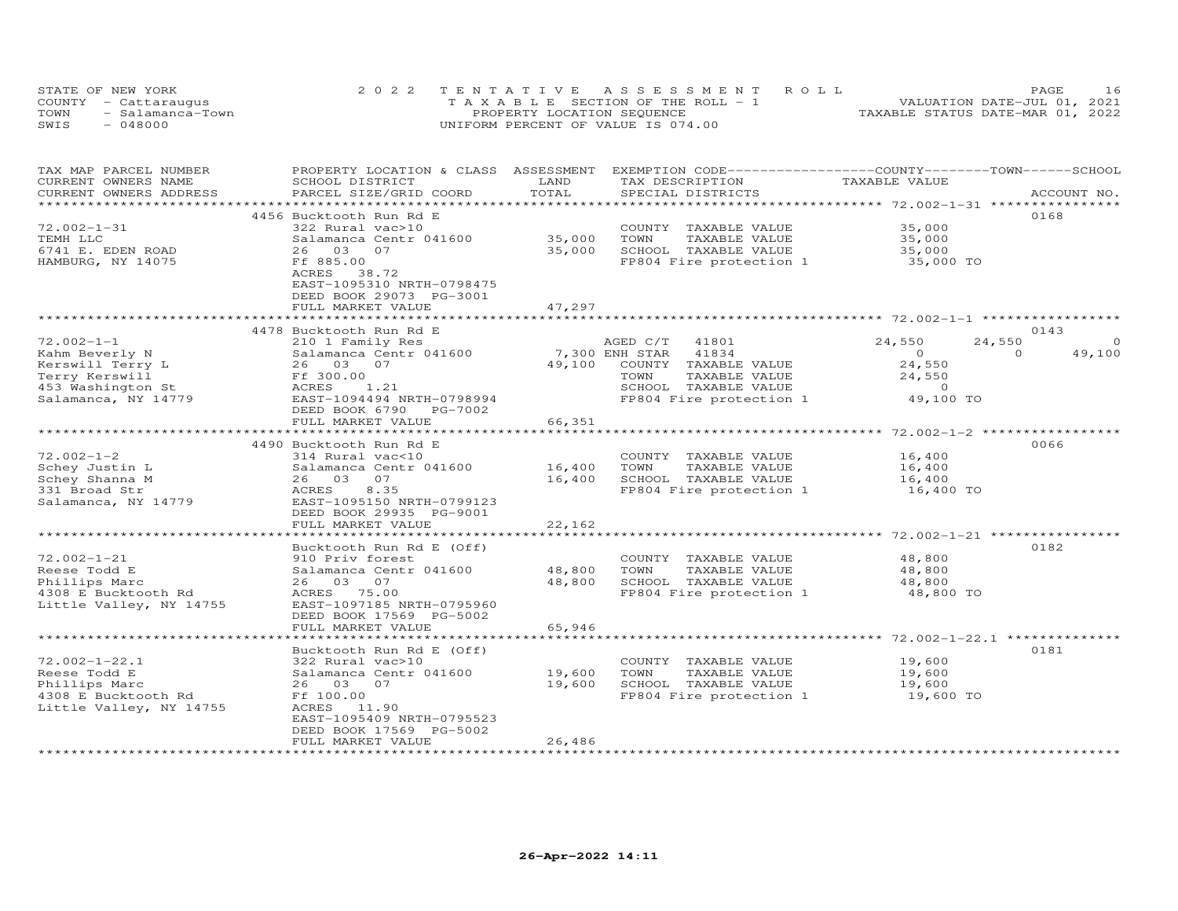STATE OF NEW YORK — COUNTY - Cattaraugus — TOWN - Salamanca-Town — SWIS - 048000

2022 TENTATIVE ASSESSMENT ROLL
TAXABLE SECTION OF THE ROLL - 1
PROPERTY LOCATION SEQUENCE
UNIFORM PERCENT OF VALUE IS 074.00

VALUATION DATE-JUL 01, 2021
TAXABLE STATUS DATE-MAR 01, 2022

| TAX MAP PARCEL NUMBER / CURRENT OWNERS NAME / CURRENT OWNERS ADDRESS | PROPERTY LOCATION & CLASS / SCHOOL DISTRICT / PARCEL SIZE/GRID COORD | ASSESSMENT LAND | TOTAL | EXEMPTION CODE / TAX DESCRIPTION / SPECIAL DISTRICTS | COUNTY TAXABLE VALUE | TOWN | SCHOOL | ACCOUNT NO. |
|---|---|---|---|---|---|---|---|---|
| 72.002-1-31 | 4456 Bucktooth Run Rd E | | | | | | | 0168 |
| TEMH LLC | 322 Rural vac>10 | | | COUNTY TAXABLE VALUE | 35,000 | | | |
| 6741 E. EDEN ROAD | Salamanca Centr 041600 | 35,000 | | TOWN TAXABLE VALUE | 35,000 | | | |
| HAMBURG, NY 14075 | 26 03 07 | | 35,000 | SCHOOL TAXABLE VALUE | 35,000 | | | |
| | Ff 885.00 | | | FP804 Fire protection 1 | 35,000 TO | | | |
| | ACRES 38.72 | | | | | | | |
| | EAST-1095310 NRTH-0798475 | | | | | | | |
| | DEED BOOK 29073 PG-3001 | | | | | | | |
| | FULL MARKET VALUE | | 47,297 | | | | | |
| 72.002-1-1 | 4478 Bucktooth Run Rd E | | | | | | | 0143 |
| Kahm Beverly N | 210 1 Family Res | | | AGED C/T 41801 | 24,550 | 24,550 | 0 | |
| Kerswill Terry L | Salamanca Centr 041600 | 7,300 | | ENH STAR 41834 | 0 | 0 | 49,100 | |
| Terry Kerswill | 26 03 07 | | 49,100 | COUNTY TAXABLE VALUE | 24,550 | | | |
| 453 Washington St | Ff 300.00 | | | TOWN TAXABLE VALUE | 24,550 | | | |
| Salamanca, NY 14779 | ACRES 1.21 | | | SCHOOL TAXABLE VALUE | 0 | | | |
| | EAST-1094494 NRTH-0798994 | | | FP804 Fire protection 1 | 49,100 TO | | | |
| | DEED BOOK 6790 PG-7002 | | | | | | | |
| | FULL MARKET VALUE | | 66,351 | | | | | |
| 72.002-1-2 | 4490 Bucktooth Run Rd E | | | | | | | 0066 |
| Schey Justin L | 314 Rural vac<10 | | | COUNTY TAXABLE VALUE | 16,400 | | | |
| Schey Shanna M | Salamanca Centr 041600 | 16,400 | | TOWN TAXABLE VALUE | 16,400 | | | |
| 331 Broad Str | 26 03 07 | | 16,400 | SCHOOL TAXABLE VALUE | 16,400 | | | |
| Salamanca, NY 14779 | ACRES 8.35 | | | FP804 Fire protection 1 | 16,400 TO | | | |
| | EAST-1095150 NRTH-0799123 | | | | | | | |
| | DEED BOOK 29935 PG-9001 | | | | | | | |
| | FULL MARKET VALUE | | 22,162 | | | | | |
| 72.002-1-21 | Bucktooth Run Rd E (Off) | | | | | | | 0182 |
| Reese Todd E | 910 Priv forest | | | COUNTY TAXABLE VALUE | 48,800 | | | |
| Phillips Marc | Salamanca Centr 041600 | 48,800 | | TOWN TAXABLE VALUE | 48,800 | | | |
| 4308 E Bucktooth Rd | 26 03 07 | | 48,800 | SCHOOL TAXABLE VALUE | 48,800 | | | |
| Little Valley, NY 14755 | ACRES 75.00 | | | FP804 Fire protection 1 | 48,800 TO | | | |
| | EAST-1097185 NRTH-0795960 | | | | | | | |
| | DEED BOOK 17569 PG-5002 | | | | | | | |
| | FULL MARKET VALUE | | 65,946 | | | | | |
| 72.002-1-22.1 | Bucktooth Run Rd E (Off) | | | | | | | 0181 |
| Reese Todd E | 322 Rural vac>10 | | | COUNTY TAXABLE VALUE | 19,600 | | | |
| Phillips Marc | Salamanca Centr 041600 | 19,600 | | TOWN TAXABLE VALUE | 19,600 | | | |
| 4308 E Bucktooth Rd | 26 03 07 | | 19,600 | SCHOOL TAXABLE VALUE | 19,600 | | | |
| Little Valley, NY 14755 | Ff 100.00 | | | FP804 Fire protection 1 | 19,600 TO | | | |
| | ACRES 11.90 | | | | | | | |
| | EAST-1095409 NRTH-0795523 | | | | | | | |
| | DEED BOOK 17569 PG-5002 | | | | | | | |
| | FULL MARKET VALUE | | 26,486 | | | | | |

26-Apr-2022 14:11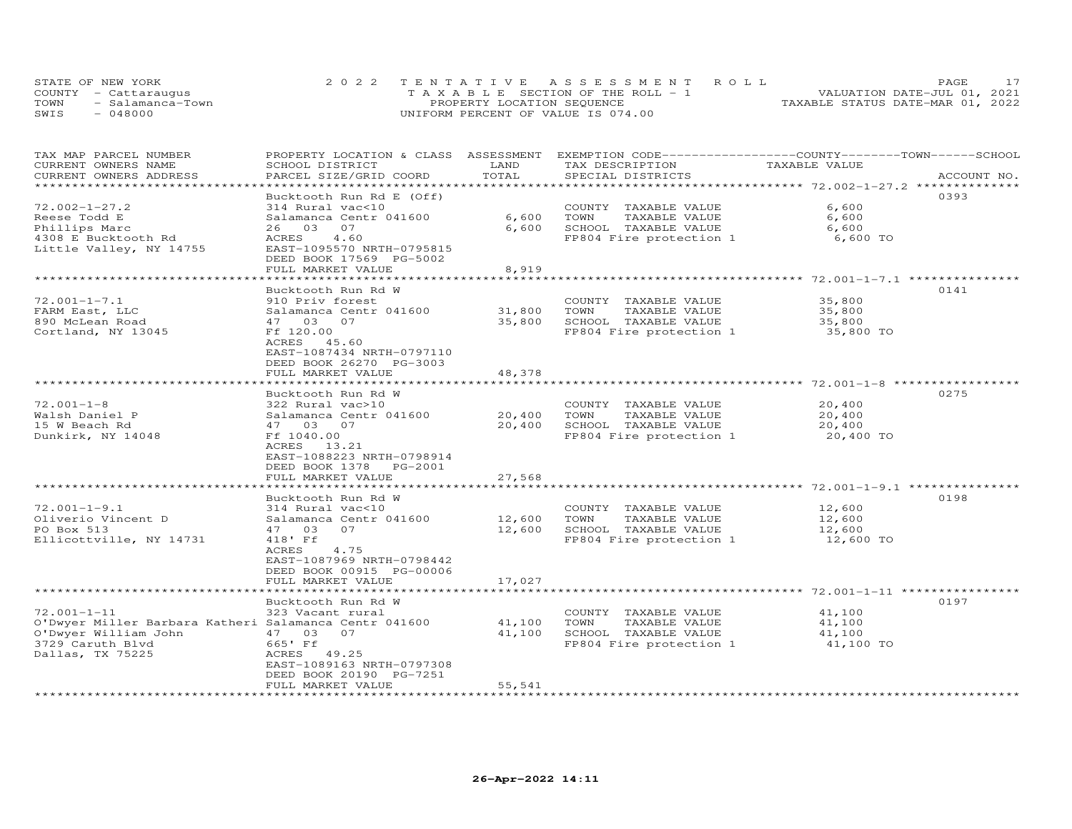STATE OF NEW YORK
COUNTY - Cattaraugus
TOWN - Salamanca-Town
SWIS - 048000

2022 TENTATIVE ASSESSMENT ROLL
TAXABLE SECTION OF THE ROLL - 1
PROPERTY LOCATION SEQUENCE
UNIFORM PERCENT OF VALUE IS 074.00

VALUATION DATE-JUL 01, 2021
TAXABLE STATUS DATE-MAR 01, 2022

| TAX MAP PARCEL NUMBER / CURRENT OWNERS NAME / CURRENT OWNERS ADDRESS | PROPERTY LOCATION & CLASS / SCHOOL DISTRICT / PARCEL SIZE/GRID COORD | ASSESSMENT LAND / TOTAL | EXEMPTION CODE / TAX DESCRIPTION / SPECIAL DISTRICTS | TAXABLE VALUE (COUNTY / TOWN / SCHOOL) | ACCOUNT NO. |
|---|---|---|---|---|---|
| 72.002-1-27.2 | Bucktooth Run Rd E (Off) | | | | 0393 |
| | 314 Rural vac<10 | | COUNTY TAXABLE VALUE | 6,600 | |
| Reese Todd E | Salamanca Centr 041600 | 6,600 | TOWN TAXABLE VALUE | 6,600 | |
| Phillips Marc | 26 03 07 | 6,600 | SCHOOL TAXABLE VALUE | 6,600 | |
| 4308 E Bucktooth Rd | ACRES 4.60 | | FP804 Fire protection 1 | 6,600 TO | |
| Little Valley, NY 14755 | EAST-1095570 NRTH-0795815 | | | | |
| | DEED BOOK 17569 PG-5002 | | | | |
| | FULL MARKET VALUE | 8,919 | | | |
| 72.001-1-7.1 | Bucktooth Run Rd W | | | | 0141 |
| | 910 Priv forest | | COUNTY TAXABLE VALUE | 35,800 | |
| FARM East, LLC | Salamanca Centr 041600 | 31,800 | TOWN TAXABLE VALUE | 35,800 | |
| 890 McLean Road | 47 03 07 | 35,800 | SCHOOL TAXABLE VALUE | 35,800 | |
| Cortland, NY 13045 | Ff 120.00 | | FP804 Fire protection 1 | 35,800 TO | |
| | ACRES 45.60 | | | | |
| | EAST-1087434 NRTH-0797110 | | | | |
| | DEED BOOK 26270 PG-3003 | | | | |
| | FULL MARKET VALUE | 48,378 | | | |
| 72.001-1-8 | Bucktooth Run Rd W | | | | 0275 |
| | 322 Rural vac>10 | | COUNTY TAXABLE VALUE | 20,400 | |
| Walsh Daniel P | Salamanca Centr 041600 | 20,400 | TOWN TAXABLE VALUE | 20,400 | |
| 15 W Beach Rd | 47 03 07 | 20,400 | SCHOOL TAXABLE VALUE | 20,400 | |
| Dunkirk, NY 14048 | Ff 1040.00 | | FP804 Fire protection 1 | 20,400 TO | |
| | ACRES 13.21 | | | | |
| | EAST-1088223 NRTH-0798914 | | | | |
| | DEED BOOK 1378 PG-2001 | | | | |
| | FULL MARKET VALUE | 27,568 | | | |
| 72.001-1-9.1 | Bucktooth Run Rd W | | | | 0198 |
| | 314 Rural vac<10 | | COUNTY TAXABLE VALUE | 12,600 | |
| Oliverio Vincent D | Salamanca Centr 041600 | 12,600 | TOWN TAXABLE VALUE | 12,600 | |
| PO Box 513 | 47 03 07 | 12,600 | SCHOOL TAXABLE VALUE | 12,600 | |
| Ellicottville, NY 14731 | 418' Ff | | FP804 Fire protection 1 | 12,600 TO | |
| | ACRES 4.75 | | | | |
| | EAST-1087969 NRTH-0798442 | | | | |
| | DEED BOOK 00915 PG-00006 | | | | |
| | FULL MARKET VALUE | 17,027 | | | |
| 72.001-1-11 | Bucktooth Run Rd W | | | | 0197 |
| | 323 Vacant rural | | COUNTY TAXABLE VALUE | 41,100 | |
| O'Dwyer Miller Barbara Katheri | Salamanca Centr 041600 | 41,100 | TOWN TAXABLE VALUE | 41,100 | |
| O'Dwyer William John | 47 03 07 | 41,100 | SCHOOL TAXABLE VALUE | 41,100 | |
| 3729 Caruth Blvd | 665' Ff | | FP804 Fire protection 1 | 41,100 TO | |
| Dallas, TX 75225 | ACRES 49.25 | | | | |
| | EAST-1089163 NRTH-0797308 | | | | |
| | DEED BOOK 20190 PG-7251 | | | | |
| | FULL MARKET VALUE | 55,541 | | | |

26-Apr-2022 14:11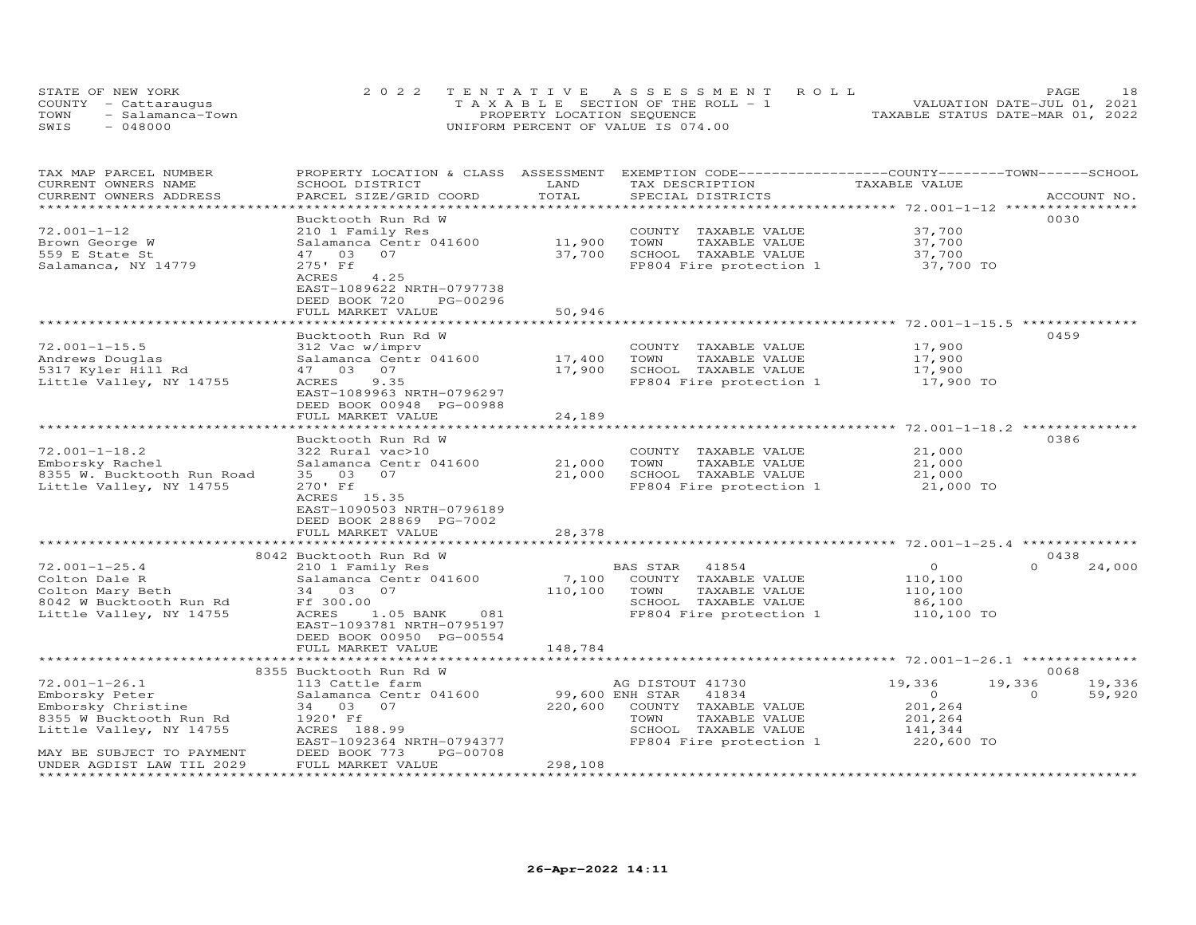STATE OF NEW YORK
COUNTY - Cattaraugus
TOWN - Salamanca-Town
SWIS - 048000

2022 TENTATIVE ASSESSMENT ROLL
TAXABLE SECTION OF THE ROLL - 1
PROPERTY LOCATION SEQUENCE
UNIFORM PERCENT OF VALUE IS 074.00

VALUATION DATE-JUL 01, 2021
TAXABLE STATUS DATE-MAR 01, 2022

| TAX MAP PARCEL NUMBER / CURRENT OWNERS NAME / CURRENT OWNERS ADDRESS | PROPERTY LOCATION & CLASS / SCHOOL DISTRICT / PARCEL SIZE/GRID COORD | ASSESSMENT LAND / TOTAL | EXEMPTION CODE / TAX DESCRIPTION / SPECIAL DISTRICTS | COUNTY TAXABLE VALUE | TOWN | SCHOOL | ACCOUNT NO. |
|---|---|---|---|---|---|---|---|
| 72.001-1-12 | Bucktooth Run Rd W | | | | | | 0030 |
| Brown George W | 210 1 Family Res | | COUNTY TAXABLE VALUE | 37,700 | | | |
| 559 E State St | Salamanca Centr 041600 | 11,900 | TOWN TAXABLE VALUE | 37,700 | | | |
| Salamanca, NY 14779 | 47 03 07 | 37,700 | SCHOOL TAXABLE VALUE | 37,700 | | | |
| | 275' Ff | | FP804 Fire protection 1 | 37,700 TO | | | |
| | ACRES 4.25 | | | | | | |
| | EAST-1089622 NRTH-0797738 | | | | | | |
| | DEED BOOK 720 PG-00296 | | | | | | |
| | FULL MARKET VALUE | 50,946 | | | | | |
| 72.001-1-15.5 | Bucktooth Run Rd W | | | | | | 0459 |
| Andrews Douglas | 312 Vac w/imprv | | COUNTY TAXABLE VALUE | 17,900 | | | |
| 5317 Kyler Hill Rd | Salamanca Centr 041600 | 17,400 | TOWN TAXABLE VALUE | 17,900 | | | |
| Little Valley, NY 14755 | 47 03 07 | 17,900 | SCHOOL TAXABLE VALUE | 17,900 | | | |
| | ACRES 9.35 | | FP804 Fire protection 1 | 17,900 TO | | | |
| | EAST-1089963 NRTH-0796297 | | | | | | |
| | DEED BOOK 00948 PG-00988 | | | | | | |
| | FULL MARKET VALUE | 24,189 | | | | | |
| 72.001-1-18.2 | Bucktooth Run Rd W | | | | | | 0386 |
| Emborsky Rachel | 322 Rural vac>10 | | COUNTY TAXABLE VALUE | 21,000 | | | |
| 8355 W. Bucktooth Run Road | Salamanca Centr 041600 | 21,000 | TOWN TAXABLE VALUE | 21,000 | | | |
| Little Valley, NY 14755 | 35 03 07 | 21,000 | SCHOOL TAXABLE VALUE | 21,000 | | | |
| | 270' Ff | | FP804 Fire protection 1 | 21,000 TO | | | |
| | ACRES 15.35 | | | | | | |
| | EAST-1090503 NRTH-0796189 | | | | | | |
| | DEED BOOK 28869 PG-7002 | | | | | | |
| | FULL MARKET VALUE | 28,378 | | | | | |
| 72.001-1-25.4 | 8042 Bucktooth Run Rd W | | | | | | 0438 |
| Colton Dale R | 210 1 Family Res | | BAS STAR 41854 | 0 | 0 | 24,000 | |
| Colton Mary Beth | Salamanca Centr 041600 | 7,100 | COUNTY TAXABLE VALUE | 110,100 | | | |
| 8042 W Bucktooth Run Rd | 34 03 07 | 110,100 | TOWN TAXABLE VALUE | 110,100 | | | |
| Little Valley, NY 14755 | Ff 300.00 | | SCHOOL TAXABLE VALUE | 86,100 | | | |
| | ACRES 1.05 BANK 081 | | FP804 Fire protection 1 | 110,100 TO | | | |
| | EAST-1093781 NRTH-0795197 | | | | | | |
| | DEED BOOK 00950 PG-00554 | | | | | | |
| | FULL MARKET VALUE | 148,784 | | | | | |
| 72.001-1-26.1 | 8355 Bucktooth Run Rd W | | | | | | 0068 |
| Emborsky Peter | 113 Cattle farm | | AG DISTOUT 41730 | 19,336 | 19,336 | 19,336 | |
| Emborsky Christine | Salamanca Centr 041600 | 99,600 | ENH STAR 41834 | 0 | 0 | 59,920 | |
| 8355 W Bucktooth Run Rd | 34 03 07 | 220,600 | COUNTY TAXABLE VALUE | 201,264 | | | |
| Little Valley, NY 14755 | 1920' Ff | | TOWN TAXABLE VALUE | 201,264 | | | |
| | ACRES 188.99 | | SCHOOL TAXABLE VALUE | 141,344 | | | |
| | EAST-1092364 NRTH-0794377 | | FP804 Fire protection 1 | 220,600 TO | | | |
| MAY BE SUBJECT TO PAYMENT | DEED BOOK 773 PG-00708 | | | | | | |
| UNDER AGDIST LAW TIL 2029 | FULL MARKET VALUE | 298,108 | | | | | |

26-Apr-2022 14:11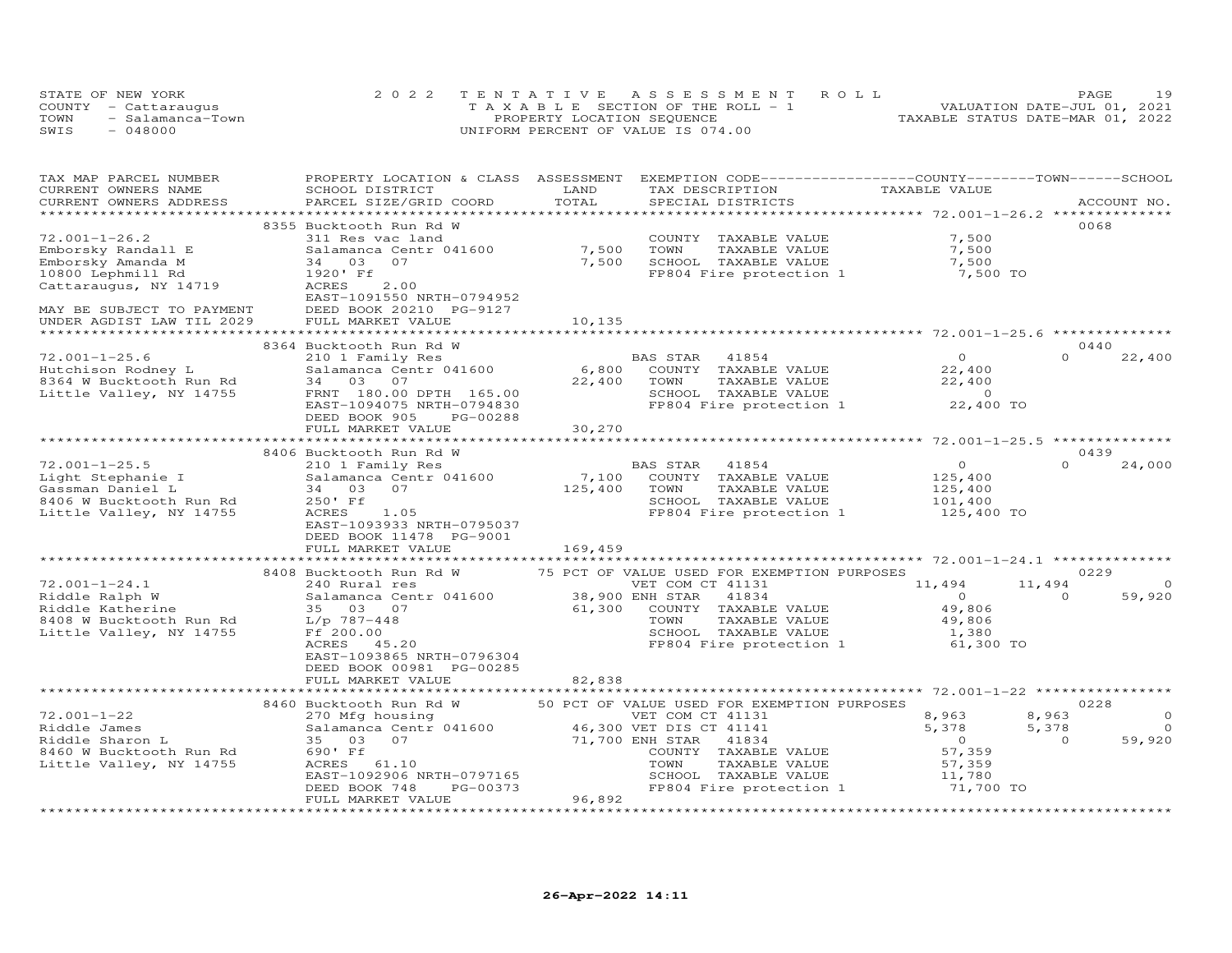STATE OF NEW YORK
COUNTY - Cattaraugus
TOWN - Salamanca-Town
SWIS - 048000

2022 TENTATIVE ASSESSMENT ROLL
TAXABLE SECTION OF THE ROLL - 1
PROPERTY LOCATION SEQUENCE
UNIFORM PERCENT OF VALUE IS 074.00

VALUATION DATE-JUL 01, 2021
TAXABLE STATUS DATE-MAR 01, 2022

| TAX MAP PARCEL NUMBER / CURRENT OWNERS NAME / CURRENT OWNERS ADDRESS | PROPERTY LOCATION & CLASS / SCHOOL DISTRICT / PARCEL SIZE/GRID COORD | ASSESSMENT LAND / TOTAL | EXEMPTION CODE / TAX DESCRIPTION / SPECIAL DISTRICTS | COUNTY TAXABLE VALUE | TOWN | SCHOOL | ACCOUNT NO. |
|---|---|---|---|---|---|---|---|
| **72.001-1-26.2** | 8355 Bucktooth Run Rd W | | | | | | 0068 |
| Emborsky Randall E | 311 Res vac land | | COUNTY TAXABLE VALUE | 7,500 | | | |
| Emborsky Amanda M | Salamanca Centr 041600 | 7,500 | TOWN TAXABLE VALUE | 7,500 | | | |
| 10800 Lephmill Rd | 34 03 07 | 7,500 | SCHOOL TAXABLE VALUE | 7,500 | | | |
| Cattaraugus, NY 14719 | 1920' Ff | | FP804 Fire protection 1 | 7,500 TO | | | |
| | ACRES 2.00 | | | | | | |
| | EAST-1091550 NRTH-0794952 | | | | | | |
| MAY BE SUBJECT TO PAYMENT | DEED BOOK 20210 PG-9127 | | | | | | |
| UNDER AGDIST LAW TIL 2029 | FULL MARKET VALUE | 10,135 | | | | | |
| **72.001-1-25.6** | 8364 Bucktooth Run Rd W | | | | | | 0440 |
| Hutchison Rodney L | 210 1 Family Res | | BAS STAR 41854 | 0 | 0 | 22,400 | |
| 8364 W Bucktooth Run Rd | Salamanca Centr 041600 | 6,800 | COUNTY TAXABLE VALUE | 22,400 | | | |
| Little Valley, NY 14755 | 34 03 07 | 22,400 | TOWN TAXABLE VALUE | 22,400 | | | |
| | FRNT 180.00 DPTH 165.00 | | SCHOOL TAXABLE VALUE | 0 | | | |
| | EAST-1094075 NRTH-0794830 | | FP804 Fire protection 1 | 22,400 TO | | | |
| | DEED BOOK 905 PG-00288 | | | | | | |
| | FULL MARKET VALUE | 30,270 | | | | | |
| **72.001-1-25.5** | 8406 Bucktooth Run Rd W | | | | | | 0439 |
| Light Stephanie I | 210 1 Family Res | | BAS STAR 41854 | 0 | 0 | 24,000 | |
| Gassman Daniel L | Salamanca Centr 041600 | 7,100 | COUNTY TAXABLE VALUE | 125,400 | | | |
| 8406 W Bucktooth Run Rd | 34 03 07 | 125,400 | TOWN TAXABLE VALUE | 125,400 | | | |
| Little Valley, NY 14755 | 250' Ff | | SCHOOL TAXABLE VALUE | 101,400 | | | |
| | ACRES 1.05 | | FP804 Fire protection 1 | 125,400 TO | | | |
| | EAST-1093933 NRTH-0795037 | | | | | | |
| | DEED BOOK 11478 PG-9001 | | | | | | |
| | FULL MARKET VALUE | 169,459 | | | | | |
| **72.001-1-24.1** | 8408 Bucktooth Run Rd W | | 75 PCT OF VALUE USED FOR EXEMPTION PURPOSES | | | | 0229 |
| Riddle Ralph W | 240 Rural res | | VET COM CT 41131 | 11,494 | 11,494 | 0 | |
| Riddle Katherine | Salamanca Centr 041600 | 38,900 | ENH STAR 41834 | 0 | 0 | 59,920 | |
| 8408 W Bucktooth Run Rd | 35 03 07 | 61,300 | COUNTY TAXABLE VALUE | 49,806 | | | |
| Little Valley, NY 14755 | L/p 787-448 | | TOWN TAXABLE VALUE | 49,806 | | | |
| | Ff 200.00 | | SCHOOL TAXABLE VALUE | 1,380 | | | |
| | ACRES 45.20 | | FP804 Fire protection 1 | 61,300 TO | | | |
| | EAST-1093865 NRTH-0796304 | | | | | | |
| | DEED BOOK 00981 PG-00285 | | | | | | |
| | FULL MARKET VALUE | 82,838 | | | | | |
| **72.001-1-22** | 8460 Bucktooth Run Rd W | | 50 PCT OF VALUE USED FOR EXEMPTION PURPOSES | | | | 0228 |
| Riddle James | 270 Mfg housing | | VET COM CT 41131 | 8,963 | 8,963 | 0 | |
| Riddle Sharon L | Salamanca Centr 041600 | 46,300 | VET DIS CT 41141 | 5,378 | 5,378 | 0 | |
| 8460 W Bucktooth Run Rd | 35 03 07 | 71,700 | ENH STAR 41834 | 0 | 0 | 59,920 | |
| Little Valley, NY 14755 | 690' Ff | | COUNTY TAXABLE VALUE | 57,359 | | | |
| | ACRES 61.10 | | TOWN TAXABLE VALUE | 57,359 | | | |
| | EAST-1092906 NRTH-0797165 | | SCHOOL TAXABLE VALUE | 11,780 | | | |
| | DEED BOOK 748 PG-00373 | | FP804 Fire protection 1 | 71,700 TO | | | |
| | FULL MARKET VALUE | 96,892 | | | | | |

26-Apr-2022 14:11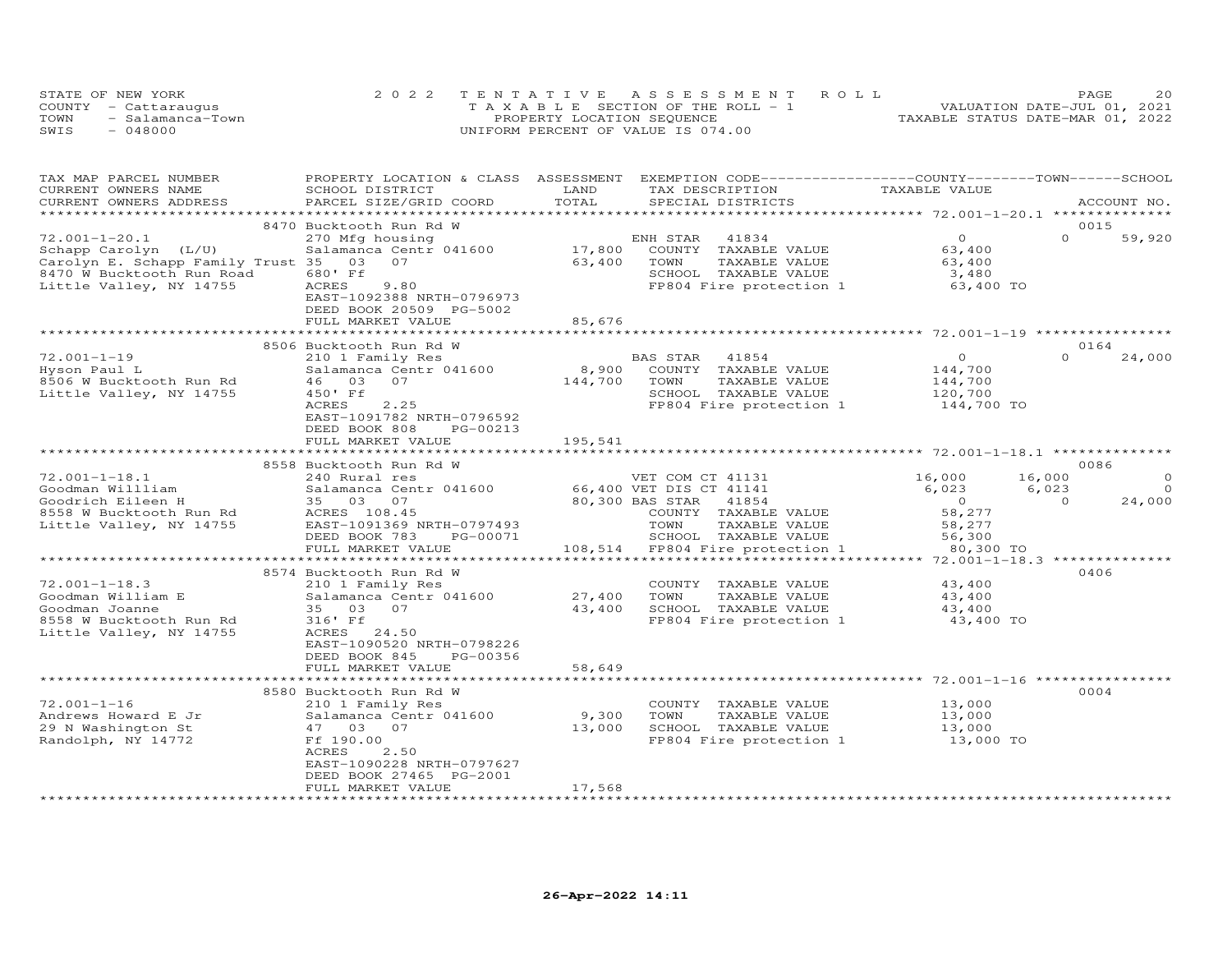STATE OF NEW YORK
COUNTY - Cattaraugus
TOWN - Salamanca-Town
SWIS - 048000

2022 TENTATIVE ASSESSMENT ROLL
TAXABLE SECTION OF THE ROLL - 1
PROPERTY LOCATION SEQUENCE
UNIFORM PERCENT OF VALUE IS 074.00

VALUATION DATE-JUL 01, 2021
TAXABLE STATUS DATE-MAR 01, 2022

| TAX MAP PARCEL NUMBER / CURRENT OWNERS NAME / CURRENT OWNERS ADDRESS | PROPERTY LOCATION & CLASS / SCHOOL DISTRICT / PARCEL SIZE/GRID COORD | ASSESSMENT LAND | ASSESSMENT TOTAL | EXEMPTION CODE / TAX DESCRIPTION / SPECIAL DISTRICTS | COUNTY TAXABLE VALUE | TOWN | SCHOOL | ACCOUNT NO. |
|---|---|---|---|---|---|---|---|---|
| | 8470 Bucktooth Run Rd W | | | | | | | 0015 |
| 72.001-1-20.1 | 270 Mfg housing | | | ENH STAR 41834 | 0 | 0 | 59,920 | |
| Schapp Carolyn (L/U) | Salamanca Centr 041600 | 17,800 | | COUNTY TAXABLE VALUE | 63,400 | | | |
| Carolyn E. Schapp Family Trust | 35 03 07 | | 63,400 | TOWN TAXABLE VALUE | 63,400 | | | |
| 8470 W Bucktooth Run Road | 680' Ff | | | SCHOOL TAXABLE VALUE | 3,480 | | | |
| Little Valley, NY 14755 | ACRES 9.80 | | | FP804 Fire protection 1 | 63,400 TO | | | |
| | EAST-1092388 NRTH-0796973 | | | | | | | |
| | DEED BOOK 20509 PG-5002 | | | | | | | |
| | FULL MARKET VALUE | | 85,676 | | | | | |
| | 8506 Bucktooth Run Rd W | | | | | | | 0164 |
| 72.001-1-19 | 210 1 Family Res | | | BAS STAR 41854 | 0 | 0 | 24,000 | |
| Hyson Paul L | Salamanca Centr 041600 | 8,900 | | COUNTY TAXABLE VALUE | 144,700 | | | |
| 8506 W Bucktooth Run Rd | 46 03 07 | | 144,700 | TOWN TAXABLE VALUE | 144,700 | | | |
| Little Valley, NY 14755 | 450' Ff | | | SCHOOL TAXABLE VALUE | 120,700 | | | |
| | ACRES 2.25 | | | FP804 Fire protection 1 | 144,700 TO | | | |
| | EAST-1091782 NRTH-0796592 | | | | | | | |
| | DEED BOOK 808 PG-00213 | | | | | | | |
| | FULL MARKET VALUE | | 195,541 | | | | | |
| | 8558 Bucktooth Run Rd W | | | | | | | 0086 |
| 72.001-1-18.1 | 240 Rural res | | | VET COM CT 41131 | 16,000 | 16,000 | 0 | |
| Goodman Willliam | Salamanca Centr 041600 | 66,400 | | VET DIS CT 41141 | 6,023 | 6,023 | 0 | |
| Goodrich Eileen H | 35 03 07 | | 80,300 | BAS STAR 41854 | 0 | 0 | 24,000 | |
| 8558 W Bucktooth Run Rd | ACRES 108.45 | | | COUNTY TAXABLE VALUE | 58,277 | | | |
| Little Valley, NY 14755 | EAST-1091369 NRTH-0797493 | | | TOWN TAXABLE VALUE | 58,277 | | | |
| | DEED BOOK 783 PG-00071 | | | SCHOOL TAXABLE VALUE | 56,300 | | | |
| | FULL MARKET VALUE | | 108,514 | FP804 Fire protection 1 | 80,300 TO | | | |
| | 8574 Bucktooth Run Rd W | | | | | | | 0406 |
| 72.001-1-18.3 | 210 1 Family Res | | | COUNTY TAXABLE VALUE | 43,400 | | | |
| Goodman William E | Salamanca Centr 041600 | 27,400 | | TOWN TAXABLE VALUE | 43,400 | | | |
| Goodman Joanne | 35 03 07 | | 43,400 | SCHOOL TAXABLE VALUE | 43,400 | | | |
| 8558 W Bucktooth Run Rd | 316' Ff | | | FP804 Fire protection 1 | 43,400 TO | | | |
| Little Valley, NY 14755 | ACRES 24.50 | | | | | | | |
| | EAST-1090520 NRTH-0798226 | | | | | | | |
| | DEED BOOK 845 PG-00356 | | | | | | | |
| | FULL MARKET VALUE | | 58,649 | | | | | |
| | 8580 Bucktooth Run Rd W | | | | | | | 0004 |
| 72.001-1-16 | 210 1 Family Res | | | COUNTY TAXABLE VALUE | 13,000 | | | |
| Andrews Howard E Jr | Salamanca Centr 041600 | 9,300 | | TOWN TAXABLE VALUE | 13,000 | | | |
| 29 N Washington St | 47 03 07 | | 13,000 | SCHOOL TAXABLE VALUE | 13,000 | | | |
| Randolph, NY 14772 | Ff 190.00 | | | FP804 Fire protection 1 | 13,000 TO | | | |
| | ACRES 2.50 | | | | | | | |
| | EAST-1090228 NRTH-0797627 | | | | | | | |
| | DEED BOOK 27465 PG-2001 | | | | | | | |
| | FULL MARKET VALUE | | 17,568 | | | | | |

26-Apr-2022 14:11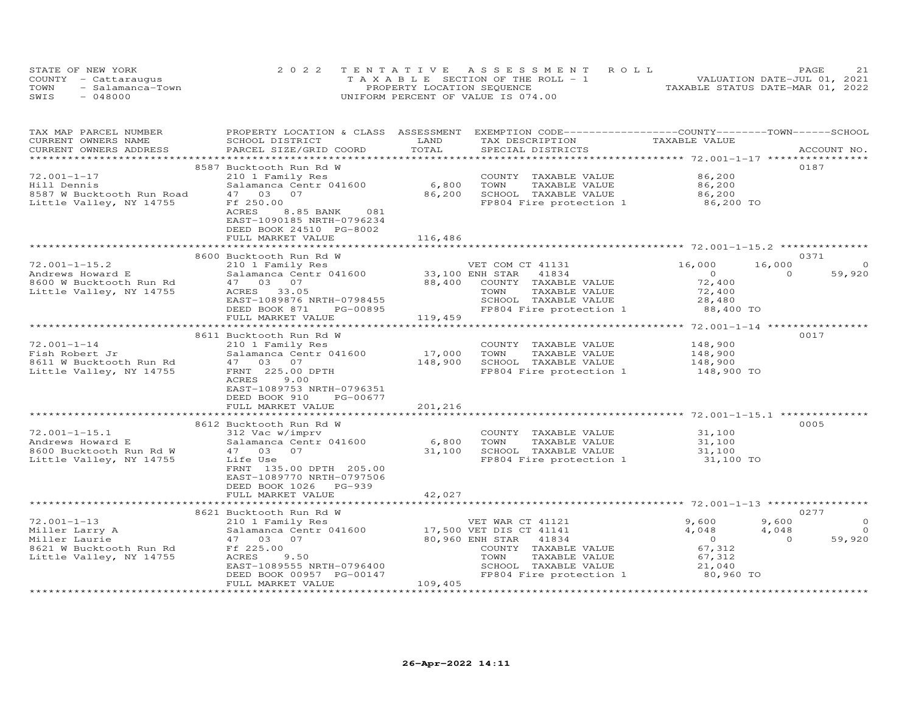STATE OF NEW YORK
COUNTY - Cattaraugus
TOWN - Salamanca-Town
SWIS - 048000

2022 TENTATIVE ASSESSMENT ROLL
TAXABLE SECTION OF THE ROLL - 1
PROPERTY LOCATION SEQUENCE
UNIFORM PERCENT OF VALUE IS 074.00

VALUATION DATE-JUL 01, 2021
TAXABLE STATUS DATE-MAR 01, 2022

| TAX MAP PARCEL NUMBER / CURRENT OWNERS NAME / CURRENT OWNERS ADDRESS | PROPERTY LOCATION & CLASS / SCHOOL DISTRICT / PARCEL SIZE/GRID COORD | ASSESSMENT LAND / TOTAL | EXEMPTION CODE / TAX DESCRIPTION / SPECIAL DISTRICTS | COUNTY TAXABLE VALUE | TOWN | SCHOOL | ACCOUNT NO. |
|---|---|---|---|---|---|---|---|
| 72.001-1-17 | 8587 Bucktooth Run Rd W | | | | | | 0187 |
| Hill Dennis | 210 1 Family Res | | COUNTY TAXABLE VALUE | 86,200 | | | |
| 8587 W Bucktooth Run Road | Salamanca Centr 041600 | 6,800 | TOWN TAXABLE VALUE | 86,200 | | | |
| Little Valley, NY 14755 | 47 03 07 | 86,200 | SCHOOL TAXABLE VALUE | 86,200 | | | |
| | Ff 250.00 | | FP804 Fire protection 1 | 86,200 TO | | | |
| | ACRES 8.85 BANK 081 | | | | | | |
| | EAST-1090185 NRTH-0796234 | | | | | | |
| | DEED BOOK 24510 PG-8002 | | | | | | |
| | FULL MARKET VALUE | 116,486 | | | | | |
| 72.001-1-15.2 | 8600 Bucktooth Run Rd W | | | | | | 0371 |
| Andrews Howard E | 210 1 Family Res | | VET COM CT 41131 | 16,000 | 16,000 | 0 | |
| 8600 W Bucktooth Run Rd | Salamanca Centr 041600 | 33,100 | ENH STAR 41834 | 0 | 0 | 59,920 | |
| Little Valley, NY 14755 | 47 03 07 | 88,400 | COUNTY TAXABLE VALUE | 72,400 | | | |
| | ACRES 33.05 | | TOWN TAXABLE VALUE | 72,400 | | | |
| | EAST-1089876 NRTH-0798455 | | SCHOOL TAXABLE VALUE | 28,480 | | | |
| | DEED BOOK 871 PG-00895 | | FP804 Fire protection 1 | 88,400 TO | | | |
| | FULL MARKET VALUE | 119,459 | | | | | |
| 72.001-1-14 | 8611 Bucktooth Run Rd W | | | | | | 0017 |
| Fish Robert Jr | 210 1 Family Res | | COUNTY TAXABLE VALUE | 148,900 | | | |
| 8611 W Bucktooth Run Rd | Salamanca Centr 041600 | 17,000 | TOWN TAXABLE VALUE | 148,900 | | | |
| Little Valley, NY 14755 | 47 03 07 | 148,900 | SCHOOL TAXABLE VALUE | 148,900 | | | |
| | FRNT 225.00 DPTH | | FP804 Fire protection 1 | 148,900 TO | | | |
| | ACRES 9.00 | | | | | | |
| | EAST-1089753 NRTH-0796351 | | | | | | |
| | DEED BOOK 910 PG-00677 | | | | | | |
| | FULL MARKET VALUE | 201,216 | | | | | |
| 72.001-1-15.1 | 8612 Bucktooth Run Rd W | | | | | | 0005 |
| Andrews Howard E | 312 Vac w/imprv | | COUNTY TAXABLE VALUE | 31,100 | | | |
| 8600 Bucktooth Run Rd W | Salamanca Centr 041600 | 6,800 | TOWN TAXABLE VALUE | 31,100 | | | |
| Little Valley, NY 14755 | 47 03 07 | 31,100 | SCHOOL TAXABLE VALUE | 31,100 | | | |
| | Life Use | | FP804 Fire protection 1 | 31,100 TO | | | |
| | FRNT 135.00 DPTH 205.00 | | | | | | |
| | EAST-1089770 NRTH-0797506 | | | | | | |
| | DEED BOOK 1026 PG-939 | | | | | | |
| | FULL MARKET VALUE | 42,027 | | | | | |
| 72.001-1-13 | 8621 Bucktooth Run Rd W | | | | | | 0277 |
| Miller Larry A | 210 1 Family Res | | VET WAR CT 41121 | 9,600 | 9,600 | 0 | |
| Miller Laurie | Salamanca Centr 041600 | 17,500 | VET DIS CT 41141 | 4,048 | 4,048 | 0 | |
| 8621 W Bucktooth Run Rd | 47 03 07 | 80,960 | ENH STAR 41834 | 0 | 0 | 59,920 | |
| Little Valley, NY 14755 | Ff 225.00 | | COUNTY TAXABLE VALUE | 67,312 | | | |
| | ACRES 9.50 | | TOWN TAXABLE VALUE | 67,312 | | | |
| | EAST-1089555 NRTH-0796400 | | SCHOOL TAXABLE VALUE | 21,040 | | | |
| | DEED BOOK 00957 PG-00147 | | FP804 Fire protection 1 | 80,960 TO | | | |
| | FULL MARKET VALUE | 109,405 | | | | | |

26-Apr-2022 14:11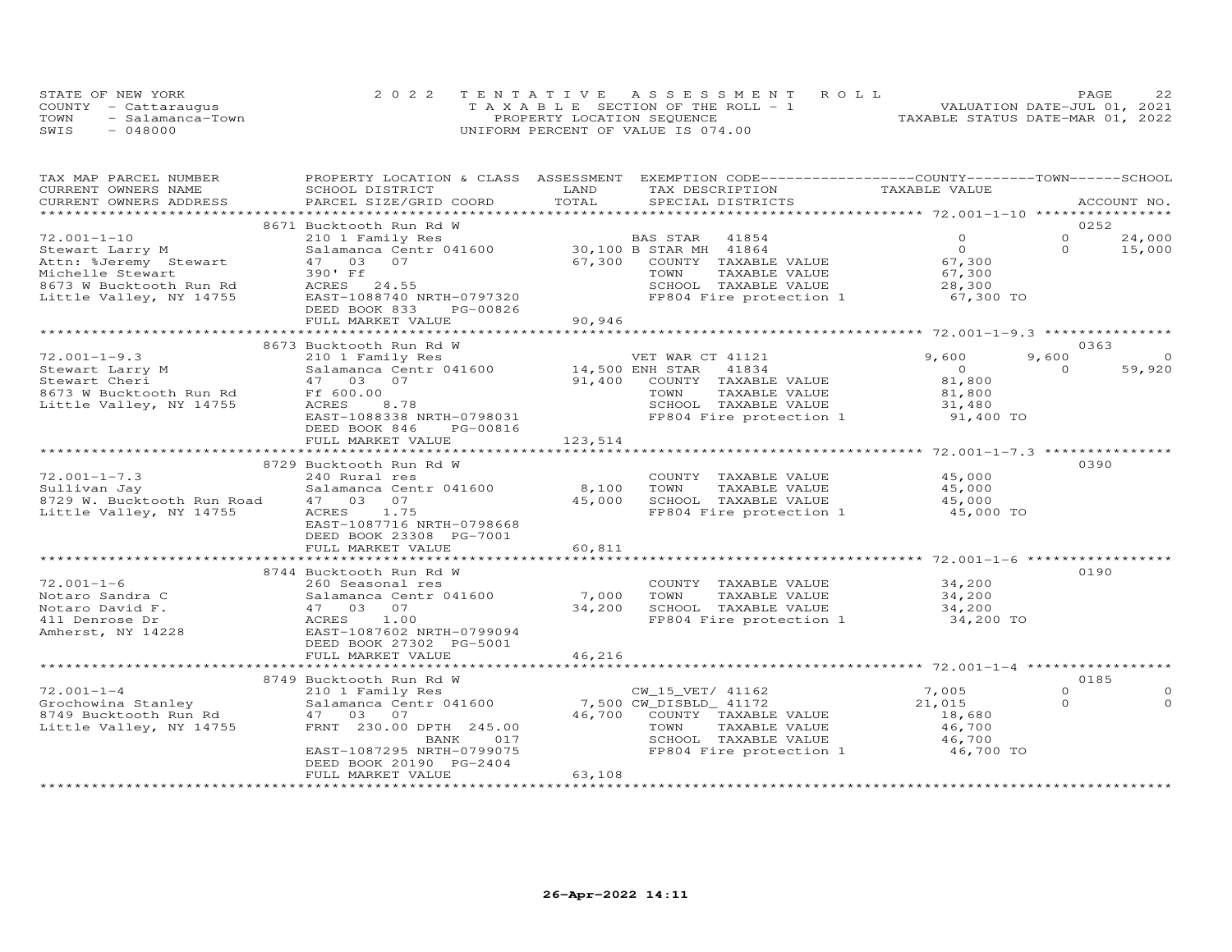STATE OF NEW YORK
COUNTY - Cattaraugus
TOWN - Salamanca-Town
SWIS - 048000

2022 TENTATIVE ASSESSMENT ROLL
TAXABLE SECTION OF THE ROLL - 1
PROPERTY LOCATION SEQUENCE
UNIFORM PERCENT OF VALUE IS 074.00

VALUATION DATE-JUL 01, 2021
TAXABLE STATUS DATE-MAR 01, 2022

| TAX MAP PARCEL NUMBER / CURRENT OWNERS NAME / CURRENT OWNERS ADDRESS | PROPERTY LOCATION & CLASS / SCHOOL DISTRICT / PARCEL SIZE/GRID COORD | ASSESSMENT LAND | TOTAL | EXEMPTION CODE / TAX DESCRIPTION / SPECIAL DISTRICTS | COUNTY TAXABLE VALUE | TOWN | SCHOOL | ACCOUNT NO. |
|---|---|---|---|---|---|---|---|---|
| ******** 72.001-1-10 ******** | 8671 Bucktooth Run Rd W | | | | | | | 0252 |
| 72.001-1-10 | 210 1 Family Res | | | BAS STAR 41854 | 0 | 0 | 24,000 | |
| Stewart Larry M | Salamanca Centr 041600 | 30,100 | | B STAR MH 41864 | 0 | 0 | 15,000 | |
| Attn: %Jeremy Stewart | 47 03 07 | | 67,300 | COUNTY TAXABLE VALUE | 67,300 | | | |
| Michelle Stewart | 390' Ff | | | TOWN TAXABLE VALUE | 67,300 | | | |
| 8673 W Bucktooth Run Rd | ACRES 24.55 | | | SCHOOL TAXABLE VALUE | 28,300 | | | |
| Little Valley, NY 14755 | EAST-1088740 NRTH-0797320 | | | FP804 Fire protection 1 | 67,300 TO | | | |
| | DEED BOOK 833 PG-00826 | | | | | | | |
| | FULL MARKET VALUE | | 90,946 | | | | | |
| ******** 72.001-1-9.3 ******** | 8673 Bucktooth Run Rd W | | | | | | | 0363 |
| 72.001-1-9.3 | 210 1 Family Res | | | VET WAR CT 41121 | 9,600 | 9,600 | 0 | |
| Stewart Larry M | Salamanca Centr 041600 | 14,500 | | ENH STAR 41834 | 0 | 0 | 59,920 | |
| Stewart Cheri | 47 03 07 | | 91,400 | COUNTY TAXABLE VALUE | 81,800 | | | |
| 8673 W Bucktooth Run Rd | Ff 600.00 | | | TOWN TAXABLE VALUE | 81,800 | | | |
| Little Valley, NY 14755 | ACRES 8.78 | | | SCHOOL TAXABLE VALUE | 31,480 | | | |
| | EAST-1088338 NRTH-0798031 | | | FP804 Fire protection 1 | 91,400 TO | | | |
| | DEED BOOK 846 PG-00816 | | | | | | | |
| | FULL MARKET VALUE | | 123,514 | | | | | |
| ******** 72.001-1-7.3 ******** | 8729 Bucktooth Run Rd W | | | | | | | 0390 |
| 72.001-1-7.3 | 240 Rural res | | | COUNTY TAXABLE VALUE | 45,000 | | | |
| Sullivan Jay | Salamanca Centr 041600 | 8,100 | | TOWN TAXABLE VALUE | 45,000 | | | |
| 8729 W. Bucktooth Run Road | 47 03 07 | | 45,000 | SCHOOL TAXABLE VALUE | 45,000 | | | |
| Little Valley, NY 14755 | ACRES 1.75 | | | FP804 Fire protection 1 | 45,000 TO | | | |
| | EAST-1087716 NRTH-0798668 | | | | | | | |
| | DEED BOOK 23308 PG-7001 | | | | | | | |
| | FULL MARKET VALUE | | 60,811 | | | | | |
| ******** 72.001-1-6 ******** | 8744 Bucktooth Run Rd W | | | | | | | 0190 |
| 72.001-1-6 | 260 Seasonal res | | | COUNTY TAXABLE VALUE | 34,200 | | | |
| Notaro Sandra C | Salamanca Centr 041600 | 7,000 | | TOWN TAXABLE VALUE | 34,200 | | | |
| Notaro David F. | 47 03 07 | | 34,200 | SCHOOL TAXABLE VALUE | 34,200 | | | |
| 411 Denrose Dr | ACRES 1.00 | | | FP804 Fire protection 1 | 34,200 TO | | | |
| Amherst, NY 14228 | EAST-1087602 NRTH-0799094 | | | | | | | |
| | DEED BOOK 27302 PG-5001 | | | | | | | |
| | FULL MARKET VALUE | | 46,216 | | | | | |
| ******** 72.001-1-4 ******** | 8749 Bucktooth Run Rd W | | | | | | | 0185 |
| 72.001-1-4 | 210 1 Family Res | | | CW_15_VET/ 41162 | 7,005 | 0 | 0 | |
| Grochowina Stanley | Salamanca Centr 041600 | 7,500 | | CW_DISBLD_ 41172 | 21,015 | 0 | 0 | |
| 8749 Bucktooth Run Rd | 47 03 07 | | 46,700 | COUNTY TAXABLE VALUE | 18,680 | | | |
| Little Valley, NY 14755 | FRNT 230.00 DPTH 245.00 | | | TOWN TAXABLE VALUE | 46,700 | | | |
| | BANK 017 | | | SCHOOL TAXABLE VALUE | 46,700 | | | |
| | EAST-1087295 NRTH-0799075 | | | FP804 Fire protection 1 | 46,700 TO | | | |
| | DEED BOOK 20190 PG-2404 | | | | | | | |
| | FULL MARKET VALUE | | 63,108 | | | | | |

26-Apr-2022 14:11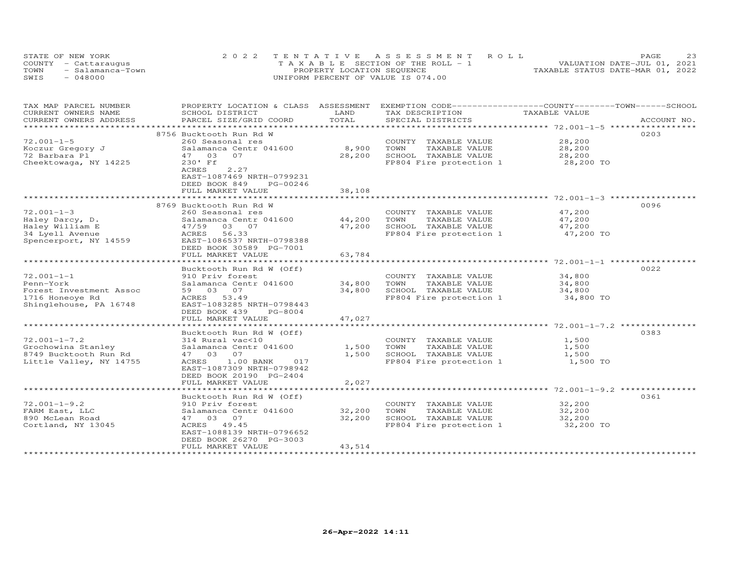STATE OF NEW YORK — 2022 TENTATIVE ASSESSMENT ROLL
COUNTY - Cattaraugus — TAXABLE SECTION OF THE ROLL - 1 — VALUATION DATE-JUL 01, 2021
TOWN - Salamanca-Town — PROPERTY LOCATION SEQUENCE — TAXABLE STATUS DATE-MAR 01, 2022
SWIS - 048000 — UNIFORM PERCENT OF VALUE IS 074.00

| TAX MAP PARCEL NUMBER / CURRENT OWNERS NAME / CURRENT OWNERS ADDRESS | PROPERTY LOCATION & CLASS / SCHOOL DISTRICT / PARCEL SIZE/GRID COORD | ASSESSMENT LAND | TOTAL | EXEMPTION CODE / TAX DESCRIPTION / SPECIAL DISTRICTS | TAXABLE VALUE (COUNTY/TOWN/SCHOOL) | ACCOUNT NO. |
|---|---|---|---|---|---|---|
| 72.001-1-5 | 8756 Bucktooth Run Rd W | | | | | 0203 |
| Koczur Gregory J | 260 Seasonal res | | | COUNTY TAXABLE VALUE | 28,200 | |
| 72 Barbara Pl | Salamanca Centr 041600 | 8,900 | | TOWN TAXABLE VALUE | 28,200 | |
| Cheektowaga, NY 14225 | 47 03 07 | | 28,200 | SCHOOL TAXABLE VALUE | 28,200 | |
| | 230' Ff | | | FP804 Fire protection 1 | 28,200 TO | |
| | ACRES 2.27 | | | | | |
| | EAST-1087469 NRTH-0799231 | | | | | |
| | DEED BOOK 849 PG-00246 | | | | | |
| | FULL MARKET VALUE | | 38,108 | | | |
| 72.001-1-3 | 8769 Bucktooth Run Rd W | | | | | 0096 |
| Haley Darcy, D. | 260 Seasonal res | | | COUNTY TAXABLE VALUE | 47,200 | |
| Haley William E | Salamanca Centr 041600 | 44,200 | | TOWN TAXABLE VALUE | 47,200 | |
| 34 Lyell Avenue | 47/59 03 07 | | 47,200 | SCHOOL TAXABLE VALUE | 47,200 | |
| Spencerport, NY 14559 | ACRES 56.33 | | | FP804 Fire protection 1 | 47,200 TO | |
| | EAST-1086537 NRTH-0798388 | | | | | |
| | DEED BOOK 30589 PG-7001 | | | | | |
| | FULL MARKET VALUE | | 63,784 | | | |
| 72.001-1-1 | Bucktooth Run Rd W (Off) | | | | | 0022 |
| Penn-York | 910 Priv forest | | | COUNTY TAXABLE VALUE | 34,800 | |
| Forest Investment Assoc | Salamanca Centr 041600 | 34,800 | | TOWN TAXABLE VALUE | 34,800 | |
| 1716 Honeoye Rd | 59 03 07 | | 34,800 | SCHOOL TAXABLE VALUE | 34,800 | |
| Shinglehouse, PA 16748 | ACRES 53.49 | | | FP804 Fire protection 1 | 34,800 TO | |
| | EAST-1083285 NRTH-0798443 | | | | | |
| | DEED BOOK 439 PG-8004 | | | | | |
| | FULL MARKET VALUE | | 47,027 | | | |
| 72.001-1-7.2 | Bucktooth Run Rd W (Off) | | | | | 0383 |
| Grochowina Stanley | 314 Rural vac<10 | | | COUNTY TAXABLE VALUE | 1,500 | |
| 8749 Bucktooth Run Rd | Salamanca Centr 041600 | 1,500 | | TOWN TAXABLE VALUE | 1,500 | |
| Little Valley, NY 14755 | 47 03 07 | | 1,500 | SCHOOL TAXABLE VALUE | 1,500 | |
| | ACRES 1.00 BANK 017 | | | FP804 Fire protection 1 | 1,500 TO | |
| | EAST-1087309 NRTH-0798942 | | | | | |
| | DEED BOOK 20190 PG-2404 | | | | | |
| | FULL MARKET VALUE | | 2,027 | | | |
| 72.001-1-9.2 | Bucktooth Run Rd W (Off) | | | | | 0361 |
| FARM East, LLC | 910 Priv forest | | | COUNTY TAXABLE VALUE | 32,200 | |
| 890 McLean Road | Salamanca Centr 041600 | 32,200 | | TOWN TAXABLE VALUE | 32,200 | |
| Cortland, NY 13045 | 47 03 07 | | 32,200 | SCHOOL TAXABLE VALUE | 32,200 | |
| | ACRES 49.45 | | | FP804 Fire protection 1 | 32,200 TO | |
| | EAST-1088139 NRTH-0796652 | | | | | |
| | DEED BOOK 26270 PG-3003 | | | | | |
| | FULL MARKET VALUE | | 43,514 | | | |

26-Apr-2022 14:11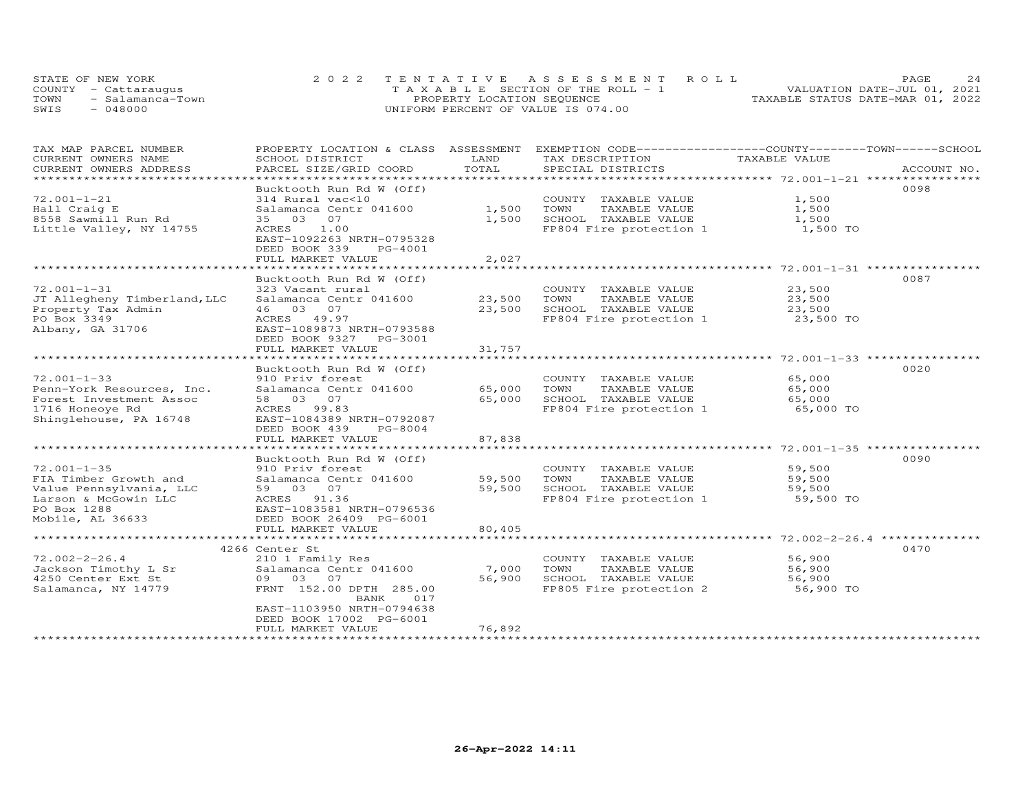STATE OF NEW YORK
COUNTY - Cattaraugus
TOWN - Salamanca-Town
SWIS - 048000

2022 TENTATIVE ASSESSMENT ROLL
TAXABLE SECTION OF THE ROLL - 1
PROPERTY LOCATION SEQUENCE
UNIFORM PERCENT OF VALUE IS 074.00

VALUATION DATE-JUL 01, 2021
TAXABLE STATUS DATE-MAR 01, 2022

| TAX MAP PARCEL NUMBER / CURRENT OWNERS NAME / CURRENT OWNERS ADDRESS | PROPERTY LOCATION & CLASS / SCHOOL DISTRICT / PARCEL SIZE/GRID COORD | ASSESSMENT LAND | TOTAL | EXEMPTION CODE / TAX DESCRIPTION / SPECIAL DISTRICTS | TAXABLE VALUE (COUNTY / TOWN / SCHOOL) | ACCOUNT NO. |
|---|---|---|---|---|---|---|
| 72.001-1-21 | Bucktooth Run Rd W (Off) | | | | | 0098 |
| Hall Craig E | 314 Rural vac<10 | | | COUNTY TAXABLE VALUE | 1,500 | |
| 8558 Sawmill Run Rd | Salamanca Centr 041600 | 1,500 | | TOWN TAXABLE VALUE | 1,500 | |
| Little Valley, NY 14755 | 35 03 07 | | 1,500 | SCHOOL TAXABLE VALUE | 1,500 | |
| | ACRES 1.00 | | | FP804 Fire protection 1 | 1,500 TO | |
| | EAST-1092263 NRTH-0795328 | | | | | |
| | DEED BOOK 339 PG-4001 | | | | | |
| | FULL MARKET VALUE | | 2,027 | | | |
| 72.001-1-31 | Bucktooth Run Rd W (Off) | | | | | 0087 |
| JT Allegheny Timberland,LLC | 323 Vacant rural | | | COUNTY TAXABLE VALUE | 23,500 | |
| Property Tax Admin | Salamanca Centr 041600 | 23,500 | | TOWN TAXABLE VALUE | 23,500 | |
| PO Box 3349 | 46 03 07 | | 23,500 | SCHOOL TAXABLE VALUE | 23,500 | |
| Albany, GA 31706 | ACRES 49.97 | | | FP804 Fire protection 1 | 23,500 TO | |
| | EAST-1089873 NRTH-0793588 | | | | | |
| | DEED BOOK 9327 PG-3001 | | | | | |
| | FULL MARKET VALUE | | 31,757 | | | |
| 72.001-1-33 | Bucktooth Run Rd W (Off) | | | | | 0020 |
| Penn-York Resources, Inc. | 910 Priv forest | | | COUNTY TAXABLE VALUE | 65,000 | |
| Forest Investment Assoc | Salamanca Centr 041600 | 65,000 | | TOWN TAXABLE VALUE | 65,000 | |
| 1716 Honeoye Rd | 58 03 07 | | 65,000 | SCHOOL TAXABLE VALUE | 65,000 | |
| Shinglehouse, PA 16748 | ACRES 99.83 | | | FP804 Fire protection 1 | 65,000 TO | |
| | EAST-1084389 NRTH-0792087 | | | | | |
| | DEED BOOK 439 PG-8004 | | | | | |
| | FULL MARKET VALUE | | 87,838 | | | |
| 72.001-1-35 | Bucktooth Run Rd W (Off) | | | | | 0090 |
| FIA Timber Growth and | 910 Priv forest | | | COUNTY TAXABLE VALUE | 59,500 | |
| Value Pennsylvania, LLC | Salamanca Centr 041600 | 59,500 | | TOWN TAXABLE VALUE | 59,500 | |
| Larson & McGowin LLC | 59 03 07 | | 59,500 | SCHOOL TAXABLE VALUE | 59,500 | |
| PO Box 1288 | ACRES 91.36 | | | FP804 Fire protection 1 | 59,500 TO | |
| Mobile, AL 36633 | EAST-1083581 NRTH-0796536 | | | | | |
| | DEED BOOK 26409 PG-6001 | | | | | |
| | FULL MARKET VALUE | | 80,405 | | | |
| 72.002-2-26.4 | 4266 Center St | | | | | 0470 |
| Jackson Timothy L Sr | 210 1 Family Res | | | COUNTY TAXABLE VALUE | 56,900 | |
| 4250 Center Ext St | Salamanca Centr 041600 | 7,000 | | TOWN TAXABLE VALUE | 56,900 | |
| Salamanca, NY 14779 | 09 03 07 | | 56,900 | SCHOOL TAXABLE VALUE | 56,900 | |
| | FRNT 152.00 DPTH 285.00 | | | FP805 Fire protection 2 | 56,900 TO | |
| | BANK 017 | | | | | |
| | EAST-1103950 NRTH-0794638 | | | | | |
| | DEED BOOK 17002 PG-6001 | | | | | |
| | FULL MARKET VALUE | | 76,892 | | | |

26-Apr-2022 14:11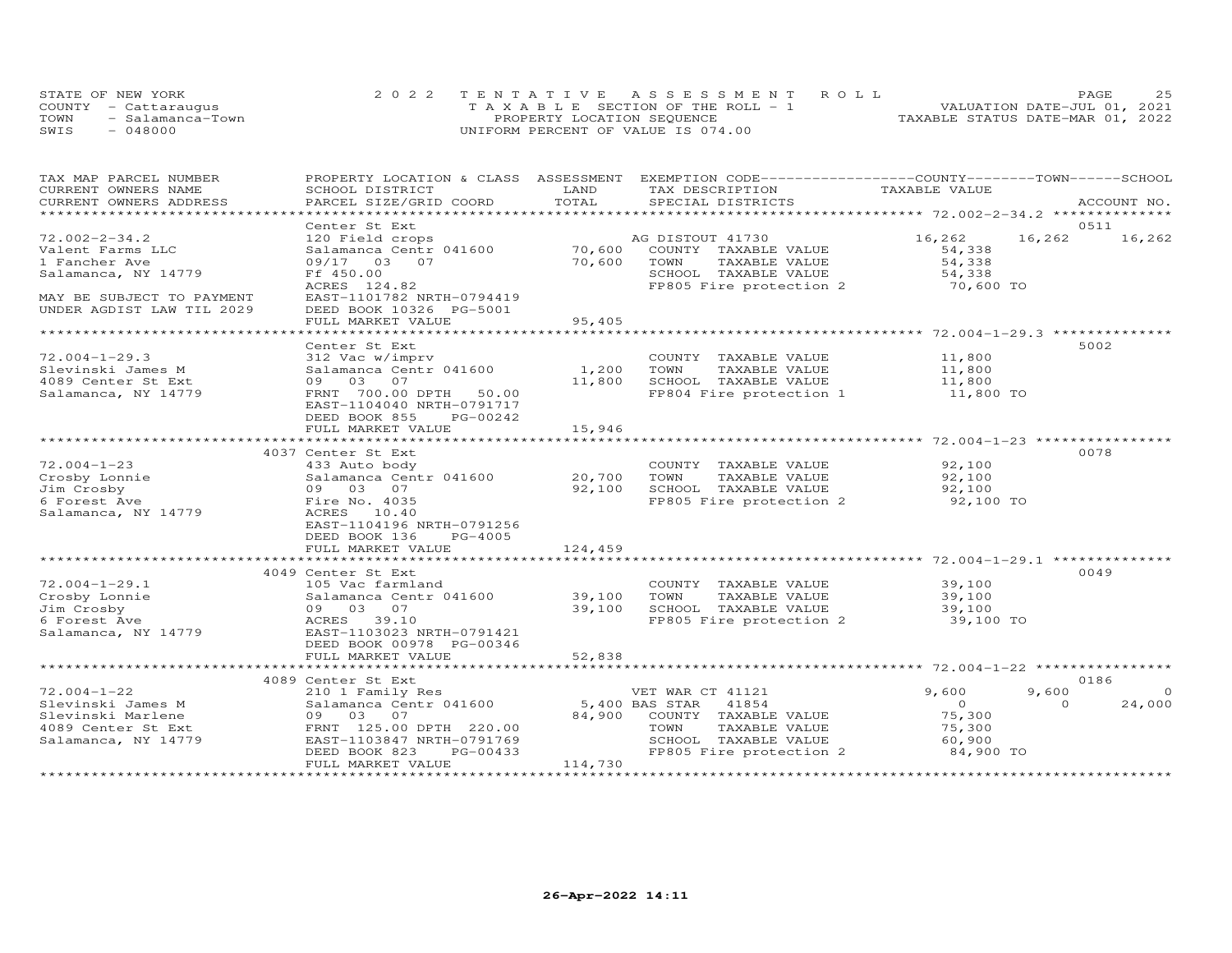STATE OF NEW YORK
COUNTY - Cattaraugus
TOWN - Salamanca-Town
SWIS - 048000

2022 TENTATIVE ASSESSMENT ROLL
TAXABLE SECTION OF THE ROLL - 1
PROPERTY LOCATION SEQUENCE
UNIFORM PERCENT OF VALUE IS 074.00

VALUATION DATE-JUL 01, 2021
TAXABLE STATUS DATE-MAR 01, 2022

| TAX MAP PARCEL NUMBER / CURRENT OWNERS NAME / CURRENT OWNERS ADDRESS | PROPERTY LOCATION & CLASS / SCHOOL DISTRICT / PARCEL SIZE/GRID COORD | ASSESSMENT LAND | TOTAL | EXEMPTION CODE / TAX DESCRIPTION / SPECIAL DISTRICTS | COUNTY TAXABLE VALUE | TOWN | SCHOOL | ACCOUNT NO. |
|---|---|---|---|---|---|---|---|---|
| 72.002-2-34.2 | Center St Ext | | | | | | | 0511 |
| Valent Farms LLC | 120 Field crops | | | AG DISTOUT 41730 | 16,262 | 16,262 | 16,262 | |
| 1 Fancher Ave | Salamanca Centr 041600 | 70,600 | | COUNTY TAXABLE VALUE | 54,338 | | | |
| Salamanca, NY 14779 | 09/17 03 07 | | 70,600 | TOWN TAXABLE VALUE | 54,338 | | | |
| | Ff 450.00 | | | SCHOOL TAXABLE VALUE | 54,338 | | | |
| MAY BE SUBJECT TO PAYMENT | ACRES 124.82 | | | FP805 Fire protection 2 | 70,600 TO | | | |
| UNDER AGDIST LAW TIL 2029 | EAST-1101782 NRTH-0794419 | | | | | | | |
| | DEED BOOK 10326 PG-5001 | | | | | | | |
| | FULL MARKET VALUE | | 95,405 | | | | | |
| 72.004-1-29.3 | Center St Ext | | | | | | | 5002 |
| Slevinski James M | 312 Vac w/imprv | | | COUNTY TAXABLE VALUE | 11,800 | | | |
| 4089 Center St Ext | Salamanca Centr 041600 | 1,200 | | TOWN TAXABLE VALUE | 11,800 | | | |
| Salamanca, NY 14779 | 09 03 07 | | 11,800 | SCHOOL TAXABLE VALUE | 11,800 | | | |
| | FRNT 700.00 DPTH 50.00 | | | FP804 Fire protection 1 | 11,800 TO | | | |
| | EAST-1104040 NRTH-0791717 | | | | | | | |
| | DEED BOOK 855 PG-00242 | | | | | | | |
| | FULL MARKET VALUE | | 15,946 | | | | | |
| 72.004-1-23 | 4037 Center St Ext | | | | | | | 0078 |
| Crosby Lonnie | 433 Auto body | | | COUNTY TAXABLE VALUE | 92,100 | | | |
| Jim Crosby | Salamanca Centr 041600 | 20,700 | | TOWN TAXABLE VALUE | 92,100 | | | |
| 6 Forest Ave | 09 03 07 | | 92,100 | SCHOOL TAXABLE VALUE | 92,100 | | | |
| Salamanca, NY 14779 | Fire No. 4035 | | | FP805 Fire protection 2 | 92,100 TO | | | |
| | ACRES 10.40 | | | | | | | |
| | EAST-1104196 NRTH-0791256 | | | | | | | |
| | DEED BOOK 136 PG-4005 | | | | | | | |
| | FULL MARKET VALUE | | 124,459 | | | | | |
| 72.004-1-29.1 | 4049 Center St Ext | | | | | | | 0049 |
| Crosby Lonnie | 105 Vac farmland | | | COUNTY TAXABLE VALUE | 39,100 | | | |
| Jim Crosby | Salamanca Centr 041600 | 39,100 | | TOWN TAXABLE VALUE | 39,100 | | | |
| 6 Forest Ave | 09 03 07 | | 39,100 | SCHOOL TAXABLE VALUE | 39,100 | | | |
| Salamanca, NY 14779 | ACRES 39.10 | | | FP805 Fire protection 2 | 39,100 TO | | | |
| | EAST-1103023 NRTH-0791421 | | | | | | | |
| | DEED BOOK 00978 PG-00346 | | | | | | | |
| | FULL MARKET VALUE | | 52,838 | | | | | |
| 72.004-1-22 | 4089 Center St Ext | | | | | | | 0186 |
| Slevinski James M | 210 1 Family Res | | | VET WAR CT 41121 | 9,600 | 9,600 | 0 | |
| Slevinski Marlene | Salamanca Centr 041600 | 5,400 | | BAS STAR 41854 | 0 | 0 | 24,000 | |
| 4089 Center St Ext | 09 03 07 | | 84,900 | COUNTY TAXABLE VALUE | 75,300 | | | |
| Salamanca, NY 14779 | FRNT 125.00 DPTH 220.00 | | | TOWN TAXABLE VALUE | 75,300 | | | |
| | EAST-1103847 NRTH-0791769 | | | SCHOOL TAXABLE VALUE | 60,900 | | | |
| | DEED BOOK 823 PG-00433 | | | FP805 Fire protection 2 | 84,900 TO | | | |
| | FULL MARKET VALUE | | 114,730 | | | | | |

26-Apr-2022 14:11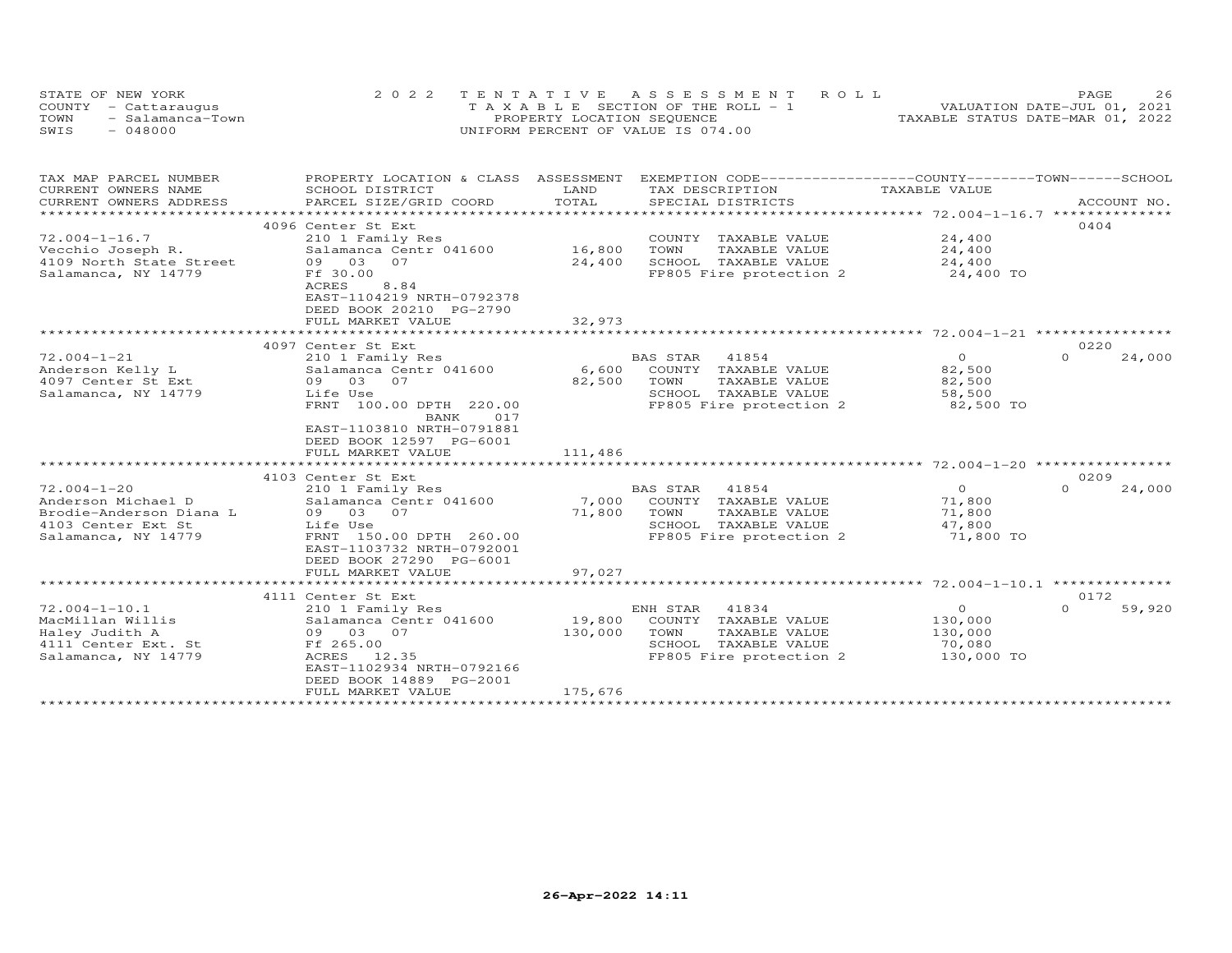STATE OF NEW YORK
COUNTY - Cattaraugus
TOWN - Salamanca-Town
SWIS - 048000

2022 TENTATIVE ASSESSMENT ROLL
TAXABLE SECTION OF THE ROLL - 1
PROPERTY LOCATION SEQUENCE
UNIFORM PERCENT OF VALUE IS 074.00

VALUATION DATE-JUL 01, 2021
TAXABLE STATUS DATE-MAR 01, 2022

| TAX MAP PARCEL NUMBER / CURRENT OWNERS NAME / CURRENT OWNERS ADDRESS | PROPERTY LOCATION & CLASS / SCHOOL DISTRICT / PARCEL SIZE/GRID COORD | ASSESSMENT LAND / TOTAL | EXEMPTION CODE / TAX DESCRIPTION / SPECIAL DISTRICTS | COUNTY TAXABLE VALUE | TOWN / SCHOOL / ACCOUNT NO. |
|---|---|---|---|---|---|
| **72.004-1-16.7** | 4096 Center St Ext | | | | 0404 |
| 72.004-1-16.7 | 210 1 Family Res | | COUNTY TAXABLE VALUE | 24,400 | |
| Vecchio Joseph R. | Salamanca Centr 041600 | 16,800 | TOWN TAXABLE VALUE | 24,400 | |
| 4109 North State Street | 09 03 07 | 24,400 | SCHOOL TAXABLE VALUE | 24,400 | |
| Salamanca, NY 14779 | Ff 30.00 | | FP805 Fire protection 2 | 24,400 TO | |
| | ACRES 8.84 | | | | |
| | EAST-1104219 NRTH-0792378 | | | | |
| | DEED BOOK 20210 PG-2790 | | | | |
| | FULL MARKET VALUE | 32,973 | | | |
| **72.004-1-21** | 4097 Center St Ext | | | | 0220 |
| 72.004-1-21 | 210 1 Family Res | | BAS STAR 41854 | 0 | 0 24,000 |
| Anderson Kelly L | Salamanca Centr 041600 | 6,600 | COUNTY TAXABLE VALUE | 82,500 | |
| 4097 Center St Ext | 09 03 07 | 82,500 | TOWN TAXABLE VALUE | 82,500 | |
| Salamanca, NY 14779 | Life Use | | SCHOOL TAXABLE VALUE | 58,500 | |
| | FRNT 100.00 DPTH 220.00 | | FP805 Fire protection 2 | 82,500 TO | |
| | BANK 017 | | | | |
| | EAST-1103810 NRTH-0791881 | | | | |
| | DEED BOOK 12597 PG-6001 | | | | |
| | FULL MARKET VALUE | 111,486 | | | |
| **72.004-1-20** | 4103 Center St Ext | | | | 0209 |
| 72.004-1-20 | 210 1 Family Res | | BAS STAR 41854 | 0 | 0 24,000 |
| Anderson Michael D | Salamanca Centr 041600 | 7,000 | COUNTY TAXABLE VALUE | 71,800 | |
| Brodie-Anderson Diana L | 09 03 07 | 71,800 | TOWN TAXABLE VALUE | 71,800 | |
| 4103 Center Ext St | Life Use | | SCHOOL TAXABLE VALUE | 47,800 | |
| Salamanca, NY 14779 | FRNT 150.00 DPTH 260.00 | | FP805 Fire protection 2 | 71,800 TO | |
| | EAST-1103732 NRTH-0792001 | | | | |
| | DEED BOOK 27290 PG-6001 | | | | |
| | FULL MARKET VALUE | 97,027 | | | |
| **72.004-1-10.1** | 4111 Center St Ext | | | | 0172 |
| 72.004-1-10.1 | 210 1 Family Res | | ENH STAR 41834 | 0 | 0 59,920 |
| MacMillan Willis | Salamanca Centr 041600 | 19,800 | COUNTY TAXABLE VALUE | 130,000 | |
| Haley Judith A | 09 03 07 | 130,000 | TOWN TAXABLE VALUE | 130,000 | |
| 4111 Center Ext. St | Ff 265.00 | | SCHOOL TAXABLE VALUE | 70,080 | |
| Salamanca, NY 14779 | ACRES 12.35 | | FP805 Fire protection 2 | 130,000 TO | |
| | EAST-1102934 NRTH-0792166 | | | | |
| | DEED BOOK 14889 PG-2001 | | | | |
| | FULL MARKET VALUE | 175,676 | | | |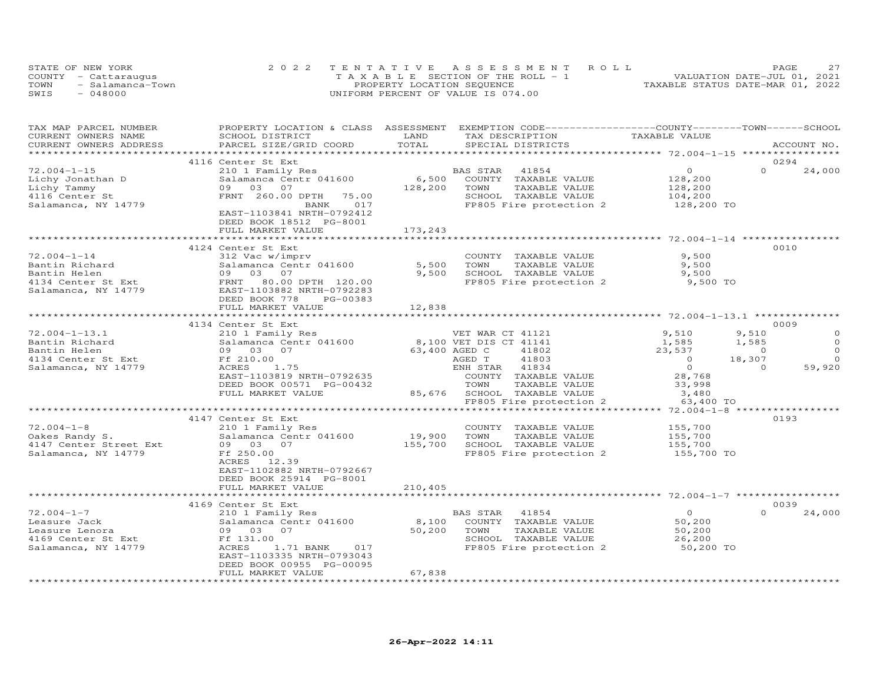STATE OF NEW YORK
COUNTY - Cattaraugus
TOWN - Salamanca-Town
SWIS - 048000

2022 TENTATIVE ASSESSMENT ROLL
TAXABLE SECTION OF THE ROLL - 1
PROPERTY LOCATION SEQUENCE
UNIFORM PERCENT OF VALUE IS 074.00

VALUATION DATE-JUL 01, 2021
TAXABLE STATUS DATE-MAR 01, 2022

| TAX MAP PARCEL NUMBER / CURRENT OWNERS NAME / CURRENT OWNERS ADDRESS | PROPERTY LOCATION & CLASS / SCHOOL DISTRICT / PARCEL SIZE/GRID COORD | ASSESSMENT LAND / TOTAL | EXEMPTION CODE / TAX DESCRIPTION / SPECIAL DISTRICTS | COUNTY TAXABLE VALUE | TOWN | SCHOOL / ACCOUNT NO. |
|---|---|---|---|---|---|---|
| | 4116 Center St Ext | | | | | 0294 |
| 72.004-1-15 | 210 1 Family Res | | BAS STAR 41854 | 0 | 0 | 24,000 |
| Lichy Jonathan D | Salamanca Centr 041600 | 6,500 | COUNTY TAXABLE VALUE | 128,200 | | |
| Lichy Tammy | 09 03 07 | 128,200 | TOWN TAXABLE VALUE | 128,200 | | |
| 4116 Center St | FRNT 260.00 DPTH 75.00 | | SCHOOL TAXABLE VALUE | 104,200 | | |
| Salamanca, NY 14779 | BANK 017 | | FP805 Fire protection 2 | 128,200 TO | | |
| | EAST-1103841 NRTH-0792412 | | | | | |
| | DEED BOOK 18512 PG-8001 | | | | | |
| | FULL MARKET VALUE | 173,243 | | | | |
| | 4124 Center St Ext | | | | | 0010 |
| 72.004-1-14 | 312 Vac w/imprv | | COUNTY TAXABLE VALUE | 9,500 | | |
| Bantin Richard | Salamanca Centr 041600 | 5,500 | TOWN TAXABLE VALUE | 9,500 | | |
| Bantin Helen | 09 03 07 | 9,500 | SCHOOL TAXABLE VALUE | 9,500 | | |
| 4134 Center St Ext | FRNT 80.00 DPTH 120.00 | | FP805 Fire protection 2 | 9,500 TO | | |
| Salamanca, NY 14779 | EAST-1103882 NRTH-0792283 | | | | | |
| | DEED BOOK 778 PG-00383 | | | | | |
| | FULL MARKET VALUE | 12,838 | | | | |
| | 4134 Center St Ext | | | | | 0009 |
| 72.004-1-13.1 | 210 1 Family Res | | VET WAR CT 41121 | 9,510 | 9,510 | 0 |
| Bantin Richard | Salamanca Centr 041600 | 8,100 | VET DIS CT 41141 | 1,585 | 1,585 | 0 |
| Bantin Helen | 09 03 07 | 63,400 | AGED C 41802 | 23,537 | 0 | 0 |
| 4134 Center St Ext | Ff 210.00 | | AGED T 41803 | 0 | 18,307 | 0 |
| Salamanca, NY 14779 | ACRES 1.75 | | ENH STAR 41834 | 0 | 0 | 59,920 |
| | EAST-1103819 NRTH-0792635 | | COUNTY TAXABLE VALUE | 28,768 | | |
| | DEED BOOK 00571 PG-00432 | | TOWN TAXABLE VALUE | 33,998 | | |
| | FULL MARKET VALUE | 85,676 | SCHOOL TAXABLE VALUE | 3,480 | | |
| | | | FP805 Fire protection 2 | 63,400 TO | | |
| | 4147 Center St Ext | | | | | 0193 |
| 72.004-1-8 | 210 1 Family Res | | COUNTY TAXABLE VALUE | 155,700 | | |
| Oakes Randy S. | Salamanca Centr 041600 | 19,900 | TOWN TAXABLE VALUE | 155,700 | | |
| 4147 Center Street Ext | 09 03 07 | 155,700 | SCHOOL TAXABLE VALUE | 155,700 | | |
| Salamanca, NY 14779 | Ff 250.00 | | FP805 Fire protection 2 | 155,700 TO | | |
| | ACRES 12.39 | | | | | |
| | EAST-1102882 NRTH-0792667 | | | | | |
| | DEED BOOK 25914 PG-8001 | | | | | |
| | FULL MARKET VALUE | 210,405 | | | | |
| | 4169 Center St Ext | | | | | 0039 |
| 72.004-1-7 | 210 1 Family Res | | BAS STAR 41854 | 0 | 0 | 24,000 |
| Leasure Jack | Salamanca Centr 041600 | 8,100 | COUNTY TAXABLE VALUE | 50,200 | | |
| Leasure Lenora | 09 03 07 | 50,200 | TOWN TAXABLE VALUE | 50,200 | | |
| 4169 Center St Ext | Ff 131.00 | | SCHOOL TAXABLE VALUE | 26,200 | | |
| Salamanca, NY 14779 | ACRES 1.71 BANK 017 | | FP805 Fire protection 2 | 50,200 TO | | |
| | EAST-1103335 NRTH-0793043 | | | | | |
| | DEED BOOK 00955 PG-00095 | | | | | |
| | FULL MARKET VALUE | 67,838 | | | | |

26-Apr-2022 14:11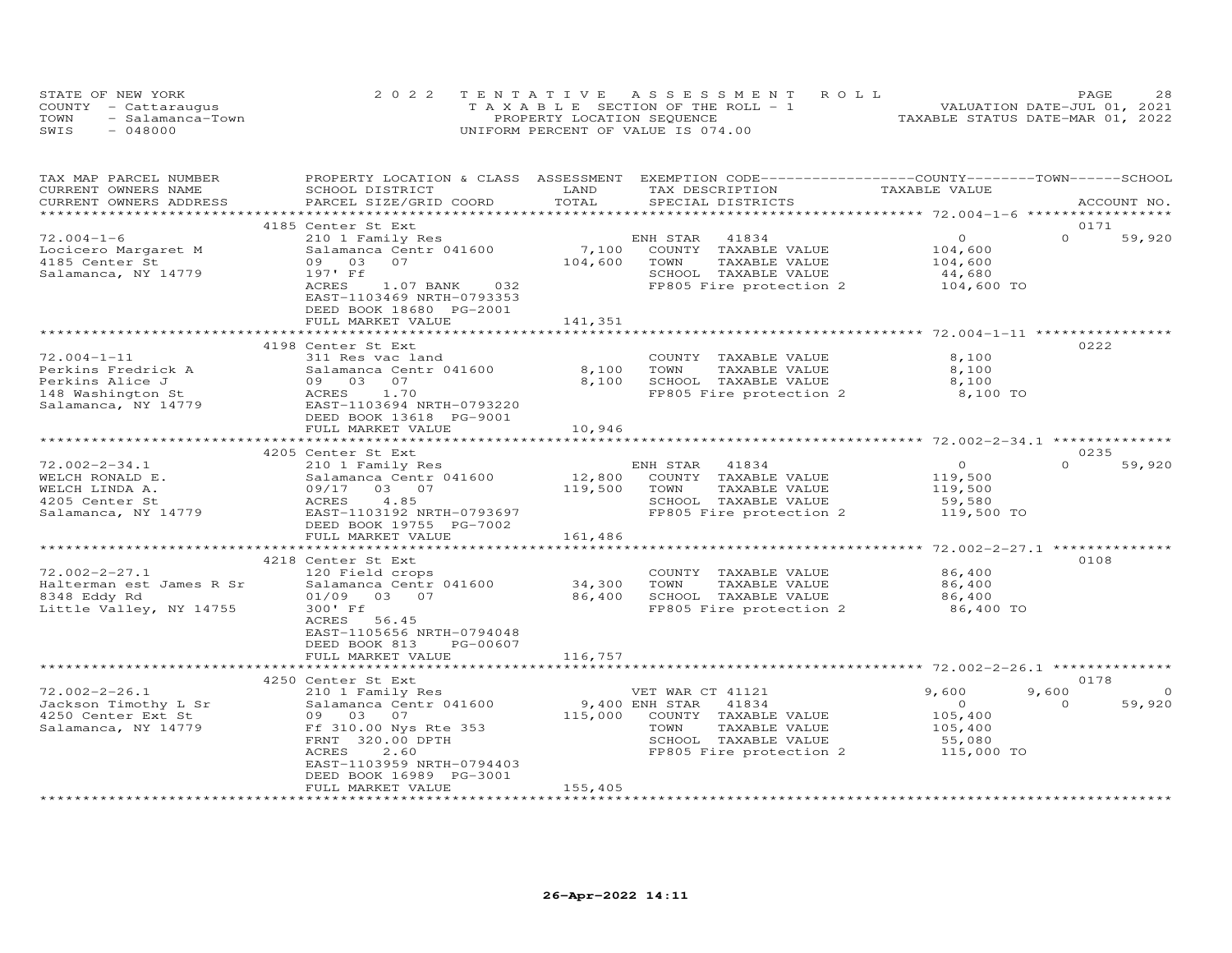STATE OF NEW YORK — COUNTY - Cattaraugus — TOWN - Salamanca-Town — SWIS - 048000

2022 TENTATIVE ASSESSMENT ROLL
TAXABLE SECTION OF THE ROLL - 1
PROPERTY LOCATION SEQUENCE
UNIFORM PERCENT OF VALUE IS 074.00

VALUATION DATE-JUL 01, 2021
TAXABLE STATUS DATE-MAR 01, 2022

| TAX MAP PARCEL NUMBER / CURRENT OWNERS NAME / CURRENT OWNERS ADDRESS | PROPERTY LOCATION & CLASS / SCHOOL DISTRICT / PARCEL SIZE/GRID COORD | ASSESSMENT LAND / TOTAL | EXEMPTION CODE / TAX DESCRIPTION / SPECIAL DISTRICTS | COUNTY TAXABLE VALUE | TOWN | SCHOOL | ACCOUNT NO. |
|---|---|---|---|---|---|---|---|
| | 4185 Center St Ext | | | | | | 0171 |
| 72.004-1-6 | 210 1 Family Res | | ENH STAR 41834 | 0 | 0 | 59,920 | |
| Locicero Margaret M | Salamanca Centr 041600 | 7,100 | COUNTY TAXABLE VALUE | 104,600 | | | |
| 4185 Center St | 09 03 07 | 104,600 | TOWN TAXABLE VALUE | 104,600 | | | |
| Salamanca, NY 14779 | 197' Ff | | SCHOOL TAXABLE VALUE | 44,680 | | | |
| | ACRES 1.07 BANK 032 | | FP805 Fire protection 2 | 104,600 TO | | | |
| | EAST-1103469 NRTH-0793353 | | | | | | |
| | DEED BOOK 18680 PG-2001 | | | | | | |
| | FULL MARKET VALUE | 141,351 | | | | | |
| | 4198 Center St Ext | | | | | | 0222 |
| 72.004-1-11 | 311 Res vac land | | COUNTY TAXABLE VALUE | 8,100 | | | |
| Perkins Fredrick A | Salamanca Centr 041600 | 8,100 | TOWN TAXABLE VALUE | 8,100 | | | |
| Perkins Alice J | 09 03 07 | 8,100 | SCHOOL TAXABLE VALUE | 8,100 | | | |
| 148 Washington St | ACRES 1.70 | | FP805 Fire protection 2 | 8,100 TO | | | |
| Salamanca, NY 14779 | EAST-1103694 NRTH-0793220 | | | | | | |
| | DEED BOOK 13618 PG-9001 | | | | | | |
| | FULL MARKET VALUE | 10,946 | | | | | |
| | 4205 Center St Ext | | | | | | 0235 |
| 72.002-2-34.1 | 210 1 Family Res | | ENH STAR 41834 | 0 | 0 | 59,920 | |
| WELCH RONALD E. | Salamanca Centr 041600 | 12,800 | COUNTY TAXABLE VALUE | 119,500 | | | |
| WELCH LINDA A. | 09/17 03 07 | 119,500 | TOWN TAXABLE VALUE | 119,500 | | | |
| 4205 Center St | ACRES 4.85 | | SCHOOL TAXABLE VALUE | 59,580 | | | |
| Salamanca, NY 14779 | EAST-1103192 NRTH-0793697 | | FP805 Fire protection 2 | 119,500 TO | | | |
| | DEED BOOK 19755 PG-7002 | | | | | | |
| | FULL MARKET VALUE | 161,486 | | | | | |
| | 4218 Center St Ext | | | | | | 0108 |
| 72.002-2-27.1 | 120 Field crops | | COUNTY TAXABLE VALUE | 86,400 | | | |
| Halterman est James R Sr | Salamanca Centr 041600 | 34,300 | TOWN TAXABLE VALUE | 86,400 | | | |
| 8348 Eddy Rd | 01/09 03 07 | 86,400 | SCHOOL TAXABLE VALUE | 86,400 | | | |
| Little Valley, NY 14755 | 300' Ff | | FP805 Fire protection 2 | 86,400 TO | | | |
| | ACRES 56.45 | | | | | | |
| | EAST-1105656 NRTH-0794048 | | | | | | |
| | DEED BOOK 813 PG-00607 | | | | | | |
| | FULL MARKET VALUE | 116,757 | | | | | |
| | 4250 Center St Ext | | | | | | 0178 |
| 72.002-2-26.1 | 210 1 Family Res | | VET WAR CT 41121 | 9,600 | 9,600 | 0 | |
| Jackson Timothy L Sr | Salamanca Centr 041600 | 9,400 | ENH STAR 41834 | 0 | 0 | 59,920 | |
| 4250 Center Ext St | 09 03 07 | 115,000 | COUNTY TAXABLE VALUE | 105,400 | | | |
| Salamanca, NY 14779 | Ff 310.00 Nys Rte 353 | | TOWN TAXABLE VALUE | 105,400 | | | |
| | FRNT 320.00 DPTH | | SCHOOL TAXABLE VALUE | 55,080 | | | |
| | ACRES 2.60 | | FP805 Fire protection 2 | 115,000 TO | | | |
| | EAST-1103959 NRTH-0794403 | | | | | | |
| | DEED BOOK 16989 PG-3001 | | | | | | |
| | FULL MARKET VALUE | 155,405 | | | | | |

26-Apr-2022 14:11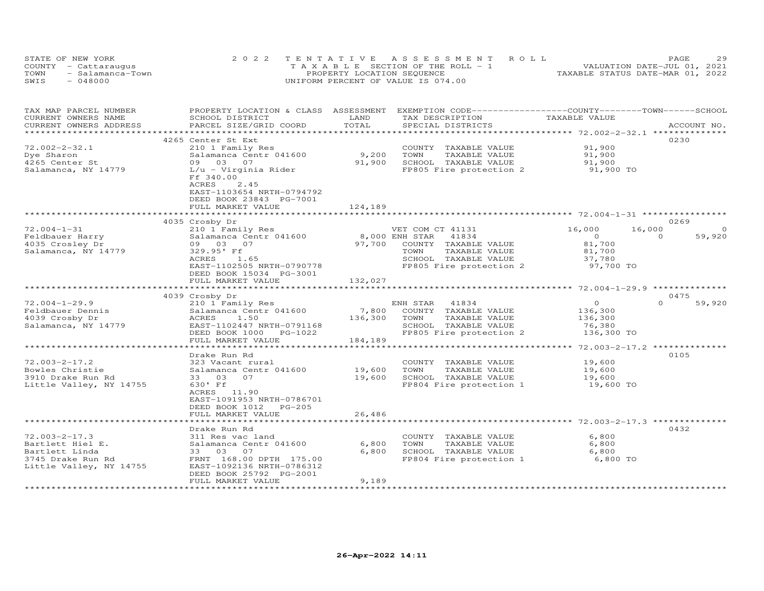STATE OF NEW YORK
COUNTY - Cattaraugus
TOWN - Salamanca-Town
SWIS - 048000

# 2022 TENTATIVE ASSESSMENT ROLL

TAXABLE SECTION OF THE ROLL - 1
PROPERTY LOCATION SEQUENCE
UNIFORM PERCENT OF VALUE IS 074.00

VALUATION DATE-JUL 01, 2021
TAXABLE STATUS DATE-MAR 01, 2022

| TAX MAP PARCEL NUMBER / CURRENT OWNERS NAME / CURRENT OWNERS ADDRESS | PROPERTY LOCATION & CLASS / SCHOOL DISTRICT / PARCEL SIZE/GRID COORD | ASSESSMENT LAND / TOTAL | EXEMPTION CODE / TAX DESCRIPTION / SPECIAL DISTRICTS | COUNTY TAXABLE VALUE | TOWN | SCHOOL | ACCOUNT NO. |
|---|---|---|---|---|---|---|---|
| 72.002-2-32.1 | 4265 Center St Ext | | | | | | 0230 |
| 72.002-2-32.1 | 210 1 Family Res | | COUNTY TAXABLE VALUE | 91,900 | | | |
| Dye Sharon | Salamanca Centr 041600 | 9,200 | TOWN TAXABLE VALUE | 91,900 | | | |
| 4265 Center St | 09 03 07 | 91,900 | SCHOOL TAXABLE VALUE | 91,900 | | | |
| Salamanca, NY 14779 | L/u - Virginia Rider | | FP805 Fire protection 2 | 91,900 TO | | | |
| | Ff 340.00 | | | | | | |
| | ACRES 2.45 | | | | | | |
| | EAST-1103654 NRTH-0794792 | | | | | | |
| | DEED BOOK 23843 PG-7001 | | | | | | |
| | FULL MARKET VALUE | 124,189 | | | | | |
| 72.004-1-31 | 4035 Crosby Dr | | | | | | 0269 |
| 72.004-1-31 | 210 1 Family Res | | VET COM CT 41131 | 16,000 | 16,000 | 0 | |
| Feldbauer Harry | Salamanca Centr 041600 | 8,000 | ENH STAR 41834 | 0 | 0 | 59,920 | |
| 4035 Crosley Dr | 09 03 07 | 97,700 | COUNTY TAXABLE VALUE | 81,700 | | | |
| Salamanca, NY 14779 | 329.95' Ff | | TOWN TAXABLE VALUE | 81,700 | | | |
| | ACRES 1.65 | | SCHOOL TAXABLE VALUE | 37,780 | | | |
| | EAST-1102505 NRTH-0790778 | | FP805 Fire protection 2 | 97,700 TO | | | |
| | DEED BOOK 15034 PG-3001 | | | | | | |
| | FULL MARKET VALUE | 132,027 | | | | | |
| 72.004-1-29.9 | 4039 Crosby Dr | | | | | | 0475 |
| 72.004-1-29.9 | 210 1 Family Res | | ENH STAR 41834 | 0 | 0 | 59,920 | |
| Feldbauer Dennis | Salamanca Centr 041600 | 7,800 | COUNTY TAXABLE VALUE | 136,300 | | | |
| 4039 Crosby Dr | ACRES 1.50 | 136,300 | TOWN TAXABLE VALUE | 136,300 | | | |
| Salamanca, NY 14779 | EAST-1102447 NRTH-0791168 | | SCHOOL TAXABLE VALUE | 76,380 | | | |
| | DEED BOOK 1000 PG-1022 | | FP805 Fire protection 2 | 136,300 TO | | | |
| | FULL MARKET VALUE | 184,189 | | | | | |
| 72.003-2-17.2 | Drake Run Rd | | | | | | 0105 |
| 72.003-2-17.2 | 323 Vacant rural | | COUNTY TAXABLE VALUE | 19,600 | | | |
| Bowles Christie | Salamanca Centr 041600 | 19,600 | TOWN TAXABLE VALUE | 19,600 | | | |
| 3910 Drake Run Rd | 33 03 07 | 19,600 | SCHOOL TAXABLE VALUE | 19,600 | | | |
| Little Valley, NY 14755 | 630' Ff | | FP804 Fire protection 1 | 19,600 TO | | | |
| | ACRES 11.90 | | | | | | |
| | EAST-1091953 NRTH-0786701 | | | | | | |
| | DEED BOOK 1012 PG-205 | | | | | | |
| | FULL MARKET VALUE | 26,486 | | | | | |
| 72.003-2-17.3 | Drake Run Rd | | | | | | 0432 |
| 72.003-2-17.3 | 311 Res vac land | | COUNTY TAXABLE VALUE | 6,800 | | | |
| Bartlett Hiel E. | Salamanca Centr 041600 | 6,800 | TOWN TAXABLE VALUE | 6,800 | | | |
| Bartlett Linda | 33 03 07 | 6,800 | SCHOOL TAXABLE VALUE | 6,800 | | | |
| 3745 Drake Run Rd | FRNT 168.00 DPTH 175.00 | | FP804 Fire protection 1 | 6,800 TO | | | |
| Little Valley, NY 14755 | EAST-1092136 NRTH-0786312 | | | | | | |
| | DEED BOOK 25792 PG-2001 | | | | | | |
| | FULL MARKET VALUE | 9,189 | | | | | |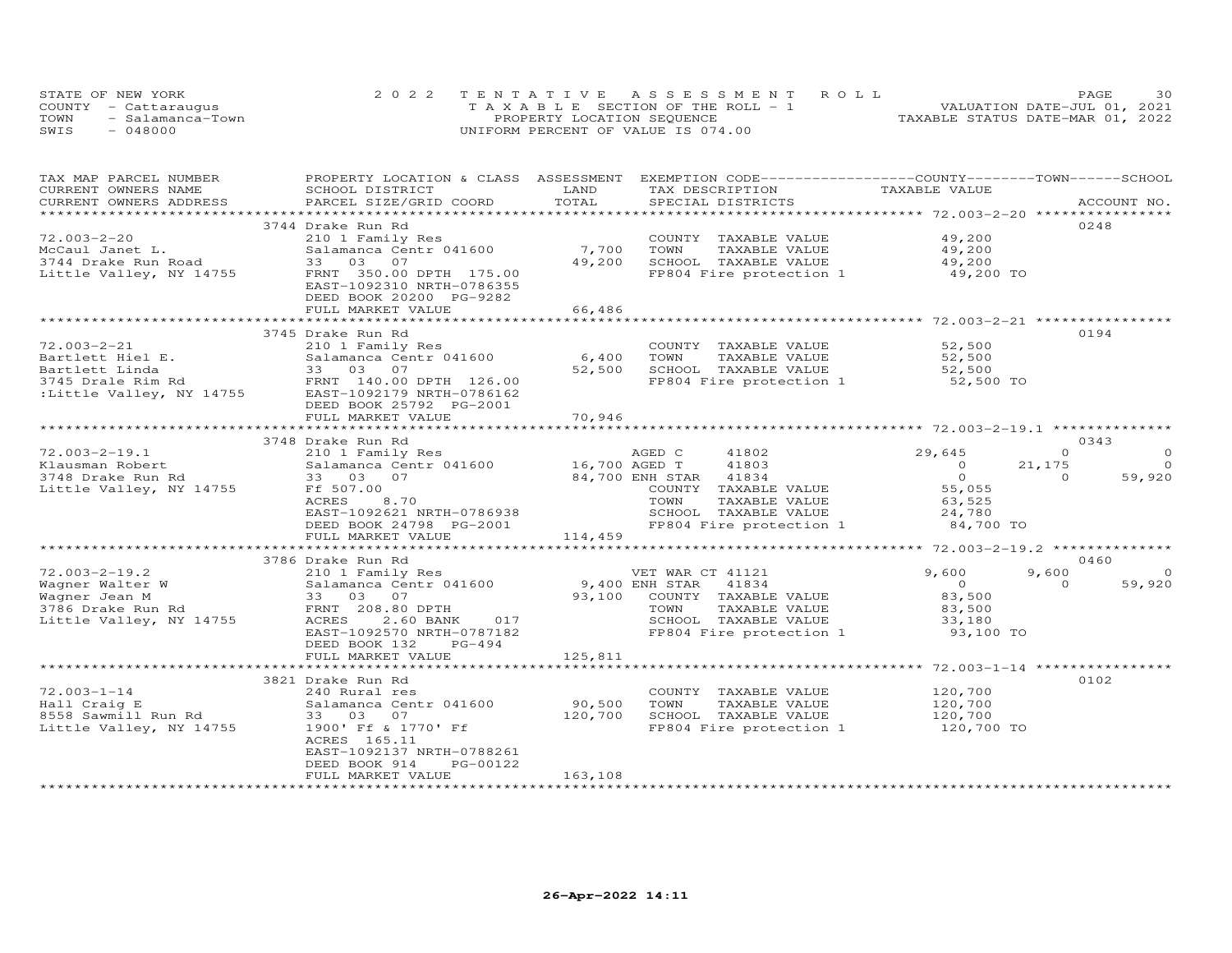STATE OF NEW YORK
COUNTY - Cattaraugus
TOWN - Salamanca-Town
SWIS - 048000

2022 TENTATIVE ASSESSMENT ROLL
TAXABLE SECTION OF THE ROLL - 1
PROPERTY LOCATION SEQUENCE
UNIFORM PERCENT OF VALUE IS 074.00

VALUATION DATE-JUL 01, 2021
TAXABLE STATUS DATE-MAR 01, 2022

| TAX MAP PARCEL NUMBER / CURRENT OWNERS NAME / CURRENT OWNERS ADDRESS | PROPERTY LOCATION & CLASS / SCHOOL DISTRICT / PARCEL SIZE/GRID COORD | ASSESSMENT LAND | TOTAL | EXEMPTION CODE / TAX DESCRIPTION / SPECIAL DISTRICTS | COUNTY TAXABLE VALUE | TOWN | SCHOOL | ACCOUNT NO. |
|---|---|---|---|---|---|---|---|---|
| | 3744 Drake Run Rd | | | | | | | 0248 |
| 72.003-2-20 | 210 1 Family Res | | | COUNTY TAXABLE VALUE | 49,200 | | | |
| McCaul Janet L. | Salamanca Centr 041600 | 7,700 | | TOWN TAXABLE VALUE | 49,200 | | | |
| 3744 Drake Run Road | 33 03 07 | | 49,200 | SCHOOL TAXABLE VALUE | 49,200 | | | |
| Little Valley, NY 14755 | FRNT 350.00 DPTH 175.00 | | | FP804 Fire protection 1 | 49,200 TO | | | |
| | EAST-1092310 NRTH-0786355 | | | | | | | |
| | DEED BOOK 20200 PG-9282 | | | | | | | |
| | FULL MARKET VALUE | | 66,486 | | | | | |
| | 3745 Drake Run Rd | | | | | | | 0194 |
| 72.003-2-21 | 210 1 Family Res | | | COUNTY TAXABLE VALUE | 52,500 | | | |
| Bartlett Hiel E. | Salamanca Centr 041600 | 6,400 | | TOWN TAXABLE VALUE | 52,500 | | | |
| Bartlett Linda | 33 03 07 | | 52,500 | SCHOOL TAXABLE VALUE | 52,500 | | | |
| 3745 Drale Rim Rd | FRNT 140.00 DPTH 126.00 | | | FP804 Fire protection 1 | 52,500 TO | | | |
| :Little Valley, NY 14755 | EAST-1092179 NRTH-0786162 | | | | | | | |
| | DEED BOOK 25792 PG-2001 | | | | | | | |
| | FULL MARKET VALUE | | 70,946 | | | | | |
| | 3748 Drake Run Rd | | | | | | | 0343 |
| 72.003-2-19.1 | 210 1 Family Res | | | AGED C 41802 | 29,645 | 0 | 0 | |
| Klausman Robert | Salamanca Centr 041600 | 16,700 | | AGED T 41803 | 0 | 21,175 | 0 | |
| 3748 Drake Run Rd | 33 03 07 | | 84,700 | ENH STAR 41834 | 0 | 0 | 59,920 | |
| Little Valley, NY 14755 | Ff 507.00 | | | COUNTY TAXABLE VALUE | 55,055 | | | |
| | ACRES 8.70 | | | TOWN TAXABLE VALUE | 63,525 | | | |
| | EAST-1092621 NRTH-0786938 | | | SCHOOL TAXABLE VALUE | 24,780 | | | |
| | DEED BOOK 24798 PG-2001 | | | FP804 Fire protection 1 | 84,700 TO | | | |
| | FULL MARKET VALUE | | 114,459 | | | | | |
| | 3786 Drake Run Rd | | | | | | | 0460 |
| 72.003-2-19.2 | 210 1 Family Res | | | VET WAR CT 41121 | 9,600 | 9,600 | 0 | |
| Wagner Walter W | Salamanca Centr 041600 | 9,400 | | ENH STAR 41834 | 0 | 0 | 59,920 | |
| Wagner Jean M | 33 03 07 | | 93,100 | COUNTY TAXABLE VALUE | 83,500 | | | |
| 3786 Drake Run Rd | FRNT 208.80 DPTH | | | TOWN TAXABLE VALUE | 83,500 | | | |
| Little Valley, NY 14755 | ACRES 2.60 BANK 017 | | | SCHOOL TAXABLE VALUE | 33,180 | | | |
| | EAST-1092570 NRTH-0787182 | | | FP804 Fire protection 1 | 93,100 TO | | | |
| | DEED BOOK 132 PG-494 | | | | | | | |
| | FULL MARKET VALUE | | 125,811 | | | | | |
| | 3821 Drake Run Rd | | | | | | | 0102 |
| 72.003-1-14 | 240 Rural res | | | COUNTY TAXABLE VALUE | 120,700 | | | |
| Hall Craig E | Salamanca Centr 041600 | 90,500 | | TOWN TAXABLE VALUE | 120,700 | | | |
| 8558 Sawmill Run Rd | 33 03 07 | | 120,700 | SCHOOL TAXABLE VALUE | 120,700 | | | |
| Little Valley, NY 14755 | 1900' Ff & 1770' Ff | | | FP804 Fire protection 1 | 120,700 TO | | | |
| | ACRES 165.11 | | | | | | | |
| | EAST-1092137 NRTH-0788261 | | | | | | | |
| | DEED BOOK 914 PG-00122 | | | | | | | |
| | FULL MARKET VALUE | | 163,108 | | | | | |

26-Apr-2022 14:11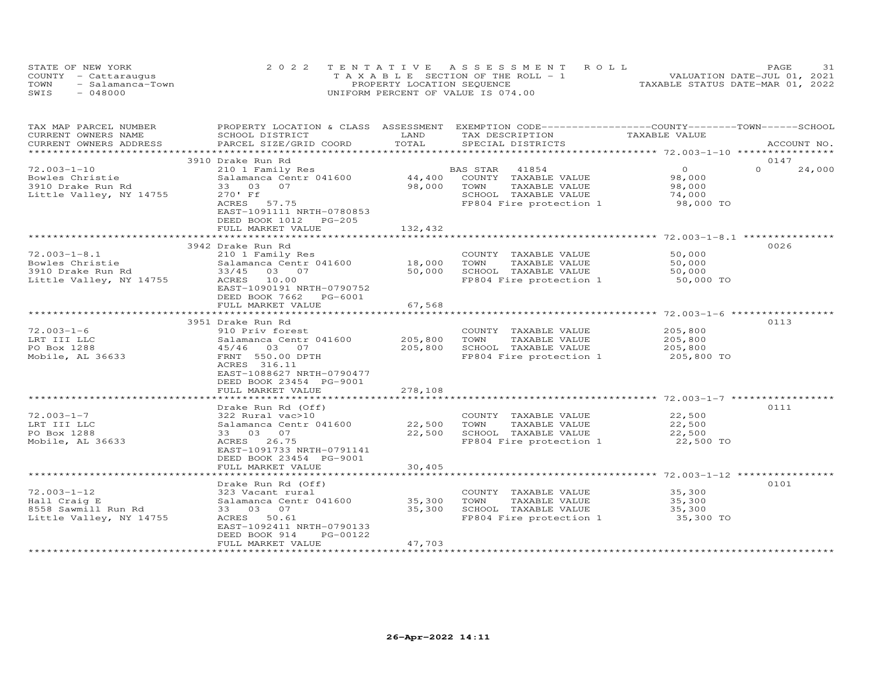STATE OF NEW YORK
COUNTY - Cattaraugus
TOWN - Salamanca-Town
SWIS - 048000

2022 TENTATIVE ASSESSMENT ROLL
TAXABLE SECTION OF THE ROLL - 1
PROPERTY LOCATION SEQUENCE
UNIFORM PERCENT OF VALUE IS 074.00

VALUATION DATE-JUL 01, 2021
TAXABLE STATUS DATE-MAR 01, 2022

| TAX MAP PARCEL NUMBER / CURRENT OWNERS NAME / CURRENT OWNERS ADDRESS | PROPERTY LOCATION & CLASS / SCHOOL DISTRICT / PARCEL SIZE/GRID COORD | ASSESSMENT LAND / TOTAL | EXEMPTION CODE / TAX DESCRIPTION / SPECIAL DISTRICTS | COUNTY / TOWN / SCHOOL TAXABLE VALUE | ACCOUNT NO. |
|---|---|---|---|---|---|
| **72.003-1-10** | 3910 Drake Run Rd | | | | 0147 |
| 72.003-1-10 | 210 1 Family Res | | BAS STAR 41854 | 0 / 0 / 24,000 | |
| Bowles Christie | Salamanca Centr 041600 | 44,400 | COUNTY TAXABLE VALUE | 98,000 | |
| 3910 Drake Run Rd | 33 03 07 | 98,000 | TOWN TAXABLE VALUE | 98,000 | |
| Little Valley, NY 14755 | 270' Ff | | SCHOOL TAXABLE VALUE | 74,000 | |
| | ACRES 57.75 | | FP804 Fire protection 1 | 98,000 TO | |
| | EAST-1091111 NRTH-0780853 | | | | |
| | DEED BOOK 1012 PG-205 | | | | |
| | FULL MARKET VALUE | 132,432 | | | |
| **72.003-1-8.1** | 3942 Drake Run Rd | | | | 0026 |
| 72.003-1-8.1 | 210 1 Family Res | | COUNTY TAXABLE VALUE | 50,000 | |
| Bowles Christie | Salamanca Centr 041600 | 18,000 | TOWN TAXABLE VALUE | 50,000 | |
| 3910 Drake Run Rd | 33/45 03 07 | 50,000 | SCHOOL TAXABLE VALUE | 50,000 | |
| Little Valley, NY 14755 | ACRES 10.00 | | FP804 Fire protection 1 | 50,000 TO | |
| | EAST-1090191 NRTH-0790752 | | | | |
| | DEED BOOK 7662 PG-6001 | | | | |
| | FULL MARKET VALUE | 67,568 | | | |
| **72.003-1-6** | 3951 Drake Run Rd | | | | 0113 |
| 72.003-1-6 | 910 Priv forest | | COUNTY TAXABLE VALUE | 205,800 | |
| LRT III LLC | Salamanca Centr 041600 | 205,800 | TOWN TAXABLE VALUE | 205,800 | |
| PO Box 1288 | 45/46 03 07 | 205,800 | SCHOOL TAXABLE VALUE | 205,800 | |
| Mobile, AL 36633 | FRNT 550.00 DPTH | | FP804 Fire protection 1 | 205,800 TO | |
| | ACRES 316.11 | | | | |
| | EAST-1088627 NRTH-0790477 | | | | |
| | DEED BOOK 23454 PG-9001 | | | | |
| | FULL MARKET VALUE | 278,108 | | | |
| **72.003-1-7** | Drake Run Rd (Off) | | | | 0111 |
| 72.003-1-7 | 322 Rural vac>10 | | COUNTY TAXABLE VALUE | 22,500 | |
| LRT III LLC | Salamanca Centr 041600 | 22,500 | TOWN TAXABLE VALUE | 22,500 | |
| PO Box 1288 | 33 03 07 | 22,500 | SCHOOL TAXABLE VALUE | 22,500 | |
| Mobile, AL 36633 | ACRES 26.75 | | FP804 Fire protection 1 | 22,500 TO | |
| | EAST-1091733 NRTH-0791141 | | | | |
| | DEED BOOK 23454 PG-9001 | | | | |
| | FULL MARKET VALUE | 30,405 | | | |
| **72.003-1-12** | Drake Run Rd (Off) | | | | 0101 |
| 72.003-1-12 | 323 Vacant rural | | COUNTY TAXABLE VALUE | 35,300 | |
| Hall Craig E | Salamanca Centr 041600 | 35,300 | TOWN TAXABLE VALUE | 35,300 | |
| 8558 Sawmill Run Rd | 33 03 07 | 35,300 | SCHOOL TAXABLE VALUE | 35,300 | |
| Little Valley, NY 14755 | ACRES 50.61 | | FP804 Fire protection 1 | 35,300 TO | |
| | EAST-1092411 NRTH-0790133 | | | | |
| | DEED BOOK 914 PG-00122 | | | | |
| | FULL MARKET VALUE | 47,703 | | | |

26-Apr-2022 14:11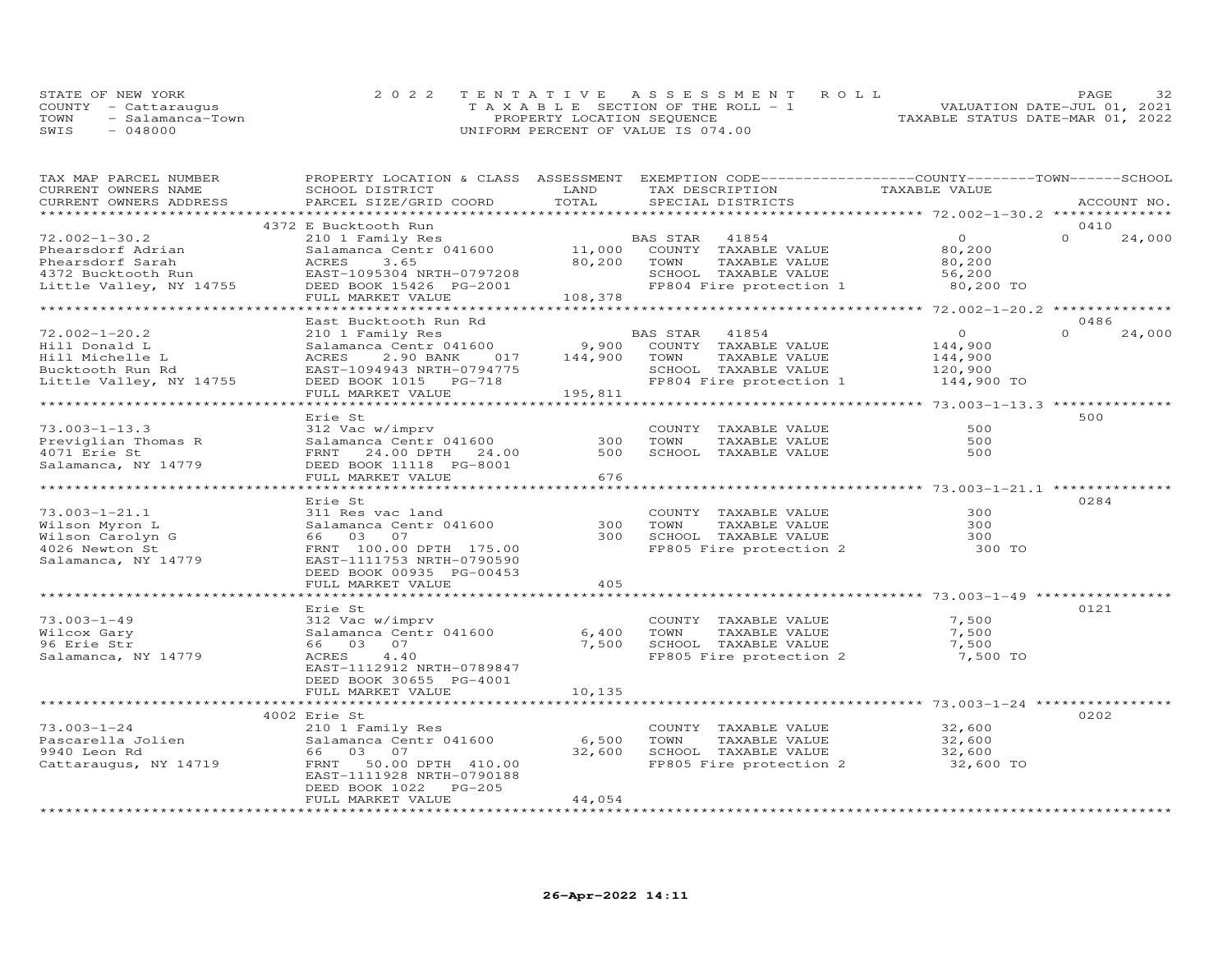STATE OF NEW YORK
COUNTY - Cattaraugus
TOWN - Salamanca-Town
SWIS - 048000

2022 TENTATIVE ASSESSMENT ROLL
TAXABLE SECTION OF THE ROLL - 1
PROPERTY LOCATION SEQUENCE
UNIFORM PERCENT OF VALUE IS 074.00

VALUATION DATE-JUL 01, 2021
TAXABLE STATUS DATE-MAR 01, 2022

| TAX MAP PARCEL NUMBER / CURRENT OWNERS NAME / CURRENT OWNERS ADDRESS | PROPERTY LOCATION & CLASS / SCHOOL DISTRICT / PARCEL SIZE/GRID COORD | ASSESSMENT LAND / TOTAL | EXEMPTION CODE / TAX DESCRIPTION / SPECIAL DISTRICTS | COUNTY / TOWN / SCHOOL TAXABLE VALUE | ACCOUNT NO. |
|---|---|---|---|---|---|
| 72.002-1-30.2 | 4372 E Bucktooth Run | | | | 0410 |
| 72.002-1-30.2 | 210 1 Family Res | | BAS STAR 41854 | 0 | 0 24,000 |
| Phearsdorf Adrian | Salamanca Centr 041600 | 11,000 | COUNTY TAXABLE VALUE | 80,200 | |
| Phearsdorf Sarah | ACRES 3.65 | 80,200 | TOWN TAXABLE VALUE | 80,200 | |
| 4372 Bucktooth Run | EAST-1095304 NRTH-0797208 | | SCHOOL TAXABLE VALUE | 56,200 | |
| Little Valley, NY 14755 | DEED BOOK 15426 PG-2001 | | FP804 Fire protection 1 | 80,200 TO | |
| | FULL MARKET VALUE | 108,378 | | | |
| 72.002-1-20.2 | East Bucktooth Run Rd | | | | 0486 |
| 72.002-1-20.2 | 210 1 Family Res | | BAS STAR 41854 | 0 | 0 24,000 |
| Hill Donald L | Salamanca Centr 041600 | 9,900 | COUNTY TAXABLE VALUE | 144,900 | |
| Hill Michelle L | ACRES 2.90 BANK 017 | 144,900 | TOWN TAXABLE VALUE | 144,900 | |
| Bucktooth Run Rd | EAST-1094943 NRTH-0794775 | | SCHOOL TAXABLE VALUE | 120,900 | |
| Little Valley, NY 14755 | DEED BOOK 1015 PG-718 | | FP804 Fire protection 1 | 144,900 TO | |
| | FULL MARKET VALUE | 195,811 | | | |
| 73.003-1-13.3 | Erie St | | | | 500 |
| 73.003-1-13.3 | 312 Vac w/imprv | | COUNTY TAXABLE VALUE | 500 | |
| Previglian Thomas R | Salamanca Centr 041600 | 300 | TOWN TAXABLE VALUE | 500 | |
| 4071 Erie St | FRNT 24.00 DPTH 24.00 | 500 | SCHOOL TAXABLE VALUE | 500 | |
| Salamanca, NY 14779 | DEED BOOK 11118 PG-8001 | | | | |
| | FULL MARKET VALUE | 676 | | | |
| 73.003-1-21.1 | Erie St | | | | 0284 |
| 73.003-1-21.1 | 311 Res vac land | | COUNTY TAXABLE VALUE | 300 | |
| Wilson Myron L | Salamanca Centr 041600 | 300 | TOWN TAXABLE VALUE | 300 | |
| Wilson Carolyn G | 66 03 07 | 300 | SCHOOL TAXABLE VALUE | 300 | |
| 4026 Newton St | FRNT 100.00 DPTH 175.00 | | FP805 Fire protection 2 | 300 TO | |
| Salamanca, NY 14779 | EAST-1111753 NRTH-0790590 | | | | |
| | DEED BOOK 00935 PG-00453 | | | | |
| | FULL MARKET VALUE | 405 | | | |
| 73.003-1-49 | Erie St | | | | 0121 |
| 73.003-1-49 | 312 Vac w/imprv | | COUNTY TAXABLE VALUE | 7,500 | |
| Wilcox Gary | Salamanca Centr 041600 | 6,400 | TOWN TAXABLE VALUE | 7,500 | |
| 96 Erie Str | 66 03 07 | 7,500 | SCHOOL TAXABLE VALUE | 7,500 | |
| Salamanca, NY 14779 | ACRES 4.40 | | FP805 Fire protection 2 | 7,500 TO | |
| | EAST-1112912 NRTH-0789847 | | | | |
| | DEED BOOK 30655 PG-4001 | | | | |
| | FULL MARKET VALUE | 10,135 | | | |
| 73.003-1-24 | 4002 Erie St | | | | 0202 |
| 73.003-1-24 | 210 1 Family Res | | COUNTY TAXABLE VALUE | 32,600 | |
| Pascarella Jolien | Salamanca Centr 041600 | 6,500 | TOWN TAXABLE VALUE | 32,600 | |
| 9940 Leon Rd | 66 03 07 | 32,600 | SCHOOL TAXABLE VALUE | 32,600 | |
| Cattaraugus, NY 14719 | FRNT 50.00 DPTH 410.00 | | FP805 Fire protection 2 | 32,600 TO | |
| | EAST-1111928 NRTH-0790188 | | | | |
| | DEED BOOK 1022 PG-205 | | | | |
| | FULL MARKET VALUE | 44,054 | | | |

26-Apr-2022 14:11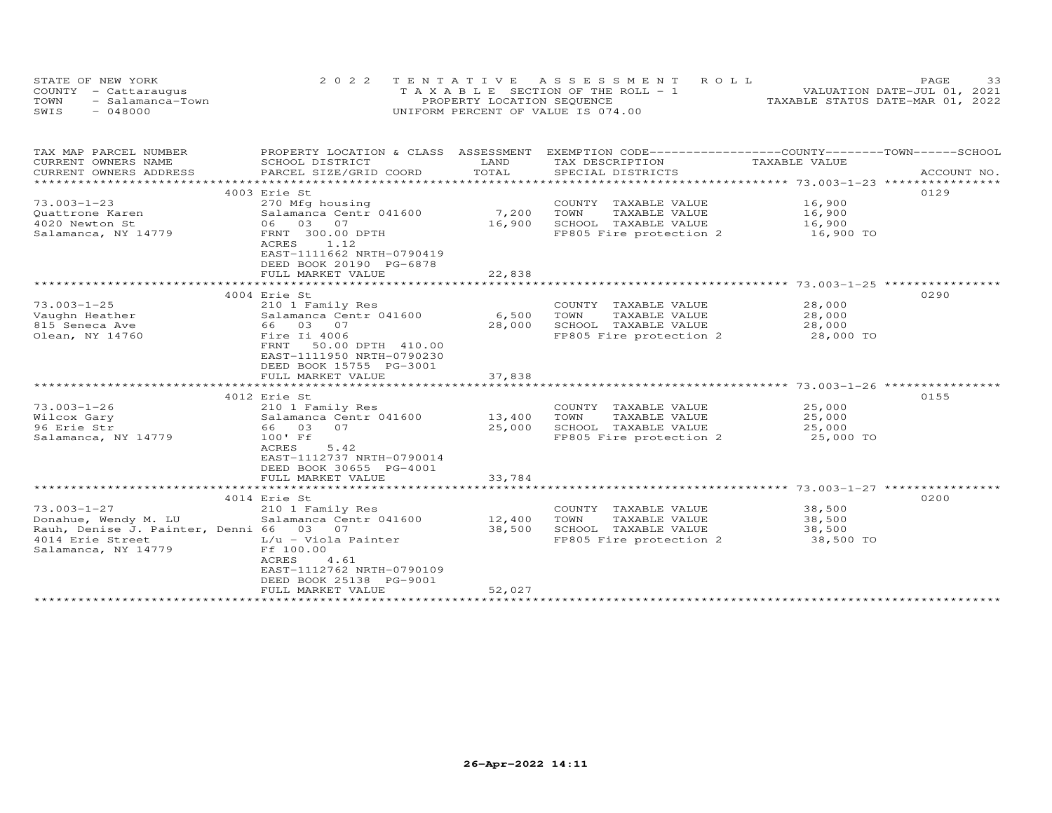STATE OF NEW YORK | COUNTY - Cattaraugus | TOWN - Salamanca-Town | SWIS - 048000

2022 TENTATIVE ASSESSMENT ROLL
TAXABLE SECTION OF THE ROLL - 1
PROPERTY LOCATION SEQUENCE
UNIFORM PERCENT OF VALUE IS 074.00

VALUATION DATE-JUL 01, 2021
TAXABLE STATUS DATE-MAR 01, 2022

| TAX MAP PARCEL NUMBER / CURRENT OWNERS NAME / CURRENT OWNERS ADDRESS | PROPERTY LOCATION & CLASS / SCHOOL DISTRICT / PARCEL SIZE/GRID COORD | ASSESSMENT LAND / TOTAL | EXEMPTION CODE / TAX DESCRIPTION / SPECIAL DISTRICTS | TAXABLE VALUE (COUNTY / TOWN / SCHOOL) | ACCOUNT NO. |
|---|---|---|---|---|---|
| 73.003-1-23 | 4003 Erie St | | | | 0129 |
| Quattrone Karen | 270 Mfg housing | | COUNTY TAXABLE VALUE | 16,900 | |
| 4020 Newton St | Salamanca Centr 041600 | 7,200 | TOWN TAXABLE VALUE | 16,900 | |
| Salamanca, NY 14779 | 06 03 07 | 16,900 | SCHOOL TAXABLE VALUE | 16,900 | |
| | FRNT 300.00 DPTH | | FP805 Fire protection 2 | 16,900 TO | |
| | ACRES 1.12 | | | | |
| | EAST-1111662 NRTH-0790419 | | | | |
| | DEED BOOK 20190 PG-6878 | | | | |
| | FULL MARKET VALUE | 22,838 | | | |
| 73.003-1-25 | 4004 Erie St | | | | 0290 |
| Vaughn Heather | 210 1 Family Res | | COUNTY TAXABLE VALUE | 28,000 | |
| 815 Seneca Ave | Salamanca Centr 041600 | 6,500 | TOWN TAXABLE VALUE | 28,000 | |
| Olean, NY 14760 | 66 03 07 | 28,000 | SCHOOL TAXABLE VALUE | 28,000 | |
| | Fire Ii 4006 | | FP805 Fire protection 2 | 28,000 TO | |
| | FRNT 50.00 DPTH 410.00 | | | | |
| | EAST-1111950 NRTH-0790230 | | | | |
| | DEED BOOK 15755 PG-3001 | | | | |
| | FULL MARKET VALUE | 37,838 | | | |
| 73.003-1-26 | 4012 Erie St | | | | 0155 |
| Wilcox Gary | 210 1 Family Res | | COUNTY TAXABLE VALUE | 25,000 | |
| 96 Erie Str | Salamanca Centr 041600 | 13,400 | TOWN TAXABLE VALUE | 25,000 | |
| Salamanca, NY 14779 | 66 03 07 | 25,000 | SCHOOL TAXABLE VALUE | 25,000 | |
| | 100' Ff | | FP805 Fire protection 2 | 25,000 TO | |
| | ACRES 5.42 | | | | |
| | EAST-1112737 NRTH-0790014 | | | | |
| | DEED BOOK 30655 PG-4001 | | | | |
| | FULL MARKET VALUE | 33,784 | | | |
| 73.003-1-27 | 4014 Erie St | | | | 0200 |
| Donahue, Wendy M. LU | 210 1 Family Res | | COUNTY TAXABLE VALUE | 38,500 | |
| Rauh, Denise J. Painter, Denni | Salamanca Centr 041600 | 12,400 | TOWN TAXABLE VALUE | 38,500 | |
| 4014 Erie Street | 66 03 07 | 38,500 | SCHOOL TAXABLE VALUE | 38,500 | |
| Salamanca, NY 14779 | L/u - Viola Painter | | FP805 Fire protection 2 | 38,500 TO | |
| | Ff 100.00 | | | | |
| | ACRES 4.61 | | | | |
| | EAST-1112762 NRTH-0790109 | | | | |
| | DEED BOOK 25138 PG-9001 | | | | |
| | FULL MARKET VALUE | 52,027 | | | |

26-Apr-2022 14:11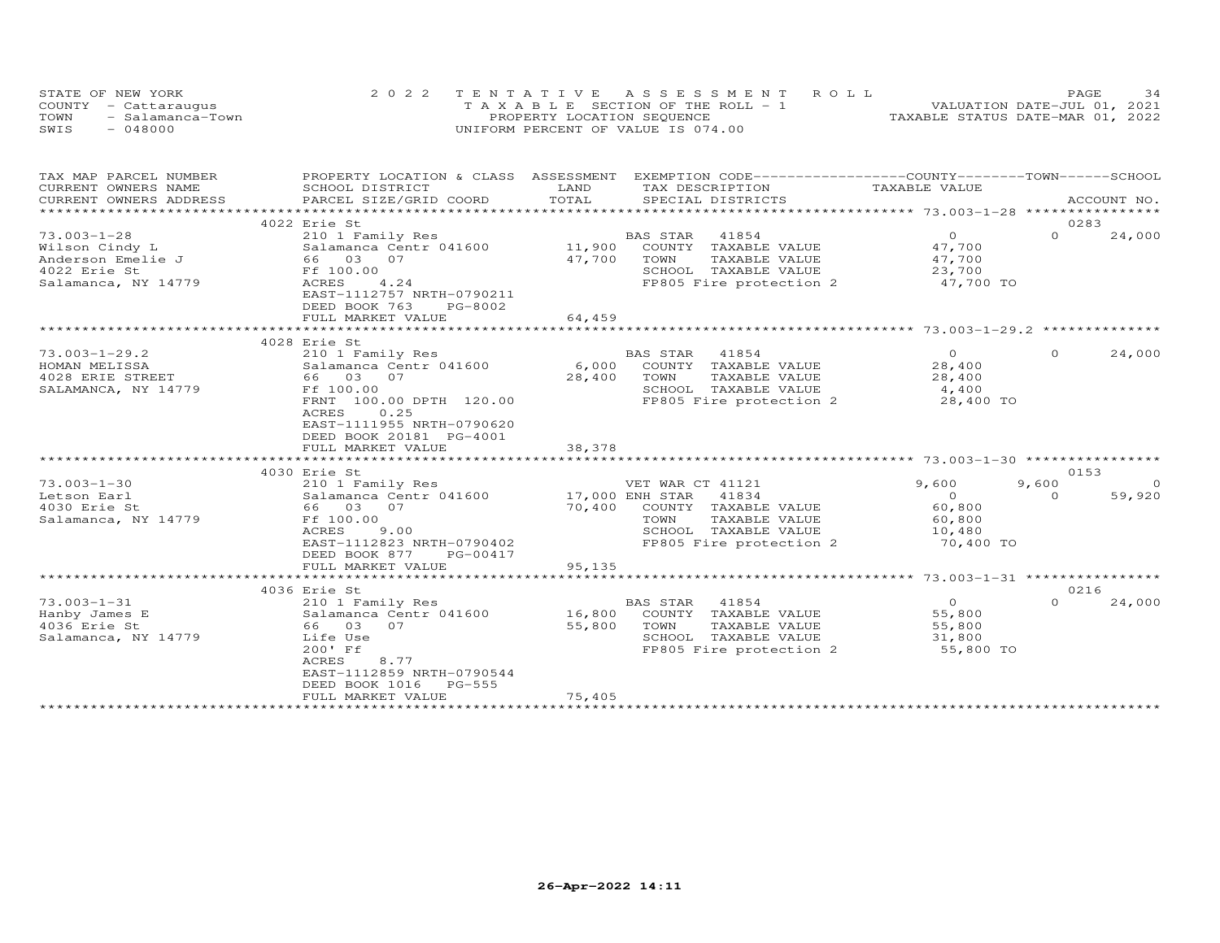STATE OF NEW YORK
COUNTY - Cattaraugus
TOWN - Salamanca-Town
SWIS - 048000

2022 TENTATIVE ASSESSMENT ROLL
TAXABLE SECTION OF THE ROLL - 1
PROPERTY LOCATION SEQUENCE
UNIFORM PERCENT OF VALUE IS 074.00

VALUATION DATE-JUL 01, 2021
TAXABLE STATUS DATE-MAR 01, 2022

| TAX MAP PARCEL NUMBER / CURRENT OWNERS NAME / CURRENT OWNERS ADDRESS | PROPERTY LOCATION & CLASS / SCHOOL DISTRICT / PARCEL SIZE/GRID COORD | ASSESSMENT LAND / TOTAL | EXEMPTION CODE / TAX DESCRIPTION / SPECIAL DISTRICTS | COUNTY TAXABLE VALUE | TOWN | SCHOOL / ACCOUNT NO. |
|---|---|---|---|---|---|---|
| | 4022 Erie St | | | | | 0283 |
| 73.003-1-28 | 210 1 Family Res | | BAS STAR 41854 | 0 | 0 | 24,000 |
| Wilson Cindy L | Salamanca Centr 041600 | 11,900 | COUNTY TAXABLE VALUE | 47,700 | | |
| Anderson Emelie J | 66 03 07 | 47,700 | TOWN TAXABLE VALUE | 47,700 | | |
| 4022 Erie St | Ff 100.00 | | SCHOOL TAXABLE VALUE | 23,700 | | |
| Salamanca, NY 14779 | ACRES 4.24 | | FP805 Fire protection 2 | 47,700 TO | | |
| | EAST-1112757 NRTH-0790211 | | | | | |
| | DEED BOOK 763 PG-8002 | | | | | |
| | FULL MARKET VALUE | 64,459 | | | | |
| | 4028 Erie St | | | | | |
| 73.003-1-29.2 | 210 1 Family Res | | BAS STAR 41854 | 0 | 0 | 24,000 |
| HOMAN MELISSA | Salamanca Centr 041600 | 6,000 | COUNTY TAXABLE VALUE | 28,400 | | |
| 4028 ERIE STREET | 66 03 07 | 28,400 | TOWN TAXABLE VALUE | 28,400 | | |
| SALAMANCA, NY 14779 | Ff 100.00 | | SCHOOL TAXABLE VALUE | 4,400 | | |
| | FRNT 100.00 DPTH 120.00 | | FP805 Fire protection 2 | 28,400 TO | | |
| | ACRES 0.25 | | | | | |
| | EAST-1111955 NRTH-0790620 | | | | | |
| | DEED BOOK 20181 PG-4001 | | | | | |
| | FULL MARKET VALUE | 38,378 | | | | |
| | 4030 Erie St | | | | | 0153 |
| 73.003-1-30 | 210 1 Family Res | | VET WAR CT 41121 | 9,600 | 9,600 | 0 |
| Letson Earl | Salamanca Centr 041600 | 17,000 | ENH STAR 41834 | 0 | 0 | 59,920 |
| 4030 Erie St | 66 03 07 | 70,400 | COUNTY TAXABLE VALUE | 60,800 | | |
| Salamanca, NY 14779 | Ff 100.00 | | TOWN TAXABLE VALUE | 60,800 | | |
| | ACRES 9.00 | | SCHOOL TAXABLE VALUE | 10,480 | | |
| | EAST-1112823 NRTH-0790402 | | FP805 Fire protection 2 | 70,400 TO | | |
| | DEED BOOK 877 PG-00417 | | | | | |
| | FULL MARKET VALUE | 95,135 | | | | |
| | 4036 Erie St | | | | | 0216 |
| 73.003-1-31 | 210 1 Family Res | | BAS STAR 41854 | 0 | 0 | 24,000 |
| Hanby James E | Salamanca Centr 041600 | 16,800 | COUNTY TAXABLE VALUE | 55,800 | | |
| 4036 Erie St | 66 03 07 | 55,800 | TOWN TAXABLE VALUE | 55,800 | | |
| Salamanca, NY 14779 | Life Use | | SCHOOL TAXABLE VALUE | 31,800 | | |
| | 200' Ff | | FP805 Fire protection 2 | 55,800 TO | | |
| | ACRES 8.77 | | | | | |
| | EAST-1112859 NRTH-0790544 | | | | | |
| | DEED BOOK 1016 PG-555 | | | | | |
| | FULL MARKET VALUE | 75,405 | | | | |

26-Apr-2022 14:11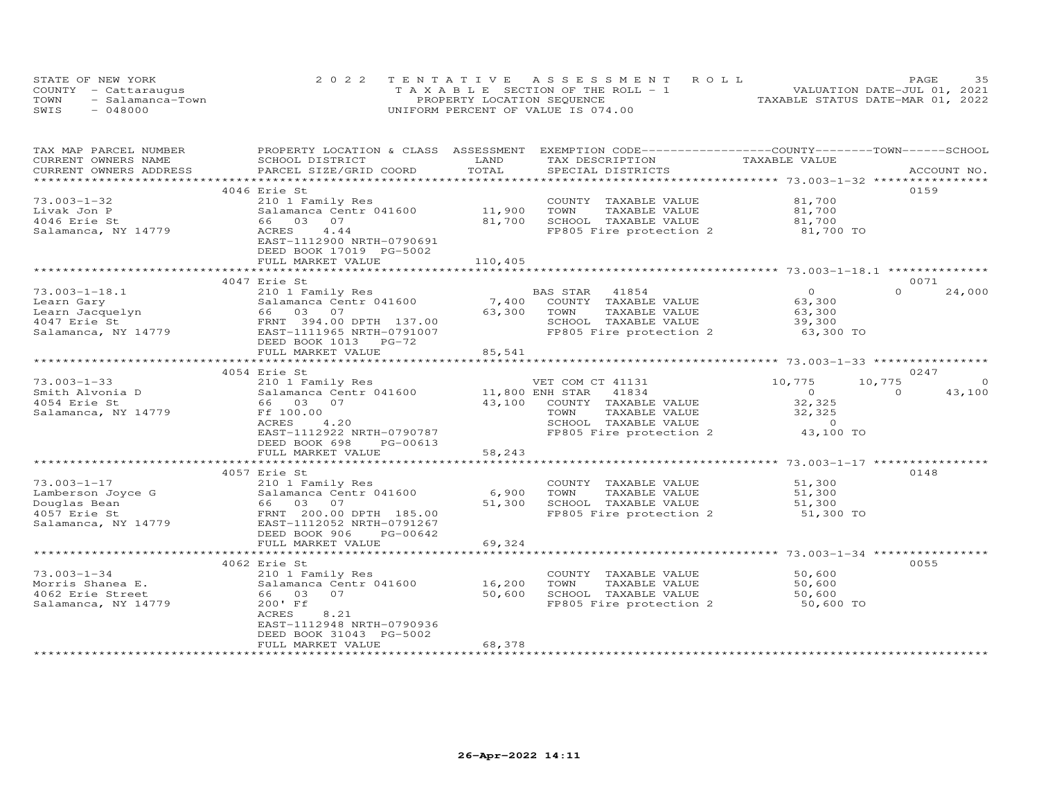STATE OF NEW YORK — 2022 TENTATIVE ASSESSMENT ROLL — VALUATION DATE-JUL 01, 2021
COUNTY - Cattaraugus — TAXABLE SECTION OF THE ROLL - 1 — TAXABLE STATUS DATE-MAR 01, 2022
TOWN - Salamanca-Town — PROPERTY LOCATION SEQUENCE
SWIS - 048000 — UNIFORM PERCENT OF VALUE IS 074.00

| TAX MAP PARCEL NUMBER / CURRENT OWNERS NAME / CURRENT OWNERS ADDRESS | PROPERTY LOCATION & CLASS / SCHOOL DISTRICT / PARCEL SIZE/GRID COORD | ASSESSMENT LAND | TOTAL | EXEMPTION CODE / TAX DESCRIPTION / SPECIAL DISTRICTS | COUNTY TAXABLE VALUE | TOWN | SCHOOL | ACCOUNT NO. |
|---|---|---|---|---|---|---|---|---|
| **73.003-1-32** | 4046 Erie St | | | | | | | 0159 |
| Livak Jon P | 210 1 Family Res | | | COUNTY TAXABLE VALUE | 81,700 | | | |
| 4046 Erie St | Salamanca Centr 041600 | 11,900 | | TOWN TAXABLE VALUE | 81,700 | | | |
| Salamanca, NY 14779 | 66 03 07 | | 81,700 | SCHOOL TAXABLE VALUE | 81,700 | | | |
| | ACRES 4.44 | | | FP805 Fire protection 2 | 81,700 TO | | | |
| | EAST-1112900 NRTH-0790691 | | | | | | | |
| | DEED BOOK 17019 PG-5002 | | | | | | | |
| | FULL MARKET VALUE | | 110,405 | | | | | |
| **73.003-1-18.1** | 4047 Erie St | | | | | | | 0071 |
| Learn Gary | 210 1 Family Res | | | BAS STAR 41854 | 0 | 0 | 24,000 | |
| Learn Jacquelyn | Salamanca Centr 041600 | 7,400 | | COUNTY TAXABLE VALUE | 63,300 | | | |
| 4047 Erie St | 66 03 07 | | 63,300 | TOWN TAXABLE VALUE | 63,300 | | | |
| Salamanca, NY 14779 | FRNT 394.00 DPTH 137.00 | | | SCHOOL TAXABLE VALUE | 39,300 | | | |
| | EAST-1111965 NRTH-0791007 | | | FP805 Fire protection 2 | 63,300 TO | | | |
| | DEED BOOK 1013 PG-72 | | | | | | | |
| | FULL MARKET VALUE | | 85,541 | | | | | |
| **73.003-1-33** | 4054 Erie St | | | | | | | 0247 |
| Smith Alvonia D | 210 1 Family Res | | | VET COM CT 41131 | 10,775 | 10,775 | 0 | |
| 4054 Erie St | Salamanca Centr 041600 | 11,800 | | ENH STAR 41834 | 0 | 0 | 43,100 | |
| Salamanca, NY 14779 | 66 03 07 | | 43,100 | COUNTY TAXABLE VALUE | 32,325 | | | |
| | Ff 100.00 | | | TOWN TAXABLE VALUE | 32,325 | | | |
| | ACRES 4.20 | | | SCHOOL TAXABLE VALUE | 0 | | | |
| | EAST-1112922 NRTH-0790787 | | | FP805 Fire protection 2 | 43,100 TO | | | |
| | DEED BOOK 698 PG-00613 | | | | | | | |
| | FULL MARKET VALUE | | 58,243 | | | | | |
| **73.003-1-17** | 4057 Erie St | | | | | | | 0148 |
| Lamberson Joyce G | 210 1 Family Res | | | COUNTY TAXABLE VALUE | 51,300 | | | |
| Douglas Bean | Salamanca Centr 041600 | 6,900 | | TOWN TAXABLE VALUE | 51,300 | | | |
| 4057 Erie St | 66 03 07 | | 51,300 | SCHOOL TAXABLE VALUE | 51,300 | | | |
| Salamanca, NY 14779 | FRNT 200.00 DPTH 185.00 | | | FP805 Fire protection 2 | 51,300 TO | | | |
| | EAST-1112052 NRTH-0791267 | | | | | | | |
| | DEED BOOK 906 PG-00642 | | | | | | | |
| | FULL MARKET VALUE | | 69,324 | | | | | |
| **73.003-1-34** | 4062 Erie St | | | | | | | 0055 |
| Morris Shanea E. | 210 1 Family Res | | | COUNTY TAXABLE VALUE | 50,600 | | | |
| 4062 Erie Street | Salamanca Centr 041600 | 16,200 | | TOWN TAXABLE VALUE | 50,600 | | | |
| Salamanca, NY 14779 | 66 03 07 | | 50,600 | SCHOOL TAXABLE VALUE | 50,600 | | | |
| | 200' Ff | | | FP805 Fire protection 2 | 50,600 TO | | | |
| | ACRES 8.21 | | | | | | | |
| | EAST-1112948 NRTH-0790936 | | | | | | | |
| | DEED BOOK 31043 PG-5002 | | | | | | | |
| | FULL MARKET VALUE | | 68,378 | | | | | |

26-Apr-2022 14:11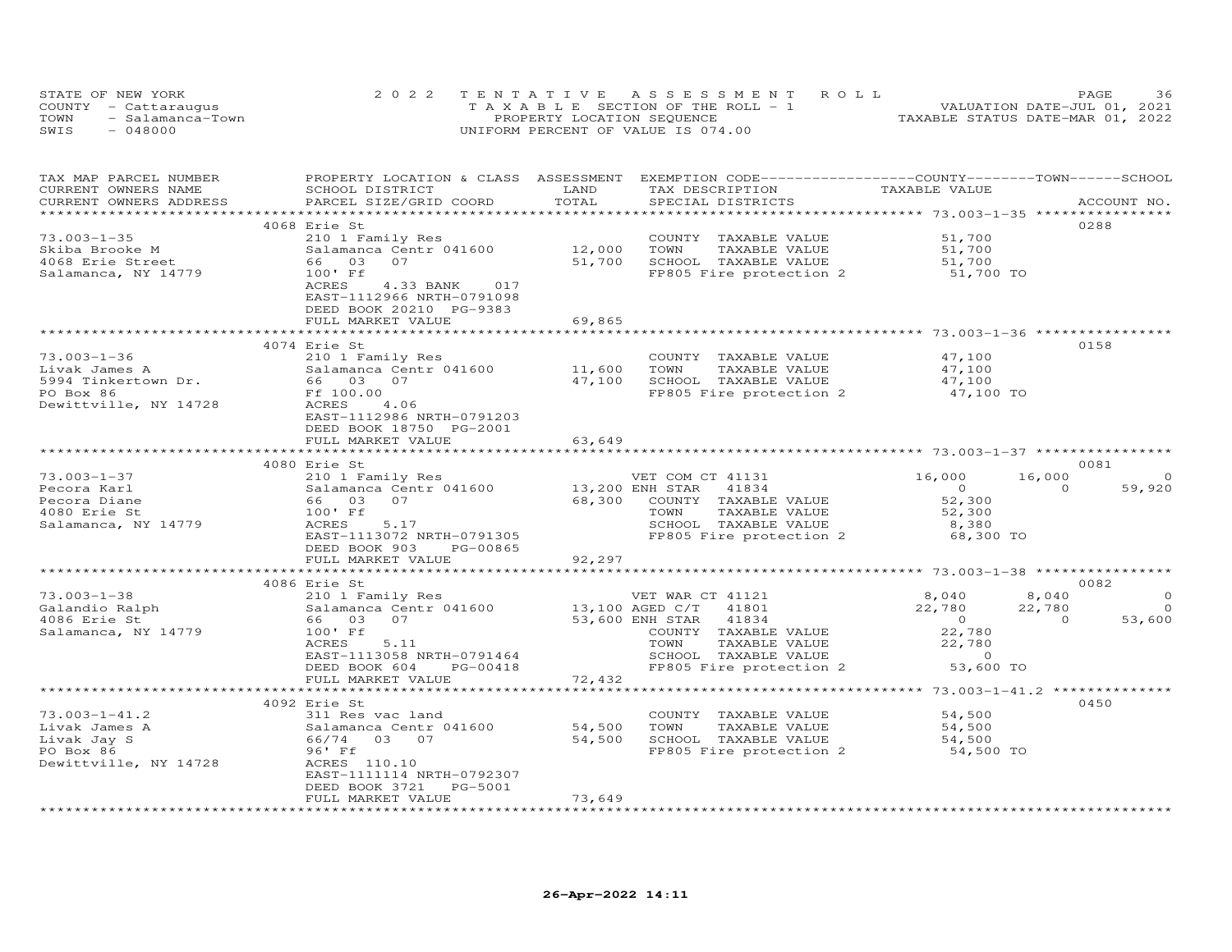STATE OF NEW YORK
COUNTY - Cattaraugus
TOWN - Salamanca-Town
SWIS - 048000

2022 TENTATIVE ASSESSMENT ROLL
TAXABLE SECTION OF THE ROLL - 1
PROPERTY LOCATION SEQUENCE
UNIFORM PERCENT OF VALUE IS 074.00

VALUATION DATE-JUL 01, 2021
TAXABLE STATUS DATE-MAR 01, 2022

| TAX MAP PARCEL NUMBER / CURRENT OWNERS NAME / CURRENT OWNERS ADDRESS | PROPERTY LOCATION & CLASS / SCHOOL DISTRICT / PARCEL SIZE/GRID COORD | ASSESSMENT LAND | TOTAL | EXEMPTION CODE / TAX DESCRIPTION / SPECIAL DISTRICTS | COUNTY TAXABLE VALUE | TOWN | SCHOOL | ACCOUNT NO. |
|---|---|---|---|---|---|---|---|---|
| | 4068 Erie St | | | | | | | 0288 |
| 73.003-1-35 | 210 1 Family Res | | | COUNTY TAXABLE VALUE | 51,700 | | | |
| Skiba Brooke M | Salamanca Centr 041600 | 12,000 | | TOWN TAXABLE VALUE | 51,700 | | | |
| 4068 Erie Street | 66 03 07 | | 51,700 | SCHOOL TAXABLE VALUE | 51,700 | | | |
| Salamanca, NY 14779 | 100' Ff | | | FP805 Fire protection 2 | 51,700 TO | | | |
| | ACRES 4.33 BANK 017 | | | | | | | |
| | EAST-1112966 NRTH-0791098 | | | | | | | |
| | DEED BOOK 20210 PG-9383 | | | | | | | |
| | FULL MARKET VALUE | | 69,865 | | | | | |
| | 4074 Erie St | | | | | | | 0158 |
| 73.003-1-36 | 210 1 Family Res | | | COUNTY TAXABLE VALUE | 47,100 | | | |
| Livak James A | Salamanca Centr 041600 | 11,600 | | TOWN TAXABLE VALUE | 47,100 | | | |
| 5994 Tinkertown Dr. | 66 03 07 | | 47,100 | SCHOOL TAXABLE VALUE | 47,100 | | | |
| PO Box 86 | Ff 100.00 | | | FP805 Fire protection 2 | 47,100 TO | | | |
| Dewittville, NY 14728 | ACRES 4.06 | | | | | | | |
| | EAST-1112986 NRTH-0791203 | | | | | | | |
| | DEED BOOK 18750 PG-2001 | | | | | | | |
| | FULL MARKET VALUE | | 63,649 | | | | | |
| | 4080 Erie St | | | | | | | 0081 |
| 73.003-1-37 | 210 1 Family Res | | | VET COM CT 41131 | 16,000 | 16,000 | 0 | |
| Pecora Karl | Salamanca Centr 041600 | 13,200 | | ENH STAR 41834 | 0 | 0 | 59,920 | |
| Pecora Diane | 66 03 07 | | 68,300 | COUNTY TAXABLE VALUE | 52,300 | | | |
| 4080 Erie St | 100' Ff | | | TOWN TAXABLE VALUE | 52,300 | | | |
| Salamanca, NY 14779 | ACRES 5.17 | | | SCHOOL TAXABLE VALUE | 8,380 | | | |
| | EAST-1113072 NRTH-0791305 | | | FP805 Fire protection 2 | 68,300 TO | | | |
| | DEED BOOK 903 PG-00865 | | | | | | | |
| | FULL MARKET VALUE | | 92,297 | | | | | |
| | 4086 Erie St | | | | | | | 0082 |
| 73.003-1-38 | 210 1 Family Res | | | VET WAR CT 41121 | 8,040 | 8,040 | 0 | |
| Galandio Ralph | Salamanca Centr 041600 | 13,100 | | AGED C/T 41801 | 22,780 | 22,780 | 0 | |
| 4086 Erie St | 66 03 07 | | 53,600 | ENH STAR 41834 | 0 | 0 | 53,600 | |
| Salamanca, NY 14779 | 100' Ff | | | COUNTY TAXABLE VALUE | 22,780 | | | |
| | ACRES 5.11 | | | TOWN TAXABLE VALUE | 22,780 | | | |
| | EAST-1113058 NRTH-0791464 | | | SCHOOL TAXABLE VALUE | 0 | | | |
| | DEED BOOK 604 PG-00418 | | | FP805 Fire protection 2 | 53,600 TO | | | |
| | FULL MARKET VALUE | | 72,432 | | | | | |
| | 4092 Erie St | | | | | | | 0450 |
| 73.003-1-41.2 | 311 Res vac land | | | COUNTY TAXABLE VALUE | 54,500 | | | |
| Livak James A | Salamanca Centr 041600 | 54,500 | | TOWN TAXABLE VALUE | 54,500 | | | |
| Livak Jay S | 66/74 03 07 | | 54,500 | SCHOOL TAXABLE VALUE | 54,500 | | | |
| PO Box 86 | 96' Ff | | | FP805 Fire protection 2 | 54,500 TO | | | |
| Dewittville, NY 14728 | ACRES 110.10 | | | | | | | |
| | EAST-1111114 NRTH-0792307 | | | | | | | |
| | DEED BOOK 3721 PG-5001 | | | | | | | |
| | FULL MARKET VALUE | | 73,649 | | | | | |

26-Apr-2022 14:11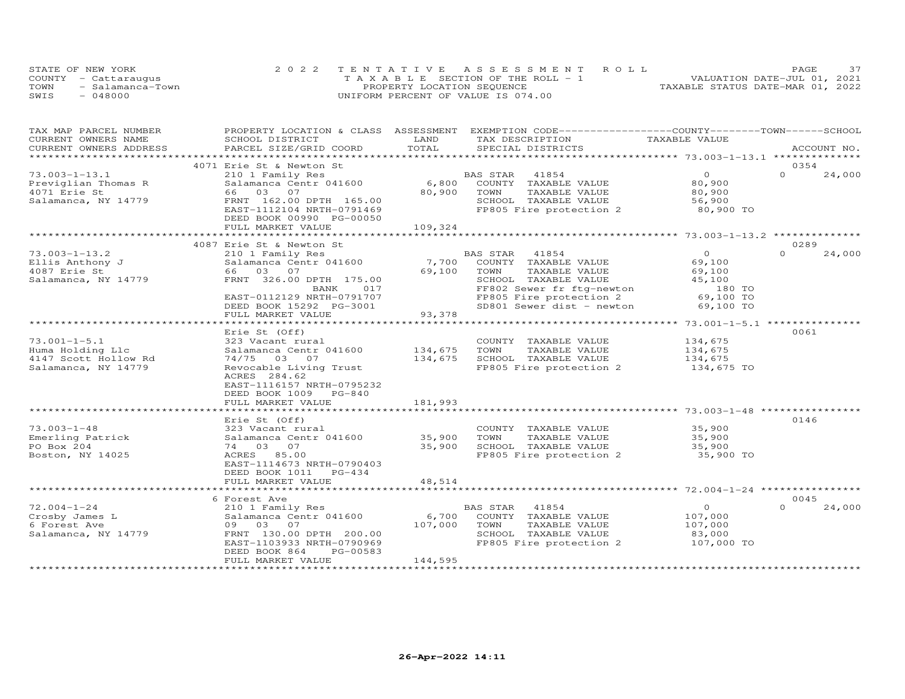STATE OF NEW YORK
COUNTY - Cattaraugus
TOWN - Salamanca-Town
SWIS - 048000

2022 TENTATIVE ASSESSMENT ROLL
TAXABLE SECTION OF THE ROLL - 1
PROPERTY LOCATION SEQUENCE
UNIFORM PERCENT OF VALUE IS 074.00

VALUATION DATE-JUL 01, 2021
TAXABLE STATUS DATE-MAR 01, 2022

| TAX MAP PARCEL NUMBER / CURRENT OWNERS NAME / CURRENT OWNERS ADDRESS | PROPERTY LOCATION & CLASS / SCHOOL DISTRICT / PARCEL SIZE/GRID COORD | ASSESSMENT LAND / TOTAL | EXEMPTION CODE / TAX DESCRIPTION / SPECIAL DISTRICTS | COUNTY / TOWN / SCHOOL TAXABLE VALUE | ACCOUNT NO. |
|---|---|---|---|---|---|
| ******** 73.003-1-13.1 ******** | 4071 Erie St & Newton St | | | | 0354 |
| 73.003-1-13.1 | 210 1 Family Res | | BAS STAR 41854 | 0 | 0 24,000 |
| Previglian Thomas R | Salamanca Centr 041600 | 6,800 | COUNTY TAXABLE VALUE | 80,900 | |
| 4071 Erie St | 66 03 07 | 80,900 | TOWN TAXABLE VALUE | 80,900 | |
| Salamanca, NY 14779 | FRNT 162.00 DPTH 165.00 | | SCHOOL TAXABLE VALUE | 56,900 | |
| | EAST-1112104 NRTH-0791469 | | FP805 Fire protection 2 | 80,900 TO | |
| | DEED BOOK 00990 PG-00050 | | | | |
| | FULL MARKET VALUE | 109,324 | | | |
| ******** 73.003-1-13.2 ******** | 4087 Erie St & Newton St | | | | 0289 |
| 73.003-1-13.2 | 210 1 Family Res | | BAS STAR 41854 | 0 | 0 24,000 |
| Ellis Anthony J | Salamanca Centr 041600 | 7,700 | COUNTY TAXABLE VALUE | 69,100 | |
| 4087 Erie St | 66 03 07 | 69,100 | TOWN TAXABLE VALUE | 69,100 | |
| Salamanca, NY 14779 | FRNT 326.00 DPTH 175.00 | | SCHOOL TAXABLE VALUE | 45,100 | |
| | BANK 017 | | FF802 Sewer fr ftg-newton | 180 TO | |
| | EAST-0112129 NRTH-0791707 | | FP805 Fire protection 2 | 69,100 TO | |
| | DEED BOOK 15292 PG-3001 | | SD801 Sewer dist - newton | 69,100 TO | |
| | FULL MARKET VALUE | 93,378 | | | |
| ******** 73.001-1-5.1 ******** | Erie St (Off) | | | | 0061 |
| 73.001-1-5.1 | 323 Vacant rural | | COUNTY TAXABLE VALUE | 134,675 | |
| Huma Holding Llc | Salamanca Centr 041600 | 134,675 | TOWN TAXABLE VALUE | 134,675 | |
| 4147 Scott Hollow Rd | 74/75 03 07 | 134,675 | SCHOOL TAXABLE VALUE | 134,675 | |
| Salamanca, NY 14779 | Revocable Living Trust | | FP805 Fire protection 2 | 134,675 TO | |
| | ACRES 284.62 | | | | |
| | EAST-1116157 NRTH-0795232 | | | | |
| | DEED BOOK 1009 PG-840 | | | | |
| | FULL MARKET VALUE | 181,993 | | | |
| ******** 73.003-1-48 ******** | Erie St (Off) | | | | 0146 |
| 73.003-1-48 | 323 Vacant rural | | COUNTY TAXABLE VALUE | 35,900 | |
| Emerling Patrick | Salamanca Centr 041600 | 35,900 | TOWN TAXABLE VALUE | 35,900 | |
| PO Box 204 | 74 03 07 | 35,900 | SCHOOL TAXABLE VALUE | 35,900 | |
| Boston, NY 14025 | ACRES 85.00 | | FP805 Fire protection 2 | 35,900 TO | |
| | EAST-1114673 NRTH-0790403 | | | | |
| | DEED BOOK 1011 PG-434 | | | | |
| | FULL MARKET VALUE | 48,514 | | | |
| ******** 72.004-1-24 ******** | 6 Forest Ave | | | | 0045 |
| 72.004-1-24 | 210 1 Family Res | | BAS STAR 41854 | 0 | 0 24,000 |
| Crosby James L | Salamanca Centr 041600 | 6,700 | COUNTY TAXABLE VALUE | 107,000 | |
| 6 Forest Ave | 09 03 07 | 107,000 | TOWN TAXABLE VALUE | 107,000 | |
| Salamanca, NY 14779 | FRNT 130.00 DPTH 200.00 | | SCHOOL TAXABLE VALUE | 83,000 | |
| | EAST-1103933 NRTH-0790969 | | FP805 Fire protection 2 | 107,000 TO | |
| | DEED BOOK 864 PG-00583 | | | | |
| | FULL MARKET VALUE | 144,595 | | | |

26-Apr-2022 14:11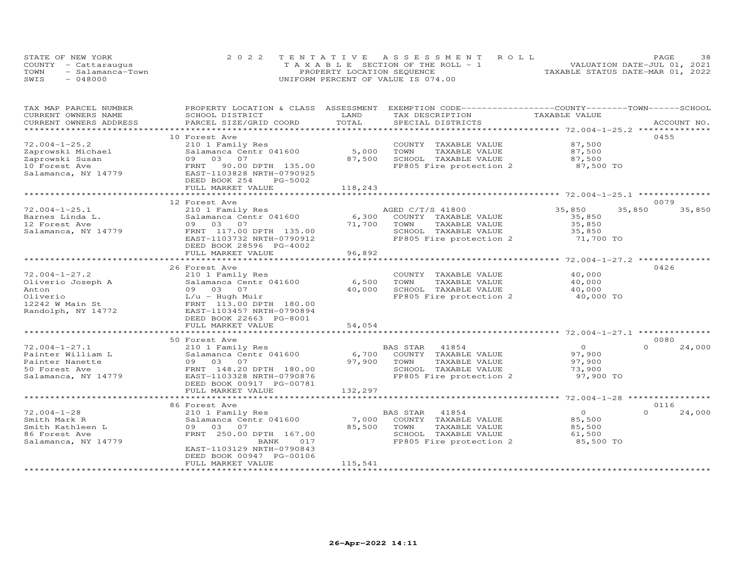STATE OF NEW YORK
COUNTY - Cattaraugus
TOWN - Salamanca-Town
SWIS - 048000

2022 TENTATIVE ASSESSMENT ROLL
TAXABLE SECTION OF THE ROLL - 1
PROPERTY LOCATION SEQUENCE
UNIFORM PERCENT OF VALUE IS 074.00

VALUATION DATE-JUL 01, 2021
TAXABLE STATUS DATE-MAR 01, 2022

| TAX MAP PARCEL NUMBER / CURRENT OWNERS NAME / CURRENT OWNERS ADDRESS | PROPERTY LOCATION & CLASS / SCHOOL DISTRICT / PARCEL SIZE/GRID COORD | ASSESSMENT LAND / TOTAL | EXEMPTION CODE / TAX DESCRIPTION / SPECIAL DISTRICTS | COUNTY TAXABLE VALUE | TOWN | SCHOOL / ACCOUNT NO. |
|---|---|---|---|---|---|---|
| **72.004-1-25.2** | 10 Forest Ave | | | | | 0455 |
| 72.004-1-25.2 | 210 1 Family Res | | COUNTY TAXABLE VALUE | 87,500 | | |
| Zaprowski Michael | Salamanca Centr 041600 | 5,000 | TOWN TAXABLE VALUE | 87,500 | | |
| Zaprowski Susan | 09 03 07 | 87,500 | SCHOOL TAXABLE VALUE | 87,500 | | |
| 10 Forest Ave | FRNT 90.00 DPTH 135.00 | | FP805 Fire protection 2 | 87,500 TO | | |
| Salamanca, NY 14779 | EAST-1103828 NRTH-0790925 | | | | | |
| | DEED BOOK 254 PG-5002 | | | | | |
| | FULL MARKET VALUE | 118,243 | | | | |
| **72.004-1-25.1** | 12 Forest Ave | | | | | 0079 |
| 72.004-1-25.1 | 210 1 Family Res | | AGED C/T/S 41800 | 35,850 | 35,850 | 35,850 |
| Barnes Linda L. | Salamanca Centr 041600 | 6,300 | COUNTY TAXABLE VALUE | 35,850 | | |
| 12 Forest Ave | 09 03 07 | 71,700 | TOWN TAXABLE VALUE | 35,850 | | |
| Salamanca, NY 14779 | FRNT 117.00 DPTH 135.00 | | SCHOOL TAXABLE VALUE | 35,850 | | |
| | EAST-1103732 NRTH-0790912 | | FP805 Fire protection 2 | 71,700 TO | | |
| | DEED BOOK 28596 PG-4002 | | | | | |
| | FULL MARKET VALUE | 96,892 | | | | |
| **72.004-1-27.2** | 26 Forest Ave | | | | | 0426 |
| 72.004-1-27.2 | 210 1 Family Res | | COUNTY TAXABLE VALUE | 40,000 | | |
| Oliverio Joseph A | Salamanca Centr 041600 | 6,500 | TOWN TAXABLE VALUE | 40,000 | | |
| Anton | 09 03 07 | 40,000 | SCHOOL TAXABLE VALUE | 40,000 | | |
| Oliverio | L/u - Hugh Muir | | FP805 Fire protection 2 | 40,000 TO | | |
| 12242 W Main St | FRNT 113.00 DPTH 180.00 | | | | | |
| Randolph, NY 14772 | EAST-1103457 NRTH-0790894 | | | | | |
| | DEED BOOK 22663 PG-8001 | | | | | |
| | FULL MARKET VALUE | 54,054 | | | | |
| **72.004-1-27.1** | 50 Forest Ave | | | | | 0080 |
| 72.004-1-27.1 | 210 1 Family Res | | BAS STAR 41854 | 0 | 0 | 24,000 |
| Painter William L | Salamanca Centr 041600 | 6,700 | COUNTY TAXABLE VALUE | 97,900 | | |
| Painter Nanette | 09 03 07 | 97,900 | TOWN TAXABLE VALUE | 97,900 | | |
| 50 Forest Ave | FRNT 148.20 DPTH 180.00 | | SCHOOL TAXABLE VALUE | 73,900 | | |
| Salamanca, NY 14779 | EAST-1103328 NRTH-0790876 | | FP805 Fire protection 2 | 97,900 TO | | |
| | DEED BOOK 00917 PG-00781 | | | | | |
| | FULL MARKET VALUE | 132,297 | | | | |
| **72.004-1-28** | 86 Forest Ave | | | | | 0116 |
| 72.004-1-28 | 210 1 Family Res | | BAS STAR 41854 | 0 | 0 | 24,000 |
| Smith Mark R | Salamanca Centr 041600 | 7,000 | COUNTY TAXABLE VALUE | 85,500 | | |
| Smith Kathleen L | 09 03 07 | 85,500 | TOWN TAXABLE VALUE | 85,500 | | |
| 86 Forest Ave | FRNT 250.00 DPTH 167.00 | | SCHOOL TAXABLE VALUE | 61,500 | | |
| Salamanca, NY 14779 | BANK 017 | | FP805 Fire protection 2 | 85,500 TO | | |
| | EAST-1103129 NRTH-0790843 | | | | | |
| | DEED BOOK 00947 PG-00106 | | | | | |
| | FULL MARKET VALUE | 115,541 | | | | |

26-Apr-2022 14:11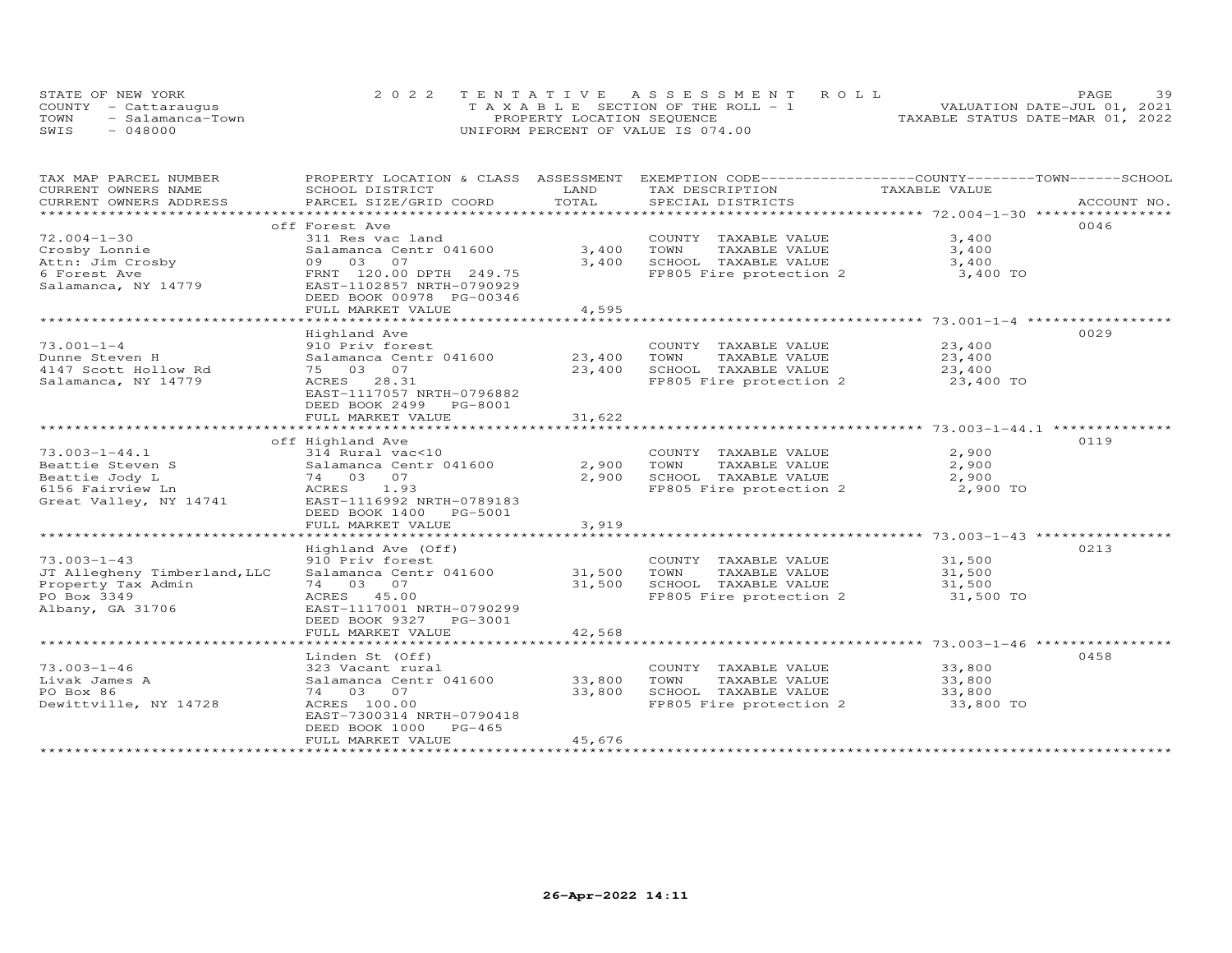STATE OF NEW YORK
COUNTY - Cattaraugus
TOWN - Salamanca-Town
SWIS - 048000

2022 TENTATIVE ASSESSMENT ROLL
TAXABLE SECTION OF THE ROLL - 1
PROPERTY LOCATION SEQUENCE
UNIFORM PERCENT OF VALUE IS 074.00

VALUATION DATE-JUL 01, 2021
TAXABLE STATUS DATE-MAR 01, 2022

| TAX MAP PARCEL NUMBER / CURRENT OWNERS NAME / CURRENT OWNERS ADDRESS | PROPERTY LOCATION & CLASS / SCHOOL DISTRICT / PARCEL SIZE/GRID COORD | ASSESSMENT LAND | TOTAL | EXEMPTION CODE / TAX DESCRIPTION / SPECIAL DISTRICTS | COUNTY/TOWN/SCHOOL TAXABLE VALUE | ACCOUNT NO. |
|---|---|---|---|---|---|---|
| 72.004-1-30 | off Forest Ave | | | | | 0046 |
| Crosby Lonnie | 311 Res vac land | | | COUNTY TAXABLE VALUE | 3,400 | |
| Attn: Jim Crosby | Salamanca Centr 041600 | 3,400 | | TOWN TAXABLE VALUE | 3,400 | |
| 6 Forest Ave | 09 03 07 | | 3,400 | SCHOOL TAXABLE VALUE | 3,400 | |
| Salamanca, NY 14779 | FRNT 120.00 DPTH 249.75 | | | FP805 Fire protection 2 | 3,400 TO | |
| | EAST-1102857 NRTH-0790929 | | | | | |
| | DEED BOOK 00978 PG-00346 | | | | | |
| | FULL MARKET VALUE | | 4,595 | | | |
| 73.001-1-4 | Highland Ave | | | | | 0029 |
| Dunne Steven H | 910 Priv forest | | | COUNTY TAXABLE VALUE | 23,400 | |
| 4147 Scott Hollow Rd | Salamanca Centr 041600 | 23,400 | | TOWN TAXABLE VALUE | 23,400 | |
| Salamanca, NY 14779 | 75 03 07 | | 23,400 | SCHOOL TAXABLE VALUE | 23,400 | |
| | ACRES 28.31 | | | FP805 Fire protection 2 | 23,400 TO | |
| | EAST-1117057 NRTH-0796882 | | | | | |
| | DEED BOOK 2499 PG-8001 | | | | | |
| | FULL MARKET VALUE | | 31,622 | | | |
| 73.003-1-44.1 | off Highland Ave | | | | | 0119 |
| Beattie Steven S | 314 Rural vac<10 | | | COUNTY TAXABLE VALUE | 2,900 | |
| Beattie Jody L | Salamanca Centr 041600 | 2,900 | | TOWN TAXABLE VALUE | 2,900 | |
| 6156 Fairview Ln | 74 03 07 | | 2,900 | SCHOOL TAXABLE VALUE | 2,900 | |
| Great Valley, NY 14741 | ACRES 1.93 | | | FP805 Fire protection 2 | 2,900 TO | |
| | EAST-1116992 NRTH-0789183 | | | | | |
| | DEED BOOK 1400 PG-5001 | | | | | |
| | FULL MARKET VALUE | | 3,919 | | | |
| 73.003-1-43 | Highland Ave (Off) | | | | | 0213 |
| JT Allegheny Timberland,LLC | 910 Priv forest | | | COUNTY TAXABLE VALUE | 31,500 | |
| Property Tax Admin | Salamanca Centr 041600 | 31,500 | | TOWN TAXABLE VALUE | 31,500 | |
| PO Box 3349 | 74 03 07 | | 31,500 | SCHOOL TAXABLE VALUE | 31,500 | |
| Albany, GA 31706 | ACRES 45.00 | | | FP805 Fire protection 2 | 31,500 TO | |
| | EAST-1117001 NRTH-0790299 | | | | | |
| | DEED BOOK 9327 PG-3001 | | | | | |
| | FULL MARKET VALUE | | 42,568 | | | |
| 73.003-1-46 | Linden St (Off) | | | | | 0458 |
| Livak James A | 323 Vacant rural | | | COUNTY TAXABLE VALUE | 33,800 | |
| PO Box 86 | Salamanca Centr 041600 | 33,800 | | TOWN TAXABLE VALUE | 33,800 | |
| Dewittville, NY 14728 | 74 03 07 | | 33,800 | SCHOOL TAXABLE VALUE | 33,800 | |
| | ACRES 100.00 | | | FP805 Fire protection 2 | 33,800 TO | |
| | EAST-7300314 NRTH-0790418 | | | | | |
| | DEED BOOK 1000 PG-465 | | | | | |
| | FULL MARKET VALUE | | 45,676 | | | |

26-Apr-2022 14:11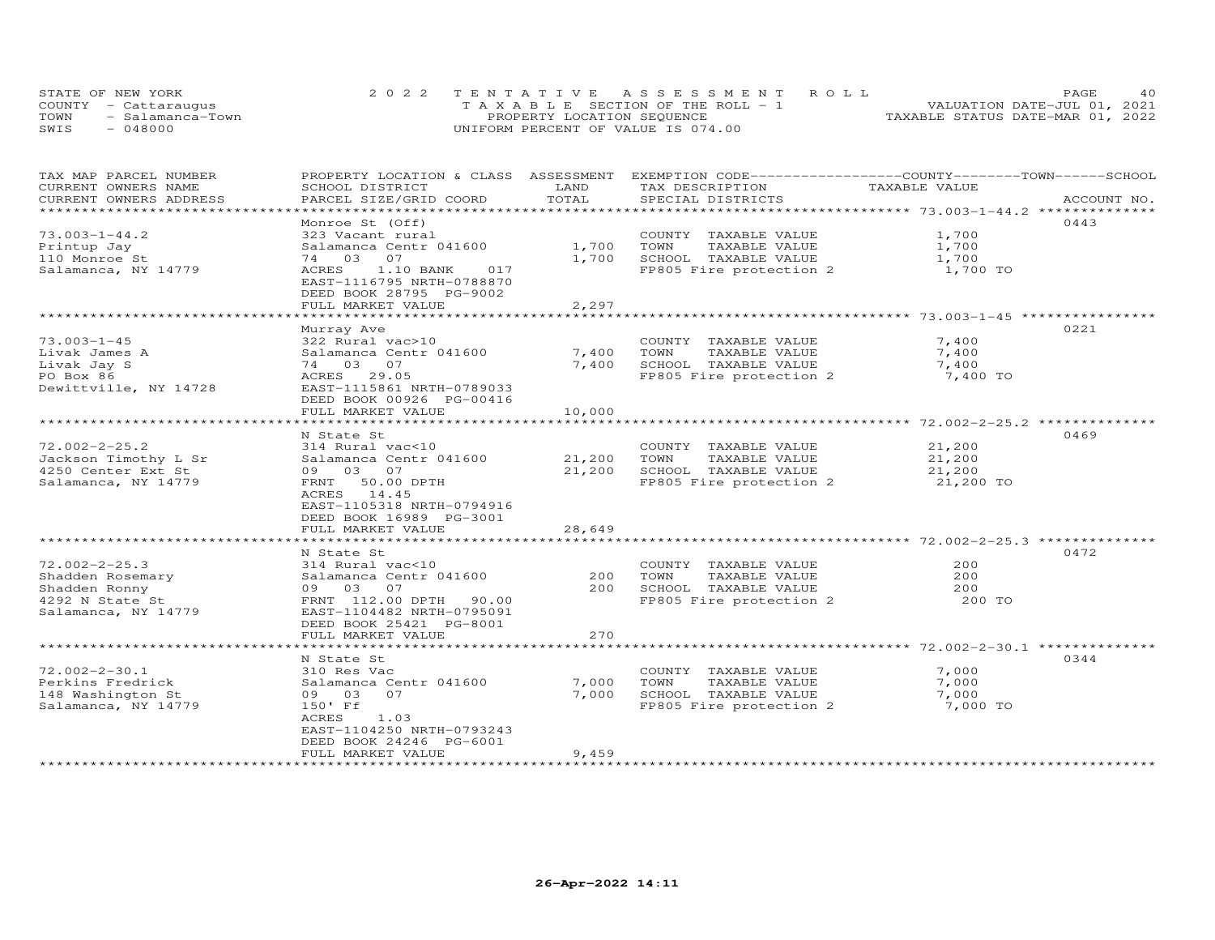STATE OF NEW YORK
COUNTY - Cattaraugus
TOWN - Salamanca-Town
SWIS - 048000

2022 TENTATIVE ASSESSMENT ROLL
TAXABLE SECTION OF THE ROLL - 1
PROPERTY LOCATION SEQUENCE
UNIFORM PERCENT OF VALUE IS 074.00

VALUATION DATE-JUL 01, 2021
TAXABLE STATUS DATE-MAR 01, 2022

| TAX MAP PARCEL NUMBER / CURRENT OWNERS NAME / CURRENT OWNERS ADDRESS | PROPERTY LOCATION & CLASS / SCHOOL DISTRICT / PARCEL SIZE/GRID COORD | ASSESSMENT LAND / TOTAL | EXEMPTION CODE / TAX DESCRIPTION / SPECIAL DISTRICTS | TAXABLE VALUE (COUNTY / TOWN / SCHOOL) | ACCOUNT NO. |
|---|---|---|---|---|---|
| 73.003-1-44.2 | Monroe St (Off) | | | | 0443 |
| Printup Jay | 323 Vacant rural | | COUNTY TAXABLE VALUE | 1,700 | |
| 110 Monroe St | Salamanca Centr 041600 | 1,700 | TOWN TAXABLE VALUE | 1,700 | |
| Salamanca, NY 14779 | 74 03 07 | 1,700 | SCHOOL TAXABLE VALUE | 1,700 | |
| | ACRES 1.10 BANK 017 | | FP805 Fire protection 2 | 1,700 TO | |
| | EAST-1116795 NRTH-0788870 | | | | |
| | DEED BOOK 28795 PG-9002 | | | | |
| | FULL MARKET VALUE | 2,297 | | | |
| 73.003-1-45 | Murray Ave | | | | 0221 |
| Livak James A | 322 Rural vac>10 | | COUNTY TAXABLE VALUE | 7,400 | |
| Livak Jay S | Salamanca Centr 041600 | 7,400 | TOWN TAXABLE VALUE | 7,400 | |
| PO Box 86 | 74 03 07 | 7,400 | SCHOOL TAXABLE VALUE | 7,400 | |
| Dewittville, NY 14728 | ACRES 29.05 | | FP805 Fire protection 2 | 7,400 TO | |
| | EAST-1115861 NRTH-0789033 | | | | |
| | DEED BOOK 00926 PG-00416 | | | | |
| | FULL MARKET VALUE | 10,000 | | | |
| 72.002-2-25.2 | N State St | | | | 0469 |
| Jackson Timothy L Sr | 314 Rural vac<10 | | COUNTY TAXABLE VALUE | 21,200 | |
| 4250 Center Ext St | Salamanca Centr 041600 | 21,200 | TOWN TAXABLE VALUE | 21,200 | |
| Salamanca, NY 14779 | 09 03 07 | 21,200 | SCHOOL TAXABLE VALUE | 21,200 | |
| | FRNT 50.00 DPTH | | FP805 Fire protection 2 | 21,200 TO | |
| | ACRES 14.45 | | | | |
| | EAST-1105318 NRTH-0794916 | | | | |
| | DEED BOOK 16989 PG-3001 | | | | |
| | FULL MARKET VALUE | 28,649 | | | |
| 72.002-2-25.3 | N State St | | | | 0472 |
| Shadden Rosemary | 314 Rural vac<10 | | COUNTY TAXABLE VALUE | 200 | |
| Shadden Ronny | Salamanca Centr 041600 | 200 | TOWN TAXABLE VALUE | 200 | |
| 4292 N State St | 09 03 07 | 200 | SCHOOL TAXABLE VALUE | 200 | |
| Salamanca, NY 14779 | FRNT 112.00 DPTH 90.00 | | FP805 Fire protection 2 | 200 TO | |
| | EAST-1104482 NRTH-0795091 | | | | |
| | DEED BOOK 25421 PG-8001 | | | | |
| | FULL MARKET VALUE | 270 | | | |
| 72.002-2-30.1 | N State St | | | | 0344 |
| Perkins Fredrick | 310 Res Vac | | COUNTY TAXABLE VALUE | 7,000 | |
| 148 Washington St | Salamanca Centr 041600 | 7,000 | TOWN TAXABLE VALUE | 7,000 | |
| Salamanca, NY 14779 | 09 03 07 | 7,000 | SCHOOL TAXABLE VALUE | 7,000 | |
| | 150' Ff | | FP805 Fire protection 2 | 7,000 TO | |
| | ACRES 1.03 | | | | |
| | EAST-1104250 NRTH-0793243 | | | | |
| | DEED BOOK 24246 PG-6001 | | | | |
| | FULL MARKET VALUE | 9,459 | | | |

26-Apr-2022 14:11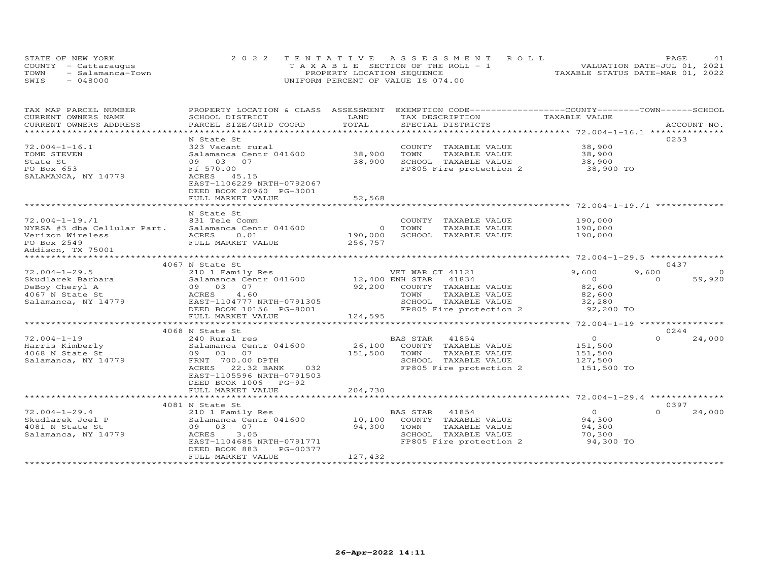STATE OF NEW YORK
COUNTY - Cattaraugus
TOWN - Salamanca-Town
SWIS - 048000

2022 TENTATIVE ASSESSMENT ROLL
TAXABLE SECTION OF THE ROLL - 1
PROPERTY LOCATION SEQUENCE
UNIFORM PERCENT OF VALUE IS 074.00

VALUATION DATE-JUL 01, 2021
TAXABLE STATUS DATE-MAR 01, 2022

| TAX MAP PARCEL NUMBER / CURRENT OWNERS NAME / CURRENT OWNERS ADDRESS | PROPERTY LOCATION & CLASS / SCHOOL DISTRICT / PARCEL SIZE/GRID COORD | ASSESSMENT LAND / TOTAL | EXEMPTION CODE / TAX DESCRIPTION / SPECIAL DISTRICTS | COUNTY TAXABLE VALUE | TOWN | SCHOOL | ACCOUNT NO. |
|---|---|---|---|---|---|---|---|
| **72.004-1-16.1** | N State St | | | | | | 0253 |
| 72.004-1-16.1 | 323 Vacant rural | | COUNTY TAXABLE VALUE | 38,900 | | | |
| TOME STEVEN | Salamanca Centr 041600 | 38,900 | TOWN TAXABLE VALUE | 38,900 | | | |
| State St | 09 03 07 | 38,900 | SCHOOL TAXABLE VALUE | 38,900 | | | |
| PO Box 653 | Ff 570.00 | | FP805 Fire protection 2 | 38,900 TO | | | |
| SALAMANCA, NY 14779 | ACRES 45.15 | | | | | | |
| | EAST-1106229 NRTH-0792067 | | | | | | |
| | DEED BOOK 20960 PG-3001 | | | | | | |
| | FULL MARKET VALUE | 52,568 | | | | | |
| **72.004-1-19./1** | N State St | | | | | | |
| 72.004-1-19./1 | 831 Tele Comm | | COUNTY TAXABLE VALUE | 190,000 | | | |
| NYRSA #3 dba Cellular Part. | Salamanca Centr 041600 | 0 | TOWN TAXABLE VALUE | 190,000 | | | |
| Verizon Wireless | ACRES 0.01 | 190,000 | SCHOOL TAXABLE VALUE | 190,000 | | | |
| PO Box 2549 | FULL MARKET VALUE | 256,757 | | | | | |
| Addison, TX 75001 | | | | | | | |
| **72.004-1-29.5** | 4067 N State St | | | | | | 0437 |
| 72.004-1-29.5 | 210 1 Family Res | | VET WAR CT 41121 | 9,600 | 9,600 | 0 | |
| Skudlarek Barbara | Salamanca Centr 041600 | 12,400 | ENH STAR 41834 | 0 | 0 | 59,920 | |
| DeBoy Cheryl A | 09 03 07 | 92,200 | COUNTY TAXABLE VALUE | 82,600 | | | |
| 4067 N State St | ACRES 4.60 | | TOWN TAXABLE VALUE | 82,600 | | | |
| Salamanca, NY 14779 | EAST-1104777 NRTH-0791305 | | SCHOOL TAXABLE VALUE | 32,280 | | | |
| | DEED BOOK 10156 PG-8001 | | FP805 Fire protection 2 | 92,200 TO | | | |
| | FULL MARKET VALUE | 124,595 | | | | | |
| **72.004-1-19** | 4068 N State St | | | | | | 0244 |
| 72.004-1-19 | 240 Rural res | | BAS STAR 41854 | 0 | 0 | 24,000 | |
| Harris Kimberly | Salamanca Centr 041600 | 26,100 | COUNTY TAXABLE VALUE | 151,500 | | | |
| 4068 N State St | 09 03 07 | 151,500 | TOWN TAXABLE VALUE | 151,500 | | | |
| Salamanca, NY 14779 | FRNT 700.00 DPTH | | SCHOOL TAXABLE VALUE | 127,500 | | | |
| | ACRES 22.32 BANK 032 | | FP805 Fire protection 2 | 151,500 TO | | | |
| | EAST-1105596 NRTH-0791503 | | | | | | |
| | DEED BOOK 1006 PG-92 | | | | | | |
| | FULL MARKET VALUE | 204,730 | | | | | |
| **72.004-1-29.4** | 4081 N State St | | | | | | 0397 |
| 72.004-1-29.4 | 210 1 Family Res | | BAS STAR 41854 | 0 | 0 | 24,000 | |
| Skudlarek Joel P | Salamanca Centr 041600 | 10,100 | COUNTY TAXABLE VALUE | 94,300 | | | |
| 4081 N State St | 09 03 07 | 94,300 | TOWN TAXABLE VALUE | 94,300 | | | |
| Salamanca, NY 14779 | ACRES 3.05 | | SCHOOL TAXABLE VALUE | 70,300 | | | |
| | EAST-1104685 NRTH-0791771 | | FP805 Fire protection 2 | 94,300 TO | | | |
| | DEED BOOK 883 PG-00377 | | | | | | |
| | FULL MARKET VALUE | 127,432 | | | | | |

26-Apr-2022 14:11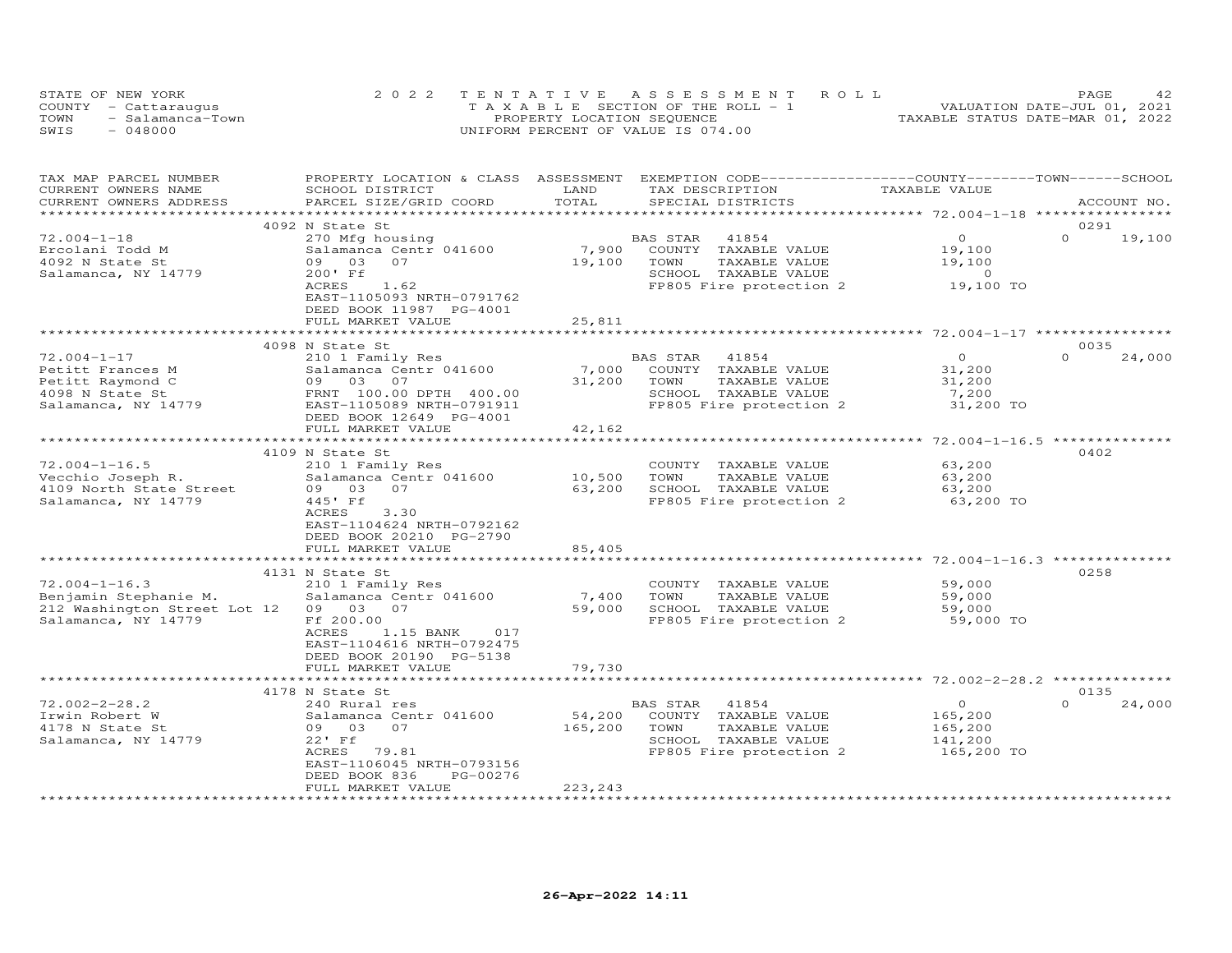STATE OF NEW YORK
COUNTY - Cattaraugus
TOWN - Salamanca-Town
SWIS - 048000

2022 TENTATIVE ASSESSMENT ROLL
TAXABLE SECTION OF THE ROLL - 1
PROPERTY LOCATION SEQUENCE
UNIFORM PERCENT OF VALUE IS 074.00

VALUATION DATE-JUL 01, 2021
TAXABLE STATUS DATE-MAR 01, 2022

| TAX MAP PARCEL NUMBER / CURRENT OWNERS NAME / CURRENT OWNERS ADDRESS | PROPERTY LOCATION & CLASS / SCHOOL DISTRICT / PARCEL SIZE/GRID COORD | ASSESSMENT LAND / TOTAL | EXEMPTION CODE / TAX DESCRIPTION / SPECIAL DISTRICTS | COUNTY TAXABLE VALUE | TOWN | SCHOOL | ACCOUNT NO. |
|---|---|---|---|---|---|---|---|
| 72.004-1-18 | 4092 N State St | | | | | | 0291 |
| Ercolani Todd M | 270 Mfg housing | | BAS STAR 41854 | 0 | 0 | 19,100 | |
| 4092 N State St | Salamanca Centr 041600 | 7,900 | COUNTY TAXABLE VALUE | 19,100 | | | |
| Salamanca, NY 14779 | 09 03 07 | 19,100 | TOWN TAXABLE VALUE | 19,100 | | | |
| | 200' Ff | | SCHOOL TAXABLE VALUE | 0 | | | |
| | ACRES 1.62 | | FP805 Fire protection 2 | 19,100 TO | | | |
| | EAST-1105093 NRTH-0791762 | | | | | | |
| | DEED BOOK 11987 PG-4001 | | | | | | |
| | FULL MARKET VALUE | 25,811 | | | | | |
| 72.004-1-17 | 4098 N State St | | | | | | 0035 |
| Petitt Frances M | 210 1 Family Res | | BAS STAR 41854 | 0 | 0 | 24,000 | |
| Petitt Raymond C | Salamanca Centr 041600 | 7,000 | COUNTY TAXABLE VALUE | 31,200 | | | |
| 4098 N State St | 09 03 07 | 31,200 | TOWN TAXABLE VALUE | 31,200 | | | |
| Salamanca, NY 14779 | FRNT 100.00 DPTH 400.00 | | SCHOOL TAXABLE VALUE | 7,200 | | | |
| | EAST-1105089 NRTH-0791911 | | FP805 Fire protection 2 | 31,200 TO | | | |
| | DEED BOOK 12649 PG-4001 | | | | | | |
| | FULL MARKET VALUE | 42,162 | | | | | |
| 72.004-1-16.5 | 4109 N State St | | | | | | 0402 |
| Vecchio Joseph R. | 210 1 Family Res | | COUNTY TAXABLE VALUE | 63,200 | | | |
| 4109 North State Street | Salamanca Centr 041600 | 10,500 | TOWN TAXABLE VALUE | 63,200 | | | |
| Salamanca, NY 14779 | 09 03 07 | 63,200 | SCHOOL TAXABLE VALUE | 63,200 | | | |
| | 445' Ff | | FP805 Fire protection 2 | 63,200 TO | | | |
| | ACRES 3.30 | | | | | | |
| | EAST-1104624 NRTH-0792162 | | | | | | |
| | DEED BOOK 20210 PG-2790 | | | | | | |
| | FULL MARKET VALUE | 85,405 | | | | | |
| 72.004-1-16.3 | 4131 N State St | | | | | | 0258 |
| Benjamin Stephanie M. | 210 1 Family Res | | COUNTY TAXABLE VALUE | 59,000 | | | |
| 212 Washington Street Lot 12 | Salamanca Centr 041600 | 7,400 | TOWN TAXABLE VALUE | 59,000 | | | |
| Salamanca, NY 14779 | 09 03 07 | 59,000 | SCHOOL TAXABLE VALUE | 59,000 | | | |
| | Ff 200.00 | | FP805 Fire protection 2 | 59,000 TO | | | |
| | ACRES 1.15 BANK 017 | | | | | | |
| | EAST-1104616 NRTH-0792475 | | | | | | |
| | DEED BOOK 20190 PG-5138 | | | | | | |
| | FULL MARKET VALUE | 79,730 | | | | | |
| 72.002-2-28.2 | 4178 N State St | | | | | | 0135 |
| Irwin Robert W | 240 Rural res | | BAS STAR 41854 | 0 | 0 | 24,000 | |
| 4178 N State St | Salamanca Centr 041600 | 54,200 | COUNTY TAXABLE VALUE | 165,200 | | | |
| Salamanca, NY 14779 | 09 03 07 | 165,200 | TOWN TAXABLE VALUE | 165,200 | | | |
| | 22' Ff | | SCHOOL TAXABLE VALUE | 141,200 | | | |
| | ACRES 79.81 | | FP805 Fire protection 2 | 165,200 TO | | | |
| | EAST-1106045 NRTH-0793156 | | | | | | |
| | DEED BOOK 836 PG-00276 | | | | | | |
| | FULL MARKET VALUE | 223,243 | | | | | |

26-Apr-2022 14:11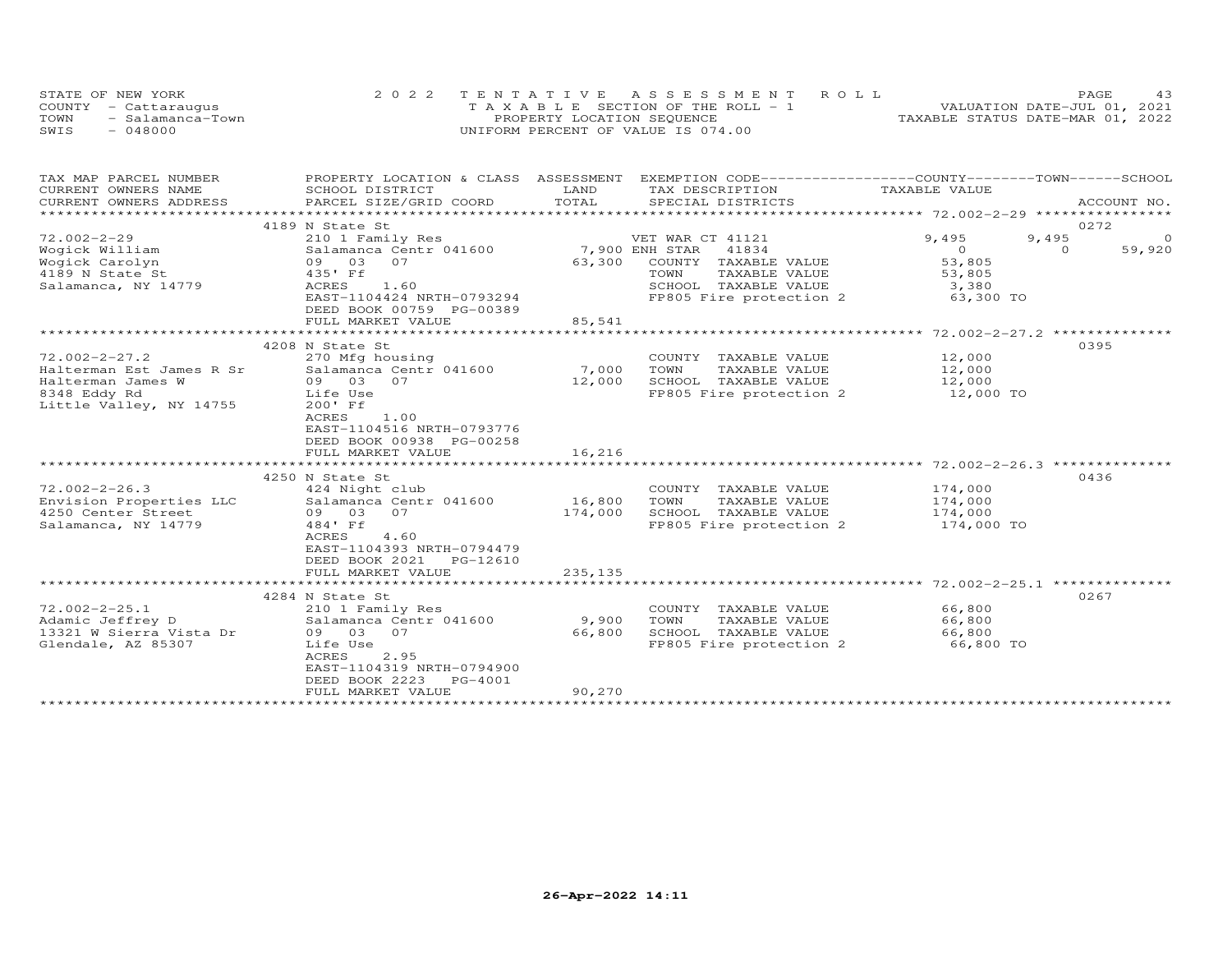STATE OF NEW YORK
COUNTY - Cattaraugus
TOWN - Salamanca-Town
SWIS - 048000

2022 TENTATIVE ASSESSMENT ROLL
TAXABLE SECTION OF THE ROLL - 1
PROPERTY LOCATION SEQUENCE
UNIFORM PERCENT OF VALUE IS 074.00

VALUATION DATE-JUL 01, 2021
TAXABLE STATUS DATE-MAR 01, 2022

| TAX MAP PARCEL NUMBER / CURRENT OWNERS NAME / CURRENT OWNERS ADDRESS | PROPERTY LOCATION & CLASS / SCHOOL DISTRICT / PARCEL SIZE/GRID COORD | ASSESSMENT LAND / TOTAL | EXEMPTION CODE / TAX DESCRIPTION / SPECIAL DISTRICTS | COUNTY TAXABLE VALUE | TOWN | SCHOOL | ACCOUNT NO. |
|---|---|---|---|---|---|---|---|
| | 4189 N State St | | | | | | 0272 |
| 72.002-2-29 | 210 1 Family Res | | VET WAR CT 41121 | 9,495 | 9,495 | 0 | |
| Wogick William | Salamanca Centr 041600 | 7,900 | ENH STAR 41834 | 0 | 0 | 59,920 | |
| Wogick Carolyn | 09 03 07 | 63,300 | COUNTY TAXABLE VALUE | 53,805 | | | |
| 4189 N State St | 435' Ff | | TOWN TAXABLE VALUE | 53,805 | | | |
| Salamanca, NY 14779 | ACRES 1.60 | | SCHOOL TAXABLE VALUE | 3,380 | | | |
| | EAST-1104424 NRTH-0793294 | | FP805 Fire protection 2 | 63,300 TO | | | |
| | DEED BOOK 00759 PG-00389 | | | | | | |
| | FULL MARKET VALUE | 85,541 | | | | | |
| | 4208 N State St | | | | | | 0395 |
| 72.002-2-27.2 | 270 Mfg housing | | COUNTY TAXABLE VALUE | 12,000 | | | |
| Halterman Est James R Sr | Salamanca Centr 041600 | 7,000 | TOWN TAXABLE VALUE | 12,000 | | | |
| Halterman James W | 09 03 07 | 12,000 | SCHOOL TAXABLE VALUE | 12,000 | | | |
| 8348 Eddy Rd | Life Use | | FP805 Fire protection 2 | 12,000 TO | | | |
| Little Valley, NY 14755 | 200' Ff | | | | | | |
| | ACRES 1.00 | | | | | | |
| | EAST-1104516 NRTH-0793776 | | | | | | |
| | DEED BOOK 00938 PG-00258 | | | | | | |
| | FULL MARKET VALUE | 16,216 | | | | | |
| | 4250 N State St | | | | | | 0436 |
| 72.002-2-26.3 | 424 Night club | | COUNTY TAXABLE VALUE | 174,000 | | | |
| Envision Properties LLC | Salamanca Centr 041600 | 16,800 | TOWN TAXABLE VALUE | 174,000 | | | |
| 4250 Center Street | 09 03 07 | 174,000 | SCHOOL TAXABLE VALUE | 174,000 | | | |
| Salamanca, NY 14779 | 484' Ff | | FP805 Fire protection 2 | 174,000 TO | | | |
| | ACRES 4.60 | | | | | | |
| | EAST-1104393 NRTH-0794479 | | | | | | |
| | DEED BOOK 2021 PG-12610 | | | | | | |
| | FULL MARKET VALUE | 235,135 | | | | | |
| | 4284 N State St | | | | | | 0267 |
| 72.002-2-25.1 | 210 1 Family Res | | COUNTY TAXABLE VALUE | 66,800 | | | |
| Adamic Jeffrey D | Salamanca Centr 041600 | 9,900 | TOWN TAXABLE VALUE | 66,800 | | | |
| 13321 W Sierra Vista Dr | 09 03 07 | 66,800 | SCHOOL TAXABLE VALUE | 66,800 | | | |
| Glendale, AZ 85307 | Life Use | | FP805 Fire protection 2 | 66,800 TO | | | |
| | ACRES 2.95 | | | | | | |
| | EAST-1104319 NRTH-0794900 | | | | | | |
| | DEED BOOK 2223 PG-4001 | | | | | | |
| | FULL MARKET VALUE | 90,270 | | | | | |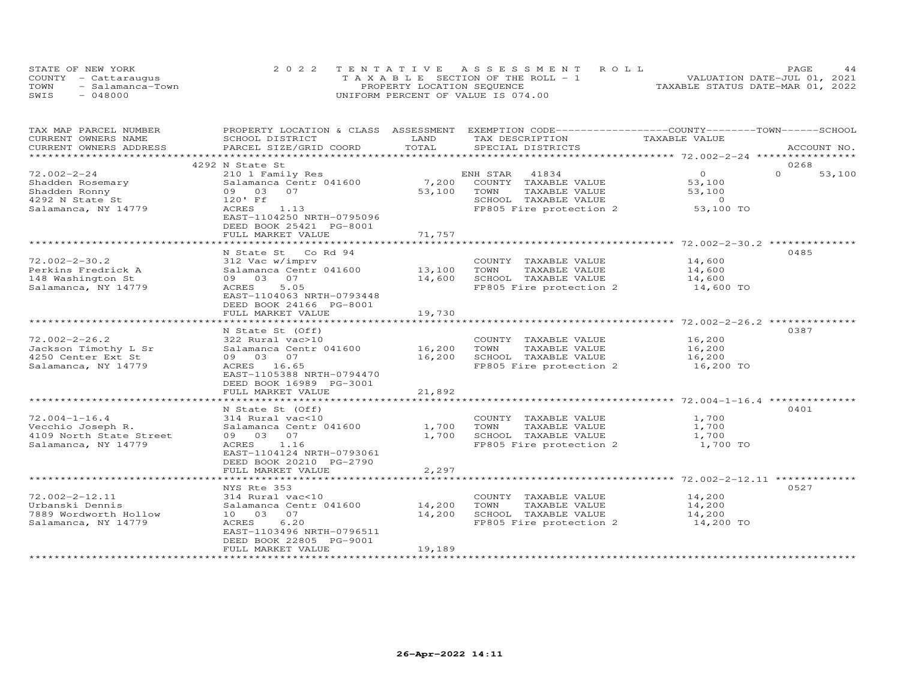STATE OF NEW YORK
COUNTY - Cattaraugus
TOWN - Salamanca-Town
SWIS - 048000

2022 TENTATIVE ASSESSMENT ROLL
TAXABLE SECTION OF THE ROLL - 1
PROPERTY LOCATION SEQUENCE
UNIFORM PERCENT OF VALUE IS 074.00

VALUATION DATE-JUL 01, 2021
TAXABLE STATUS DATE-MAR 01, 2022

| TAX MAP PARCEL NUMBER / CURRENT OWNERS NAME / CURRENT OWNERS ADDRESS | PROPERTY LOCATION & CLASS / SCHOOL DISTRICT / PARCEL SIZE/GRID COORD | ASSESSMENT LAND / TOTAL | EXEMPTION CODE / TAX DESCRIPTION / SPECIAL DISTRICTS | COUNTY / TOWN / SCHOOL TAXABLE VALUE | ACCOUNT NO. |
|---|---|---|---|---|---|
| **72.002-2-24** | 4292 N State St | | | | 0268 |
| 72.002-2-24 | 210 1 Family Res | | ENH STAR 41834 | 0 | 0 53,100 |
| Shadden Rosemary | Salamanca Centr 041600 | 7,200 | COUNTY TAXABLE VALUE | 53,100 | |
| Shadden Ronny | 09 03 07 | 53,100 | TOWN TAXABLE VALUE | 53,100 | |
| 4292 N State St | 120' Ff | | SCHOOL TAXABLE VALUE | 0 | |
| Salamanca, NY 14779 | ACRES 1.13 | | FP805 Fire protection 2 | 53,100 TO | |
| | EAST-1104250 NRTH-0795096 | | | | |
| | DEED BOOK 25421 PG-8001 | | | | |
| | FULL MARKET VALUE | 71,757 | | | |
| **72.002-2-30.2** | N State St Co Rd 94 | | | | 0485 |
| 72.002-2-30.2 | 312 Vac w/imprv | | COUNTY TAXABLE VALUE | 14,600 | |
| Perkins Fredrick A | Salamanca Centr 041600 | 13,100 | TOWN TAXABLE VALUE | 14,600 | |
| 148 Washington St | 09 03 07 | 14,600 | SCHOOL TAXABLE VALUE | 14,600 | |
| Salamanca, NY 14779 | ACRES 5.05 | | FP805 Fire protection 2 | 14,600 TO | |
| | EAST-1104063 NRTH-0793448 | | | | |
| | DEED BOOK 24166 PG-8001 | | | | |
| | FULL MARKET VALUE | 19,730 | | | |
| **72.002-2-26.2** | N State St (Off) | | | | 0387 |
| 72.002-2-26.2 | 322 Rural vac>10 | | COUNTY TAXABLE VALUE | 16,200 | |
| Jackson Timothy L Sr | Salamanca Centr 041600 | 16,200 | TOWN TAXABLE VALUE | 16,200 | |
| 4250 Center Ext St | 09 03 07 | 16,200 | SCHOOL TAXABLE VALUE | 16,200 | |
| Salamanca, NY 14779 | ACRES 16.65 | | FP805 Fire protection 2 | 16,200 TO | |
| | EAST-1105388 NRTH-0794470 | | | | |
| | DEED BOOK 16989 PG-3001 | | | | |
| | FULL MARKET VALUE | 21,892 | | | |
| **72.004-1-16.4** | N State St (Off) | | | | 0401 |
| 72.004-1-16.4 | 314 Rural vac<10 | | COUNTY TAXABLE VALUE | 1,700 | |
| Vecchio Joseph R. | Salamanca Centr 041600 | 1,700 | TOWN TAXABLE VALUE | 1,700 | |
| 4109 North State Street | 09 03 07 | 1,700 | SCHOOL TAXABLE VALUE | 1,700 | |
| Salamanca, NY 14779 | ACRES 1.16 | | FP805 Fire protection 2 | 1,700 TO | |
| | EAST-1104124 NRTH-0793061 | | | | |
| | DEED BOOK 20210 PG-2790 | | | | |
| | FULL MARKET VALUE | 2,297 | | | |
| **72.002-2-12.11** | NYS Rte 353 | | | | 0527 |
| 72.002-2-12.11 | 314 Rural vac<10 | | COUNTY TAXABLE VALUE | 14,200 | |
| Urbanski Dennis | Salamanca Centr 041600 | 14,200 | TOWN TAXABLE VALUE | 14,200 | |
| 7889 Wordworth Hollow | 10 03 07 | 14,200 | SCHOOL TAXABLE VALUE | 14,200 | |
| Salamanca, NY 14779 | ACRES 6.20 | | FP805 Fire protection 2 | 14,200 TO | |
| | EAST-1103496 NRTH-0796511 | | | | |
| | DEED BOOK 22805 PG-9001 | | | | |
| | FULL MARKET VALUE | 19,189 | | | |

26-Apr-2022 14:11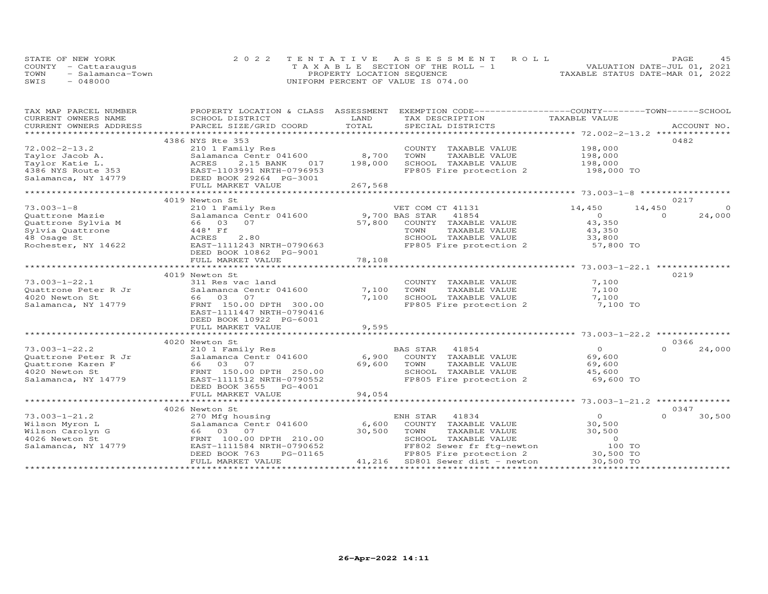STATE OF NEW YORK 2022 TENTATIVE ASSESSMENT ROLL
COUNTY - Cattaraugus T A X A B L E SECTION OF THE ROLL - 1 VALUATION DATE-JUL 01, 2021
TOWN - Salamanca-Town PROPERTY LOCATION SEQUENCE TAXABLE STATUS DATE-MAR 01, 2022
SWIS - 048000 UNIFORM PERCENT OF VALUE IS 074.00

| TAX MAP PARCEL NUMBER / CURRENT OWNERS NAME / CURRENT OWNERS ADDRESS | PROPERTY LOCATION & CLASS / SCHOOL DISTRICT / PARCEL SIZE/GRID COORD | ASSESSMENT LAND / TOTAL | EXEMPTION CODE / TAX DESCRIPTION / SPECIAL DISTRICTS | COUNTY TAXABLE VALUE | TOWN | SCHOOL / ACCOUNT NO. |
|---|---|---|---|---|---|---|
| | 4386 NYS Rte 353 | | | | | 0482 |
| 72.002-2-13.2 | 210 1 Family Res | | COUNTY TAXABLE VALUE | 198,000 | | |
| Taylor Jacob A. | Salamanca Centr 041600 | 8,700 | TOWN TAXABLE VALUE | 198,000 | | |
| Taylor Katie L. | ACRES 2.15 BANK 017 | 198,000 | SCHOOL TAXABLE VALUE | 198,000 | | |
| 4386 NYS Route 353 | EAST-1103991 NRTH-0796953 | | FP805 Fire protection 2 | 198,000 TO | | |
| Salamanca, NY 14779 | DEED BOOK 29264 PG-3001 | | | | | |
| | FULL MARKET VALUE | 267,568 | | | | |
| | 4019 Newton St | | | | | 0217 |
| 73.003-1-8 | 210 1 Family Res | | VET COM CT 41131 | 14,450 | 14,450 | 0 |
| Quattrone Mazie | Salamanca Centr 041600 | 9,700 | BAS STAR 41854 | 0 | 0 | 24,000 |
| Quattrone Sylvia M | 66 03 07 | 57,800 | COUNTY TAXABLE VALUE | 43,350 | | |
| Sylvia Quattrone | 448' Ff | | TOWN TAXABLE VALUE | 43,350 | | |
| 48 Osage St | ACRES 2.80 | | SCHOOL TAXABLE VALUE | 33,800 | | |
| Rochester, NY 14622 | EAST-1111243 NRTH-0790663 | | FP805 Fire protection 2 | 57,800 TO | | |
| | DEED BOOK 10862 PG-9001 | | | | | |
| | FULL MARKET VALUE | 78,108 | | | | |
| | 4019 Newton St | | | | | 0219 |
| 73.003-1-22.1 | 311 Res vac land | | COUNTY TAXABLE VALUE | 7,100 | | |
| Quattrone Peter R Jr | Salamanca Centr 041600 | 7,100 | TOWN TAXABLE VALUE | 7,100 | | |
| 4020 Newton St | 66 03 07 | 7,100 | SCHOOL TAXABLE VALUE | 7,100 | | |
| Salamanca, NY 14779 | FRNT 150.00 DPTH 300.00 | | FP805 Fire protection 2 | 7,100 TO | | |
| | EAST-1111447 NRTH-0790416 | | | | | |
| | DEED BOOK 10922 PG-6001 | | | | | |
| | FULL MARKET VALUE | 9,595 | | | | |
| | 4020 Newton St | | | | | 0366 |
| 73.003-1-22.2 | 210 1 Family Res | | BAS STAR 41854 | 0 | 0 | 24,000 |
| Quattrone Peter R Jr | Salamanca Centr 041600 | 6,900 | COUNTY TAXABLE VALUE | 69,600 | | |
| Quattrone Karen F | 66 03 07 | 69,600 | TOWN TAXABLE VALUE | 69,600 | | |
| 4020 Newton St | FRNT 150.00 DPTH 250.00 | | SCHOOL TAXABLE VALUE | 45,600 | | |
| Salamanca, NY 14779 | EAST-1111512 NRTH-0790552 | | FP805 Fire protection 2 | 69,600 TO | | |
| | DEED BOOK 3655 PG-4001 | | | | | |
| | FULL MARKET VALUE | 94,054 | | | | |
| | 4026 Newton St | | | | | 0347 |
| 73.003-1-21.2 | 270 Mfg housing | | ENH STAR 41834 | 0 | 0 | 30,500 |
| Wilson Myron L | Salamanca Centr 041600 | 6,600 | COUNTY TAXABLE VALUE | 30,500 | | |
| Wilson Carolyn G | 66 03 07 | 30,500 | TOWN TAXABLE VALUE | 30,500 | | |
| 4026 Newton St | FRNT 100.00 DPTH 210.00 | | SCHOOL TAXABLE VALUE | 0 | | |
| Salamanca, NY 14779 | EAST-1111584 NRTH-0790652 | | FF802 Sewer fr ftg-newton | 100 TO | | |
| | DEED BOOK 763 PG-01165 | | FP805 Fire protection 2 | 30,500 TO | | |
| | FULL MARKET VALUE | 41,216 | SD801 Sewer dist - newton | 30,500 TO | | |

26-Apr-2022 14:11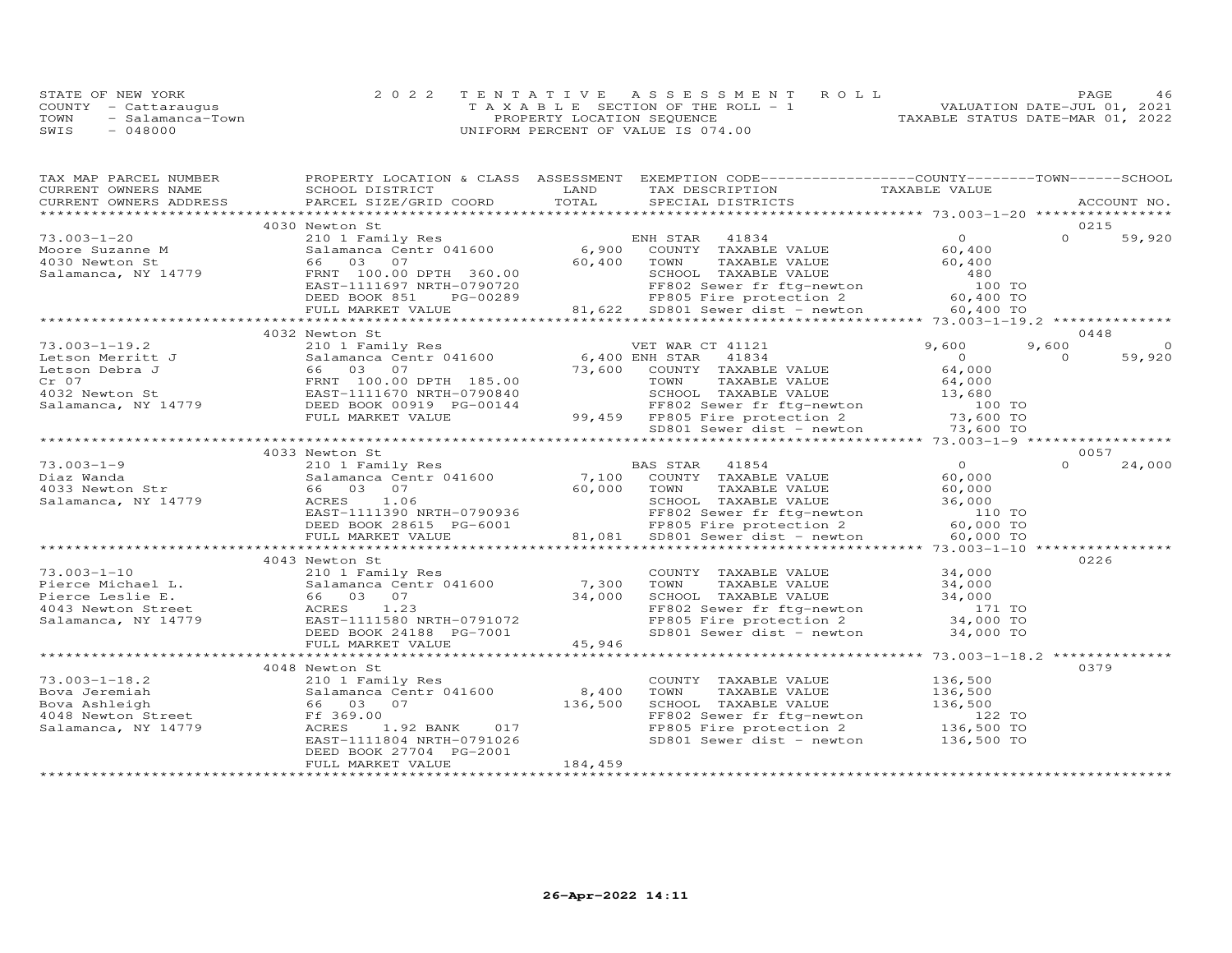STATE OF NEW YORK
COUNTY - Cattaraugus
TOWN - Salamanca-Town
SWIS - 048000

2022 TENTATIVE ASSESSMENT ROLL
TAXABLE SECTION OF THE ROLL - 1
PROPERTY LOCATION SEQUENCE
UNIFORM PERCENT OF VALUE IS 074.00

VALUATION DATE-JUL 01, 2021
TAXABLE STATUS DATE-MAR 01, 2022

| TAX MAP PARCEL NUMBER / CURRENT OWNERS NAME / CURRENT OWNERS ADDRESS | PROPERTY LOCATION & CLASS / SCHOOL DISTRICT / PARCEL SIZE/GRID COORD | ASSESSMENT LAND | TOTAL | EXEMPTION CODE / TAX DESCRIPTION / SPECIAL DISTRICTS | COUNTY TAXABLE VALUE | TOWN | SCHOOL | ACCOUNT NO. |
|---|---|---|---|---|---|---|---|---|
| | 4030 Newton St | | | | | | | 0215 |
| 73.003-1-20 | 210 1 Family Res | | | ENH STAR 41834 | 0 | 0 | 59,920 | |
| Moore Suzanne M | Salamanca Centr 041600 | 6,900 | | COUNTY TAXABLE VALUE | 60,400 | | | |
| 4030 Newton St | 66 03 07 | | 60,400 | TOWN TAXABLE VALUE | 60,400 | | | |
| Salamanca, NY 14779 | FRNT 100.00 DPTH 360.00 | | | SCHOOL TAXABLE VALUE | 480 | | | |
| | EAST-1111697 NRTH-0790720 | | | FF802 Sewer fr ftg-newton | 100 TO | | | |
| | DEED BOOK 851 PG-00289 | | | FP805 Fire protection 2 | 60,400 TO | | | |
| | FULL MARKET VALUE | | 81,622 | SD801 Sewer dist - newton | 60,400 TO | | | |
| | 4032 Newton St | | | | | | | 0448 |
| 73.003-1-19.2 | 210 1 Family Res | | | VET WAR CT 41121 | 9,600 | 9,600 | 0 | |
| Letson Merritt J | Salamanca Centr 041600 | 6,400 | | ENH STAR 41834 | 0 | 0 | 59,920 | |
| Letson Debra J | 66 03 07 | | 73,600 | COUNTY TAXABLE VALUE | 64,000 | | | |
| Cr 07 | FRNT 100.00 DPTH 185.00 | | | TOWN TAXABLE VALUE | 64,000 | | | |
| 4032 Newton St | EAST-1111670 NRTH-0790840 | | | SCHOOL TAXABLE VALUE | 13,680 | | | |
| Salamanca, NY 14779 | DEED BOOK 00919 PG-00144 | | | FF802 Sewer fr ftg-newton | 100 TO | | | |
| | FULL MARKET VALUE | | 99,459 | FP805 Fire protection 2 | 73,600 TO | | | |
| | | | | SD801 Sewer dist - newton | 73,600 TO | | | |
| | 4033 Newton St | | | | | | | 0057 |
| 73.003-1-9 | 210 1 Family Res | | | BAS STAR 41854 | 0 | 0 | 24,000 | |
| Diaz Wanda | Salamanca Centr 041600 | 7,100 | | COUNTY TAXABLE VALUE | 60,000 | | | |
| 4033 Newton Str | 66 03 07 | | 60,000 | TOWN TAXABLE VALUE | 60,000 | | | |
| Salamanca, NY 14779 | ACRES 1.06 | | | SCHOOL TAXABLE VALUE | 36,000 | | | |
| | EAST-1111390 NRTH-0790936 | | | FF802 Sewer fr ftg-newton | 110 TO | | | |
| | DEED BOOK 28615 PG-6001 | | | FP805 Fire protection 2 | 60,000 TO | | | |
| | FULL MARKET VALUE | | 81,081 | SD801 Sewer dist - newton | 60,000 TO | | | |
| | 4043 Newton St | | | | | | | 0226 |
| 73.003-1-10 | 210 1 Family Res | | | COUNTY TAXABLE VALUE | 34,000 | | | |
| Pierce Michael L. | Salamanca Centr 041600 | 7,300 | | TOWN TAXABLE VALUE | 34,000 | | | |
| Pierce Leslie E. | 66 03 07 | | 34,000 | SCHOOL TAXABLE VALUE | 34,000 | | | |
| 4043 Newton Street | ACRES 1.23 | | | FF802 Sewer fr ftg-newton | 171 TO | | | |
| Salamanca, NY 14779 | EAST-1111580 NRTH-0791072 | | | FP805 Fire protection 2 | 34,000 TO | | | |
| | DEED BOOK 24188 PG-7001 | | | SD801 Sewer dist - newton | 34,000 TO | | | |
| | FULL MARKET VALUE | | 45,946 | | | | | |
| | 4048 Newton St | | | | | | | 0379 |
| 73.003-1-18.2 | 210 1 Family Res | | | COUNTY TAXABLE VALUE | 136,500 | | | |
| Bova Jeremiah | Salamanca Centr 041600 | 8,400 | | TOWN TAXABLE VALUE | 136,500 | | | |
| Bova Ashleigh | 66 03 07 | | 136,500 | SCHOOL TAXABLE VALUE | 136,500 | | | |
| 4048 Newton Street | Ff 369.00 | | | FF802 Sewer fr ftg-newton | 122 TO | | | |
| Salamanca, NY 14779 | ACRES 1.92 BANK 017 | | | FP805 Fire protection 2 | 136,500 TO | | | |
| | EAST-1111804 NRTH-0791026 | | | SD801 Sewer dist - newton | 136,500 TO | | | |
| | DEED BOOK 27704 PG-2001 | | | | | | | |
| | FULL MARKET VALUE | | 184,459 | | | | | |

26-Apr-2022 14:11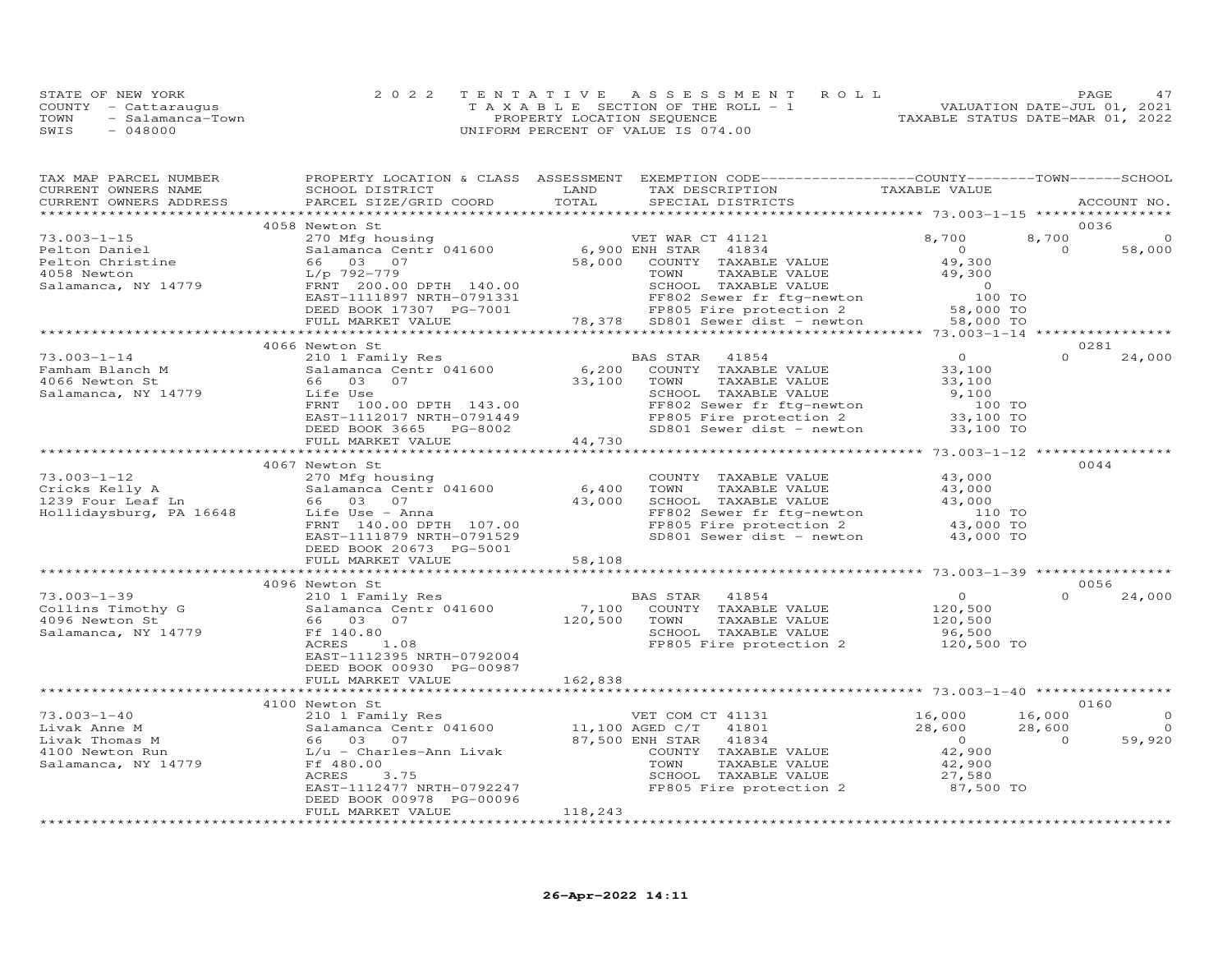STATE OF NEW YORK  
COUNTY - Cattaraugus  
TOWN - Salamanca-Town  
SWIS - 048000

2022 TENTATIVE ASSESSMENT ROLL  
TAXABLE SECTION OF THE ROLL - 1  
PROPERTY LOCATION SEQUENCE  
UNIFORM PERCENT OF VALUE IS 074.00

VALUATION DATE-JUL 01, 2021  
TAXABLE STATUS DATE-MAR 01, 2022

| TAX MAP PARCEL NUMBER<br>CURRENT OWNERS NAME<br>CURRENT OWNERS ADDRESS | PROPERTY LOCATION & CLASS<br>SCHOOL DISTRICT<br>PARCEL SIZE/GRID COORD | ASSESSMENT<br>LAND<br>TOTAL | EXEMPTION CODE<br>TAX DESCRIPTION<br>SPECIAL DISTRICTS | COUNTY<br>TAXABLE VALUE | TOWN | SCHOOL<br>ACCOUNT NO. |
|---|---|---|---|---|---|---|
| | 4058 Newton St | | | | | 0036 |
| 73.003-1-15 | 270 Mfg housing | | VET WAR CT 41121 | 8,700 | 8,700 | 0 |
| Pelton Daniel | Salamanca Centr 041600 | 6,900 | ENH STAR 41834 | 0 | 0 | 58,000 |
| Pelton Christine | 66 03 07 | 58,000 | COUNTY TAXABLE VALUE | 49,300 | | |
| 4058 Newton | L/p 792-779 | | TOWN TAXABLE VALUE | 49,300 | | |
| Salamanca, NY 14779 | FRNT 200.00 DPTH 140.00 | | SCHOOL TAXABLE VALUE | 0 | | |
| | EAST-1111897 NRTH-0791331 | | FF802 Sewer fr ftg-newton | 100 TO | | |
| | DEED BOOK 17307 PG-7001 | | FP805 Fire protection 2 | 58,000 TO | | |
| | FULL MARKET VALUE | 78,378 | SD801 Sewer dist - newton | 58,000 TO | | |
| | 4066 Newton St | | | | | 0281 |
| 73.003-1-14 | 210 1 Family Res | | BAS STAR 41854 | 0 | 0 | 24,000 |
| Famham Blanch M | Salamanca Centr 041600 | 6,200 | COUNTY TAXABLE VALUE | 33,100 | | |
| 4066 Newton St | 66 03 07 | 33,100 | TOWN TAXABLE VALUE | 33,100 | | |
| Salamanca, NY 14779 | Life Use | | SCHOOL TAXABLE VALUE | 9,100 | | |
| | FRNT 100.00 DPTH 143.00 | | FF802 Sewer fr ftg-newton | 100 TO | | |
| | EAST-1112017 NRTH-0791449 | | FP805 Fire protection 2 | 33,100 TO | | |
| | DEED BOOK 3665 PG-8002 | | SD801 Sewer dist - newton | 33,100 TO | | |
| | FULL MARKET VALUE | 44,730 | | | | |
| | 4067 Newton St | | | | | 0044 |
| 73.003-1-12 | 270 Mfg housing | | COUNTY TAXABLE VALUE | 43,000 | | |
| Cricks Kelly A | Salamanca Centr 041600 | 6,400 | TOWN TAXABLE VALUE | 43,000 | | |
| 1239 Four Leaf Ln | 66 03 07 | 43,000 | SCHOOL TAXABLE VALUE | 43,000 | | |
| Hollidaysburg, PA 16648 | Life Use - Anna | | FF802 Sewer fr ftg-newton | 110 TO | | |
| | FRNT 140.00 DPTH 107.00 | | FP805 Fire protection 2 | 43,000 TO | | |
| | EAST-1111879 NRTH-0791529 | | SD801 Sewer dist - newton | 43,000 TO | | |
| | DEED BOOK 20673 PG-5001 | | | | | |
| | FULL MARKET VALUE | 58,108 | | | | |
| | 4096 Newton St | | | | | 0056 |
| 73.003-1-39 | 210 1 Family Res | | BAS STAR 41854 | 0 | 0 | 24,000 |
| Collins Timothy G | Salamanca Centr 041600 | 7,100 | COUNTY TAXABLE VALUE | 120,500 | | |
| 4096 Newton St | 66 03 07 | 120,500 | TOWN TAXABLE VALUE | 120,500 | | |
| Salamanca, NY 14779 | Ff 140.80 | | SCHOOL TAXABLE VALUE | 96,500 | | |
| | ACRES 1.08 | | FP805 Fire protection 2 | 120,500 TO | | |
| | EAST-1112395 NRTH-0792004 | | | | | |
| | DEED BOOK 00930 PG-00987 | | | | | |
| | FULL MARKET VALUE | 162,838 | | | | |
| | 4100 Newton St | | | | | 0160 |
| 73.003-1-40 | 210 1 Family Res | | VET COM CT 41131 | 16,000 | 16,000 | 0 |
| Livak Anne M | Salamanca Centr 041600 | 11,100 | AGED C/T 41801 | 28,600 | 28,600 | 0 |
| Livak Thomas M | 66 03 07 | 87,500 | ENH STAR 41834 | 0 | 0 | 59,920 |
| 4100 Newton Run | L/u - Charles-Ann Livak | | COUNTY TAXABLE VALUE | 42,900 | | |
| Salamanca, NY 14779 | Ff 480.00 | | TOWN TAXABLE VALUE | 42,900 | | |
| | ACRES 3.75 | | SCHOOL TAXABLE VALUE | 27,580 | | |
| | EAST-1112477 NRTH-0792247 | | FP805 Fire protection 2 | 87,500 TO | | |
| | DEED BOOK 00978 PG-00096 | | | | | |
| | FULL MARKET VALUE | 118,243 | | | | |

26-Apr-2022 14:11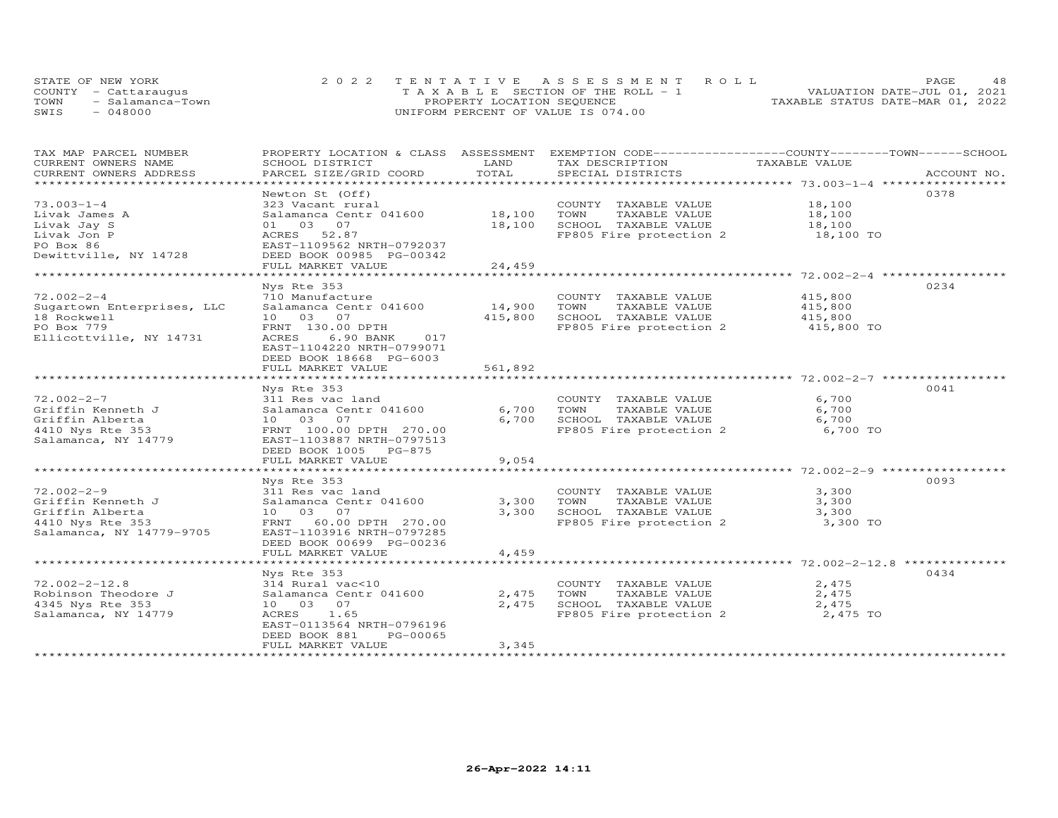STATE OF NEW YORK
COUNTY - Cattaraugus
TOWN - Salamanca-Town
SWIS - 048000

2022 TENTATIVE ASSESSMENT ROLL
TAXABLE SECTION OF THE ROLL - 1
PROPERTY LOCATION SEQUENCE
UNIFORM PERCENT OF VALUE IS 074.00

VALUATION DATE-JUL 01, 2021
TAXABLE STATUS DATE-MAR 01, 2022

| TAX MAP PARCEL NUMBER / CURRENT OWNERS NAME / CURRENT OWNERS ADDRESS | PROPERTY LOCATION & CLASS / SCHOOL DISTRICT / PARCEL SIZE/GRID COORD | ASSESSMENT LAND / TOTAL | EXEMPTION CODE / TAX DESCRIPTION / SPECIAL DISTRICTS | TAXABLE VALUE (COUNTY / TOWN / SCHOOL) | ACCOUNT NO. |
|---|---|---|---|---|---|
| 73.003-1-4 | Newton St (Off) | | | | 0378 |
| Livak James A | 323 Vacant rural | | COUNTY TAXABLE VALUE | 18,100 | |
| Livak Jay S | Salamanca Centr 041600 | 18,100 | TOWN TAXABLE VALUE | 18,100 | |
| Livak Jon P | 01 03 07 | 18,100 | SCHOOL TAXABLE VALUE | 18,100 | |
| PO Box 86 | ACRES 52.87 | | FP805 Fire protection 2 | 18,100 TO | |
| Dewittville, NY 14728 | EAST-1109562 NRTH-0792037 | | | | |
| | DEED BOOK 00985 PG-00342 | | | | |
| | FULL MARKET VALUE | 24,459 | | | |
| 72.002-2-4 | Nys Rte 353 | | | | 0234 |
| Sugartown Enterprises, LLC | 710 Manufacture | | COUNTY TAXABLE VALUE | 415,800 | |
| 18 Rockwell | Salamanca Centr 041600 | 14,900 | TOWN TAXABLE VALUE | 415,800 | |
| PO Box 779 | 10 03 07 | 415,800 | SCHOOL TAXABLE VALUE | 415,800 | |
| Ellicottville, NY 14731 | FRNT 130.00 DPTH | | FP805 Fire protection 2 | 415,800 TO | |
| | ACRES 6.90 BANK 017 | | | | |
| | EAST-1104220 NRTH-0799071 | | | | |
| | DEED BOOK 18668 PG-6003 | | | | |
| | FULL MARKET VALUE | 561,892 | | | |
| 72.002-2-7 | Nys Rte 353 | | | | 0041 |
| Griffin Kenneth J | 311 Res vac land | | COUNTY TAXABLE VALUE | 6,700 | |
| Griffin Alberta | Salamanca Centr 041600 | 6,700 | TOWN TAXABLE VALUE | 6,700 | |
| 4410 Nys Rte 353 | 10 03 07 | 6,700 | SCHOOL TAXABLE VALUE | 6,700 | |
| Salamanca, NY 14779 | FRNT 100.00 DPTH 270.00 | | FP805 Fire protection 2 | 6,700 TO | |
| | EAST-1103887 NRTH-0797513 | | | | |
| | DEED BOOK 1005 PG-875 | | | | |
| | FULL MARKET VALUE | 9,054 | | | |
| 72.002-2-9 | Nys Rte 353 | | | | 0093 |
| Griffin Kenneth J | 311 Res vac land | | COUNTY TAXABLE VALUE | 3,300 | |
| Griffin Alberta | Salamanca Centr 041600 | 3,300 | TOWN TAXABLE VALUE | 3,300 | |
| 4410 Nys Rte 353 | 10 03 07 | 3,300 | SCHOOL TAXABLE VALUE | 3,300 | |
| Salamanca, NY 14779-9705 | FRNT 60.00 DPTH 270.00 | | FP805 Fire protection 2 | 3,300 TO | |
| | EAST-1103916 NRTH-0797285 | | | | |
| | DEED BOOK 00699 PG-00236 | | | | |
| | FULL MARKET VALUE | 4,459 | | | |
| 72.002-2-12.8 | Nys Rte 353 | | | | 0434 |
| Robinson Theodore J | 314 Rural vac<10 | | COUNTY TAXABLE VALUE | 2,475 | |
| 4345 Nys Rte 353 | Salamanca Centr 041600 | 2,475 | TOWN TAXABLE VALUE | 2,475 | |
| Salamanca, NY 14779 | 10 03 07 | 2,475 | SCHOOL TAXABLE VALUE | 2,475 | |
| | ACRES 1.65 | | FP805 Fire protection 2 | 2,475 TO | |
| | EAST-0113564 NRTH-0796196 | | | | |
| | DEED BOOK 881 PG-00065 | | | | |
| | FULL MARKET VALUE | 3,345 | | | |

26-Apr-2022 14:11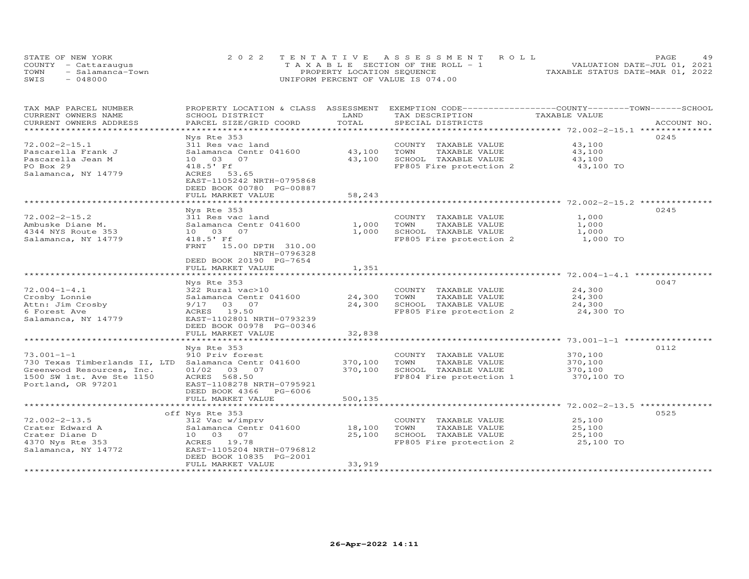STATE OF NEW YORK — 2022 TENTATIVE ASSESSMENT ROLL
COUNTY - Cattaraugus — TAXABLE SECTION OF THE ROLL - 1 — VALUATION DATE-JUL 01, 2021
TOWN - Salamanca-Town — PROPERTY LOCATION SEQUENCE — TAXABLE STATUS DATE-MAR 01, 2022
SWIS - 048000 — UNIFORM PERCENT OF VALUE IS 074.00

| TAX MAP PARCEL NUMBER / CURRENT OWNERS NAME / CURRENT OWNERS ADDRESS | PROPERTY LOCATION & CLASS / SCHOOL DISTRICT / PARCEL SIZE/GRID COORD | ASSESSMENT LAND | TOTAL | EXEMPTION CODE / TAX DESCRIPTION / SPECIAL DISTRICTS | TAXABLE VALUE | ACCOUNT NO. |
|---|---|---|---|---|---|---|
| 72.002-2-15.1 | Nys Rte 353 | | | | | 0245 |
| Pascarella Frank J | 311 Res vac land | | | COUNTY TAXABLE VALUE | 43,100 | |
| Pascarella Jean M | Salamanca Centr 041600 | 43,100 | | TOWN TAXABLE VALUE | 43,100 | |
| PO Box 29 | 10 03 07 | | 43,100 | SCHOOL TAXABLE VALUE | 43,100 | |
| Salamanca, NY 14779 | 418.5' Ff | | | FP805 Fire protection 2 | 43,100 TO | |
| | ACRES 53.65 | | | | | |
| | EAST-1105242 NRTH-0795868 | | | | | |
| | DEED BOOK 00780 PG-00887 | | | | | |
| | FULL MARKET VALUE | | 58,243 | | | |
| 72.002-2-15.2 | Nys Rte 353 | | | | | 0245 |
| Ambuske Diane M. | 311 Res vac land | | | COUNTY TAXABLE VALUE | 1,000 | |
| 4344 NYS Route 353 | Salamanca Centr 041600 | 1,000 | | TOWN TAXABLE VALUE | 1,000 | |
| Salamanca, NY 14779 | 10 03 07 | | 1,000 | SCHOOL TAXABLE VALUE | 1,000 | |
| | 418.5' Ff | | | FP805 Fire protection 2 | 1,000 TO | |
| | FRNT 15.00 DPTH 310.00 | | | | | |
| | NRTH-0796328 | | | | | |
| | DEED BOOK 20190 PG-7654 | | | | | |
| | FULL MARKET VALUE | | 1,351 | | | |
| 72.004-1-4.1 | Nys Rte 353 | | | | | 0047 |
| Crosby Lonnie | 322 Rural vac>10 | | | COUNTY TAXABLE VALUE | 24,300 | |
| Attn: Jim Crosby | Salamanca Centr 041600 | 24,300 | | TOWN TAXABLE VALUE | 24,300 | |
| 6 Forest Ave | 9/17 03 07 | | 24,300 | SCHOOL TAXABLE VALUE | 24,300 | |
| Salamanca, NY 14779 | ACRES 19.50 | | | FP805 Fire protection 2 | 24,300 TO | |
| | EAST-1102801 NRTH-0793239 | | | | | |
| | DEED BOOK 00978 PG-00346 | | | | | |
| | FULL MARKET VALUE | | 32,838 | | | |
| 73.001-1-1 | Nys Rte 353 | | | | | 0112 |
| 730 Texas Timberlands II, LTD | 910 Priv forest | | | COUNTY TAXABLE VALUE | 370,100 | |
| Greenwood Resources, Inc. | Salamanca Centr 041600 | 370,100 | | TOWN TAXABLE VALUE | 370,100 | |
| 1500 SW 1st. Ave Ste 1150 | 01/02 03 07 | | 370,100 | SCHOOL TAXABLE VALUE | 370,100 | |
| Portland, OR 97201 | ACRES 568.50 | | | FP804 Fire protection 1 | 370,100 TO | |
| | EAST-1108278 NRTH-0795921 | | | | | |
| | DEED BOOK 4366 PG-6006 | | | | | |
| | FULL MARKET VALUE | | 500,135 | | | |
| 72.002-2-13.5 | off Nys Rte 353 | | | | | 0525 |
| Crater Edward A | 312 Vac w/imprv | | | COUNTY TAXABLE VALUE | 25,100 | |
| Crater Diane D | Salamanca Centr 041600 | 18,100 | | TOWN TAXABLE VALUE | 25,100 | |
| 4370 Nys Rte 353 | 10 03 07 | | 25,100 | SCHOOL TAXABLE VALUE | 25,100 | |
| Salamanca, NY 14772 | ACRES 19.78 | | | FP805 Fire protection 2 | 25,100 TO | |
| | EAST-1105204 NRTH-0796812 | | | | | |
| | DEED BOOK 10835 PG-2001 | | | | | |
| | FULL MARKET VALUE | | 33,919 | | | |

26-Apr-2022 14:11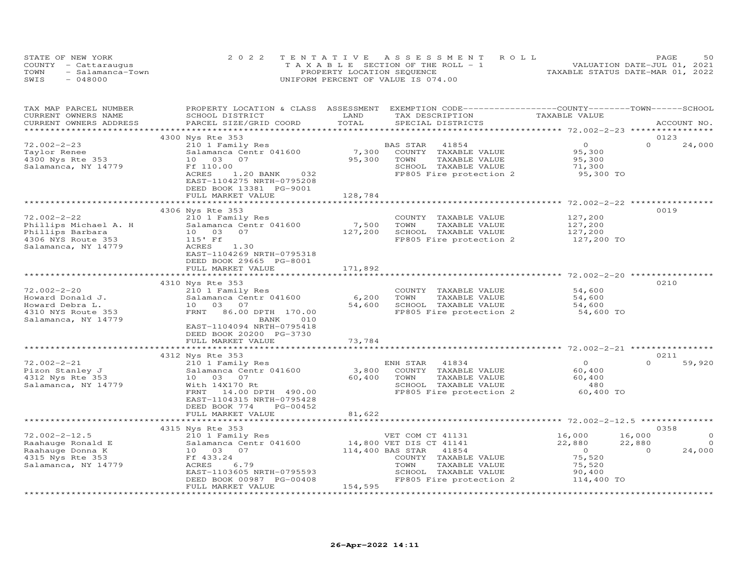STATE OF NEW YORK — COUNTY - Cattaraugus — TOWN - Salamanca-Town — SWIS - 048000

2022 TENTATIVE ASSESSMENT ROLL
TAXABLE SECTION OF THE ROLL - 1
PROPERTY LOCATION SEQUENCE
UNIFORM PERCENT OF VALUE IS 074.00

VALUATION DATE-JUL 01, 2021
TAXABLE STATUS DATE-MAR 01, 2022

| TAX MAP PARCEL NUMBER / CURRENT OWNERS NAME / CURRENT OWNERS ADDRESS | PROPERTY LOCATION & CLASS / SCHOOL DISTRICT / PARCEL SIZE/GRID COORD | ASSESSMENT LAND / TOTAL | EXEMPTION CODE / TAX DESCRIPTION / SPECIAL DISTRICTS | COUNTY TAXABLE VALUE | TOWN | SCHOOL | ACCOUNT NO. |
|---|---|---|---|---|---|---|---|
| 72.002-2-23 | 4300 Nys Rte 353 | | | | | | 0123 |
| Taylor Renee | 210 1 Family Res | | BAS STAR 41854 | 0 | 0 | 24,000 | |
| 4300 Nys Rte 353 | Salamanca Centr 041600 | 7,300 | COUNTY TAXABLE VALUE | 95,300 | | | |
| Salamanca, NY 14779 | 10 03 07 | 95,300 | TOWN TAXABLE VALUE | 95,300 | | | |
| | Ff 110.00 | | SCHOOL TAXABLE VALUE | 71,300 | | | |
| | ACRES 1.20 BANK 032 | | FP805 Fire protection 2 | 95,300 TO | | | |
| | EAST-1104275 NRTH-0795208 | | | | | | |
| | DEED BOOK 13381 PG-9001 | | | | | | |
| | FULL MARKET VALUE | 128,784 | | | | | |
| 72.002-2-22 | 4306 Nys Rte 353 | | | | | | 0019 |
| Phillips Michael A. H | 210 1 Family Res | | COUNTY TAXABLE VALUE | 127,200 | | | |
| Phillips Barbara | Salamanca Centr 041600 | 7,500 | TOWN TAXABLE VALUE | 127,200 | | | |
| 4306 NYS Route 353 | 10 03 07 | 127,200 | SCHOOL TAXABLE VALUE | 127,200 | | | |
| Salamanca, NY 14779 | 115' Ff | | FP805 Fire protection 2 | 127,200 TO | | | |
| | ACRES 1.30 | | | | | | |
| | EAST-1104269 NRTH-0795318 | | | | | | |
| | DEED BOOK 29665 PG-8001 | | | | | | |
| | FULL MARKET VALUE | 171,892 | | | | | |
| 72.002-2-20 | 4310 Nys Rte 353 | | | | | | 0210 |
| Howard Donald J. | 210 1 Family Res | | COUNTY TAXABLE VALUE | 54,600 | | | |
| Howard Debra L. | Salamanca Centr 041600 | 6,200 | TOWN TAXABLE VALUE | 54,600 | | | |
| 4310 NYS Route 353 | 10 03 07 | 54,600 | SCHOOL TAXABLE VALUE | 54,600 | | | |
| Salamanca, NY 14779 | FRNT 86.00 DPTH 170.00 | | FP805 Fire protection 2 | 54,600 TO | | | |
| | BANK 010 | | | | | | |
| | EAST-1104094 NRTH-0795418 | | | | | | |
| | DEED BOOK 20200 PG-3730 | | | | | | |
| | FULL MARKET VALUE | 73,784 | | | | | |
| 72.002-2-21 | 4312 Nys Rte 353 | | | | | | 0211 |
| Pizon Stanley J | 210 1 Family Res | | ENH STAR 41834 | 0 | 0 | 59,920 | |
| 4312 Nys Rte 353 | Salamanca Centr 041600 | 3,800 | COUNTY TAXABLE VALUE | 60,400 | | | |
| Salamanca, NY 14779 | 10 03 07 | 60,400 | TOWN TAXABLE VALUE | 60,400 | | | |
| | With 14X170 Rt | | SCHOOL TAXABLE VALUE | 480 | | | |
| | FRNT 14.00 DPTH 490.00 | | FP805 Fire protection 2 | 60,400 TO | | | |
| | EAST-1104315 NRTH-0795428 | | | | | | |
| | DEED BOOK 774 PG-00452 | | | | | | |
| | FULL MARKET VALUE | 81,622 | | | | | |
| 72.002-2-12.5 | 4315 Nys Rte 353 | | | | | | 0358 |
| Raahauge Ronald E | 210 1 Family Res | | VET COM CT 41131 | 16,000 | 16,000 | 0 | |
| Raahauge Donna K | Salamanca Centr 041600 | 14,800 | VET DIS CT 41141 | 22,880 | 22,880 | 0 | |
| 4315 Nys Rte 353 | 10 03 07 | 114,400 | BAS STAR 41854 | 0 | 0 | 24,000 | |
| Salamanca, NY 14779 | Ff 433.24 | | COUNTY TAXABLE VALUE | 75,520 | | | |
| | ACRES 6.79 | | TOWN TAXABLE VALUE | 75,520 | | | |
| | EAST-1103605 NRTH-0795593 | | SCHOOL TAXABLE VALUE | 90,400 | | | |
| | DEED BOOK 00987 PG-00408 | | FP805 Fire protection 2 | 114,400 TO | | | |
| | FULL MARKET VALUE | 154,595 | | | | | |

26-Apr-2022 14:11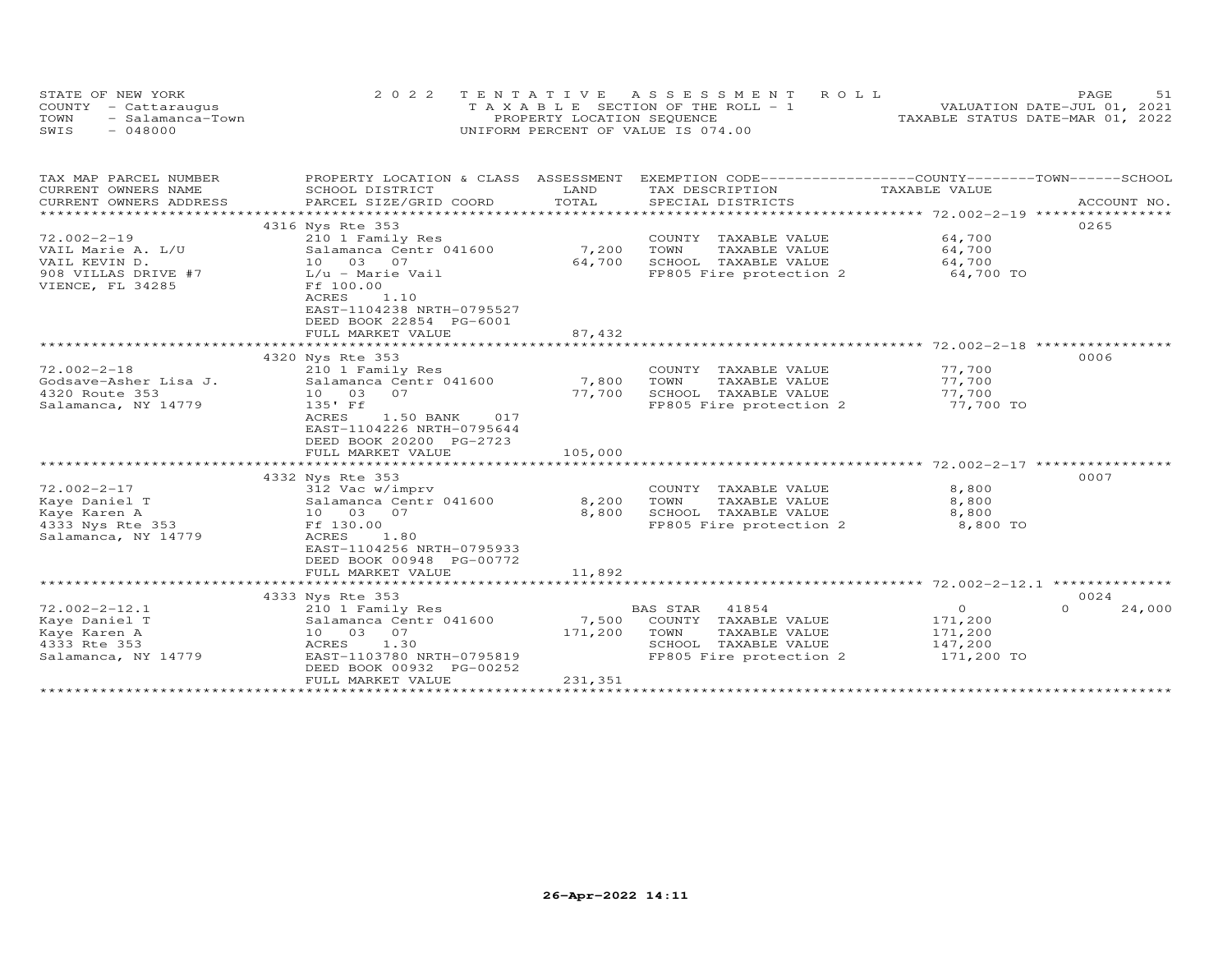STATE OF NEW YORK
COUNTY - Cattaraugus
TOWN - Salamanca-Town
SWIS - 048000

2022 TENTATIVE ASSESSMENT ROLL
TAXABLE SECTION OF THE ROLL - 1
PROPERTY LOCATION SEQUENCE
UNIFORM PERCENT OF VALUE IS 074.00

VALUATION DATE-JUL 01, 2021
TAXABLE STATUS DATE-MAR 01, 2022

| TAX MAP PARCEL NUMBER / CURRENT OWNERS NAME / CURRENT OWNERS ADDRESS | PROPERTY LOCATION & CLASS / SCHOOL DISTRICT / PARCEL SIZE/GRID COORD | ASSESSMENT LAND / TOTAL | EXEMPTION CODE / TAX DESCRIPTION / SPECIAL DISTRICTS | COUNTY TAXABLE VALUE | TOWN | SCHOOL / ACCOUNT NO. |
|---|---|---|---|---|---|---|
| 72.002-2-19 | 4316 Nys Rte 353 | | | | | 0265 |
| | 210 1 Family Res | | COUNTY TAXABLE VALUE | 64,700 | | |
| VAIL Marie A. L/U | Salamanca Centr 041600 | 7,200 | TOWN TAXABLE VALUE | 64,700 | | |
| VAIL KEVIN D. | 10 03 07 | 64,700 | SCHOOL TAXABLE VALUE | 64,700 | | |
| 908 VILLAS DRIVE #7 | L/u - Marie Vail | | FP805 Fire protection 2 | 64,700 TO | | |
| VIENCE, FL 34285 | Ff 100.00 | | | | | |
| | ACRES 1.10 | | | | | |
| | EAST-1104238 NRTH-0795527 | | | | | |
| | DEED BOOK 22854 PG-6001 | | | | | |
| | FULL MARKET VALUE | 87,432 | | | | |
| 72.002-2-18 | 4320 Nys Rte 353 | | | | | 0006 |
| | 210 1 Family Res | | COUNTY TAXABLE VALUE | 77,700 | | |
| Godsave-Asher Lisa J. | Salamanca Centr 041600 | 7,800 | TOWN TAXABLE VALUE | 77,700 | | |
| 4320 Route 353 | 10 03 07 | 77,700 | SCHOOL TAXABLE VALUE | 77,700 | | |
| Salamanca, NY 14779 | 135' Ff | | FP805 Fire protection 2 | 77,700 TO | | |
| | ACRES 1.50 BANK 017 | | | | | |
| | EAST-1104226 NRTH-0795644 | | | | | |
| | DEED BOOK 20200 PG-2723 | | | | | |
| | FULL MARKET VALUE | 105,000 | | | | |
| 72.002-2-17 | 4332 Nys Rte 353 | | | | | 0007 |
| | 312 Vac w/imprv | | COUNTY TAXABLE VALUE | 8,800 | | |
| Kaye Daniel T | Salamanca Centr 041600 | 8,200 | TOWN TAXABLE VALUE | 8,800 | | |
| Kaye Karen A | 10 03 07 | 8,800 | SCHOOL TAXABLE VALUE | 8,800 | | |
| 4333 Nys Rte 353 | Ff 130.00 | | FP805 Fire protection 2 | 8,800 TO | | |
| Salamanca, NY 14779 | ACRES 1.80 | | | | | |
| | EAST-1104256 NRTH-0795933 | | | | | |
| | DEED BOOK 00948 PG-00772 | | | | | |
| | FULL MARKET VALUE | 11,892 | | | | |
| 72.002-2-12.1 | 4333 Nys Rte 353 | | | | | 0024 |
| | 210 1 Family Res | | BAS STAR 41854 | 0 | 0 | 24,000 |
| Kaye Daniel T | Salamanca Centr 041600 | 7,500 | COUNTY TAXABLE VALUE | 171,200 | | |
| Kaye Karen A | 10 03 07 | 171,200 | TOWN TAXABLE VALUE | 171,200 | | |
| 4333 Rte 353 | ACRES 1.30 | | SCHOOL TAXABLE VALUE | 147,200 | | |
| Salamanca, NY 14779 | EAST-1103780 NRTH-0795819 | | FP805 Fire protection 2 | 171,200 TO | | |
| | DEED BOOK 00932 PG-00252 | | | | | |
| | FULL MARKET VALUE | 231,351 | | | | |

26-Apr-2022 14:11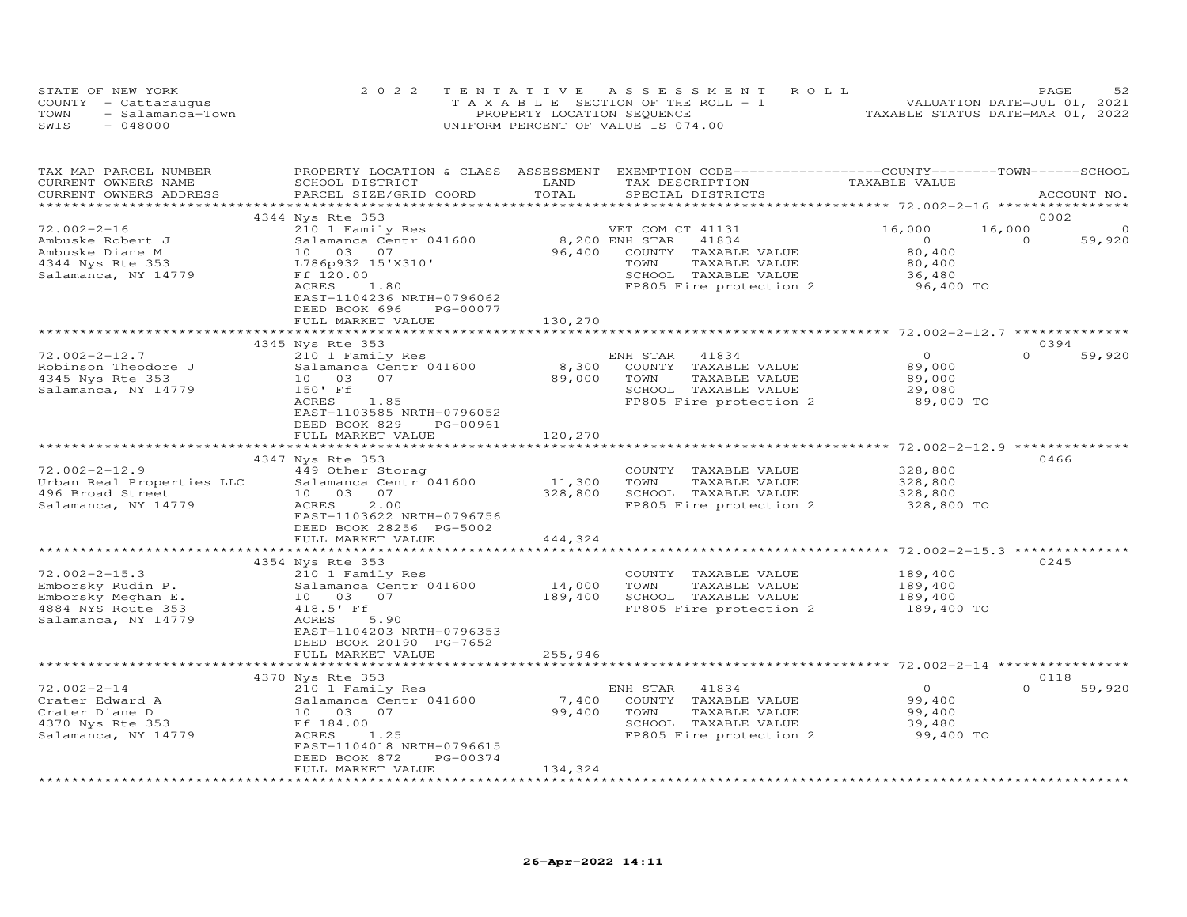STATE OF NEW YORK
COUNTY - Cattaraugus
TOWN - Salamanca-Town
SWIS - 048000

2022 TENTATIVE ASSESSMENT ROLL
TAXABLE SECTION OF THE ROLL - 1
PROPERTY LOCATION SEQUENCE
UNIFORM PERCENT OF VALUE IS 074.00

VALUATION DATE-JUL 01, 2021
TAXABLE STATUS DATE-MAR 01, 2022

| TAX MAP PARCEL NUMBER / CURRENT OWNERS NAME / CURRENT OWNERS ADDRESS | PROPERTY LOCATION & CLASS / SCHOOL DISTRICT / PARCEL SIZE/GRID COORD | ASSESSMENT LAND | ASSESSMENT TOTAL | EXEMPTION CODE / TAX DESCRIPTION / SPECIAL DISTRICTS | COUNTY TAXABLE VALUE | TOWN | SCHOOL | ACCOUNT NO. |
|---|---|---|---|---|---|---|---|---|
| | 4344 Nys Rte 353 | | | | | | | 0002 |
| 72.002-2-16 | 210 1 Family Res | | | VET COM CT 41131 | 16,000 | 16,000 | 0 | |
| Ambuske Robert J | Salamanca Centr 041600 | 8,200 | | ENH STAR 41834 | 0 | 0 | 59,920 | |
| Ambuske Diane M | 10 03 07 | | 96,400 | COUNTY TAXABLE VALUE | 80,400 | | | |
| 4344 Nys Rte 353 | L786p932 15'X310' | | | TOWN TAXABLE VALUE | 80,400 | | | |
| Salamanca, NY 14779 | Ff 120.00 | | | SCHOOL TAXABLE VALUE | 36,480 | | | |
| | ACRES 1.80 | | | FP805 Fire protection 2 | 96,400 TO | | | |
| | EAST-1104236 NRTH-0796062 | | | | | | | |
| | DEED BOOK 696 PG-00077 | | | | | | | |
| | FULL MARKET VALUE | | 130,270 | | | | | |
| | 4345 Nys Rte 353 | | | | | | | 0394 |
| 72.002-2-12.7 | 210 1 Family Res | | | ENH STAR 41834 | 0 | 0 | 59,920 | |
| Robinson Theodore J | Salamanca Centr 041600 | 8,300 | | COUNTY TAXABLE VALUE | 89,000 | | | |
| 4345 Nys Rte 353 | 10 03 07 | | 89,000 | TOWN TAXABLE VALUE | 89,000 | | | |
| Salamanca, NY 14779 | 150' Ff | | | SCHOOL TAXABLE VALUE | 29,080 | | | |
| | ACRES 1.85 | | | FP805 Fire protection 2 | 89,000 TO | | | |
| | EAST-1103585 NRTH-0796052 | | | | | | | |
| | DEED BOOK 829 PG-00961 | | | | | | | |
| | FULL MARKET VALUE | | 120,270 | | | | | |
| | 4347 Nys Rte 353 | | | | | | | 0466 |
| 72.002-2-12.9 | 449 Other Storag | | | COUNTY TAXABLE VALUE | 328,800 | | | |
| Urban Real Properties LLC | Salamanca Centr 041600 | 11,300 | | TOWN TAXABLE VALUE | 328,800 | | | |
| 496 Broad Street | 10 03 07 | | 328,800 | SCHOOL TAXABLE VALUE | 328,800 | | | |
| Salamanca, NY 14779 | ACRES 2.00 | | | FP805 Fire protection 2 | 328,800 TO | | | |
| | EAST-1103622 NRTH-0796756 | | | | | | | |
| | DEED BOOK 28256 PG-5002 | | | | | | | |
| | FULL MARKET VALUE | | 444,324 | | | | | |
| | 4354 Nys Rte 353 | | | | | | | 0245 |
| 72.002-2-15.3 | 210 1 Family Res | | | COUNTY TAXABLE VALUE | 189,400 | | | |
| Emborsky Rudin P. | Salamanca Centr 041600 | 14,000 | | TOWN TAXABLE VALUE | 189,400 | | | |
| Emborsky Meghan E. | 10 03 07 | | 189,400 | SCHOOL TAXABLE VALUE | 189,400 | | | |
| 4884 NYS Route 353 | 418.5' Ff | | | FP805 Fire protection 2 | 189,400 TO | | | |
| Salamanca, NY 14779 | ACRES 5.90 | | | | | | | |
| | EAST-1104203 NRTH-0796353 | | | | | | | |
| | DEED BOOK 20190 PG-7652 | | | | | | | |
| | FULL MARKET VALUE | | 255,946 | | | | | |
| | 4370 Nys Rte 353 | | | | | | | 0118 |
| 72.002-2-14 | 210 1 Family Res | | | ENH STAR 41834 | 0 | 0 | 59,920 | |
| Crater Edward A | Salamanca Centr 041600 | 7,400 | | COUNTY TAXABLE VALUE | 99,400 | | | |
| Crater Diane D | 10 03 07 | | 99,400 | TOWN TAXABLE VALUE | 99,400 | | | |
| 4370 Nys Rte 353 | Ff 184.00 | | | SCHOOL TAXABLE VALUE | 39,480 | | | |
| Salamanca, NY 14779 | ACRES 1.25 | | | FP805 Fire protection 2 | 99,400 TO | | | |
| | EAST-1104018 NRTH-0796615 | | | | | | | |
| | DEED BOOK 872 PG-00374 | | | | | | | |
| | FULL MARKET VALUE | | 134,324 | | | | | |

26-Apr-2022 14:11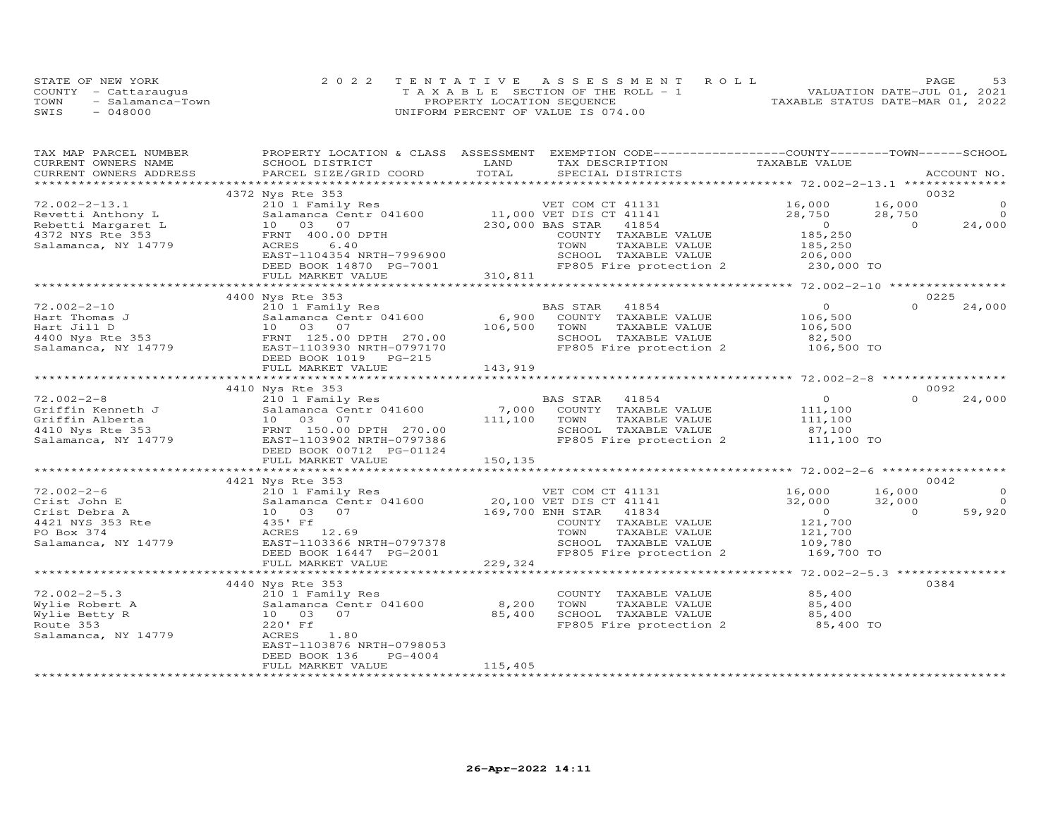STATE OF NEW YORK — 2022 TENTATIVE ASSESSMENT ROLL
COUNTY - Cattaraugus — TAXABLE SECTION OF THE ROLL - 1 — VALUATION DATE-JUL 01, 2021
TOWN - Salamanca-Town — PROPERTY LOCATION SEQUENCE — TAXABLE STATUS DATE-MAR 01, 2022
SWIS - 048000 — UNIFORM PERCENT OF VALUE IS 074.00

| TAX MAP PARCEL NUMBER / CURRENT OWNERS NAME / CURRENT OWNERS ADDRESS | PROPERTY LOCATION & CLASS / SCHOOL DISTRICT / PARCEL SIZE/GRID COORD | ASSESSMENT LAND | TOTAL | EXEMPTION CODE / TAX DESCRIPTION / SPECIAL DISTRICTS | COUNTY TAXABLE VALUE | TOWN | SCHOOL | ACCOUNT NO. |
|---|---|---|---|---|---|---|---|---|
| | 4372 Nys Rte 353 | | | | | | | 0032 |
| 72.002-2-13.1 | 210 1 Family Res | | | VET COM CT 41131 | 16,000 | 16,000 | 0 | |
| Revetti Anthony L | Salamanca Centr 041600 | 11,000 | | VET DIS CT 41141 | 28,750 | 28,750 | 0 | |
| Rebetti Margaret L | 10 03 07 | | 230,000 | BAS STAR 41854 | 0 | 0 | 24,000 | |
| 4372 NYS Rte 353 | FRNT 400.00 DPTH | | | COUNTY TAXABLE VALUE | 185,250 | | | |
| Salamanca, NY 14779 | ACRES 6.40 | | | TOWN TAXABLE VALUE | 185,250 | | | |
| | EAST-1104354 NRTH-7996900 | | | SCHOOL TAXABLE VALUE | 206,000 | | | |
| | DEED BOOK 14870 PG-7001 | | | FP805 Fire protection 2 | 230,000 TO | | | |
| | FULL MARKET VALUE | | 310,811 | | | | | |
| | 4400 Nys Rte 353 | | | | | | | 0225 |
| 72.002-2-10 | 210 1 Family Res | | | BAS STAR 41854 | 0 | 0 | 24,000 | |
| Hart Thomas J | Salamanca Centr 041600 | 6,900 | | COUNTY TAXABLE VALUE | 106,500 | | | |
| Hart Jill D | 10 03 07 | | 106,500 | TOWN TAXABLE VALUE | 106,500 | | | |
| 4400 Nys Rte 353 | FRNT 125.00 DPTH 270.00 | | | SCHOOL TAXABLE VALUE | 82,500 | | | |
| Salamanca, NY 14779 | EAST-1103930 NRTH-0797170 | | | FP805 Fire protection 2 | 106,500 TO | | | |
| | DEED BOOK 1019 PG-215 | | | | | | | |
| | FULL MARKET VALUE | | 143,919 | | | | | |
| | 4410 Nys Rte 353 | | | | | | | 0092 |
| 72.002-2-8 | 210 1 Family Res | | | BAS STAR 41854 | 0 | 0 | 24,000 | |
| Griffin Kenneth J | Salamanca Centr 041600 | 7,000 | | COUNTY TAXABLE VALUE | 111,100 | | | |
| Griffin Alberta | 10 03 07 | | 111,100 | TOWN TAXABLE VALUE | 111,100 | | | |
| 4410 Nys Rte 353 | FRNT 150.00 DPTH 270.00 | | | SCHOOL TAXABLE VALUE | 87,100 | | | |
| Salamanca, NY 14779 | EAST-1103902 NRTH-0797386 | | | FP805 Fire protection 2 | 111,100 TO | | | |
| | DEED BOOK 00712 PG-01124 | | | | | | | |
| | FULL MARKET VALUE | | 150,135 | | | | | |
| | 4421 Nys Rte 353 | | | | | | | 0042 |
| 72.002-2-6 | 210 1 Family Res | | | VET COM CT 41131 | 16,000 | 16,000 | 0 | |
| Crist John E | Salamanca Centr 041600 | 20,100 | | VET DIS CT 41141 | 32,000 | 32,000 | 0 | |
| Crist Debra A | 10 03 07 | | 169,700 | ENH STAR 41834 | 0 | 0 | 59,920 | |
| 4421 NYS 353 Rte | 435' Ff | | | COUNTY TAXABLE VALUE | 121,700 | | | |
| PO Box 374 | ACRES 12.69 | | | TOWN TAXABLE VALUE | 121,700 | | | |
| Salamanca, NY 14779 | EAST-1103366 NRTH-0797378 | | | SCHOOL TAXABLE VALUE | 109,780 | | | |
| | DEED BOOK 16447 PG-2001 | | | FP805 Fire protection 2 | 169,700 TO | | | |
| | FULL MARKET VALUE | | 229,324 | | | | | |
| | 4440 Nys Rte 353 | | | | | | | 0384 |
| 72.002-2-5.3 | 210 1 Family Res | | | COUNTY TAXABLE VALUE | 85,400 | | | |
| Wylie Robert A | Salamanca Centr 041600 | 8,200 | | TOWN TAXABLE VALUE | 85,400 | | | |
| Wylie Betty R | 10 03 07 | | 85,400 | SCHOOL TAXABLE VALUE | 85,400 | | | |
| Route 353 | 220' Ff | | | FP805 Fire protection 2 | 85,400 TO | | | |
| Salamanca, NY 14779 | ACRES 1.80 | | | | | | | |
| | EAST-1103876 NRTH-0798053 | | | | | | | |
| | DEED BOOK 136 PG-4004 | | | | | | | |
| | FULL MARKET VALUE | | 115,405 | | | | | |

26-Apr-2022 14:11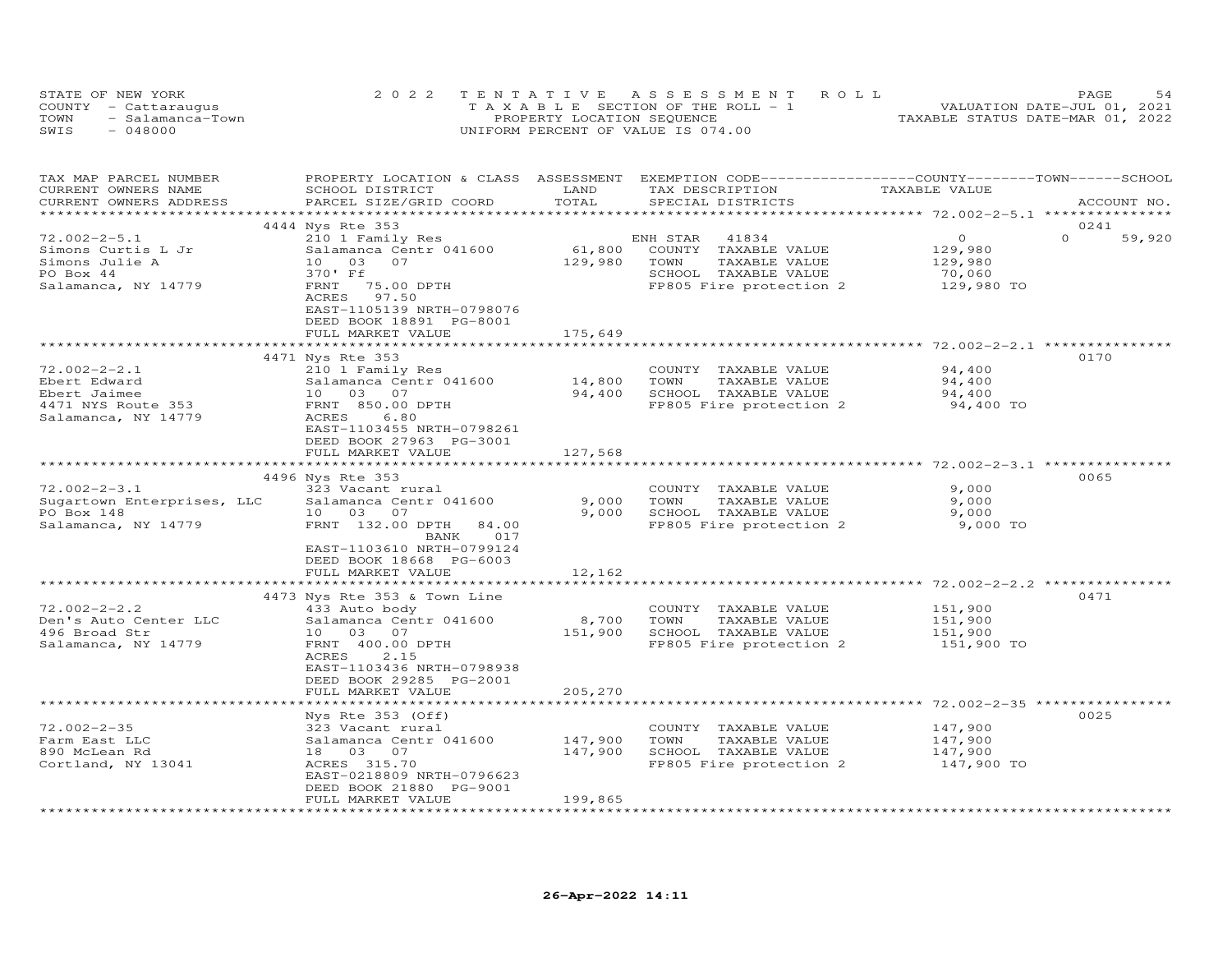STATE OF NEW YORK
COUNTY - Cattaraugus
TOWN - Salamanca-Town
SWIS - 048000

2022 TENTATIVE ASSESSMENT ROLL
TAXABLE SECTION OF THE ROLL - 1
PROPERTY LOCATION SEQUENCE
UNIFORM PERCENT OF VALUE IS 074.00

VALUATION DATE-JUL 01, 2021
TAXABLE STATUS DATE-MAR 01, 2022

| TAX MAP PARCEL NUMBER / CURRENT OWNERS NAME / CURRENT OWNERS ADDRESS | PROPERTY LOCATION & CLASS / SCHOOL DISTRICT / PARCEL SIZE/GRID COORD | ASSESSMENT LAND / TOTAL | EXEMPTION CODE / TAX DESCRIPTION / SPECIAL DISTRICTS | COUNTY TAXABLE VALUE | TOWN | SCHOOL / ACCOUNT NO. |
|---|---|---|---|---|---|---|
| **72.002-2-5.1** | 4444 Nys Rte 353 | | | | | 0241 |
| 72.002-2-5.1 | 210 1 Family Res | | ENH STAR 41834 | 0 | 0 | 59,920 |
| Simons Curtis L Jr | Salamanca Centr 041600 | 61,800 | COUNTY TAXABLE VALUE | 129,980 | | |
| Simons Julie A | 10 03 07 | 129,980 | TOWN TAXABLE VALUE | 129,980 | | |
| PO Box 44 | 370' Ff | | SCHOOL TAXABLE VALUE | 70,060 | | |
| Salamanca, NY 14779 | FRNT 75.00 DPTH | | FP805 Fire protection 2 | 129,980 TO | | |
| | ACRES 97.50 | | | | | |
| | EAST-1105139 NRTH-0798076 | | | | | |
| | DEED BOOK 18891 PG-8001 | | | | | |
| | FULL MARKET VALUE | 175,649 | | | | |
| **72.002-2-2.1** | 4471 Nys Rte 353 | | | | | 0170 |
| 72.002-2-2.1 | 210 1 Family Res | | COUNTY TAXABLE VALUE | 94,400 | | |
| Ebert Edward | Salamanca Centr 041600 | 14,800 | TOWN TAXABLE VALUE | 94,400 | | |
| Ebert Jaimee | 10 03 07 | 94,400 | SCHOOL TAXABLE VALUE | 94,400 | | |
| 4471 NYS Route 353 | FRNT 850.00 DPTH | | FP805 Fire protection 2 | 94,400 TO | | |
| Salamanca, NY 14779 | ACRES 6.80 | | | | | |
| | EAST-1103455 NRTH-0798261 | | | | | |
| | DEED BOOK 27963 PG-3001 | | | | | |
| | FULL MARKET VALUE | 127,568 | | | | |
| **72.002-2-3.1** | 4496 Nys Rte 353 | | | | | 0065 |
| 72.002-2-3.1 | 323 Vacant rural | | COUNTY TAXABLE VALUE | 9,000 | | |
| Sugartown Enterprises, LLC | Salamanca Centr 041600 | 9,000 | TOWN TAXABLE VALUE | 9,000 | | |
| PO Box 148 | 10 03 07 | 9,000 | SCHOOL TAXABLE VALUE | 9,000 | | |
| Salamanca, NY 14779 | FRNT 132.00 DPTH 84.00 | | FP805 Fire protection 2 | 9,000 TO | | |
| | BANK 017 | | | | | |
| | EAST-1103610 NRTH-0799124 | | | | | |
| | DEED BOOK 18668 PG-6003 | | | | | |
| | FULL MARKET VALUE | 12,162 | | | | |
| **72.002-2-2.2** | 4473 Nys Rte 353 & Town Line | | | | | 0471 |
| 72.002-2-2.2 | 433 Auto body | | COUNTY TAXABLE VALUE | 151,900 | | |
| Den's Auto Center LLC | Salamanca Centr 041600 | 8,700 | TOWN TAXABLE VALUE | 151,900 | | |
| 496 Broad Str | 10 03 07 | 151,900 | SCHOOL TAXABLE VALUE | 151,900 | | |
| Salamanca, NY 14779 | FRNT 400.00 DPTH | | FP805 Fire protection 2 | 151,900 TO | | |
| | ACRES 2.15 | | | | | |
| | EAST-1103436 NRTH-0798938 | | | | | |
| | DEED BOOK 29285 PG-2001 | | | | | |
| | FULL MARKET VALUE | 205,270 | | | | |
| **72.002-2-35** | Nys Rte 353 (Off) | | | | | 0025 |
| 72.002-2-35 | 323 Vacant rural | | COUNTY TAXABLE VALUE | 147,900 | | |
| Farm East LLC | Salamanca Centr 041600 | 147,900 | TOWN TAXABLE VALUE | 147,900 | | |
| 890 McLean Rd | 18 03 07 | 147,900 | SCHOOL TAXABLE VALUE | 147,900 | | |
| Cortland, NY 13041 | ACRES 315.70 | | FP805 Fire protection 2 | 147,900 TO | | |
| | EAST-0218809 NRTH-0796623 | | | | | |
| | DEED BOOK 21880 PG-9001 | | | | | |
| | FULL MARKET VALUE | 199,865 | | | | |

26-Apr-2022 14:11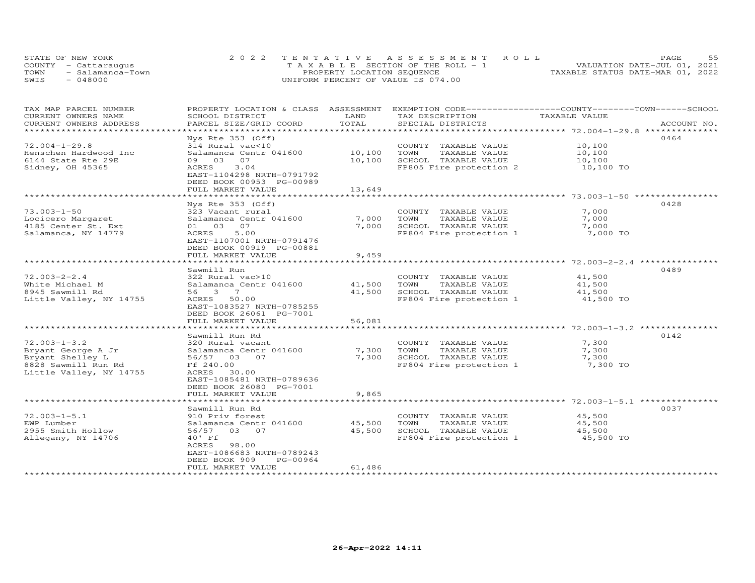STATE OF NEW YORK
COUNTY - Cattaraugus
TOWN - Salamanca-Town
SWIS - 048000

2022 TENTATIVE ASSESSMENT ROLL
TAXABLE SECTION OF THE ROLL - 1
PROPERTY LOCATION SEQUENCE
UNIFORM PERCENT OF VALUE IS 074.00

VALUATION DATE-JUL 01, 2021
TAXABLE STATUS DATE-MAR 01, 2022

| TAX MAP PARCEL NUMBER / CURRENT OWNERS NAME / CURRENT OWNERS ADDRESS | PROPERTY LOCATION & CLASS / SCHOOL DISTRICT / PARCEL SIZE/GRID COORD | ASSESSMENT LAND | TOTAL | EXEMPTION CODE / TAX DESCRIPTION / SPECIAL DISTRICTS | TAXABLE VALUE (COUNTY / TOWN / SCHOOL) | ACCOUNT NO. |
|---|---|---|---|---|---|---|
| 72.004-1-29.8 | Nys Rte 353 (Off) | | | | | 0464 |
| 72.004-1-29.8 | 314 Rural vac<10 | | | COUNTY TAXABLE VALUE | 10,100 | |
| Henschen Hardwood Inc | Salamanca Centr 041600 | 10,100 | | TOWN TAXABLE VALUE | 10,100 | |
| 6144 State Rte 29E | 09 03 07 | | 10,100 | SCHOOL TAXABLE VALUE | 10,100 | |
| Sidney, OH 45365 | ACRES 3.04 | | | FP805 Fire protection 2 | 10,100 TO | |
| | EAST-1104298 NRTH-0791792 | | | | | |
| | DEED BOOK 00953 PG-00989 | | | | | |
| | FULL MARKET VALUE | | 13,649 | | | |
| 73.003-1-50 | Nys Rte 353 (Off) | | | | | 0428 |
| 73.003-1-50 | 323 Vacant rural | | | COUNTY TAXABLE VALUE | 7,000 | |
| Locicero Margaret | Salamanca Centr 041600 | 7,000 | | TOWN TAXABLE VALUE | 7,000 | |
| 4185 Center St. Ext | 01 03 07 | | 7,000 | SCHOOL TAXABLE VALUE | 7,000 | |
| Salamanca, NY 14779 | ACRES 5.00 | | | FP804 Fire protection 1 | 7,000 TO | |
| | EAST-1107001 NRTH-0791476 | | | | | |
| | DEED BOOK 00919 PG-00881 | | | | | |
| | FULL MARKET VALUE | | 9,459 | | | |
| 72.003-2-2.4 | Sawmill Run | | | | | 0489 |
| 72.003-2-2.4 | 322 Rural vac>10 | | | COUNTY TAXABLE VALUE | 41,500 | |
| White Michael M | Salamanca Centr 041600 | 41,500 | | TOWN TAXABLE VALUE | 41,500 | |
| 8945 Sawmill Rd | 56 3 7 | | 41,500 | SCHOOL TAXABLE VALUE | 41,500 | |
| Little Valley, NY 14755 | ACRES 50.00 | | | FP804 Fire protection 1 | 41,500 TO | |
| | EAST-1083527 NRTH-0785255 | | | | | |
| | DEED BOOK 26061 PG-7001 | | | | | |
| | FULL MARKET VALUE | | 56,081 | | | |
| 72.003-1-3.2 | Sawmill Run Rd | | | | | 0142 |
| 72.003-1-3.2 | 320 Rural vacant | | | COUNTY TAXABLE VALUE | 7,300 | |
| Bryant George A Jr | Salamanca Centr 041600 | 7,300 | | TOWN TAXABLE VALUE | 7,300 | |
| Bryant Shelley L | 56/57 03 07 | | 7,300 | SCHOOL TAXABLE VALUE | 7,300 | |
| 8828 Sawmill Run Rd | Ff 240.00 | | | FP804 Fire protection 1 | 7,300 TO | |
| Little Valley, NY 14755 | ACRES 30.00 | | | | | |
| | EAST-1085481 NRTH-0789636 | | | | | |
| | DEED BOOK 26080 PG-7001 | | | | | |
| | FULL MARKET VALUE | | 9,865 | | | |
| 72.003-1-5.1 | Sawmill Run Rd | | | | | 0037 |
| 72.003-1-5.1 | 910 Priv forest | | | COUNTY TAXABLE VALUE | 45,500 | |
| EWP Lumber | Salamanca Centr 041600 | 45,500 | | TOWN TAXABLE VALUE | 45,500 | |
| 2955 Smith Hollow | 56/57 03 07 | | 45,500 | SCHOOL TAXABLE VALUE | 45,500 | |
| Allegany, NY 14706 | 40' Ff | | | FP804 Fire protection 1 | 45,500 TO | |
| | ACRES 98.00 | | | | | |
| | EAST-1086683 NRTH-0789243 | | | | | |
| | DEED BOOK 909 PG-00964 | | | | | |
| | FULL MARKET VALUE | | 61,486 | | | |

26-Apr-2022 14:11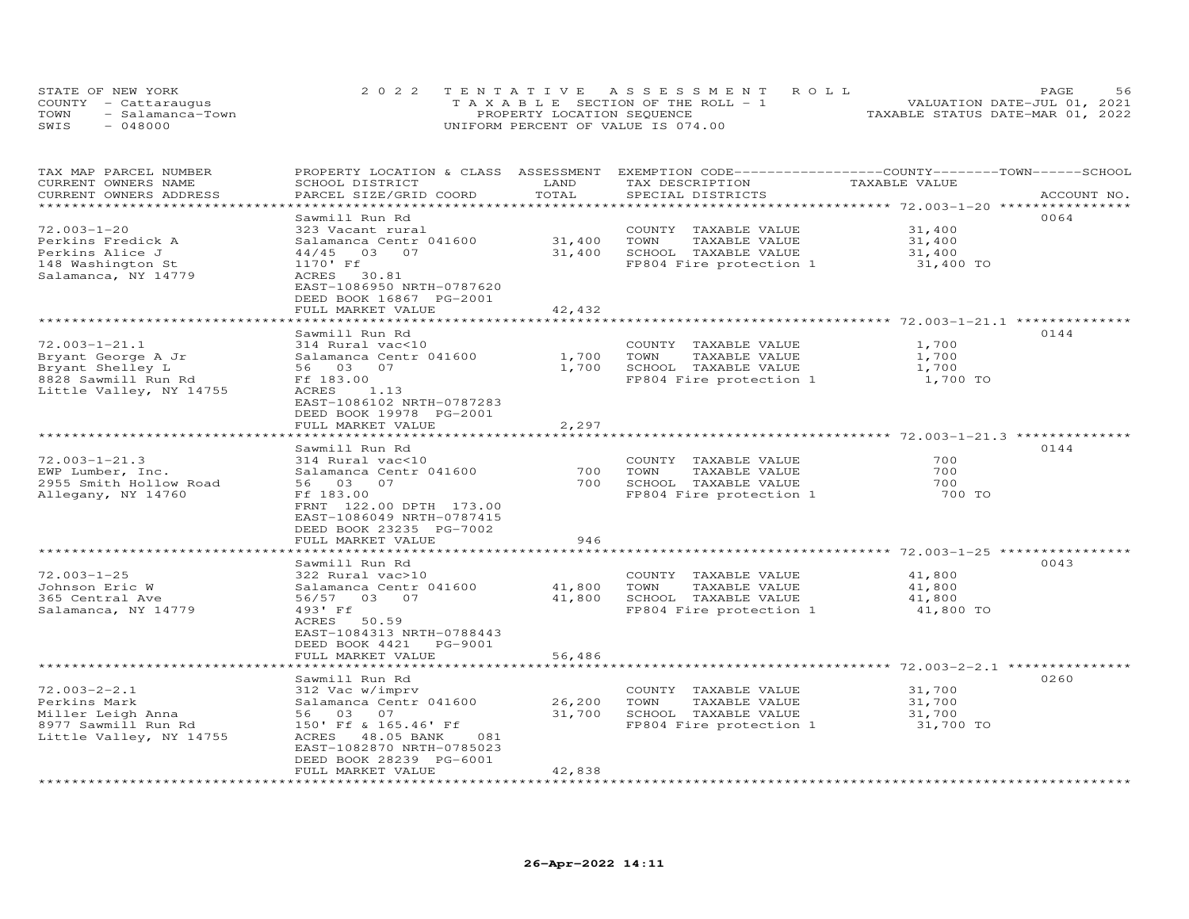STATE OF NEW YORK — 2022 TENTATIVE ASSESSMENT ROLL
COUNTY - Cattaraugus — TAXABLE SECTION OF THE ROLL - 1 — VALUATION DATE-JUL 01, 2021
TOWN - Salamanca-Town — PROPERTY LOCATION SEQUENCE — TAXABLE STATUS DATE-MAR 01, 2022
SWIS - 048000 — UNIFORM PERCENT OF VALUE IS 074.00

| TAX MAP PARCEL NUMBER / CURRENT OWNERS NAME / CURRENT OWNERS ADDRESS | PROPERTY LOCATION & CLASS / SCHOOL DISTRICT / PARCEL SIZE/GRID COORD | ASSESSMENT LAND | TOTAL | EXEMPTION CODE / TAX DESCRIPTION / SPECIAL DISTRICTS | TAXABLE VALUE (COUNTY / TOWN / SCHOOL) | ACCOUNT NO. |
|---|---|---|---|---|---|---|
| 72.003-1-20 | Sawmill Run Rd | | | | | 0064 |
| 72.003-1-20 | 323 Vacant rural | | | COUNTY TAXABLE VALUE | 31,400 | |
| Perkins Fredick A | Salamanca Centr 041600 | 31,400 | | TOWN TAXABLE VALUE | 31,400 | |
| Perkins Alice J | 44/45 03 07 | | 31,400 | SCHOOL TAXABLE VALUE | 31,400 | |
| 148 Washington St | 1170' Ff | | | FP804 Fire protection 1 | 31,400 TO | |
| Salamanca, NY 14779 | ACRES 30.81 | | | | | |
| | EAST-1086950 NRTH-0787620 | | | | | |
| | DEED BOOK 16867 PG-2001 | | | | | |
| | FULL MARKET VALUE | | 42,432 | | | |
| 72.003-1-21.1 | Sawmill Run Rd | | | | | 0144 |
| 72.003-1-21.1 | 314 Rural vac<10 | | | COUNTY TAXABLE VALUE | 1,700 | |
| Bryant George A Jr | Salamanca Centr 041600 | 1,700 | | TOWN TAXABLE VALUE | 1,700 | |
| Bryant Shelley L | 56 03 07 | | 1,700 | SCHOOL TAXABLE VALUE | 1,700 | |
| 8828 Sawmill Run Rd | Ff 183.00 | | | FP804 Fire protection 1 | 1,700 TO | |
| Little Valley, NY 14755 | ACRES 1.13 | | | | | |
| | EAST-1086102 NRTH-0787283 | | | | | |
| | DEED BOOK 19978 PG-2001 | | | | | |
| | FULL MARKET VALUE | | 2,297 | | | |
| 72.003-1-21.3 | Sawmill Run Rd | | | | | 0144 |
| 72.003-1-21.3 | 314 Rural vac<10 | | | COUNTY TAXABLE VALUE | 700 | |
| EWP Lumber, Inc. | Salamanca Centr 041600 | 700 | | TOWN TAXABLE VALUE | 700 | |
| 2955 Smith Hollow Road | 56 03 07 | | 700 | SCHOOL TAXABLE VALUE | 700 | |
| Allegany, NY 14760 | Ff 183.00 | | | FP804 Fire protection 1 | 700 TO | |
| | FRNT 122.00 DPTH 173.00 | | | | | |
| | EAST-1086049 NRTH-0787415 | | | | | |
| | DEED BOOK 23235 PG-7002 | | | | | |
| | FULL MARKET VALUE | | 946 | | | |
| 72.003-1-25 | Sawmill Run Rd | | | | | 0043 |
| 72.003-1-25 | 322 Rural vac>10 | | | COUNTY TAXABLE VALUE | 41,800 | |
| Johnson Eric W | Salamanca Centr 041600 | 41,800 | | TOWN TAXABLE VALUE | 41,800 | |
| 365 Central Ave | 56/57 03 07 | | 41,800 | SCHOOL TAXABLE VALUE | 41,800 | |
| Salamanca, NY 14779 | 493' Ff | | | FP804 Fire protection 1 | 41,800 TO | |
| | ACRES 50.59 | | | | | |
| | EAST-1084313 NRTH-0788443 | | | | | |
| | DEED BOOK 4421 PG-9001 | | | | | |
| | FULL MARKET VALUE | | 56,486 | | | |
| 72.003-2-2.1 | Sawmill Run Rd | | | | | 0260 |
| 72.003-2-2.1 | 312 Vac w/imprv | | | COUNTY TAXABLE VALUE | 31,700 | |
| Perkins Mark | Salamanca Centr 041600 | 26,200 | | TOWN TAXABLE VALUE | 31,700 | |
| Miller Leigh Anna | 56 03 07 | | 31,700 | SCHOOL TAXABLE VALUE | 31,700 | |
| 8977 Sawmill Run Rd | 150' Ff & 165.46' Ff | | | FP804 Fire protection 1 | 31,700 TO | |
| Little Valley, NY 14755 | ACRES 48.05 BANK 081 | | | | | |
| | EAST-1082870 NRTH-0785023 | | | | | |
| | DEED BOOK 28239 PG-6001 | | | | | |
| | FULL MARKET VALUE | | 42,838 | | | |

26-Apr-2022 14:11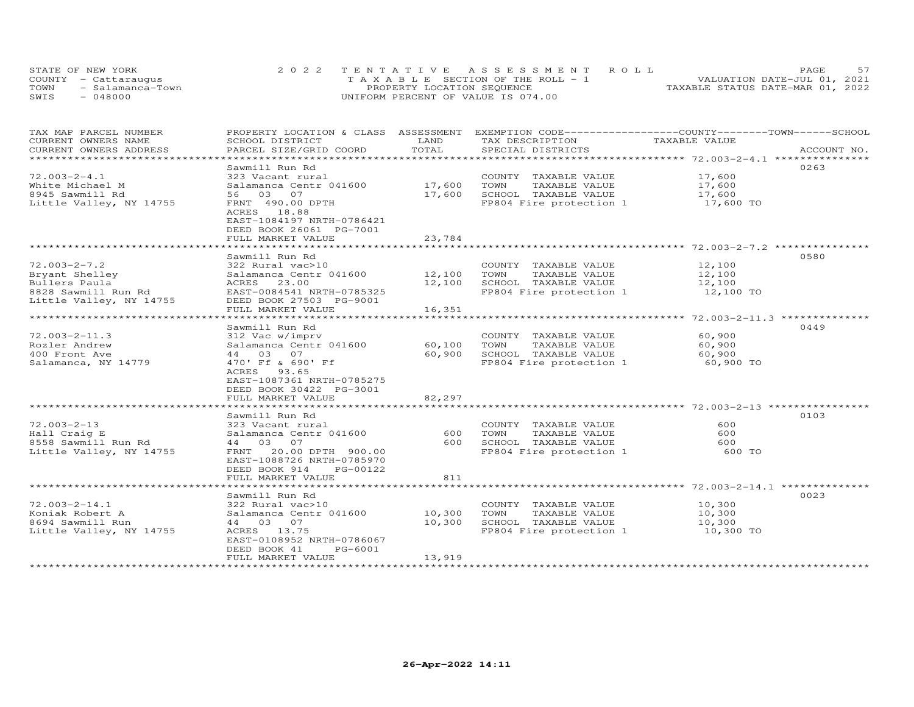STATE OF NEW YORK — 2022 TENTATIVE ASSESSMENT ROLL
COUNTY - Cattaraugus — TAXABLE SECTION OF THE ROLL - 1 — VALUATION DATE-JUL 01, 2021
TOWN - Salamanca-Town — PROPERTY LOCATION SEQUENCE — TAXABLE STATUS DATE-MAR 01, 2022
SWIS - 048000 — UNIFORM PERCENT OF VALUE IS 074.00

| TAX MAP PARCEL NUMBER / CURRENT OWNERS NAME / CURRENT OWNERS ADDRESS | PROPERTY LOCATION & CLASS / SCHOOL DISTRICT / PARCEL SIZE/GRID COORD | ASSESSMENT LAND / TOTAL | EXEMPTION CODE / TAX DESCRIPTION / SPECIAL DISTRICTS | TAXABLE VALUE (COUNTY / TOWN / SCHOOL) | ACCOUNT NO. |
|---|---|---|---|---|---|
| 72.003-2-4.1 | Sawmill Run Rd | | | | 0263 |
| | 323 Vacant rural | | COUNTY TAXABLE VALUE | 17,600 | |
| White Michael M | Salamanca Centr 041600 | 17,600 | TOWN TAXABLE VALUE | 17,600 | |
| 8945 Sawmill Rd | 56 03 07 | 17,600 | SCHOOL TAXABLE VALUE | 17,600 | |
| Little Valley, NY 14755 | FRNT 490.00 DPTH | | FP804 Fire protection 1 | 17,600 TO | |
| | ACRES 18.88 | | | | |
| | EAST-1084197 NRTH-0786421 | | | | |
| | DEED BOOK 26061 PG-7001 | | | | |
| | FULL MARKET VALUE | 23,784 | | | |
| 72.003-2-7.2 | Sawmill Run Rd | | | | 0580 |
| | 322 Rural vac>10 | | COUNTY TAXABLE VALUE | 12,100 | |
| Bryant Shelley | Salamanca Centr 041600 | 12,100 | TOWN TAXABLE VALUE | 12,100 | |
| Bullers Paula | ACRES 23.00 | 12,100 | SCHOOL TAXABLE VALUE | 12,100 | |
| 8828 Sawmill Run Rd | EAST-0084541 NRTH-0785325 | | FP804 Fire protection 1 | 12,100 TO | |
| Little Valley, NY 14755 | DEED BOOK 27503 PG-9001 | | | | |
| | FULL MARKET VALUE | 16,351 | | | |
| 72.003-2-11.3 | Sawmill Run Rd | | | | 0449 |
| | 312 Vac w/imprv | | COUNTY TAXABLE VALUE | 60,900 | |
| Rozler Andrew | Salamanca Centr 041600 | 60,100 | TOWN TAXABLE VALUE | 60,900 | |
| 400 Front Ave | 44 03 07 | 60,900 | SCHOOL TAXABLE VALUE | 60,900 | |
| Salamanca, NY 14779 | 470' Ff & 690' Ff | | FP804 Fire protection 1 | 60,900 TO | |
| | ACRES 93.65 | | | | |
| | EAST-1087361 NRTH-0785275 | | | | |
| | DEED BOOK 30422 PG-3001 | | | | |
| | FULL MARKET VALUE | 82,297 | | | |
| 72.003-2-13 | Sawmill Run Rd | | | | 0103 |
| | 323 Vacant rural | | COUNTY TAXABLE VALUE | 600 | |
| Hall Craig E | Salamanca Centr 041600 | 600 | TOWN TAXABLE VALUE | 600 | |
| 8558 Sawmill Run Rd | 44 03 07 | 600 | SCHOOL TAXABLE VALUE | 600 | |
| Little Valley, NY 14755 | FRNT 20.00 DPTH 900.00 | | FP804 Fire protection 1 | 600 TO | |
| | EAST-1088726 NRTH-0785970 | | | | |
| | DEED BOOK 914 PG-00122 | | | | |
| | FULL MARKET VALUE | 811 | | | |
| 72.003-2-14.1 | Sawmill Run Rd | | | | 0023 |
| | 322 Rural vac>10 | | COUNTY TAXABLE VALUE | 10,300 | |
| Koniak Robert A | Salamanca Centr 041600 | 10,300 | TOWN TAXABLE VALUE | 10,300 | |
| 8694 Sawmill Run | 44 03 07 | 10,300 | SCHOOL TAXABLE VALUE | 10,300 | |
| Little Valley, NY 14755 | ACRES 13.75 | | FP804 Fire protection 1 | 10,300 TO | |
| | EAST-0108952 NRTH-0786067 | | | | |
| | DEED BOOK 41 PG-6001 | | | | |
| | FULL MARKET VALUE | 13,919 | | | |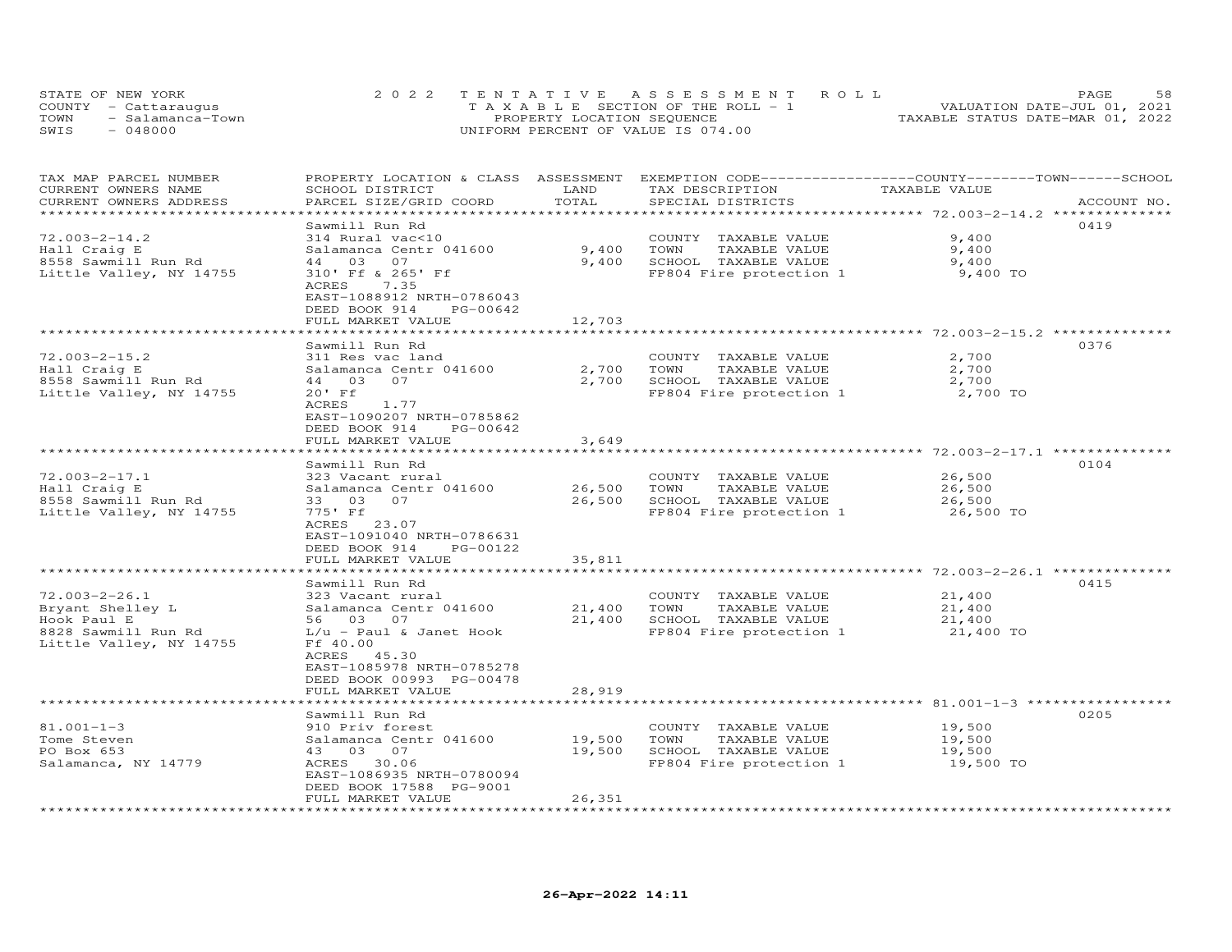STATE OF NEW YORK
COUNTY - Cattaraugus
TOWN - Salamanca-Town
SWIS - 048000

2022 TENTATIVE ASSESSMENT ROLL
TAXABLE SECTION OF THE ROLL - 1
PROPERTY LOCATION SEQUENCE
UNIFORM PERCENT OF VALUE IS 074.00

VALUATION DATE-JUL 01, 2021
TAXABLE STATUS DATE-MAR 01, 2022

| TAX MAP PARCEL NUMBER / CURRENT OWNERS NAME / CURRENT OWNERS ADDRESS | PROPERTY LOCATION & CLASS / SCHOOL DISTRICT / PARCEL SIZE/GRID COORD | ASSESSMENT LAND / TOTAL | EXEMPTION CODE / TAX DESCRIPTION / SPECIAL DISTRICTS | COUNTY / TOWN / SCHOOL TAXABLE VALUE | ACCOUNT NO. |
|---|---|---|---|---|---|
| 72.003-2-14.2 | Sawmill Run Rd | | | | 0419 |
| | 314 Rural vac<10 | | COUNTY TAXABLE VALUE | 9,400 | |
| Hall Craig E | Salamanca Centr 041600 | 9,400 | TOWN TAXABLE VALUE | 9,400 | |
| 8558 Sawmill Run Rd | 44 03 07 | 9,400 | SCHOOL TAXABLE VALUE | 9,400 | |
| Little Valley, NY 14755 | 310' Ff & 265' Ff | | FP804 Fire protection 1 | 9,400 TO | |
| | ACRES 7.35 | | | | |
| | EAST-1088912 NRTH-0786043 | | | | |
| | DEED BOOK 914 PG-00642 | | | | |
| | FULL MARKET VALUE | 12,703 | | | |
| 72.003-2-15.2 | Sawmill Run Rd | | | | 0376 |
| | 311 Res vac land | | COUNTY TAXABLE VALUE | 2,700 | |
| Hall Craig E | Salamanca Centr 041600 | 2,700 | TOWN TAXABLE VALUE | 2,700 | |
| 8558 Sawmill Run Rd | 44 03 07 | 2,700 | SCHOOL TAXABLE VALUE | 2,700 | |
| Little Valley, NY 14755 | 20' Ff | | FP804 Fire protection 1 | 2,700 TO | |
| | ACRES 1.77 | | | | |
| | EAST-1090207 NRTH-0785862 | | | | |
| | DEED BOOK 914 PG-00642 | | | | |
| | FULL MARKET VALUE | 3,649 | | | |
| 72.003-2-17.1 | Sawmill Run Rd | | | | 0104 |
| | 323 Vacant rural | | COUNTY TAXABLE VALUE | 26,500 | |
| Hall Craig E | Salamanca Centr 041600 | 26,500 | TOWN TAXABLE VALUE | 26,500 | |
| 8558 Sawmill Run Rd | 33 03 07 | 26,500 | SCHOOL TAXABLE VALUE | 26,500 | |
| Little Valley, NY 14755 | 775' Ff | | FP804 Fire protection 1 | 26,500 TO | |
| | ACRES 23.07 | | | | |
| | EAST-1091040 NRTH-0786631 | | | | |
| | DEED BOOK 914 PG-00122 | | | | |
| | FULL MARKET VALUE | 35,811 | | | |
| 72.003-2-26.1 | Sawmill Run Rd | | | | 0415 |
| | 323 Vacant rural | | COUNTY TAXABLE VALUE | 21,400 | |
| Bryant Shelley L | Salamanca Centr 041600 | 21,400 | TOWN TAXABLE VALUE | 21,400 | |
| Hook Paul E | 56 03 07 | 21,400 | SCHOOL TAXABLE VALUE | 21,400 | |
| 8828 Sawmill Run Rd | L/u - Paul & Janet Hook | | FP804 Fire protection 1 | 21,400 TO | |
| Little Valley, NY 14755 | Ff 40.00 | | | | |
| | ACRES 45.30 | | | | |
| | EAST-1085978 NRTH-0785278 | | | | |
| | DEED BOOK 00993 PG-00478 | | | | |
| | FULL MARKET VALUE | 28,919 | | | |
| 81.001-1-3 | Sawmill Run Rd | | | | 0205 |
| | 910 Priv forest | | COUNTY TAXABLE VALUE | 19,500 | |
| Tome Steven | Salamanca Centr 041600 | 19,500 | TOWN TAXABLE VALUE | 19,500 | |
| PO Box 653 | 43 03 07 | 19,500 | SCHOOL TAXABLE VALUE | 19,500 | |
| Salamanca, NY 14779 | ACRES 30.06 | | FP804 Fire protection 1 | 19,500 TO | |
| | EAST-1086935 NRTH-0780094 | | | | |
| | DEED BOOK 17588 PG-9001 | | | | |
| | FULL MARKET VALUE | 26,351 | | | |

26-Apr-2022 14:11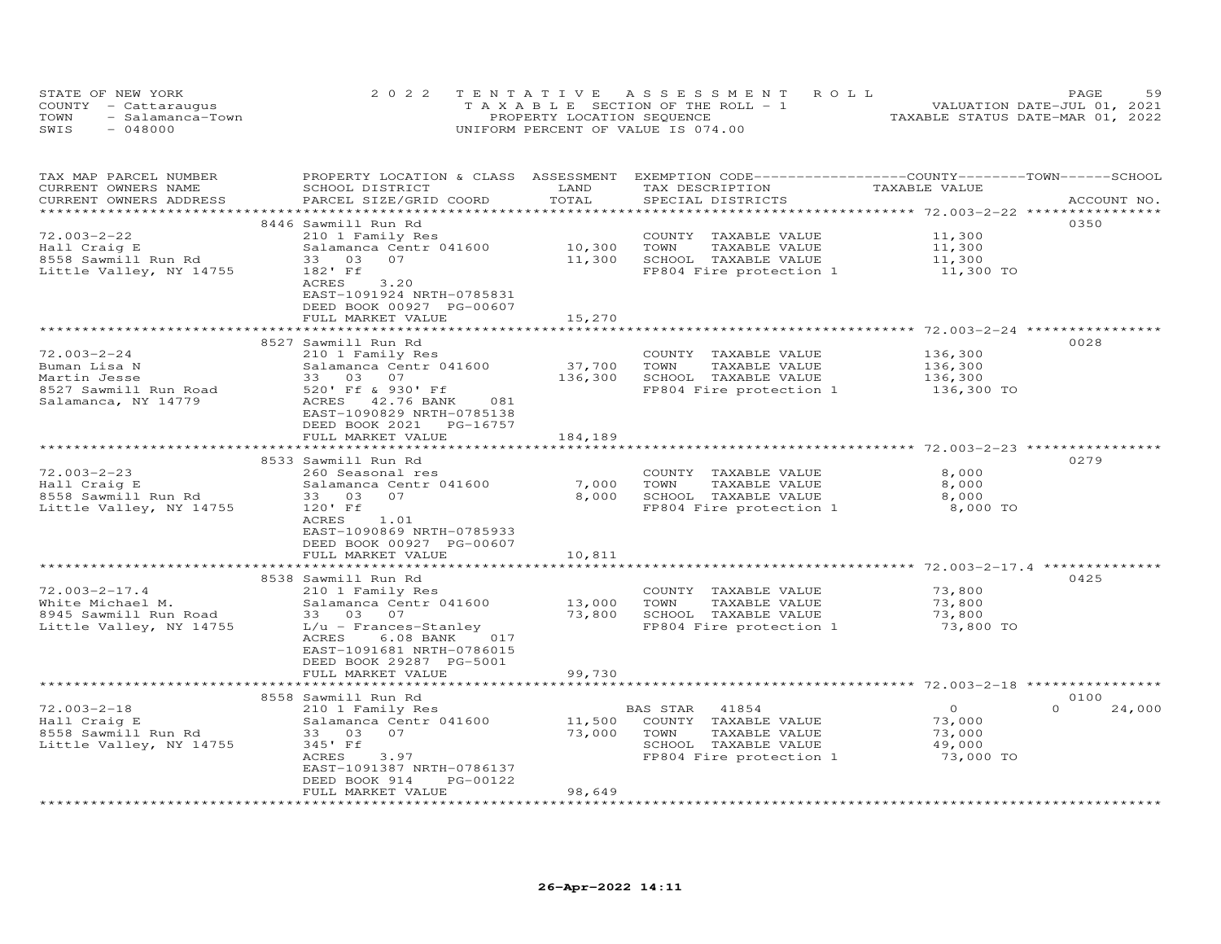STATE OF NEW YORK | COUNTY - Cattaraugus | TOWN - Salamanca-Town | SWIS - 048000

2022 TENTATIVE ASSESSMENT ROLL
TAXABLE SECTION OF THE ROLL - 1
PROPERTY LOCATION SEQUENCE
UNIFORM PERCENT OF VALUE IS 074.00

VALUATION DATE-JUL 01, 2021
TAXABLE STATUS DATE-MAR 01, 2022

| TAX MAP PARCEL NUMBER / CURRENT OWNERS NAME / CURRENT OWNERS ADDRESS | PROPERTY LOCATION & CLASS / SCHOOL DISTRICT / PARCEL SIZE/GRID COORD | ASSESSMENT LAND | TOTAL | EXEMPTION CODE / TAX DESCRIPTION / SPECIAL DISTRICTS | COUNTY TAXABLE VALUE | TOWN | SCHOOL | ACCOUNT NO. |
|---|---|---|---|---|---|---|---|---|
| 72.003-2-22 | 8446 Sawmill Run Rd | | | | | | | 0350 |
| Hall Craig E | 210 1 Family Res | | | COUNTY TAXABLE VALUE | 11,300 | | | |
| 8558 Sawmill Run Rd | Salamanca Centr 041600 | 10,300 | | TOWN TAXABLE VALUE | 11,300 | | | |
| Little Valley, NY 14755 | 33 03 07 | | 11,300 | SCHOOL TAXABLE VALUE | 11,300 | | | |
| | 182' Ff | | | FP804 Fire protection 1 | 11,300 TO | | | |
| | ACRES 3.20 | | | | | | | |
| | EAST-1091924 NRTH-0785831 | | | | | | | |
| | DEED BOOK 00927 PG-00607 | | | | | | | |
| | FULL MARKET VALUE | | 15,270 | | | | | |
| 72.003-2-24 | 8527 Sawmill Run Rd | | | | | | | 0028 |
| Buman Lisa N | 210 1 Family Res | | | COUNTY TAXABLE VALUE | 136,300 | | | |
| Martin Jesse | Salamanca Centr 041600 | 37,700 | | TOWN TAXABLE VALUE | 136,300 | | | |
| 8527 Sawmill Run Road | 33 03 07 | | 136,300 | SCHOOL TAXABLE VALUE | 136,300 | | | |
| Salamanca, NY 14779 | 520' Ff & 930' Ff | | | FP804 Fire protection 1 | 136,300 TO | | | |
| | ACRES 42.76 BANK 081 | | | | | | | |
| | EAST-1090829 NRTH-0785138 | | | | | | | |
| | DEED BOOK 2021 PG-16757 | | | | | | | |
| | FULL MARKET VALUE | | 184,189 | | | | | |
| 72.003-2-23 | 8533 Sawmill Run Rd | | | | | | | 0279 |
| Hall Craig E | 260 Seasonal res | | | COUNTY TAXABLE VALUE | 8,000 | | | |
| 8558 Sawmill Run Rd | Salamanca Centr 041600 | 7,000 | | TOWN TAXABLE VALUE | 8,000 | | | |
| Little Valley, NY 14755 | 33 03 07 | | 8,000 | SCHOOL TAXABLE VALUE | 8,000 | | | |
| | 120' Ff | | | FP804 Fire protection 1 | 8,000 TO | | | |
| | ACRES 1.01 | | | | | | | |
| | EAST-1090869 NRTH-0785933 | | | | | | | |
| | DEED BOOK 00927 PG-00607 | | | | | | | |
| | FULL MARKET VALUE | | 10,811 | | | | | |
| 72.003-2-17.4 | 8538 Sawmill Run Rd | | | | | | | 0425 |
| White Michael M. | 210 1 Family Res | | | COUNTY TAXABLE VALUE | 73,800 | | | |
| 8945 Sawmill Run Road | Salamanca Centr 041600 | 13,000 | | TOWN TAXABLE VALUE | 73,800 | | | |
| Little Valley, NY 14755 | 33 03 07 | | 73,800 | SCHOOL TAXABLE VALUE | 73,800 | | | |
| | L/u - Frances-Stanley | | | FP804 Fire protection 1 | 73,800 TO | | | |
| | ACRES 6.08 BANK 017 | | | | | | | |
| | EAST-1091681 NRTH-0786015 | | | | | | | |
| | DEED BOOK 29287 PG-5001 | | | | | | | |
| | FULL MARKET VALUE | | 99,730 | | | | | |
| 72.003-2-18 | 8558 Sawmill Run Rd | | | | | | | 0100 |
| Hall Craig E | 210 1 Family Res | | | BAS STAR 41854 | 0 | | 0 | 24,000 |
| 8558 Sawmill Run Rd | Salamanca Centr 041600 | 11,500 | | COUNTY TAXABLE VALUE | 73,000 | | | |
| Little Valley, NY 14755 | 33 03 07 | | 73,000 | TOWN TAXABLE VALUE | 73,000 | | | |
| | 345' Ff | | | SCHOOL TAXABLE VALUE | 49,000 | | | |
| | ACRES 3.97 | | | FP804 Fire protection 1 | 73,000 TO | | | |
| | EAST-1091387 NRTH-0786137 | | | | | | | |
| | DEED BOOK 914 PG-00122 | | | | | | | |
| | FULL MARKET VALUE | | 98,649 | | | | | |

26-Apr-2022 14:11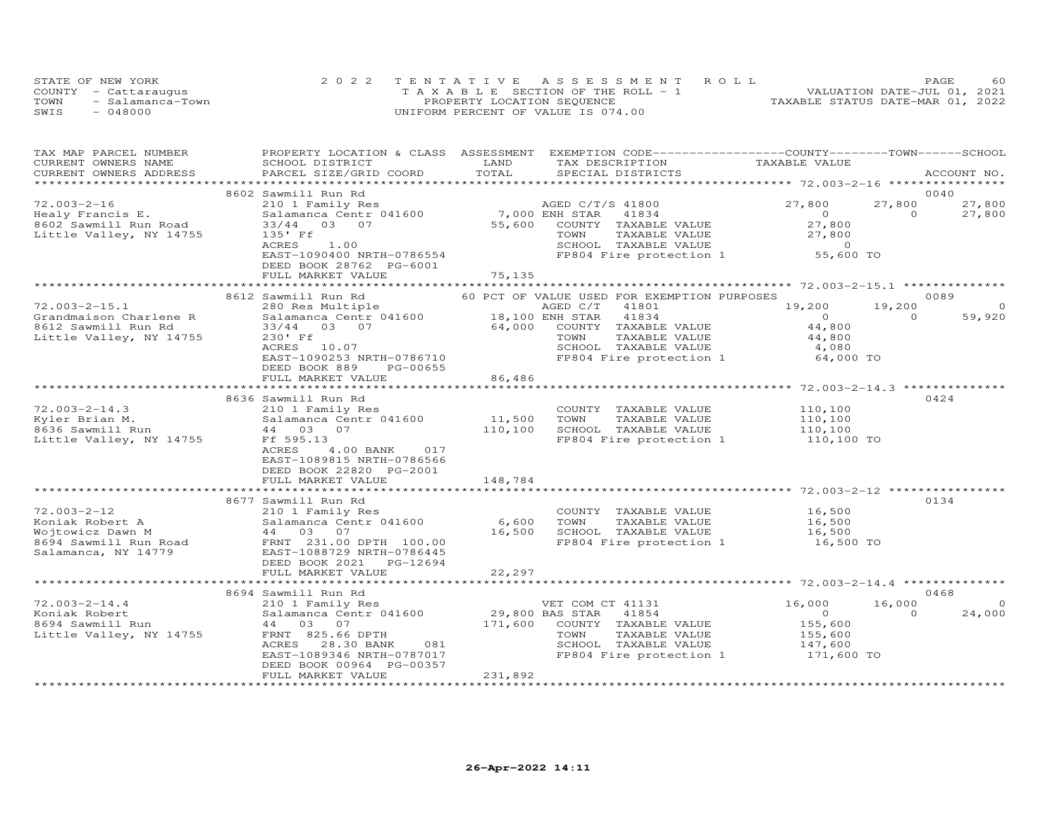STATE OF NEW YORK
COUNTY - Cattaraugus
TOWN - Salamanca-Town
SWIS - 048000

2022 TENTATIVE ASSESSMENT ROLL
TAXABLE SECTION OF THE ROLL - 1
PROPERTY LOCATION SEQUENCE
UNIFORM PERCENT OF VALUE IS 074.00

VALUATION DATE-JUL 01, 2021
TAXABLE STATUS DATE-MAR 01, 2022

| TAX MAP PARCEL NUMBER / CURRENT OWNERS NAME / CURRENT OWNERS ADDRESS | PROPERTY LOCATION & CLASS / SCHOOL DISTRICT / PARCEL SIZE/GRID COORD | ASSESSMENT LAND | TOTAL | EXEMPTION CODE / TAX DESCRIPTION / SPECIAL DISTRICTS | COUNTY TAXABLE VALUE | TOWN | SCHOOL | ACCOUNT NO. |
|---|---|---|---|---|---|---|---|---|
| | 8602 Sawmill Run Rd | | | | | | | 0040 |
| 72.003-2-16 | 210 1 Family Res | | | AGED C/T/S 41800 | 27,800 | 27,800 | 27,800 | |
| Healy Francis E. | Salamanca Centr 041600 | 7,000 | | ENH STAR 41834 | 0 | 0 | 27,800 | |
| 8602 Sawmill Run Road | 33/44 03 07 | | 55,600 | COUNTY TAXABLE VALUE | 27,800 | | | |
| Little Valley, NY 14755 | 135' Ff | | | TOWN TAXABLE VALUE | 27,800 | | | |
| | ACRES 1.00 | | | SCHOOL TAXABLE VALUE | 0 | | | |
| | EAST-1090400 NRTH-0786554 | | | FP804 Fire protection 1 | 55,600 TO | | | |
| | DEED BOOK 28762 PG-6001 | | | | | | | |
| | FULL MARKET VALUE | | 75,135 | | | | | |
| | 8612 Sawmill Run Rd | | | 60 PCT OF VALUE USED FOR EXEMPTION PURPOSES | | | | 0089 |
| 72.003-2-15.1 | 280 Res Multiple | | | AGED C/T 41801 | 19,200 | 19,200 | 0 | |
| Grandmaison Charlene R | Salamanca Centr 041600 | 18,100 | | ENH STAR 41834 | 0 | 0 | 59,920 | |
| 8612 Sawmill Run Rd | 33/44 03 07 | | 64,000 | COUNTY TAXABLE VALUE | 44,800 | | | |
| Little Valley, NY 14755 | 230' Ff | | | TOWN TAXABLE VALUE | 44,800 | | | |
| | ACRES 10.07 | | | SCHOOL TAXABLE VALUE | 4,080 | | | |
| | EAST-1090253 NRTH-0786710 | | | FP804 Fire protection 1 | 64,000 TO | | | |
| | DEED BOOK 889 PG-00655 | | | | | | | |
| | FULL MARKET VALUE | | 86,486 | | | | | |
| | 8636 Sawmill Run Rd | | | | | | | 0424 |
| 72.003-2-14.3 | 210 1 Family Res | | | COUNTY TAXABLE VALUE | 110,100 | | | |
| Kyler Brian M. | Salamanca Centr 041600 | 11,500 | | TOWN TAXABLE VALUE | 110,100 | | | |
| 8636 Sawmill Run | 44 03 07 | | 110,100 | SCHOOL TAXABLE VALUE | 110,100 | | | |
| Little Valley, NY 14755 | Ff 595.13 | | | FP804 Fire protection 1 | 110,100 TO | | | |
| | ACRES 4.00 BANK 017 | | | | | | | |
| | EAST-1089815 NRTH-0786566 | | | | | | | |
| | DEED BOOK 22820 PG-2001 | | | | | | | |
| | FULL MARKET VALUE | | 148,784 | | | | | |
| | 8677 Sawmill Run Rd | | | | | | | 0134 |
| 72.003-2-12 | 210 1 Family Res | | | COUNTY TAXABLE VALUE | 16,500 | | | |
| Koniak Robert A | Salamanca Centr 041600 | 6,600 | | TOWN TAXABLE VALUE | 16,500 | | | |
| Wojtowicz Dawn M | 44 03 07 | | 16,500 | SCHOOL TAXABLE VALUE | 16,500 | | | |
| 8694 Sawmill Run Road | FRNT 231.00 DPTH 100.00 | | | FP804 Fire protection 1 | 16,500 TO | | | |
| Salamanca, NY 14779 | EAST-1088729 NRTH-0786445 | | | | | | | |
| | DEED BOOK 2021 PG-12694 | | | | | | | |
| | FULL MARKET VALUE | | 22,297 | | | | | |
| | 8694 Sawmill Run Rd | | | | | | | 0468 |
| 72.003-2-14.4 | 210 1 Family Res | | | VET COM CT 41131 | 16,000 | 16,000 | 0 | |
| Koniak Robert | Salamanca Centr 041600 | 29,800 | | BAS STAR 41854 | 0 | 0 | 24,000 | |
| 8694 Sawmill Run | 44 03 07 | | 171,600 | COUNTY TAXABLE VALUE | 155,600 | | | |
| Little Valley, NY 14755 | FRNT 825.66 DPTH | | | TOWN TAXABLE VALUE | 155,600 | | | |
| | ACRES 28.30 BANK 081 | | | SCHOOL TAXABLE VALUE | 147,600 | | | |
| | EAST-1089346 NRTH-0787017 | | | FP804 Fire protection 1 | 171,600 TO | | | |
| | DEED BOOK 00964 PG-00357 | | | | | | | |
| | FULL MARKET VALUE | | 231,892 | | | | | |

26-Apr-2022 14:11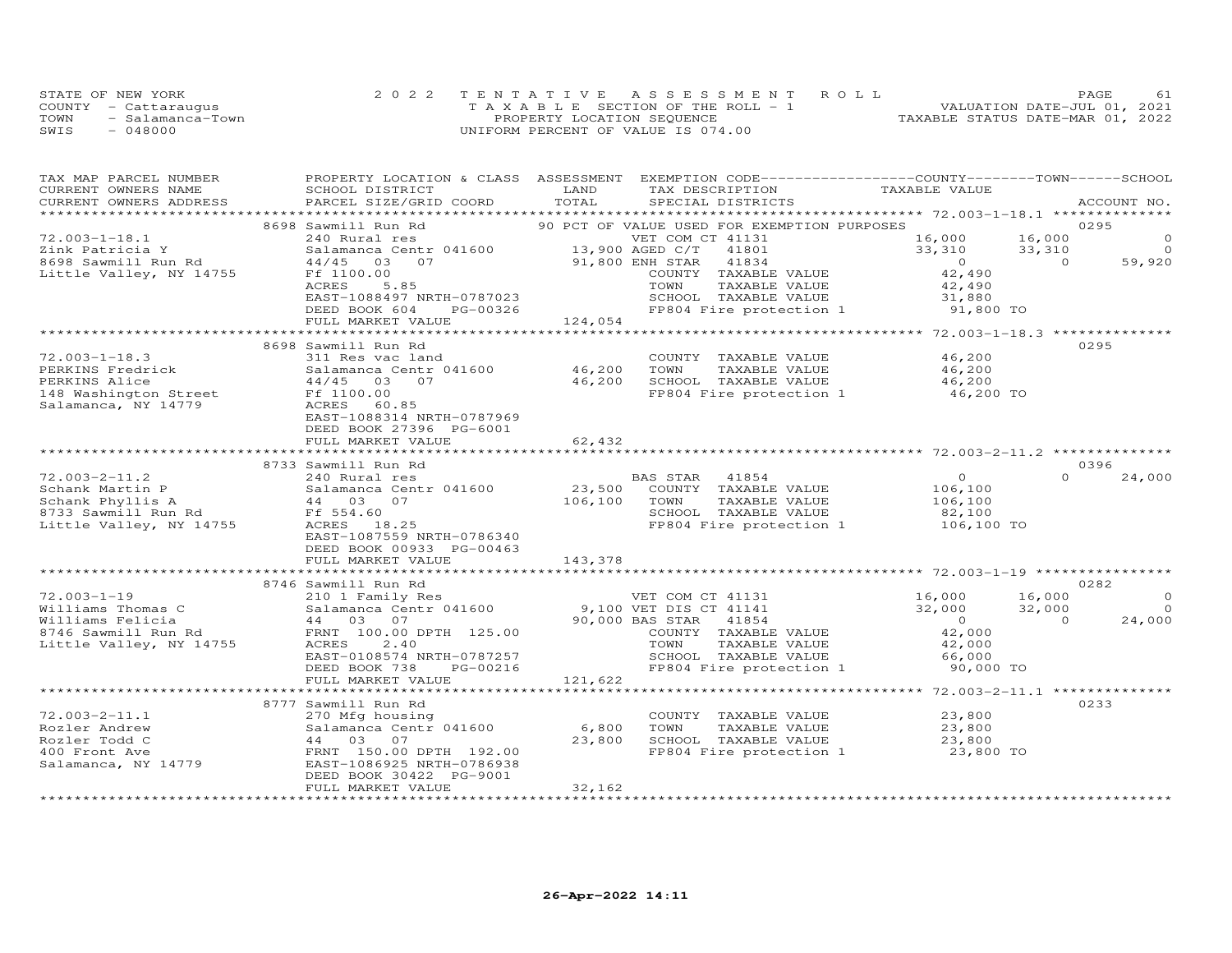STATE OF NEW YORK
COUNTY - Cattaraugus
TOWN - Salamanca-Town
SWIS - 048000

2 0 2 2 T E N T A T I V E A S S E S S M E N T R O L L
T A X A B L E SECTION OF THE ROLL - 1
PROPERTY LOCATION SEQUENCE
UNIFORM PERCENT OF VALUE IS 074.00

VALUATION DATE-JUL 01, 2021
TAXABLE STATUS DATE-MAR 01, 2022

| TAX MAP PARCEL NUMBER / CURRENT OWNERS NAME / CURRENT OWNERS ADDRESS | PROPERTY LOCATION & CLASS / SCHOOL DISTRICT / PARCEL SIZE/GRID COORD | ASSESSMENT LAND / TOTAL | EXEMPTION CODE / TAX DESCRIPTION / SPECIAL DISTRICTS | COUNTY TAXABLE VALUE | TOWN | SCHOOL | ACCOUNT NO. |
|---|---|---|---|---|---|---|---|
| | 8698 Sawmill Run Rd | | 90 PCT OF VALUE USED FOR EXEMPTION PURPOSES | | | | 0295 |
| 72.003-1-18.1 | 240 Rural res | | VET COM CT 41131 | 16,000 | 16,000 | 0 | |
| Zink Patricia Y | Salamanca Centr 041600 | 13,900 | AGED C/T 41801 | 33,310 | 33,310 | 0 | |
| 8698 Sawmill Run Rd | 44/45 03 07 | 91,800 | ENH STAR 41834 | 0 | 0 | 59,920 | |
| Little Valley, NY 14755 | Ff 1100.00 | | COUNTY TAXABLE VALUE | 42,490 | | | |
| | ACRES 5.85 | | TOWN TAXABLE VALUE | 42,490 | | | |
| | EAST-1088497 NRTH-0787023 | | SCHOOL TAXABLE VALUE | 31,880 | | | |
| | DEED BOOK 604 PG-00326 | | FP804 Fire protection 1 | 91,800 TO | | | |
| | FULL MARKET VALUE | 124,054 | | | | | |
| | 8698 Sawmill Run Rd | | | | | | 0295 |
| 72.003-1-18.3 | 311 Res vac land | | COUNTY TAXABLE VALUE | 46,200 | | | |
| PERKINS Fredrick | Salamanca Centr 041600 | 46,200 | TOWN TAXABLE VALUE | 46,200 | | | |
| PERKINS Alice | 44/45 03 07 | 46,200 | SCHOOL TAXABLE VALUE | 46,200 | | | |
| 148 Washington Street | Ff 1100.00 | | FP804 Fire protection 1 | 46,200 TO | | | |
| Salamanca, NY 14779 | ACRES 60.85 | | | | | | |
| | EAST-1088314 NRTH-0787969 | | | | | | |
| | DEED BOOK 27396 PG-6001 | | | | | | |
| | FULL MARKET VALUE | 62,432 | | | | | |
| | 8733 Sawmill Run Rd | | | | | | 0396 |
| 72.003-2-11.2 | 240 Rural res | | BAS STAR 41854 | 0 | 0 | 24,000 | |
| Schank Martin P | Salamanca Centr 041600 | 23,500 | COUNTY TAXABLE VALUE | 106,100 | | | |
| Schank Phyllis A | 44 03 07 | 106,100 | TOWN TAXABLE VALUE | 106,100 | | | |
| 8733 Sawmill Run Rd | Ff 554.60 | | SCHOOL TAXABLE VALUE | 82,100 | | | |
| Little Valley, NY 14755 | ACRES 18.25 | | FP804 Fire protection 1 | 106,100 TO | | | |
| | EAST-1087559 NRTH-0786340 | | | | | | |
| | DEED BOOK 00933 PG-00463 | | | | | | |
| | FULL MARKET VALUE | 143,378 | | | | | |
| | 8746 Sawmill Run Rd | | | | | | 0282 |
| 72.003-1-19 | 210 1 Family Res | | VET COM CT 41131 | 16,000 | 16,000 | 0 | |
| Williams Thomas C | Salamanca Centr 041600 | 9,100 | VET DIS CT 41141 | 32,000 | 32,000 | 0 | |
| Williams Felicia | 44 03 07 | 90,000 | BAS STAR 41854 | 0 | 0 | 24,000 | |
| 8746 Sawmill Run Rd | FRNT 100.00 DPTH 125.00 | | COUNTY TAXABLE VALUE | 42,000 | | | |
| Little Valley, NY 14755 | ACRES 2.40 | | TOWN TAXABLE VALUE | 42,000 | | | |
| | EAST-0108574 NRTH-0787257 | | SCHOOL TAXABLE VALUE | 66,000 | | | |
| | DEED BOOK 738 PG-00216 | | FP804 Fire protection 1 | 90,000 TO | | | |
| | FULL MARKET VALUE | 121,622 | | | | | |
| | 8777 Sawmill Run Rd | | | | | | 0233 |
| 72.003-2-11.1 | 270 Mfg housing | | COUNTY TAXABLE VALUE | 23,800 | | | |
| Rozler Andrew | Salamanca Centr 041600 | 6,800 | TOWN TAXABLE VALUE | 23,800 | | | |
| Rozler Todd C | 44 03 07 | 23,800 | SCHOOL TAXABLE VALUE | 23,800 | | | |
| 400 Front Ave | FRNT 150.00 DPTH 192.00 | | FP804 Fire protection 1 | 23,800 TO | | | |
| Salamanca, NY 14779 | EAST-1086925 NRTH-0786938 | | | | | | |
| | DEED BOOK 30422 PG-9001 | | | | | | |
| | FULL MARKET VALUE | 32,162 | | | | | |

26-Apr-2022 14:11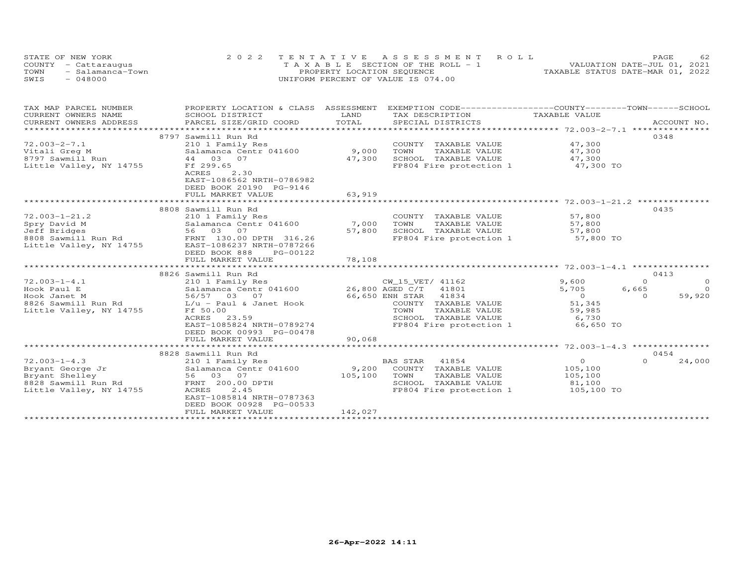STATE OF NEW YORK
COUNTY - Cattaraugus
TOWN - Salamanca-Town
SWIS - 048000

2022 TENTATIVE ASSESSMENT ROLL
TAXABLE SECTION OF THE ROLL - 1
PROPERTY LOCATION SEQUENCE
UNIFORM PERCENT OF VALUE IS 074.00

VALUATION DATE-JUL 01, 2021
TAXABLE STATUS DATE-MAR 01, 2022

| TAX MAP PARCEL NUMBER / CURRENT OWNERS NAME / CURRENT OWNERS ADDRESS | PROPERTY LOCATION & CLASS / SCHOOL DISTRICT / PARCEL SIZE/GRID COORD | ASSESSMENT LAND / TOTAL | EXEMPTION CODE / TAX DESCRIPTION / SPECIAL DISTRICTS | COUNTY | TOWN | SCHOOL | ACCOUNT NO. |
|---|---|---|---|---|---|---|---|
| **72.003-2-7.1** | 8797 Sawmill Run Rd | | | | | | 0348 |
| Vitali Greg M | 210 1 Family Res | | COUNTY TAXABLE VALUE | 47,300 | | | |
| 8797 Sawmill Run | Salamanca Centr 041600 | 9,000 | TOWN TAXABLE VALUE | | 47,300 | | |
| Little Valley, NY 14755 | 44 03 07 | 47,300 | SCHOOL TAXABLE VALUE | | | 47,300 | |
| | Ff 299.65 | | FP804 Fire protection 1 | 47,300 TO | | | |
| | ACRES 2.30 | | | | | | |
| | EAST-1086562 NRTH-0786982 | | | | | | |
| | DEED BOOK 20190 PG-9146 | | | | | | |
| | FULL MARKET VALUE | 63,919 | | | | | |
| **72.003-1-21.2** | 8808 Sawmill Run Rd | | | | | | 0435 |
| Spry David M | 210 1 Family Res | | COUNTY TAXABLE VALUE | 57,800 | | | |
| Jeff Bridges | Salamanca Centr 041600 | 7,000 | TOWN TAXABLE VALUE | | 57,800 | | |
| 8808 Sawmill Run Rd | 56 03 07 | 57,800 | SCHOOL TAXABLE VALUE | | | 57,800 | |
| Little Valley, NY 14755 | FRNT 130.00 DPTH 316.26 | | FP804 Fire protection 1 | 57,800 TO | | | |
| | EAST-1086237 NRTH-0787266 | | | | | | |
| | DEED BOOK 888 PG-00122 | | | | | | |
| | FULL MARKET VALUE | 78,108 | | | | | |
| **72.003-1-4.1** | 8826 Sawmill Run Rd | | | | | | 0413 |
| Hook Paul E | 210 1 Family Res | | CW_15_VET/ 41162 | 9,600 | 0 | 0 | |
| Hook Janet M | Salamanca Centr 041600 | 26,800 | AGED C/T 41801 | 5,705 | 6,665 | 0 | |
| 8826 Sawmill Run Rd | 56/57 03 07 | 66,650 | ENH STAR 41834 | 0 | 0 | 59,920 | |
| Little Valley, NY 14755 | L/u - Paul & Janet Hook | | COUNTY TAXABLE VALUE | 51,345 | | | |
| | Ff 50.00 | | TOWN TAXABLE VALUE | | 59,985 | | |
| | ACRES 23.59 | | SCHOOL TAXABLE VALUE | | | 6,730 | |
| | EAST-1085824 NRTH-0789274 | | FP804 Fire protection 1 | 66,650 TO | | | |
| | DEED BOOK 00993 PG-00478 | | | | | | |
| | FULL MARKET VALUE | 90,068 | | | | | |
| **72.003-1-4.3** | 8828 Sawmill Run Rd | | | | | | 0454 |
| Bryant George Jr | 210 1 Family Res | | BAS STAR 41854 | 0 | 0 | 24,000 | |
| Bryant Shelley | Salamanca Centr 041600 | 9,200 | COUNTY TAXABLE VALUE | 105,100 | | | |
| 8828 Sawmill Run Rd | 56 03 07 | 105,100 | TOWN TAXABLE VALUE | | 105,100 | | |
| Little Valley, NY 14755 | FRNT 200.00 DPTH | | SCHOOL TAXABLE VALUE | | | 81,100 | |
| | ACRES 2.45 | | FP804 Fire protection 1 | 105,100 TO | | | |
| | EAST-1085814 NRTH-0787363 | | | | | | |
| | DEED BOOK 00928 PG-00533 | | | | | | |
| | FULL MARKET VALUE | 142,027 | | | | | |

26-Apr-2022 14:11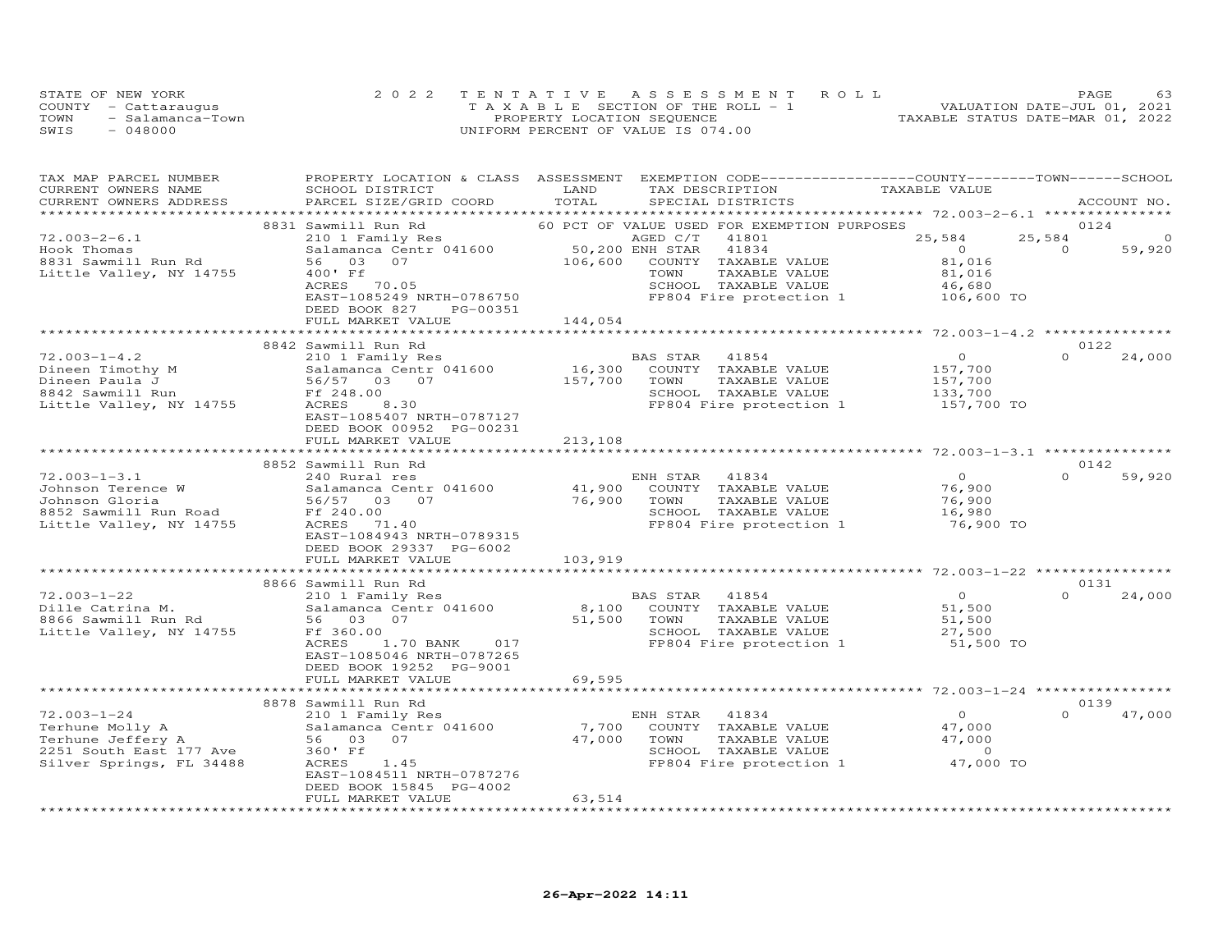STATE OF NEW YORK
COUNTY - Cattaraugus
TOWN - Salamanca-Town
SWIS - 048000

2022 TENTATIVE ASSESSMENT ROLL
TAXABLE SECTION OF THE ROLL - 1
PROPERTY LOCATION SEQUENCE
UNIFORM PERCENT OF VALUE IS 074.00

VALUATION DATE-JUL 01, 2021
TAXABLE STATUS DATE-MAR 01, 2022

| TAX MAP PARCEL NUMBER / CURRENT OWNERS NAME / CURRENT OWNERS ADDRESS | PROPERTY LOCATION & CLASS / SCHOOL DISTRICT / PARCEL SIZE/GRID COORD | ASSESSMENT LAND / TOTAL | EXEMPTION CODE / TAX DESCRIPTION / SPECIAL DISTRICTS | COUNTY TAXABLE VALUE | TOWN | SCHOOL | ACCOUNT NO. |
|---|---|---|---|---|---|---|---|
| 72.003-2-6.1 | 8831 Sawmill Run Rd | | 60 PCT OF VALUE USED FOR EXEMPTION PURPOSES | | | | 0124 |
| Hook Thomas | 210 1 Family Res | | AGED C/T 41801 | 25,584 | 25,584 | 0 | |
| 8831 Sawmill Run Rd | Salamanca Centr 041600 | 50,200 | ENH STAR 41834 | 0 | 0 | 59,920 | |
| Little Valley, NY 14755 | 56 03 07 | 106,600 | COUNTY TAXABLE VALUE | 81,016 | | | |
| | 400' Ff | | TOWN TAXABLE VALUE | 81,016 | | | |
| | ACRES 70.05 | | SCHOOL TAXABLE VALUE | 46,680 | | | |
| | EAST-1085249 NRTH-0786750 | | FP804 Fire protection 1 | 106,600 TO | | | |
| | DEED BOOK 827 PG-00351 | | | | | | |
| | FULL MARKET VALUE | 144,054 | | | | | |
| 72.003-1-4.2 | 8842 Sawmill Run Rd | | | | | | 0122 |
| Dineen Timothy M | 210 1 Family Res | | BAS STAR 41854 | 0 | 0 | 24,000 | |
| Dineen Paula J | Salamanca Centr 041600 | 16,300 | COUNTY TAXABLE VALUE | 157,700 | | | |
| 8842 Sawmill Run | 56/57 03 07 | 157,700 | TOWN TAXABLE VALUE | 157,700 | | | |
| Little Valley, NY 14755 | Ff 248.00 | | SCHOOL TAXABLE VALUE | 133,700 | | | |
| | ACRES 8.30 | | FP804 Fire protection 1 | 157,700 TO | | | |
| | EAST-1085407 NRTH-0787127 | | | | | | |
| | DEED BOOK 00952 PG-00231 | | | | | | |
| | FULL MARKET VALUE | 213,108 | | | | | |
| 72.003-1-3.1 | 8852 Sawmill Run Rd | | | | | | 0142 |
| Johnson Terence W | 240 Rural res | | ENH STAR 41834 | 0 | 0 | 59,920 | |
| Johnson Gloria | Salamanca Centr 041600 | 41,900 | COUNTY TAXABLE VALUE | 76,900 | | | |
| 8852 Sawmill Run Road | 56/57 03 07 | 76,900 | TOWN TAXABLE VALUE | 76,900 | | | |
| Little Valley, NY 14755 | Ff 240.00 | | SCHOOL TAXABLE VALUE | 16,980 | | | |
| | ACRES 71.40 | | FP804 Fire protection 1 | 76,900 TO | | | |
| | EAST-1084943 NRTH-0789315 | | | | | | |
| | DEED BOOK 29337 PG-6002 | | | | | | |
| | FULL MARKET VALUE | 103,919 | | | | | |
| 72.003-1-22 | 8866 Sawmill Run Rd | | | | | | 0131 |
| Dille Catrina M. | 210 1 Family Res | | BAS STAR 41854 | 0 | 0 | 24,000 | |
| 8866 Sawmill Run Rd | Salamanca Centr 041600 | 8,100 | COUNTY TAXABLE VALUE | 51,500 | | | |
| Little Valley, NY 14755 | 56 03 07 | 51,500 | TOWN TAXABLE VALUE | 51,500 | | | |
| | Ff 360.00 | | SCHOOL TAXABLE VALUE | 27,500 | | | |
| | ACRES 1.70 BANK 017 | | FP804 Fire protection 1 | 51,500 TO | | | |
| | EAST-1085046 NRTH-0787265 | | | | | | |
| | DEED BOOK 19252 PG-9001 | | | | | | |
| | FULL MARKET VALUE | 69,595 | | | | | |
| 72.003-1-24 | 8878 Sawmill Run Rd | | | | | | 0139 |
| Terhune Molly A | 210 1 Family Res | | ENH STAR 41834 | 0 | 0 | 47,000 | |
| Terhune Jeffery A | Salamanca Centr 041600 | 7,700 | COUNTY TAXABLE VALUE | 47,000 | | | |
| 2251 South East 177 Ave | 56 03 07 | 47,000 | TOWN TAXABLE VALUE | 47,000 | | | |
| Silver Springs, FL 34488 | 360' Ff | | SCHOOL TAXABLE VALUE | 0 | | | |
| | ACRES 1.45 | | FP804 Fire protection 1 | 47,000 TO | | | |
| | EAST-1084511 NRTH-0787276 | | | | | | |
| | DEED BOOK 15845 PG-4002 | | | | | | |
| | FULL MARKET VALUE | 63,514 | | | | | |

26-Apr-2022 14:11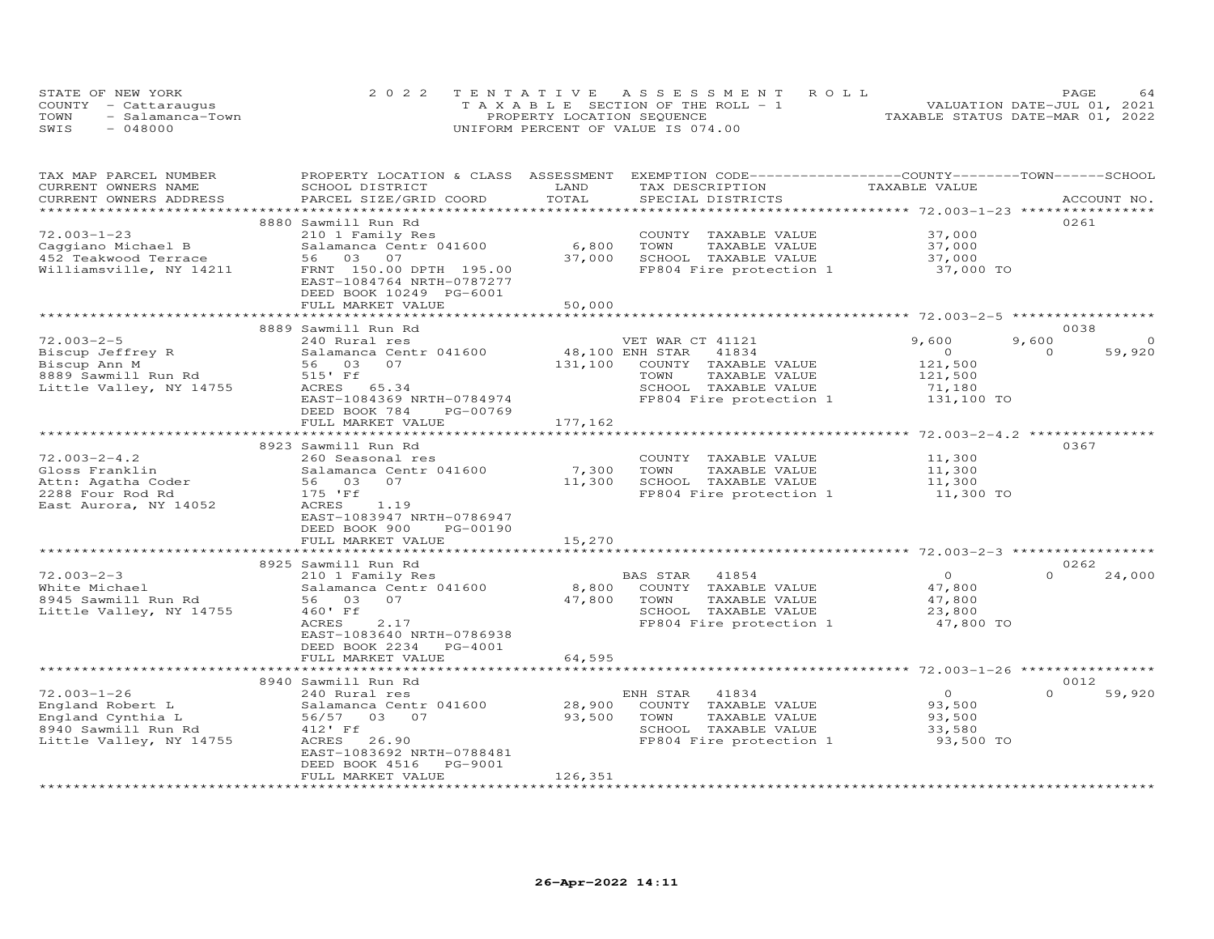STATE OF NEW YORK
COUNTY - Cattaraugus
TOWN - Salamanca-Town
SWIS - 048000

2022 TENTATIVE ASSESSMENT ROLL
TAXABLE SECTION OF THE ROLL - 1
PROPERTY LOCATION SEQUENCE
UNIFORM PERCENT OF VALUE IS 074.00

VALUATION DATE-JUL 01, 2021
TAXABLE STATUS DATE-MAR 01, 2022

| TAX MAP PARCEL NUMBER / CURRENT OWNERS NAME / CURRENT OWNERS ADDRESS | PROPERTY LOCATION & CLASS / SCHOOL DISTRICT / PARCEL SIZE/GRID COORD | ASSESSMENT LAND / TOTAL | EXEMPTION CODE / TAX DESCRIPTION / SPECIAL DISTRICTS | COUNTY TAXABLE VALUE | TOWN | SCHOOL | ACCOUNT NO. |
|---|---|---|---|---|---|---|---|
| 72.003-1-23 | 8880 Sawmill Run Rd | | | | | | 0261 |
| Caggiano Michael B | 210 1 Family Res | | COUNTY TAXABLE VALUE | 37,000 | | | |
| 452 Teakwood Terrace | Salamanca Centr 041600 | 6,800 | TOWN TAXABLE VALUE | 37,000 | | | |
| Williamsville, NY 14211 | 56 03 07 | 37,000 | SCHOOL TAXABLE VALUE | 37,000 | | | |
| | FRNT 150.00 DPTH 195.00 | | FP804 Fire protection 1 | 37,000 TO | | | |
| | EAST-1084764 NRTH-0787277 | | | | | | |
| | DEED BOOK 10249 PG-6001 | | | | | | |
| | FULL MARKET VALUE | 50,000 | | | | | |
| 72.003-2-5 | 8889 Sawmill Run Rd | | | | | | 0038 |
| Biscup Jeffrey R | 240 Rural res | | VET WAR CT 41121 | 9,600 | 9,600 | 0 | |
| Biscup Ann M | Salamanca Centr 041600 | 48,100 | ENH STAR 41834 | 0 | 0 | 59,920 | |
| 8889 Sawmill Run Rd | 56 03 07 | 131,100 | COUNTY TAXABLE VALUE | 121,500 | | | |
| Little Valley, NY 14755 | 515' Ff | | TOWN TAXABLE VALUE | 121,500 | | | |
| | ACRES 65.34 | | SCHOOL TAXABLE VALUE | 71,180 | | | |
| | EAST-1084369 NRTH-0784974 | | FP804 Fire protection 1 | 131,100 TO | | | |
| | DEED BOOK 784 PG-00769 | | | | | | |
| | FULL MARKET VALUE | 177,162 | | | | | |
| 72.003-2-4.2 | 8923 Sawmill Run Rd | | | | | | 0367 |
| Gloss Franklin | 260 Seasonal res | | COUNTY TAXABLE VALUE | 11,300 | | | |
| Attn: Agatha Coder | Salamanca Centr 041600 | 7,300 | TOWN TAXABLE VALUE | 11,300 | | | |
| 2288 Four Rod Rd | 56 03 07 | 11,300 | SCHOOL TAXABLE VALUE | 11,300 | | | |
| East Aurora, NY 14052 | 175 'Ff | | FP804 Fire protection 1 | 11,300 TO | | | |
| | ACRES 1.19 | | | | | | |
| | EAST-1083947 NRTH-0786947 | | | | | | |
| | DEED BOOK 900 PG-00190 | | | | | | |
| | FULL MARKET VALUE | 15,270 | | | | | |
| 72.003-2-3 | 8925 Sawmill Run Rd | | | | | | 0262 |
| White Michael | 210 1 Family Res | | BAS STAR 41854 | 0 | 0 | 24,000 | |
| 8945 Sawmill Run Rd | Salamanca Centr 041600 | 8,800 | COUNTY TAXABLE VALUE | 47,800 | | | |
| Little Valley, NY 14755 | 56 03 07 | 47,800 | TOWN TAXABLE VALUE | 47,800 | | | |
| | 460' Ff | | SCHOOL TAXABLE VALUE | 23,800 | | | |
| | ACRES 2.17 | | FP804 Fire protection 1 | 47,800 TO | | | |
| | EAST-1083640 NRTH-0786938 | | | | | | |
| | DEED BOOK 2234 PG-4001 | | | | | | |
| | FULL MARKET VALUE | 64,595 | | | | | |
| 72.003-1-26 | 8940 Sawmill Run Rd | | | | | | 0012 |
| England Robert L | 240 Rural res | | ENH STAR 41834 | 0 | 0 | 59,920 | |
| England Cynthia L | Salamanca Centr 041600 | 28,900 | COUNTY TAXABLE VALUE | 93,500 | | | |
| 8940 Sawmill Run Rd | 56/57 03 07 | 93,500 | TOWN TAXABLE VALUE | 93,500 | | | |
| Little Valley, NY 14755 | 412' Ff | | SCHOOL TAXABLE VALUE | 33,580 | | | |
| | ACRES 26.90 | | FP804 Fire protection 1 | 93,500 TO | | | |
| | EAST-1083692 NRTH-0788481 | | | | | | |
| | DEED BOOK 4516 PG-9001 | | | | | | |
| | FULL MARKET VALUE | 126,351 | | | | | |

26-Apr-2022 14:11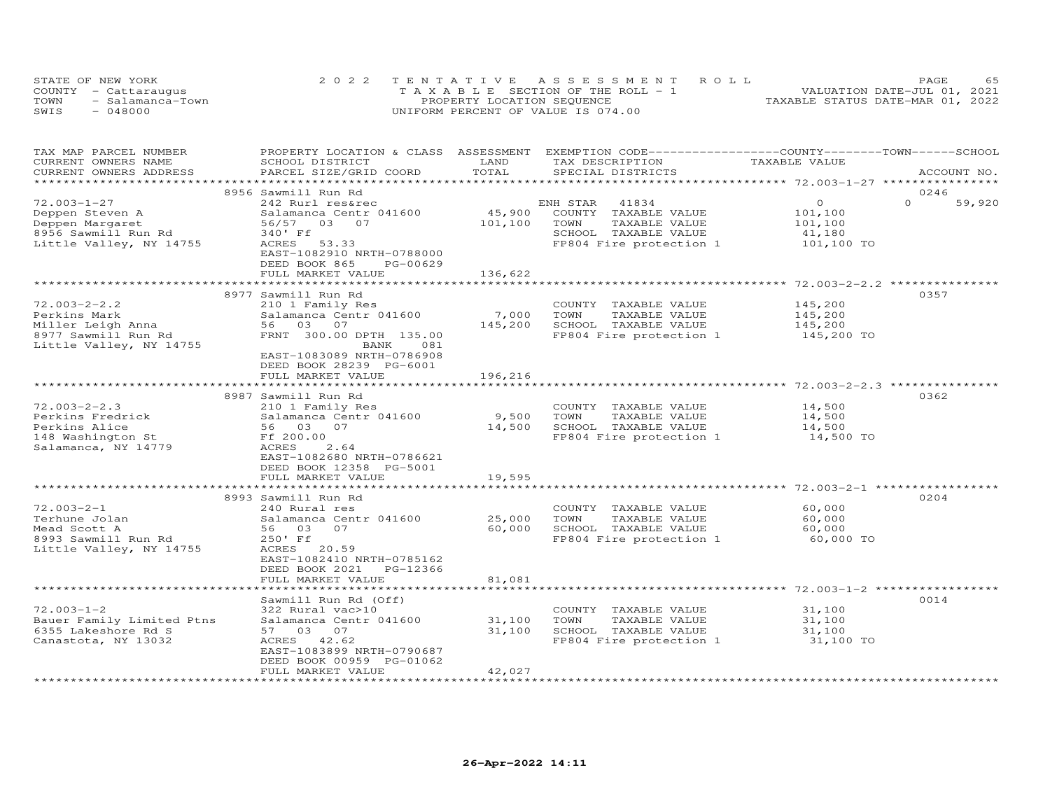STATE OF NEW YORK — 2022 TENTATIVE ASSESSMENT ROLL
COUNTY - Cattaraugus — TAXABLE SECTION OF THE ROLL - 1 — VALUATION DATE-JUL 01, 2021
TOWN - Salamanca-Town — PROPERTY LOCATION SEQUENCE — TAXABLE STATUS DATE-MAR 01, 2022
SWIS - 048000 — UNIFORM PERCENT OF VALUE IS 074.00

| TAX MAP PARCEL NUMBER / CURRENT OWNERS NAME / CURRENT OWNERS ADDRESS | PROPERTY LOCATION & CLASS / SCHOOL DISTRICT / PARCEL SIZE/GRID COORD | ASSESSMENT LAND | TOTAL | EXEMPTION CODE / TAX DESCRIPTION / SPECIAL DISTRICTS | COUNTY / TOWN / SCHOOL TAXABLE VALUE | ACCOUNT NO. |
|---|---|---|---|---|---|---|
| | 8956 Sawmill Run Rd | | | | | 0246 |
| 72.003-1-27 | 242 Rurl res&rec | | | ENH STAR 41834 | 0 | 0 59,920 |
| Deppen Steven A | Salamanca Centr 041600 | 45,900 | | COUNTY TAXABLE VALUE | 101,100 | |
| Deppen Margaret | 56/57 03 07 | | 101,100 | TOWN TAXABLE VALUE | 101,100 | |
| 8956 Sawmill Run Rd | 340' Ff | | | SCHOOL TAXABLE VALUE | 41,180 | |
| Little Valley, NY 14755 | ACRES 53.33 | | | FP804 Fire protection 1 | 101,100 TO | |
| | EAST-1082910 NRTH-0788000 | | | | | |
| | DEED BOOK 865 PG-00629 | | | | | |
| | FULL MARKET VALUE | | 136,622 | | | |
| | 8977 Sawmill Run Rd | | | | | 0357 |
| 72.003-2-2.2 | 210 1 Family Res | | | COUNTY TAXABLE VALUE | 145,200 | |
| Perkins Mark | Salamanca Centr 041600 | 7,000 | | TOWN TAXABLE VALUE | 145,200 | |
| Miller Leigh Anna | 56 03 07 | | 145,200 | SCHOOL TAXABLE VALUE | 145,200 | |
| 8977 Sawmill Run Rd | FRNT 300.00 DPTH 135.00 | | | FP804 Fire protection 1 | 145,200 TO | |
| Little Valley, NY 14755 | BANK 081 | | | | | |
| | EAST-1083089 NRTH-0786908 | | | | | |
| | DEED BOOK 28239 PG-6001 | | | | | |
| | FULL MARKET VALUE | | 196,216 | | | |
| | 8987 Sawmill Run Rd | | | | | 0362 |
| 72.003-2-2.3 | 210 1 Family Res | | | COUNTY TAXABLE VALUE | 14,500 | |
| Perkins Fredrick | Salamanca Centr 041600 | 9,500 | | TOWN TAXABLE VALUE | 14,500 | |
| Perkins Alice | 56 03 07 | | 14,500 | SCHOOL TAXABLE VALUE | 14,500 | |
| 148 Washington St | Ff 200.00 | | | FP804 Fire protection 1 | 14,500 TO | |
| Salamanca, NY 14779 | ACRES 2.64 | | | | | |
| | EAST-1082680 NRTH-0786621 | | | | | |
| | DEED BOOK 12358 PG-5001 | | | | | |
| | FULL MARKET VALUE | | 19,595 | | | |
| | 8993 Sawmill Run Rd | | | | | 0204 |
| 72.003-2-1 | 240 Rural res | | | COUNTY TAXABLE VALUE | 60,000 | |
| Terhune Jolan | Salamanca Centr 041600 | 25,000 | | TOWN TAXABLE VALUE | 60,000 | |
| Mead Scott A | 56 03 07 | | 60,000 | SCHOOL TAXABLE VALUE | 60,000 | |
| 8993 Sawmill Run Rd | 250' Ff | | | FP804 Fire protection 1 | 60,000 TO | |
| Little Valley, NY 14755 | ACRES 20.59 | | | | | |
| | EAST-1082410 NRTH-0785162 | | | | | |
| | DEED BOOK 2021 PG-12366 | | | | | |
| | FULL MARKET VALUE | | 81,081 | | | |
| | Sawmill Run Rd (Off) | | | | | 0014 |
| 72.003-1-2 | 322 Rural vac>10 | | | COUNTY TAXABLE VALUE | 31,100 | |
| Bauer Family Limited Ptns | Salamanca Centr 041600 | 31,100 | | TOWN TAXABLE VALUE | 31,100 | |
| 6355 Lakeshore Rd S | 57 03 07 | | 31,100 | SCHOOL TAXABLE VALUE | 31,100 | |
| Canastota, NY 13032 | ACRES 42.62 | | | FP804 Fire protection 1 | 31,100 TO | |
| | EAST-1083899 NRTH-0790687 | | | | | |
| | DEED BOOK 00959 PG-01062 | | | | | |
| | FULL MARKET VALUE | | 42,027 | | | |

26-Apr-2022 14:11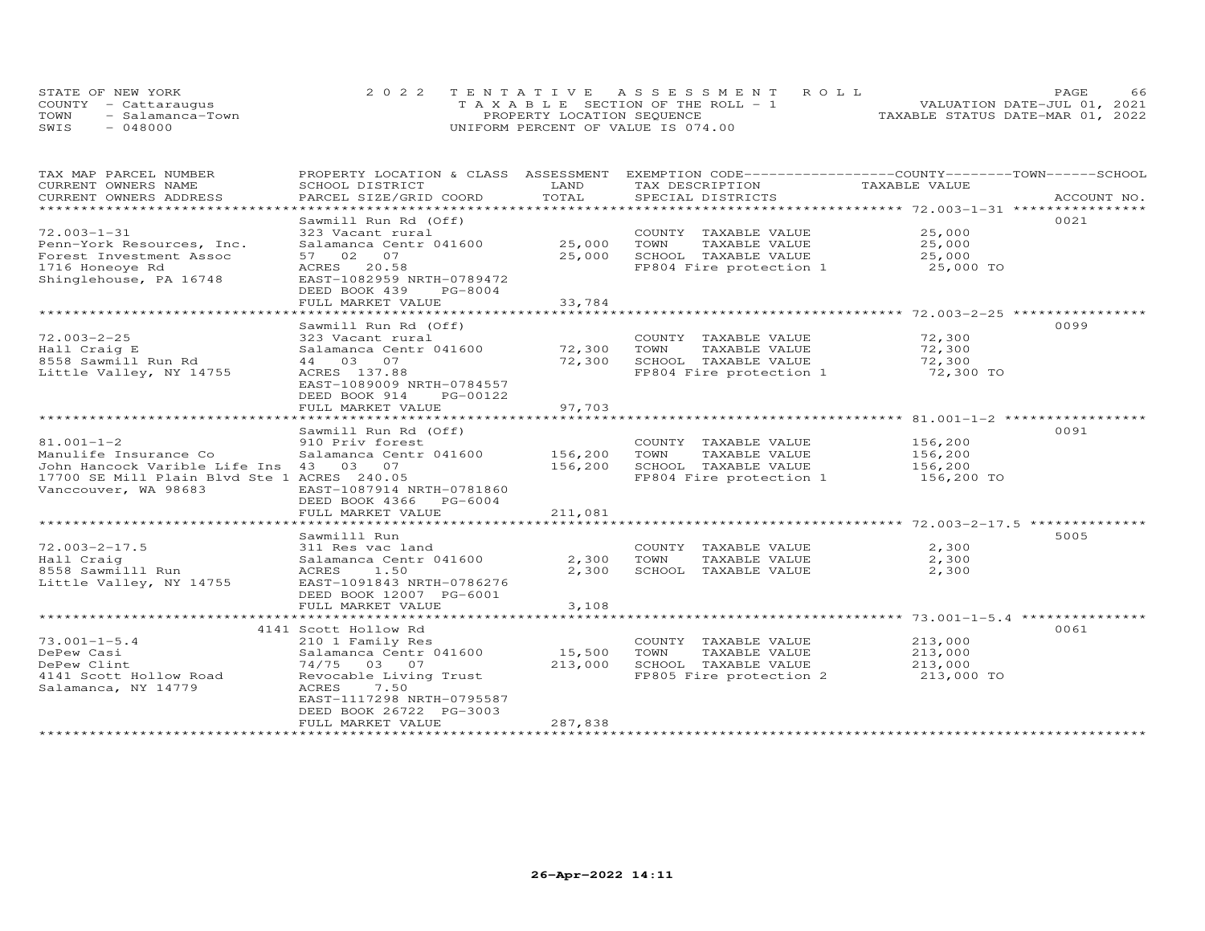STATE OF NEW YORK — 2022 TENTATIVE ASSESSMENT ROLL
COUNTY - Cattaraugus — TAXABLE SECTION OF THE ROLL - 1 — VALUATION DATE-JUL 01, 2021
TOWN - Salamanca-Town — PROPERTY LOCATION SEQUENCE — TAXABLE STATUS DATE-MAR 01, 2022
SWIS - 048000 — UNIFORM PERCENT OF VALUE IS 074.00

| TAX MAP PARCEL NUMBER / CURRENT OWNERS NAME / CURRENT OWNERS ADDRESS | PROPERTY LOCATION & CLASS / SCHOOL DISTRICT / PARCEL SIZE/GRID COORD | ASSESSMENT LAND / TOTAL | EXEMPTION CODE / TAX DESCRIPTION / SPECIAL DISTRICTS | TAXABLE VALUE | ACCOUNT NO. |
|---|---|---|---|---|---|
| 72.003-1-31 | Sawmill Run Rd (Off) | | | | 0021 |
| Penn-York Resources, Inc. | 323 Vacant rural | | COUNTY TAXABLE VALUE | 25,000 | |
| Forest Investment Assoc | Salamanca Centr 041600 | 25,000 | TOWN TAXABLE VALUE | 25,000 | |
| 1716 Honeoye Rd | 57 02 07 | 25,000 | SCHOOL TAXABLE VALUE | 25,000 | |
| Shinglehouse, PA 16748 | ACRES 20.58 | | FP804 Fire protection 1 | 25,000 TO | |
| | EAST-1082959 NRTH-0789472 | | | | |
| | DEED BOOK 439 PG-8004 | | | | |
| | FULL MARKET VALUE | 33,784 | | | |
| 72.003-2-25 | Sawmill Run Rd (Off) | | | | 0099 |
| Hall Craig E | 323 Vacant rural | | COUNTY TAXABLE VALUE | 72,300 | |
| 8558 Sawmill Run Rd | Salamanca Centr 041600 | 72,300 | TOWN TAXABLE VALUE | 72,300 | |
| Little Valley, NY 14755 | 44 03 07 | 72,300 | SCHOOL TAXABLE VALUE | 72,300 | |
| | ACRES 137.88 | | FP804 Fire protection 1 | 72,300 TO | |
| | EAST-1089009 NRTH-0784557 | | | | |
| | DEED BOOK 914 PG-00122 | | | | |
| | FULL MARKET VALUE | 97,703 | | | |
| 81.001-1-2 | Sawmill Run Rd (Off) | | | | 0091 |
| Manulife Insurance Co | 910 Priv forest | | COUNTY TAXABLE VALUE | 156,200 | |
| John Hancock Varible Life Ins | Salamanca Centr 041600 | 156,200 | TOWN TAXABLE VALUE | 156,200 | |
| 17700 SE Mill Plain Blvd Ste 1 | 43 03 07 | 156,200 | SCHOOL TAXABLE VALUE | 156,200 | |
| Vanccouver, WA 98683 | ACRES 240.05 | | FP804 Fire protection 1 | 156,200 TO | |
| | EAST-1087914 NRTH-0781860 | | | | |
| | DEED BOOK 4366 PG-6004 | | | | |
| | FULL MARKET VALUE | 211,081 | | | |
| 72.003-2-17.5 | Sawmilll Run | | | | 5005 |
| Hall Craig | 311 Res vac land | | COUNTY TAXABLE VALUE | 2,300 | |
| 8558 Sawmilll Run | Salamanca Centr 041600 | 2,300 | TOWN TAXABLE VALUE | 2,300 | |
| Little Valley, NY 14755 | ACRES 1.50 | 2,300 | SCHOOL TAXABLE VALUE | 2,300 | |
| | EAST-1091843 NRTH-0786276 | | | | |
| | DEED BOOK 12007 PG-6001 | | | | |
| | FULL MARKET VALUE | 3,108 | | | |
| 73.001-1-5.4 | 4141 Scott Hollow Rd | | | | 0061 |
| DePew Casi | 210 1 Family Res | | COUNTY TAXABLE VALUE | 213,000 | |
| DePew Clint | Salamanca Centr 041600 | 15,500 | TOWN TAXABLE VALUE | 213,000 | |
| 4141 Scott Hollow Road | 74/75 03 07 | 213,000 | SCHOOL TAXABLE VALUE | 213,000 | |
| Salamanca, NY 14779 | Revocable Living Trust | | FP805 Fire protection 2 | 213,000 TO | |
| | ACRES 7.50 | | | | |
| | EAST-1117298 NRTH-0795587 | | | | |
| | DEED BOOK 26722 PG-3003 | | | | |
| | FULL MARKET VALUE | 287,838 | | | |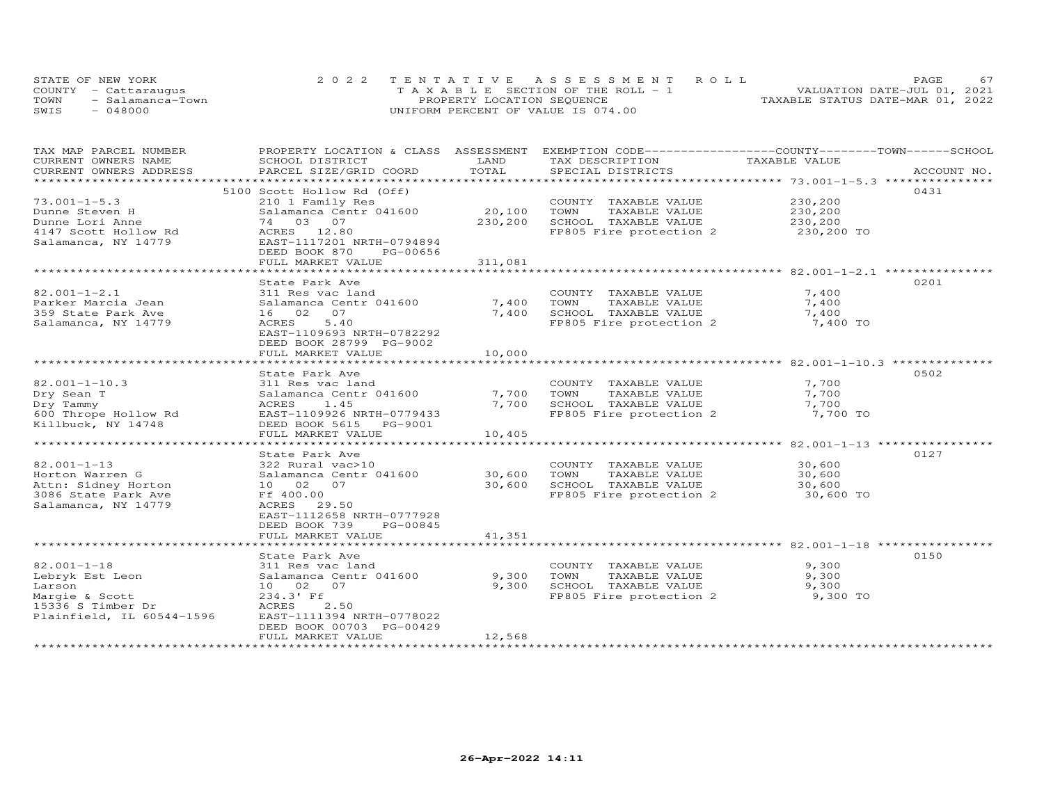STATE OF NEW YORK — COUNTY - Cattaraugus — TOWN - Salamanca-Town — SWIS - 048000

# 2022 TENTATIVE ASSESSMENT ROLL

TAXABLE SECTION OF THE ROLL - 1
PROPERTY LOCATION SEQUENCE
UNIFORM PERCENT OF VALUE IS 074.00

VALUATION DATE-JUL 01, 2021
TAXABLE STATUS DATE-MAR 01, 2022

| TAX MAP PARCEL NUMBER / CURRENT OWNERS NAME / CURRENT OWNERS ADDRESS | PROPERTY LOCATION & CLASS / SCHOOL DISTRICT / PARCEL SIZE/GRID COORD | ASSESSMENT LAND / TOTAL | EXEMPTION CODE / TAX DESCRIPTION / SPECIAL DISTRICTS | TAXABLE VALUE (COUNTY / TOWN / SCHOOL) | ACCOUNT NO. |
|---|---|---|---|---|---|
| **73.001-1-5.3** | 5100 Scott Hollow Rd (Off) | | | | 0431 |
| Dunne Steven H | 210 1 Family Res | | COUNTY TAXABLE VALUE | 230,200 | |
| Dunne Lori Anne | Salamanca Centr 041600 | 20,100 | TOWN TAXABLE VALUE | 230,200 | |
| 4147 Scott Hollow Rd | 74 03 07 | 230,200 | SCHOOL TAXABLE VALUE | 230,200 | |
| Salamanca, NY 14779 | ACRES 12.80 | | FP805 Fire protection 2 | 230,200 TO | |
| | EAST-1117201 NRTH-0794894 | | | | |
| | DEED BOOK 870 PG-00656 | | | | |
| | FULL MARKET VALUE | 311,081 | | | |
| **82.001-1-2.1** | State Park Ave | | | | 0201 |
| Parker Marcia Jean | 311 Res vac land | | COUNTY TAXABLE VALUE | 7,400 | |
| 359 State Park Ave | Salamanca Centr 041600 | 7,400 | TOWN TAXABLE VALUE | 7,400 | |
| Salamanca, NY 14779 | 16 02 07 | 7,400 | SCHOOL TAXABLE VALUE | 7,400 | |
| | ACRES 5.40 | | FP805 Fire protection 2 | 7,400 TO | |
| | EAST-1109693 NRTH-0782292 | | | | |
| | DEED BOOK 28799 PG-9002 | | | | |
| | FULL MARKET VALUE | 10,000 | | | |
| **82.001-1-10.3** | State Park Ave | | | | 0502 |
| Dry Sean T | 311 Res vac land | | COUNTY TAXABLE VALUE | 7,700 | |
| Dry Tammy | Salamanca Centr 041600 | 7,700 | TOWN TAXABLE VALUE | 7,700 | |
| 600 Thrope Hollow Rd | ACRES 1.45 | 7,700 | SCHOOL TAXABLE VALUE | 7,700 | |
| Killbuck, NY 14748 | EAST-1109926 NRTH-0779433 | | FP805 Fire protection 2 | 7,700 TO | |
| | DEED BOOK 5615 PG-9001 | | | | |
| | FULL MARKET VALUE | 10,405 | | | |
| **82.001-1-13** | State Park Ave | | | | 0127 |
| Horton Warren G | 322 Rural vac>10 | | COUNTY TAXABLE VALUE | 30,600 | |
| Attn: Sidney Horton | Salamanca Centr 041600 | 30,600 | TOWN TAXABLE VALUE | 30,600 | |
| 3086 State Park Ave | 10 02 07 | 30,600 | SCHOOL TAXABLE VALUE | 30,600 | |
| Salamanca, NY 14779 | Ff 400.00 | | FP805 Fire protection 2 | 30,600 TO | |
| | ACRES 29.50 | | | | |
| | EAST-1112658 NRTH-0777928 | | | | |
| | DEED BOOK 739 PG-00845 | | | | |
| | FULL MARKET VALUE | 41,351 | | | |
| **82.001-1-18** | State Park Ave | | | | 0150 |
| Lebryk Est Leon | 311 Res vac land | | COUNTY TAXABLE VALUE | 9,300 | |
| Larson | Salamanca Centr 041600 | 9,300 | TOWN TAXABLE VALUE | 9,300 | |
| Margie & Scott | 10 02 07 | 9,300 | SCHOOL TAXABLE VALUE | 9,300 | |
| 15336 S Timber Dr | 234.3' Ff | | FP805 Fire protection 2 | 9,300 TO | |
| Plainfield, IL 60544-1596 | ACRES 2.50 | | | | |
| | EAST-1111394 NRTH-0778022 | | | | |
| | DEED BOOK 00703 PG-00429 | | | | |
| | FULL MARKET VALUE | 12,568 | | | |

26-Apr-2022 14:11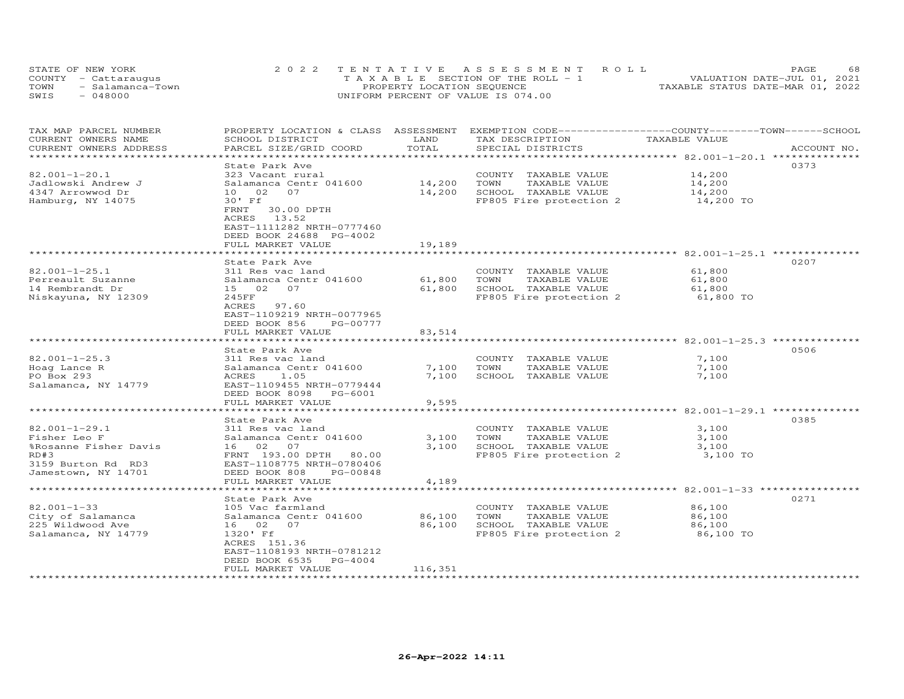STATE OF NEW YORK
COUNTY - Cattaraugus
TOWN - Salamanca-Town
SWIS - 048000

2022 TENTATIVE ASSESSMENT ROLL
TAXABLE SECTION OF THE ROLL - 1
PROPERTY LOCATION SEQUENCE
UNIFORM PERCENT OF VALUE IS 074.00

VALUATION DATE-JUL 01, 2021
TAXABLE STATUS DATE-MAR 01, 2022

| TAX MAP PARCEL NUMBER / CURRENT OWNERS NAME / CURRENT OWNERS ADDRESS | PROPERTY LOCATION & CLASS / SCHOOL DISTRICT / PARCEL SIZE/GRID COORD | ASSESSMENT LAND / TOTAL | EXEMPTION CODE / TAX DESCRIPTION / SPECIAL DISTRICTS | COUNTY--------TOWN------SCHOOL TAXABLE VALUE | ACCOUNT NO. |
|---|---|---|---|---|---|
| **82.001-1-20.1** | State Park Ave | | | | 0373 |
| 82.001-1-20.1 | 323 Vacant rural | | COUNTY TAXABLE VALUE | 14,200 | |
| Jadlowski Andrew J | Salamanca Centr 041600 | 14,200 | TOWN TAXABLE VALUE | 14,200 | |
| 4347 Arrowwod Dr | 10 02 07 | 14,200 | SCHOOL TAXABLE VALUE | 14,200 | |
| Hamburg, NY 14075 | 30' Ff | | FP805 Fire protection 2 | 14,200 TO | |
| | FRNT 30.00 DPTH | | | | |
| | ACRES 13.52 | | | | |
| | EAST-1111282 NRTH-0777460 | | | | |
| | DEED BOOK 24688 PG-4002 | | | | |
| | FULL MARKET VALUE | 19,189 | | | |
| **82.001-1-25.1** | State Park Ave | | | | 0207 |
| 82.001-1-25.1 | 311 Res vac land | | COUNTY TAXABLE VALUE | 61,800 | |
| Perreault Suzanne | Salamanca Centr 041600 | 61,800 | TOWN TAXABLE VALUE | 61,800 | |
| 14 Rembrandt Dr | 15 02 07 | 61,800 | SCHOOL TAXABLE VALUE | 61,800 | |
| Niskayuna, NY 12309 | 245FF | | FP805 Fire protection 2 | 61,800 TO | |
| | ACRES 97.60 | | | | |
| | EAST-1109219 NRTH-0077965 | | | | |
| | DEED BOOK 856 PG-00777 | | | | |
| | FULL MARKET VALUE | 83,514 | | | |
| **82.001-1-25.3** | State Park Ave | | | | 0506 |
| 82.001-1-25.3 | 311 Res vac land | | COUNTY TAXABLE VALUE | 7,100 | |
| Hoag Lance R | Salamanca Centr 041600 | 7,100 | TOWN TAXABLE VALUE | 7,100 | |
| PO Box 293 | ACRES 1.05 | 7,100 | SCHOOL TAXABLE VALUE | 7,100 | |
| Salamanca, NY 14779 | EAST-1109455 NRTH-0779444 | | | | |
| | DEED BOOK 8098 PG-6001 | | | | |
| | FULL MARKET VALUE | 9,595 | | | |
| **82.001-1-29.1** | State Park Ave | | | | 0385 |
| 82.001-1-29.1 | 311 Res vac land | | COUNTY TAXABLE VALUE | 3,100 | |
| Fisher Leo F | Salamanca Centr 041600 | 3,100 | TOWN TAXABLE VALUE | 3,100 | |
| %Rosanne Fisher Davis | 16 02 07 | 3,100 | SCHOOL TAXABLE VALUE | 3,100 | |
| RD#3 | FRNT 193.00 DPTH 80.00 | | FP805 Fire protection 2 | 3,100 TO | |
| 3159 Burton Rd RD3 | EAST-1108775 NRTH-0780406 | | | | |
| Jamestown, NY 14701 | DEED BOOK 808 PG-00848 | | | | |
| | FULL MARKET VALUE | 4,189 | | | |
| **82.001-1-33** | State Park Ave | | | | 0271 |
| 82.001-1-33 | 105 Vac farmland | | COUNTY TAXABLE VALUE | 86,100 | |
| City of Salamanca | Salamanca Centr 041600 | 86,100 | TOWN TAXABLE VALUE | 86,100 | |
| 225 Wildwood Ave | 16 02 07 | 86,100 | SCHOOL TAXABLE VALUE | 86,100 | |
| Salamanca, NY 14779 | 1320' Ff | | FP805 Fire protection 2 | 86,100 TO | |
| | ACRES 151.36 | | | | |
| | EAST-1108193 NRTH-0781212 | | | | |
| | DEED BOOK 6535 PG-4004 | | | | |
| | FULL MARKET VALUE | 116,351 | | | |

26-Apr-2022 14:11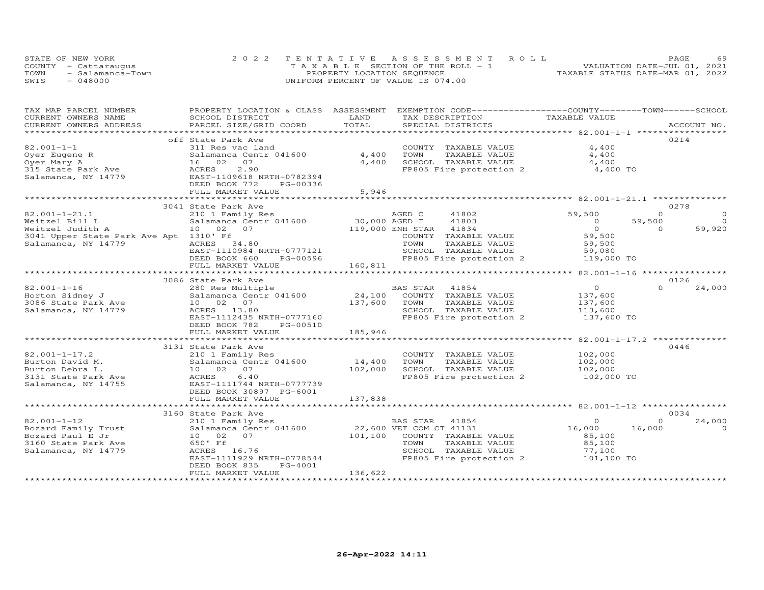STATE OF NEW YORK
COUNTY - Cattaraugus
TOWN - Salamanca-Town
SWIS - 048000

2022 TENTATIVE ASSESSMENT ROLL
TAXABLE SECTION OF THE ROLL - 1
PROPERTY LOCATION SEQUENCE
UNIFORM PERCENT OF VALUE IS 074.00

VALUATION DATE-JUL 01, 2021
TAXABLE STATUS DATE-MAR 01, 2022

| TAX MAP PARCEL NUMBER / CURRENT OWNERS NAME / CURRENT OWNERS ADDRESS | PROPERTY LOCATION & CLASS / SCHOOL DISTRICT / PARCEL SIZE/GRID COORD | ASSESSMENT LAND / TOTAL | EXEMPTION CODE / TAX DESCRIPTION / SPECIAL DISTRICTS | COUNTY TAXABLE VALUE | TOWN | SCHOOL | ACCOUNT NO. |
|---|---|---|---|---|---|---|---|
| **82.001-1-1** | off State Park Ave | | | | | | 0214 |
| Oyer Eugene R | 311 Res vac land | | COUNTY TAXABLE VALUE | 4,400 | | | |
| Oyer Mary A | Salamanca Centr 041600 | 4,400 | TOWN TAXABLE VALUE | 4,400 | | | |
| 315 State Park Ave | 16 02 07 | 4,400 | SCHOOL TAXABLE VALUE | 4,400 | | | |
| Salamanca, NY 14779 | ACRES 2.90 | | FP805 Fire protection 2 | 4,400 TO | | | |
| | EAST-1109618 NRTH-0782394 | | | | | | |
| | DEED BOOK 772 PG-00336 | | | | | | |
| | FULL MARKET VALUE | 5,946 | | | | | |
| **82.001-1-21.1** | 3041 State Park Ave | | | | | | 0278 |
| Weitzel Bill L | 210 1 Family Res | | AGED C 41802 | 59,500 | 0 | 0 | |
| Weitzel Judith A | Salamanca Centr 041600 | 30,000 | AGED T 41803 | 0 | 59,500 | 0 | |
| 3041 Upper State Park Ave Apt | 10 02 07 | 119,000 | ENH STAR 41834 | 0 | 0 | 59,920 | |
| Salamanca, NY 14779 | 1310' Ff | | COUNTY TAXABLE VALUE | 59,500 | | | |
| | ACRES 34.80 | | TOWN TAXABLE VALUE | 59,500 | | | |
| | EAST-1110984 NRTH-0777121 | | SCHOOL TAXABLE VALUE | 59,080 | | | |
| | DEED BOOK 660 PG-00596 | | FP805 Fire protection 2 | 119,000 TO | | | |
| | FULL MARKET VALUE | 160,811 | | | | | |
| **82.001-1-16** | 3086 State Park Ave | | | | | | 0126 |
| Horton Sidney J | 280 Res Multiple | | BAS STAR 41854 | 0 | 0 | 24,000 | |
| 3086 State Park Ave | Salamanca Centr 041600 | 24,100 | COUNTY TAXABLE VALUE | 137,600 | | | |
| Salamanca, NY 14779 | 10 02 07 | 137,600 | TOWN TAXABLE VALUE | 137,600 | | | |
| | ACRES 13.80 | | SCHOOL TAXABLE VALUE | 113,600 | | | |
| | EAST-1112435 NRTH-0777160 | | FP805 Fire protection 2 | 137,600 TO | | | |
| | DEED BOOK 782 PG-00510 | | | | | | |
| | FULL MARKET VALUE | 185,946 | | | | | |
| **82.001-1-17.2** | 3131 State Park Ave | | | | | | 0446 |
| Burton David M. | 210 1 Family Res | | COUNTY TAXABLE VALUE | 102,000 | | | |
| Burton Debra L. | Salamanca Centr 041600 | 14,400 | TOWN TAXABLE VALUE | 102,000 | | | |
| 3131 State Park Ave | 10 02 07 | 102,000 | SCHOOL TAXABLE VALUE | 102,000 | | | |
| Salamanca, NY 14755 | ACRES 6.40 | | FP805 Fire protection 2 | 102,000 TO | | | |
| | EAST-1111744 NRTH-0777739 | | | | | | |
| | DEED BOOK 30897 PG-6001 | | | | | | |
| | FULL MARKET VALUE | 137,838 | | | | | |
| **82.001-1-12** | 3160 State Park Ave | | | | | | 0034 |
| Bozard Family Trust | 210 1 Family Res | | BAS STAR 41854 | 0 | 0 | 24,000 | |
| Bozard Paul E Jr | Salamanca Centr 041600 | 22,600 | VET COM CT 41131 | 16,000 | 16,000 | 0 | |
| 3160 State Park Ave | 10 02 07 | 101,100 | COUNTY TAXABLE VALUE | 85,100 | | | |
| Salamanca, NY 14779 | 650' Ff | | TOWN TAXABLE VALUE | 85,100 | | | |
| | ACRES 16.76 | | SCHOOL TAXABLE VALUE | 77,100 | | | |
| | EAST-1111929 NRTH-0778544 | | FP805 Fire protection 2 | 101,100 TO | | | |
| | DEED BOOK 835 PG-4001 | | | | | | |
| | FULL MARKET VALUE | 136,622 | | | | | |

26-Apr-2022 14:11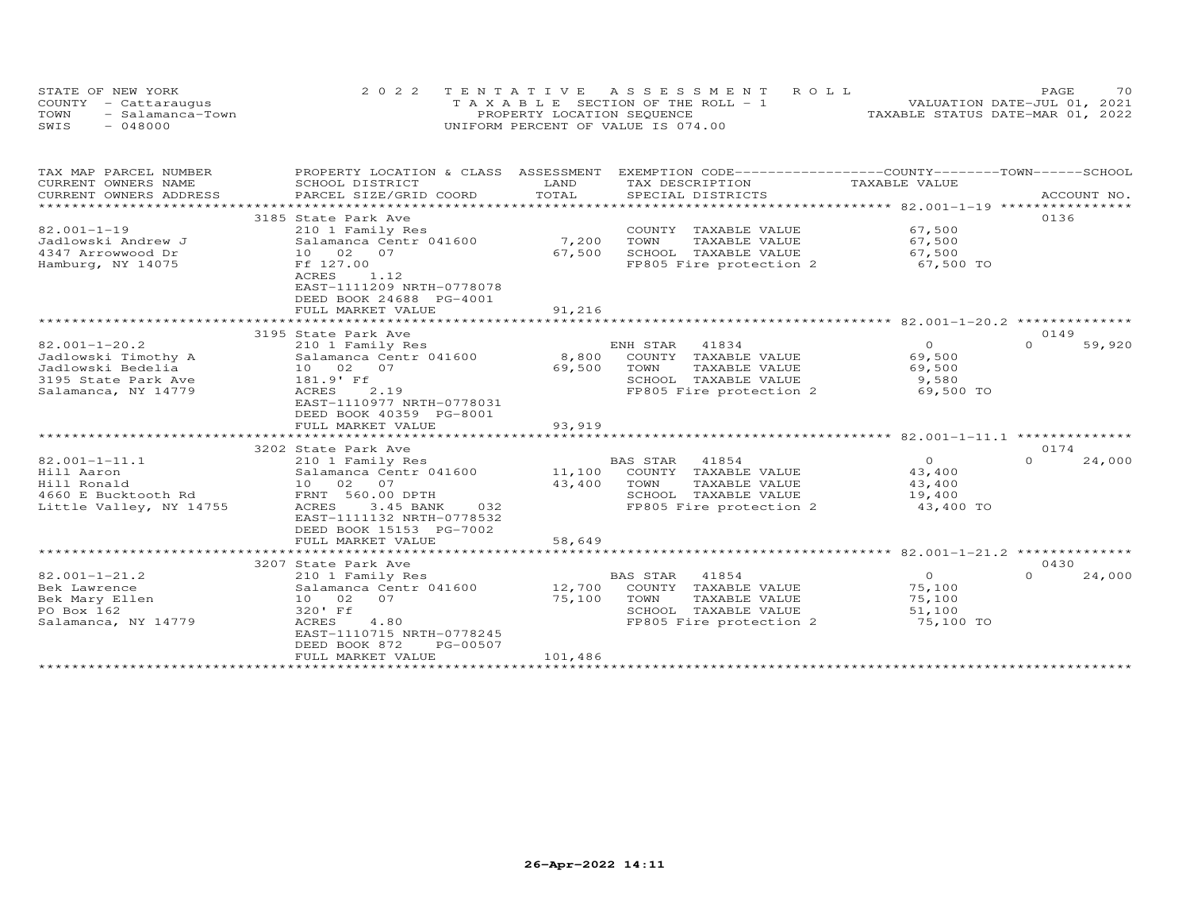STATE OF NEW YORK — 2022 TENTATIVE ASSESSMENT ROLL
COUNTY - Cattaraugus — TAXABLE SECTION OF THE ROLL - 1 — VALUATION DATE-JUL 01, 2021
TOWN - Salamanca-Town — PROPERTY LOCATION SEQUENCE — TAXABLE STATUS DATE-MAR 01, 2022
SWIS - 048000 — UNIFORM PERCENT OF VALUE IS 074.00

| TAX MAP PARCEL NUMBER / CURRENT OWNERS NAME / CURRENT OWNERS ADDRESS | PROPERTY LOCATION & CLASS / SCHOOL DISTRICT / PARCEL SIZE/GRID COORD | ASSESSMENT LAND | TOTAL | EXEMPTION CODE / TAX DESCRIPTION / SPECIAL DISTRICTS | COUNTY | TOWN | SCHOOL | ACCOUNT NO. |
|---|---|---|---|---|---|---|---|---|
| | 3185 State Park Ave | | | | | | | 0136 |
| 82.001-1-19 | 210 1 Family Res | | | COUNTY TAXABLE VALUE | 67,500 | | | |
| Jadlowski Andrew J | Salamanca Centr 041600 | 7,200 | | TOWN TAXABLE VALUE | | 67,500 | | |
| 4347 Arrowwood Dr | 10 02 07 | | 67,500 | SCHOOL TAXABLE VALUE | | | 67,500 | |
| Hamburg, NY 14075 | Ff 127.00 | | | FP805 Fire protection 2 | 67,500 TO | | | |
| | ACRES 1.12 | | | | | | | |
| | EAST-1111209 NRTH-0778078 | | | | | | | |
| | DEED BOOK 24688 PG-4001 | | | | | | | |
| | FULL MARKET VALUE | | 91,216 | | | | | |
| | 3195 State Park Ave | | | | | | | 0149 |
| 82.001-1-20.2 | 210 1 Family Res | | | ENH STAR 41834 | 0 | 0 | 59,920 | |
| Jadlowski Timothy A | Salamanca Centr 041600 | 8,800 | | COUNTY TAXABLE VALUE | 69,500 | | | |
| Jadlowski Bedelia | 10 02 07 | | 69,500 | TOWN TAXABLE VALUE | | 69,500 | | |
| 3195 State Park Ave | 181.9' Ff | | | SCHOOL TAXABLE VALUE | | | 9,580 | |
| Salamanca, NY 14779 | ACRES 2.19 | | | FP805 Fire protection 2 | 69,500 TO | | | |
| | EAST-1110977 NRTH-0778031 | | | | | | | |
| | DEED BOOK 40359 PG-8001 | | | | | | | |
| | FULL MARKET VALUE | | 93,919 | | | | | |
| | 3202 State Park Ave | | | | | | | 0174 |
| 82.001-1-11.1 | 210 1 Family Res | | | BAS STAR 41854 | 0 | 0 | 24,000 | |
| Hill Aaron | Salamanca Centr 041600 | 11,100 | | COUNTY TAXABLE VALUE | 43,400 | | | |
| Hill Ronald | 10 02 07 | | 43,400 | TOWN TAXABLE VALUE | | 43,400 | | |
| 4660 E Bucktooth Rd | FRNT 560.00 DPTH | | | SCHOOL TAXABLE VALUE | | | 19,400 | |
| Little Valley, NY 14755 | ACRES 3.45 BANK 032 | | | FP805 Fire protection 2 | 43,400 TO | | | |
| | EAST-1111132 NRTH-0778532 | | | | | | | |
| | DEED BOOK 15153 PG-7002 | | | | | | | |
| | FULL MARKET VALUE | | 58,649 | | | | | |
| | 3207 State Park Ave | | | | | | | 0430 |
| 82.001-1-21.2 | 210 1 Family Res | | | BAS STAR 41854 | 0 | 0 | 24,000 | |
| Bek Lawrence | Salamanca Centr 041600 | 12,700 | | COUNTY TAXABLE VALUE | 75,100 | | | |
| Bek Mary Ellen | 10 02 07 | | 75,100 | TOWN TAXABLE VALUE | | 75,100 | | |
| PO Box 162 | 320' Ff | | | SCHOOL TAXABLE VALUE | | | 51,100 | |
| Salamanca, NY 14779 | ACRES 4.80 | | | FP805 Fire protection 2 | 75,100 TO | | | |
| | EAST-1110715 NRTH-0778245 | | | | | | | |
| | DEED BOOK 872 PG-00507 | | | | | | | |
| | FULL MARKET VALUE | | 101,486 | | | | | |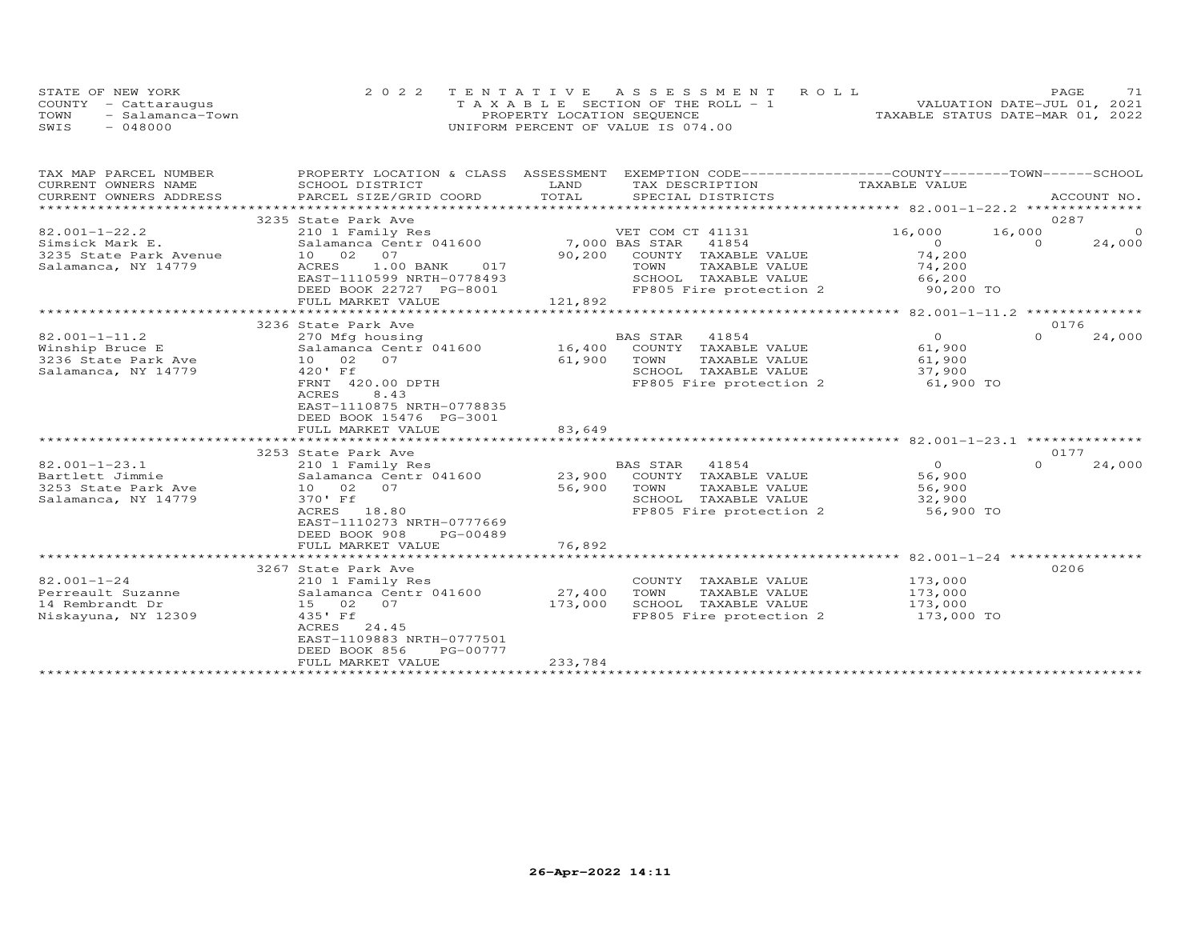STATE OF NEW YORK 2 0 2 2 T E N T A T I V E A S S E S S M E N T R O L L
COUNTY - Cattaraugus T A X A B L E SECTION OF THE ROLL - 1 VALUATION DATE-JUL 01, 2021
TOWN - Salamanca-Town PROPERTY LOCATION SEQUENCE TAXABLE STATUS DATE-MAR 01, 2022
SWIS - 048000 UNIFORM PERCENT OF VALUE IS 074.00

| TAX MAP PARCEL NUMBER / CURRENT OWNERS NAME / CURRENT OWNERS ADDRESS | PROPERTY LOCATION & CLASS / SCHOOL DISTRICT / PARCEL SIZE/GRID COORD | ASSESSMENT LAND / TOTAL | EXEMPTION CODE / TAX DESCRIPTION / SPECIAL DISTRICTS | COUNTY TAXABLE VALUE | TOWN | SCHOOL | ACCOUNT NO. |
|---|---|---|---|---|---|---|---|
| | 3235 State Park Ave | | | | | | 0287 |
| 82.001-1-22.2 | 210 1 Family Res | | VET COM CT 41131 | 16,000 | 16,000 | 0 | |
| Simsick Mark E. | Salamanca Centr 041600 | 7,000 | BAS STAR 41854 | 0 | 0 | 24,000 | |
| 3235 State Park Avenue | 10 02 07 | 90,200 | COUNTY TAXABLE VALUE | 74,200 | | | |
| Salamanca, NY 14779 | ACRES 1.00 BANK 017 | | TOWN TAXABLE VALUE | 74,200 | | | |
| | EAST-1110599 NRTH-0778493 | | SCHOOL TAXABLE VALUE | 66,200 | | | |
| | DEED BOOK 22727 PG-8001 | | FP805 Fire protection 2 | 90,200 TO | | | |
| | FULL MARKET VALUE | 121,892 | | | | | |
| | 3236 State Park Ave | | | | | | 0176 |
| 82.001-1-11.2 | 270 Mfg housing | | BAS STAR 41854 | 0 | 0 | 24,000 | |
| Winship Bruce E | Salamanca Centr 041600 | 16,400 | COUNTY TAXABLE VALUE | 61,900 | | | |
| 3236 State Park Ave | 10 02 07 | 61,900 | TOWN TAXABLE VALUE | 61,900 | | | |
| Salamanca, NY 14779 | 420' Ff | | SCHOOL TAXABLE VALUE | 37,900 | | | |
| | FRNT 420.00 DPTH | | FP805 Fire protection 2 | 61,900 TO | | | |
| | ACRES 8.43 | | | | | | |
| | EAST-1110875 NRTH-0778835 | | | | | | |
| | DEED BOOK 15476 PG-3001 | | | | | | |
| | FULL MARKET VALUE | 83,649 | | | | | |
| | 3253 State Park Ave | | | | | | 0177 |
| 82.001-1-23.1 | 210 1 Family Res | | BAS STAR 41854 | 0 | 0 | 24,000 | |
| Bartlett Jimmie | Salamanca Centr 041600 | 23,900 | COUNTY TAXABLE VALUE | 56,900 | | | |
| 3253 State Park Ave | 10 02 07 | 56,900 | TOWN TAXABLE VALUE | 56,900 | | | |
| Salamanca, NY 14779 | 370' Ff | | SCHOOL TAXABLE VALUE | 32,900 | | | |
| | ACRES 18.80 | | FP805 Fire protection 2 | 56,900 TO | | | |
| | EAST-1110273 NRTH-0777669 | | | | | | |
| | DEED BOOK 908 PG-00489 | | | | | | |
| | FULL MARKET VALUE | 76,892 | | | | | |
| | 3267 State Park Ave | | | | | | 0206 |
| 82.001-1-24 | 210 1 Family Res | | COUNTY TAXABLE VALUE | 173,000 | | | |
| Perreault Suzanne | Salamanca Centr 041600 | 27,400 | TOWN TAXABLE VALUE | 173,000 | | | |
| 14 Rembrandt Dr | 15 02 07 | 173,000 | SCHOOL TAXABLE VALUE | 173,000 | | | |
| Niskayuna, NY 12309 | 435' Ff | | FP805 Fire protection 2 | 173,000 TO | | | |
| | ACRES 24.45 | | | | | | |
| | EAST-1109883 NRTH-0777501 | | | | | | |
| | DEED BOOK 856 PG-00777 | | | | | | |
| | FULL MARKET VALUE | 233,784 | | | | | |

26-Apr-2022 14:11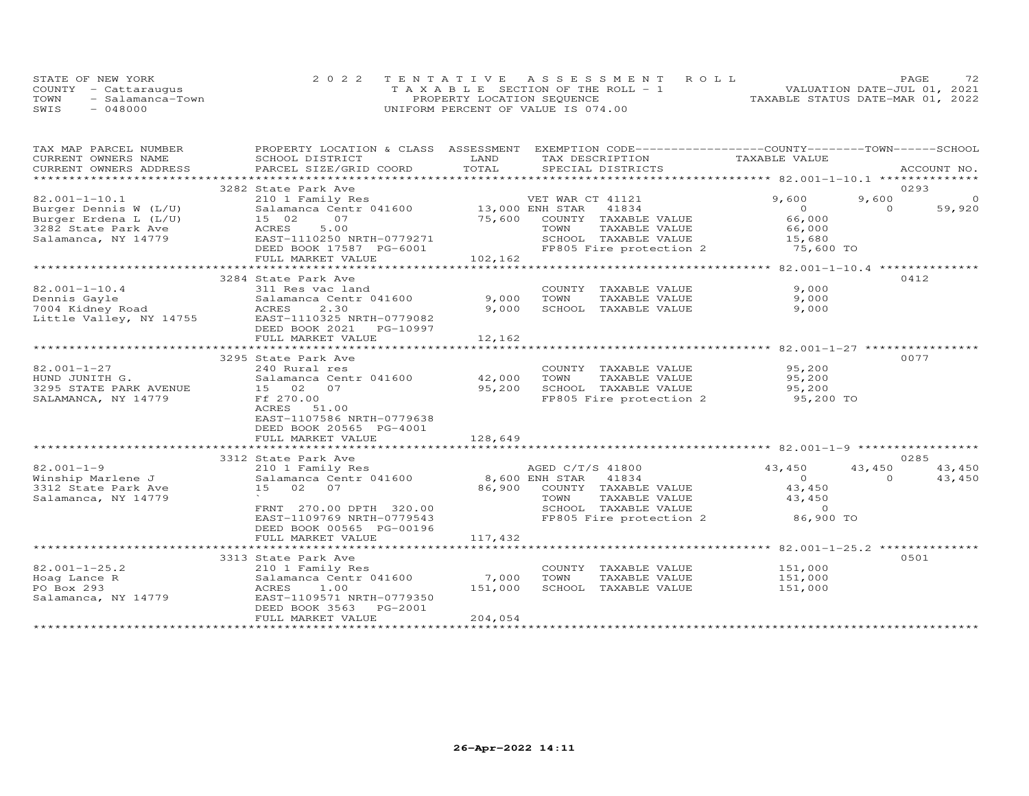STATE OF NEW YORK
COUNTY - Cattaraugus
TOWN - Salamanca-Town
SWIS - 048000

2022 TENTATIVE ASSESSMENT ROLL
TAXABLE SECTION OF THE ROLL - 1
PROPERTY LOCATION SEQUENCE
UNIFORM PERCENT OF VALUE IS 074.00

VALUATION DATE-JUL 01, 2021
TAXABLE STATUS DATE-MAR 01, 2022

| TAX MAP PARCEL NUMBER / CURRENT OWNERS NAME / CURRENT OWNERS ADDRESS | PROPERTY LOCATION & CLASS / SCHOOL DISTRICT / PARCEL SIZE/GRID COORD | ASSESSMENT LAND | ASSESSMENT TOTAL | EXEMPTION CODE / TAX DESCRIPTION / SPECIAL DISTRICTS | COUNTY TAXABLE VALUE | TOWN | SCHOOL | ACCOUNT NO. |
|---|---|---|---|---|---|---|---|---|
| **82.001-1-10.1** | 3282 State Park Ave | | | | | | | 0293 |
| Burger Dennis W (L/U) | 210 1 Family Res | | | VET WAR CT 41121 | 9,600 | 9,600 | 0 | |
| Burger Erdena L (L/U) | Salamanca Centr 041600 | 13,000 | | ENH STAR 41834 | 0 | 0 | 59,920 | |
| 3282 State Park Ave | 15 02 07 | | 75,600 | COUNTY TAXABLE VALUE | 66,000 | | | |
| Salamanca, NY 14779 | ACRES 5.00 | | | TOWN TAXABLE VALUE | 66,000 | | | |
| | EAST-1110250 NRTH-0779271 | | | SCHOOL TAXABLE VALUE | 15,680 | | | |
| | DEED BOOK 17587 PG-6001 | | | FP805 Fire protection 2 | 75,600 TO | | | |
| | FULL MARKET VALUE | | 102,162 | | | | | |
| **82.001-1-10.4** | 3284 State Park Ave | | | | | | | 0412 |
| Dennis Gayle | 311 Res vac land | | | COUNTY TAXABLE VALUE | 9,000 | | | |
| 7004 Kidney Road | Salamanca Centr 041600 | 9,000 | | TOWN TAXABLE VALUE | 9,000 | | | |
| Little Valley, NY 14755 | ACRES 2.30 | | 9,000 | SCHOOL TAXABLE VALUE | 9,000 | | | |
| | EAST-1110325 NRTH-0779082 | | | | | | | |
| | DEED BOOK 2021 PG-10997 | | | | | | | |
| | FULL MARKET VALUE | | 12,162 | | | | | |
| **82.001-1-27** | 3295 State Park Ave | | | | | | | 0077 |
| HUND JUNITH G. | 240 Rural res | | | COUNTY TAXABLE VALUE | 95,200 | | | |
| 3295 STATE PARK AVENUE | Salamanca Centr 041600 | 42,000 | | TOWN TAXABLE VALUE | 95,200 | | | |
| SALAMANCA, NY 14779 | 15 02 07 | | 95,200 | SCHOOL TAXABLE VALUE | 95,200 | | | |
| | Ff 270.00 | | | FP805 Fire protection 2 | 95,200 TO | | | |
| | ACRES 51.00 | | | | | | | |
| | EAST-1107586 NRTH-0779638 | | | | | | | |
| | DEED BOOK 20565 PG-4001 | | | | | | | |
| | FULL MARKET VALUE | | 128,649 | | | | | |
| **82.001-1-9** | 3312 State Park Ave | | | | | | | 0285 |
| Winship Marlene J | 210 1 Family Res | | | AGED C/T/S 41800 | 43,450 | 43,450 | 43,450 | |
| 3312 State Park Ave | Salamanca Centr 041600 | 8,600 | | ENH STAR 41834 | 0 | 0 | 43,450 | |
| Salamanca, NY 14779 | 15 02 07 | | 86,900 | COUNTY TAXABLE VALUE | 43,450 | | | |
| | ` | | | TOWN TAXABLE VALUE | 43,450 | | | |
| | FRNT 270.00 DPTH 320.00 | | | SCHOOL TAXABLE VALUE | 0 | | | |
| | EAST-1109769 NRTH-0779543 | | | FP805 Fire protection 2 | 86,900 TO | | | |
| | DEED BOOK 00565 PG-00196 | | | | | | | |
| | FULL MARKET VALUE | | 117,432 | | | | | |
| **82.001-1-25.2** | 3313 State Park Ave | | | | | | | 0501 |
| Hoag Lance R | 210 1 Family Res | | | COUNTY TAXABLE VALUE | 151,000 | | | |
| PO Box 293 | Salamanca Centr 041600 | 7,000 | | TOWN TAXABLE VALUE | 151,000 | | | |
| Salamanca, NY 14779 | ACRES 1.00 | | 151,000 | SCHOOL TAXABLE VALUE | 151,000 | | | |
| | EAST-1109571 NRTH-0779350 | | | | | | | |
| | DEED BOOK 3563 PG-2001 | | | | | | | |
| | FULL MARKET VALUE | | 204,054 | | | | | |

26-Apr-2022 14:11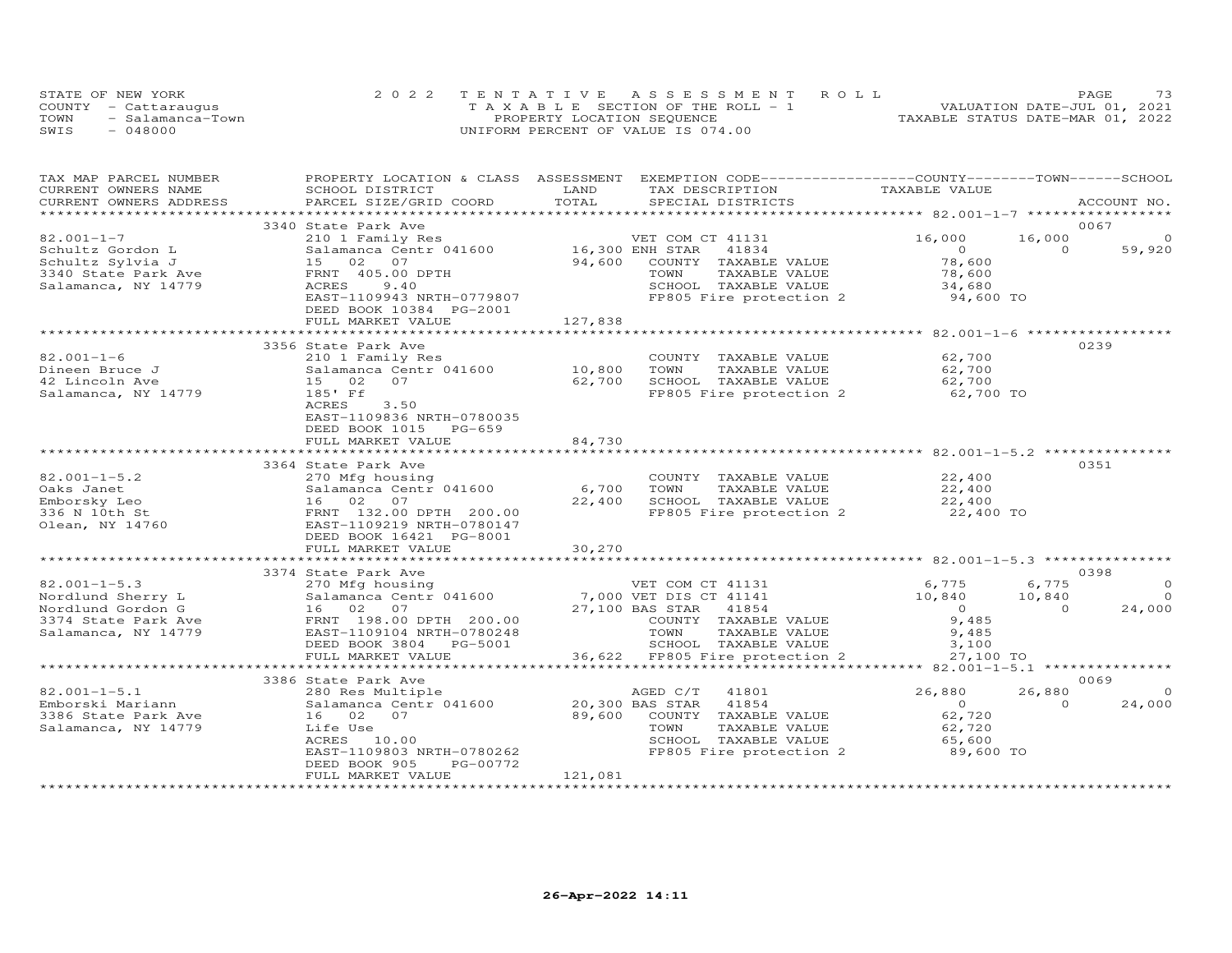STATE OF NEW YORK
COUNTY - Cattaraugus
TOWN - Salamanca-Town
SWIS - 048000

2022 TENTATIVE ASSESSMENT ROLL
TAXABLE SECTION OF THE ROLL - 1
PROPERTY LOCATION SEQUENCE
UNIFORM PERCENT OF VALUE IS 074.00

VALUATION DATE-JUL 01, 2021
TAXABLE STATUS DATE-MAR 01, 2022

| TAX MAP PARCEL NUMBER / CURRENT OWNERS NAME / CURRENT OWNERS ADDRESS | PROPERTY LOCATION & CLASS / SCHOOL DISTRICT / PARCEL SIZE/GRID COORD | ASSESSMENT LAND / TOTAL | EXEMPTION CODE / TAX DESCRIPTION / SPECIAL DISTRICTS | COUNTY TAXABLE VALUE | TOWN | SCHOOL | ACCOUNT NO. |
|---|---|---|---|---|---|---|---|
| 82.001-1-7 | 3340 State Park Ave | | | | | | 0067 |
| | 210 1 Family Res | | VET COM CT 41131 | 16,000 | 16,000 | 0 | |
| Schultz Gordon L | Salamanca Centr 041600 | 16,300 | ENH STAR 41834 | 0 | 0 | 59,920 | |
| Schultz Sylvia J | 15 02 07 | 94,600 | COUNTY TAXABLE VALUE | 78,600 | | | |
| 3340 State Park Ave | FRNT 405.00 DPTH | | TOWN TAXABLE VALUE | 78,600 | | | |
| Salamanca, NY 14779 | ACRES 9.40 | | SCHOOL TAXABLE VALUE | 34,680 | | | |
| | EAST-1109943 NRTH-0779807 | | FP805 Fire protection 2 | 94,600 TO | | | |
| | DEED BOOK 10384 PG-2001 | | | | | | |
| | FULL MARKET VALUE | 127,838 | | | | | |
| 82.001-1-6 | 3356 State Park Ave | | | | | | 0239 |
| | 210 1 Family Res | | COUNTY TAXABLE VALUE | 62,700 | | | |
| Dineen Bruce J | Salamanca Centr 041600 | 10,800 | TOWN TAXABLE VALUE | 62,700 | | | |
| 42 Lincoln Ave | 15 02 07 | 62,700 | SCHOOL TAXABLE VALUE | 62,700 | | | |
| Salamanca, NY 14779 | 185' Ff | | FP805 Fire protection 2 | 62,700 TO | | | |
| | ACRES 3.50 | | | | | | |
| | EAST-1109836 NRTH-0780035 | | | | | | |
| | DEED BOOK 1015 PG-659 | | | | | | |
| | FULL MARKET VALUE | 84,730 | | | | | |
| 82.001-1-5.2 | 3364 State Park Ave | | | | | | 0351 |
| | 270 Mfg housing | | COUNTY TAXABLE VALUE | 22,400 | | | |
| Oaks Janet | Salamanca Centr 041600 | 6,700 | TOWN TAXABLE VALUE | 22,400 | | | |
| Emborsky Leo | 16 02 07 | 22,400 | SCHOOL TAXABLE VALUE | 22,400 | | | |
| 336 N 10th St | FRNT 132.00 DPTH 200.00 | | FP805 Fire protection 2 | 22,400 TO | | | |
| Olean, NY 14760 | EAST-1109219 NRTH-0780147 | | | | | | |
| | DEED BOOK 16421 PG-8001 | | | | | | |
| | FULL MARKET VALUE | 30,270 | | | | | |
| 82.001-1-5.3 | 3374 State Park Ave | | | | | | 0398 |
| | 270 Mfg housing | | VET COM CT 41131 | 6,775 | 6,775 | 0 | |
| Nordlund Sherry L | Salamanca Centr 041600 | 7,000 | VET DIS CT 41141 | 10,840 | 10,840 | 0 | |
| Nordlund Gordon G | 16 02 07 | 27,100 | BAS STAR 41854 | 0 | 0 | 24,000 | |
| 3374 State Park Ave | FRNT 198.00 DPTH 200.00 | | COUNTY TAXABLE VALUE | 9,485 | | | |
| Salamanca, NY 14779 | EAST-1109104 NRTH-0780248 | | TOWN TAXABLE VALUE | 9,485 | | | |
| | DEED BOOK 3804 PG-5001 | | SCHOOL TAXABLE VALUE | 3,100 | | | |
| | FULL MARKET VALUE | 36,622 | FP805 Fire protection 2 | 27,100 TO | | | |
| 82.001-1-5.1 | 3386 State Park Ave | | | | | | 0069 |
| | 280 Res Multiple | | AGED C/T 41801 | 26,880 | 26,880 | 0 | |
| Emborski Mariann | Salamanca Centr 041600 | 20,300 | BAS STAR 41854 | 0 | 0 | 24,000 | |
| 3386 State Park Ave | 16 02 07 | 89,600 | COUNTY TAXABLE VALUE | 62,720 | | | |
| Salamanca, NY 14779 | Life Use | | TOWN TAXABLE VALUE | 62,720 | | | |
| | ACRES 10.00 | | SCHOOL TAXABLE VALUE | 65,600 | | | |
| | EAST-1109803 NRTH-0780262 | | FP805 Fire protection 2 | 89,600 TO | | | |
| | DEED BOOK 905 PG-00772 | | | | | | |
| | FULL MARKET VALUE | 121,081 | | | | | |

26-Apr-2022 14:11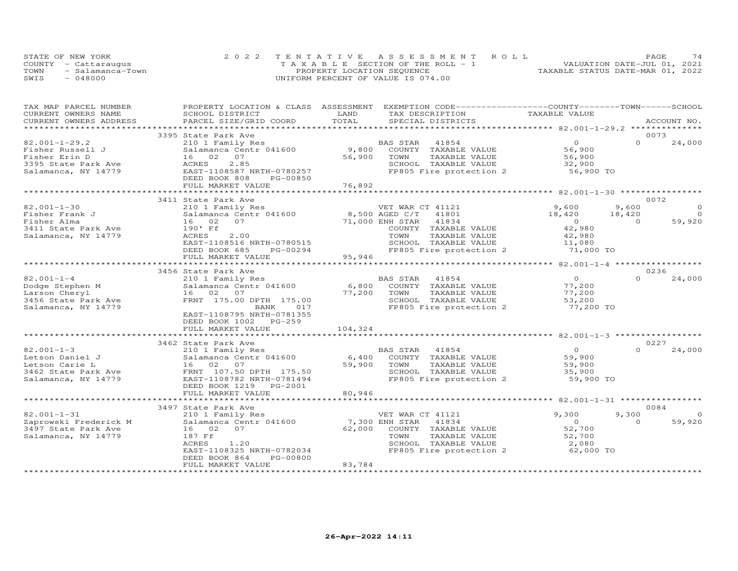STATE OF NEW YORK
COUNTY - Cattaraugus
TOWN - Salamanca-Town
SWIS - 048000

2022 TENTATIVE ASSESSMENT ROLL
TAXABLE SECTION OF THE ROLL - 1
PROPERTY LOCATION SEQUENCE
UNIFORM PERCENT OF VALUE IS 074.00

VALUATION DATE-JUL 01, 2021
TAXABLE STATUS DATE-MAR 01, 2022

| TAX MAP PARCEL NUMBER / CURRENT OWNERS NAME / CURRENT OWNERS ADDRESS | PROPERTY LOCATION & CLASS / SCHOOL DISTRICT / PARCEL SIZE/GRID COORD | ASSESSMENT LAND | TOTAL | EXEMPTION CODE / TAX DESCRIPTION / SPECIAL DISTRICTS | COUNTY TAXABLE VALUE | TOWN | SCHOOL | ACCOUNT NO. |
|---|---|---|---|---|---|---|---|---|
| | 3395 State Park Ave | | | | | | | 0073 |
| 82.001-1-29.2 | 210 1 Family Res | | | BAS STAR 41854 | 0 | 0 | 24,000 | |
| Fisher Russell J | Salamanca Centr 041600 | 9,800 | | COUNTY TAXABLE VALUE | 56,900 | | | |
| Fisher Erin D | 16 02 07 | | 56,900 | TOWN TAXABLE VALUE | 56,900 | | | |
| 3395 State Park Ave | ACRES 2.85 | | | SCHOOL TAXABLE VALUE | 32,900 | | | |
| Salamanca, NY 14779 | EAST-1108587 NRTH-0780257 | | | FP805 Fire protection 2 | 56,900 TO | | | |
| | DEED BOOK 808 PG-00850 | | | | | | | |
| | FULL MARKET VALUE | | 76,892 | | | | | |
| | 3411 State Park Ave | | | | | | | 0072 |
| 82.001-1-30 | 210 1 Family Res | | | VET WAR CT 41121 | 9,600 | 9,600 | 0 | |
| Fisher Frank J | Salamanca Centr 041600 | 8,500 | | AGED C/T 41801 | 18,420 | 18,420 | 0 | |
| Fisher Alma | 16 02 07 | | 71,000 | ENH STAR 41834 | 0 | 0 | 59,920 | |
| 3411 State Park Ave | 190' Ff | | | COUNTY TAXABLE VALUE | 42,980 | | | |
| Salamanca, NY 14779 | ACRES 2.00 | | | TOWN TAXABLE VALUE | 42,980 | | | |
| | EAST-1108516 NRTH-0780515 | | | SCHOOL TAXABLE VALUE | 11,080 | | | |
| | DEED BOOK 685 PG-00294 | | | FP805 Fire protection 2 | 71,000 TO | | | |
| | FULL MARKET VALUE | | 95,946 | | | | | |
| | 3456 State Park Ave | | | | | | | 0236 |
| 82.001-1-4 | 210 1 Family Res | | | BAS STAR 41854 | 0 | 0 | 24,000 | |
| Dodge Stephen M | Salamanca Centr 041600 | 6,800 | | COUNTY TAXABLE VALUE | 77,200 | | | |
| Larson Cheryl | 16 02 07 | | 77,200 | TOWN TAXABLE VALUE | 77,200 | | | |
| 3456 State Park Ave | FRNT 175.00 DPTH 175.00 | | | SCHOOL TAXABLE VALUE | 53,200 | | | |
| Salamanca, NY 14779 | BANK 017 | | | FP805 Fire protection 2 | 77,200 TO | | | |
| | EAST-1108795 NRTH-0781355 | | | | | | | |
| | DEED BOOK 1002 PG-259 | | | | | | | |
| | FULL MARKET VALUE | | 104,324 | | | | | |
| | 3462 State Park Ave | | | | | | | 0227 |
| 82.001-1-3 | 210 1 Family Res | | | BAS STAR 41854 | 0 | 0 | 24,000 | |
| Letson Daniel J | Salamanca Centr 041600 | 6,400 | | COUNTY TAXABLE VALUE | 59,900 | | | |
| Letson Carie L | 16 02 07 | | 59,900 | TOWN TAXABLE VALUE | 59,900 | | | |
| 3462 State Park Ave | FRNT 107.50 DPTH 175.50 | | | SCHOOL TAXABLE VALUE | 35,900 | | | |
| Salamanca, NY 14779 | EAST-1108782 NRTH-0781494 | | | FP805 Fire protection 2 | 59,900 TO | | | |
| | DEED BOOK 1219 PG-2001 | | | | | | | |
| | FULL MARKET VALUE | | 80,946 | | | | | |
| | 3497 State Park Ave | | | | | | | 0084 |
| 82.001-1-31 | 210 1 Family Res | | | VET WAR CT 41121 | 9,300 | 9,300 | 0 | |
| Zaprowski Frederick M | Salamanca Centr 041600 | 7,300 | | ENH STAR 41834 | 0 | 0 | 59,920 | |
| 3497 State Park Ave | 16 02 07 | | 62,000 | COUNTY TAXABLE VALUE | 52,700 | | | |
| Salamanca, NY 14779 | 187 Ff | | | TOWN TAXABLE VALUE | 52,700 | | | |
| | ACRES 1.20 | | | SCHOOL TAXABLE VALUE | 2,080 | | | |
| | EAST-1108325 NRTH-0782034 | | | FP805 Fire protection 2 | 62,000 TO | | | |
| | DEED BOOK 864 PG-00800 | | | | | | | |
| | FULL MARKET VALUE | | 83,784 | | | | | |

26-Apr-2022 14:11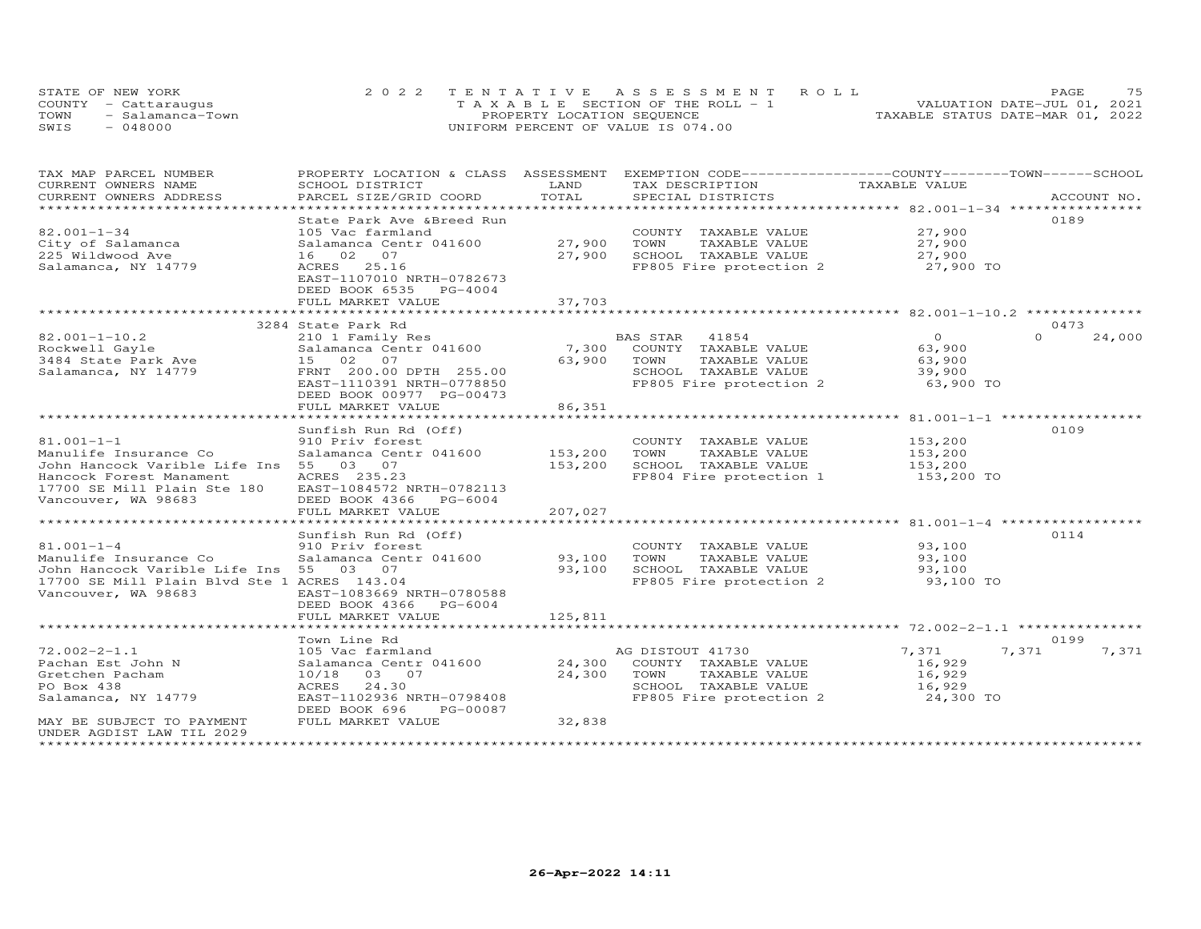STATE OF NEW YORK
COUNTY - Cattaraugus
TOWN - Salamanca-Town
SWIS - 048000

2022 TENTATIVE ASSESSMENT ROLL
TAXABLE SECTION OF THE ROLL - 1
PROPERTY LOCATION SEQUENCE
UNIFORM PERCENT OF VALUE IS 074.00

VALUATION DATE-JUL 01, 2021
TAXABLE STATUS DATE-MAR 01, 2022

| TAX MAP PARCEL NUMBER / CURRENT OWNERS NAME / CURRENT OWNERS ADDRESS | PROPERTY LOCATION & CLASS / SCHOOL DISTRICT / PARCEL SIZE/GRID COORD | ASSESSMENT LAND / TOTAL | EXEMPTION CODE / TAX DESCRIPTION / SPECIAL DISTRICTS | COUNTY TAXABLE VALUE | TOWN | SCHOOL | ACCOUNT NO. |
|---|---|---|---|---|---|---|---|
| 82.001-1-34 | State Park Ave &Breed Run | | | | | | 0189 |
| City of Salamanca | 105 Vac farmland | | COUNTY TAXABLE VALUE | 27,900 | | | |
| 225 Wildwood Ave | Salamanca Centr 041600 | 27,900 | TOWN TAXABLE VALUE | 27,900 | | | |
| Salamanca, NY 14779 | 16 02 07 | 27,900 | SCHOOL TAXABLE VALUE | 27,900 | | | |
| | ACRES 25.16 | | FP805 Fire protection 2 | 27,900 TO | | | |
| | EAST-1107010 NRTH-0782673 | | | | | | |
| | DEED BOOK 6535 PG-4004 | | | | | | |
| | FULL MARKET VALUE | 37,703 | | | | | |
| 82.001-1-10.2 | 3284 State Park Rd | | | | | | 0473 |
| Rockwell Gayle | 210 1 Family Res | | BAS STAR 41854 | 0 | 0 | 24,000 | |
| 3484 State Park Ave | Salamanca Centr 041600 | 7,300 | COUNTY TAXABLE VALUE | 63,900 | | | |
| Salamanca, NY 14779 | 15 02 07 | 63,900 | TOWN TAXABLE VALUE | 63,900 | | | |
| | FRNT 200.00 DPTH 255.00 | | SCHOOL TAXABLE VALUE | 39,900 | | | |
| | EAST-1110391 NRTH-0778850 | | FP805 Fire protection 2 | 63,900 TO | | | |
| | DEED BOOK 00977 PG-00473 | | | | | | |
| | FULL MARKET VALUE | 86,351 | | | | | |
| 81.001-1-1 | Sunfish Run Rd (Off) | | | | | | 0109 |
| Manulife Insurance Co | 910 Priv forest | | COUNTY TAXABLE VALUE | 153,200 | | | |
| John Hancock Varible Life Ins | Salamanca Centr 041600 | 153,200 | TOWN TAXABLE VALUE | 153,200 | | | |
| Hancock Forest Manament | 55 03 07 | 153,200 | SCHOOL TAXABLE VALUE | 153,200 | | | |
| 17700 SE Mill Plain Ste 180 | ACRES 235.23 | | FP804 Fire protection 1 | 153,200 TO | | | |
| Vancouver, WA 98683 | EAST-1084572 NRTH-0782113 | | | | | | |
| | DEED BOOK 4366 PG-6004 | | | | | | |
| | FULL MARKET VALUE | 207,027 | | | | | |
| 81.001-1-4 | Sunfish Run Rd (Off) | | | | | | 0114 |
| Manulife Insurance Co | 910 Priv forest | | COUNTY TAXABLE VALUE | 93,100 | | | |
| John Hancock Varible Life Ins | Salamanca Centr 041600 | 93,100 | TOWN TAXABLE VALUE | 93,100 | | | |
| 17700 SE Mill Plain Blvd Ste 1 | 55 03 07 | 93,100 | SCHOOL TAXABLE VALUE | 93,100 | | | |
| Vancouver, WA 98683 | ACRES 143.04 | | FP805 Fire protection 2 | 93,100 TO | | | |
| | EAST-1083669 NRTH-0780588 | | | | | | |
| | DEED BOOK 4366 PG-6004 | | | | | | |
| | FULL MARKET VALUE | 125,811 | | | | | |
| 72.002-2-1.1 | Town Line Rd | | | | | | 0199 |
| Pachan Est John N | 105 Vac farmland | | AG DISTOUT 41730 | 7,371 | 7,371 | 7,371 | |
| Gretchen Pacham | Salamanca Centr 041600 | 24,300 | COUNTY TAXABLE VALUE | 16,929 | | | |
| PO Box 438 | 10/18 03 07 | 24,300 | TOWN TAXABLE VALUE | 16,929 | | | |
| Salamanca, NY 14779 | ACRES 24.30 | | SCHOOL TAXABLE VALUE | 16,929 | | | |
| | EAST-1102936 NRTH-0798408 | | FP805 Fire protection 2 | 24,300 TO | | | |
| | DEED BOOK 696 PG-00087 | | | | | | |
| MAY BE SUBJECT TO PAYMENT UNDER AGDIST LAW TIL 2029 | FULL MARKET VALUE | 32,838 | | | | | |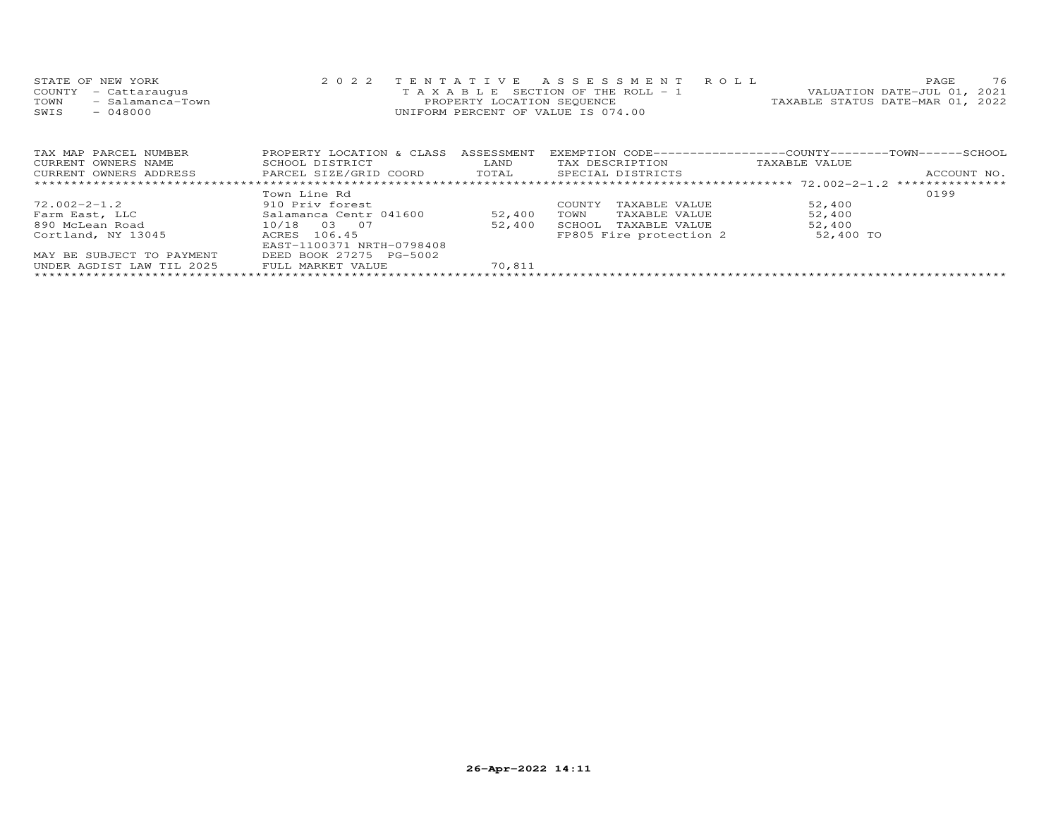STATE OF NEW YORK　　　　2 0 2 2　TENTATIVE ASSESSMENT ROLL
COUNTY - Cattaraugus　　　T A X A B L E SECTION OF THE ROLL - 1　　　VALUATION DATE-JUL 01, 2021
TOWN - Salamanca-Town　　　PROPERTY LOCATION SEQUENCE　　　TAXABLE STATUS DATE-MAR 01, 2022
SWIS - 048000　　　UNIFORM PERCENT OF VALUE IS 074.00

| TAX MAP PARCEL NUMBER<br>CURRENT OWNERS NAME<br>CURRENT OWNERS ADDRESS | PROPERTY LOCATION & CLASS<br>SCHOOL DISTRICT<br>PARCEL SIZE/GRID COORD | ASSESSMENT<br>LAND<br>TOTAL | EXEMPTION CODE<br>TAX DESCRIPTION<br>SPECIAL DISTRICTS | COUNTY / TOWN / SCHOOL<br>TAXABLE VALUE | ACCOUNT NO. |
|---|---|---|---|---|---|
| ****** 72.002-2-1.2 ****** | Town Line Rd | | | | 0199 |
| 72.002-2-1.2 | 910 Priv forest | | COUNTY TAXABLE VALUE | 52,400 | |
| Farm East, LLC | Salamanca Centr 041600 | 52,400 | TOWN TAXABLE VALUE | 52,400 | |
| 890 McLean Road | 10/18 03 07 | 52,400 | SCHOOL TAXABLE VALUE | 52,400 | |
| Cortland, NY 13045 | ACRES 106.45 | | FP805 Fire protection 2 | 52,400 TO | |
| | EAST-1100371 NRTH-0798408 | | | | |
| MAY BE SUBJECT TO PAYMENT | DEED BOOK 27275 PG-5002 | | | | |
| UNDER AGDIST LAW TIL 2025 | FULL MARKET VALUE | 70,811 | | | |

26-Apr-2022 14:11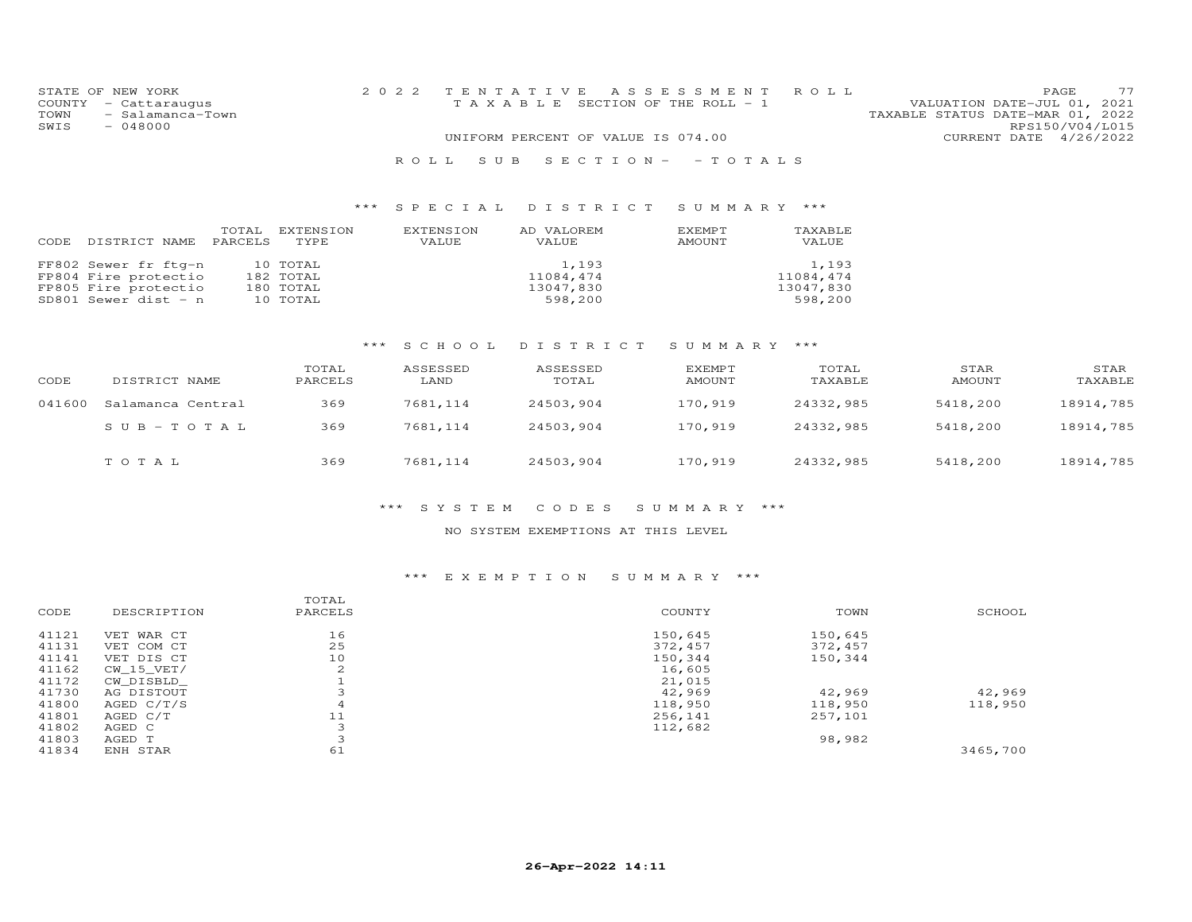STATE OF NEW YORK
COUNTY - Cattaraugus
TOWN - Salamanca-Town
SWIS - 048000

2022 TENTATIVE ASSESSMENT ROLL
TAXABLE SECTION OF THE ROLL - 1
UNIFORM PERCENT OF VALUE IS 074.00

VALUATION DATE-JUL 01, 2021
TAXABLE STATUS DATE-MAR 01, 2022
RPS150/V04/L015
CURRENT DATE 4/26/2022

ROLL SUB SECTION- - TOTALS

## *** SPECIAL DISTRICT SUMMARY ***

| CODE | DISTRICT NAME | TOTAL PARCELS | EXTENSION TYPE | EXTENSION VALUE | AD VALOREM VALUE | EXEMPT AMOUNT | TAXABLE VALUE |
|---|---|---|---|---|---|---|---|
| FF802 | Sewer fr ftg-n | 10 | TOTAL | | 1,193 | | 1,193 |
| FP804 | Fire protectio | 182 | TOTAL | | 11084,474 | | 11084,474 |
| FP805 | Fire protectio | 180 | TOTAL | | 13047,830 | | 13047,830 |
| SD801 | Sewer dist - n | 10 | TOTAL | | 598,200 | | 598,200 |

## *** SCHOOL DISTRICT SUMMARY ***

| CODE | DISTRICT NAME | TOTAL PARCELS | ASSESSED LAND | ASSESSED TOTAL | EXEMPT AMOUNT | TOTAL TAXABLE | STAR AMOUNT | STAR TAXABLE |
|---|---|---|---|---|---|---|---|---|
| 041600 | Salamanca Central | 369 | 7681,114 | 24503,904 | 170,919 | 24332,985 | 5418,200 | 18914,785 |
| | SUB-TOTAL | 369 | 7681,114 | 24503,904 | 170,919 | 24332,985 | 5418,200 | 18914,785 |
| | TOTAL | 369 | 7681,114 | 24503,904 | 170,919 | 24332,985 | 5418,200 | 18914,785 |

## *** SYSTEM CODES SUMMARY ***

NO SYSTEM EXEMPTIONS AT THIS LEVEL

## *** EXEMPTION SUMMARY ***

| CODE | DESCRIPTION | TOTAL PARCELS | COUNTY | TOWN | SCHOOL |
|---|---|---|---|---|---|
| 41121 | VET WAR CT | 16 | 150,645 | 150,645 | |
| 41131 | VET COM CT | 25 | 372,457 | 372,457 | |
| 41141 | VET DIS CT | 10 | 150,344 | 150,344 | |
| 41162 | CW_15_VET/ | 2 | 16,605 | | |
| 41172 | CW_DISBLD_ | 1 | 21,015 | | |
| 41730 | AG DISTOUT | 3 | 42,969 | 42,969 | 42,969 |
| 41800 | AGED C/T/S | 4 | 118,950 | 118,950 | 118,950 |
| 41801 | AGED C/T | 11 | 256,141 | 257,101 | |
| 41802 | AGED C | 3 | 112,682 | | |
| 41803 | AGED T | 3 | | 98,982 | |
| 41834 | ENH STAR | 61 | | | 3465,700 |

26-Apr-2022 14:11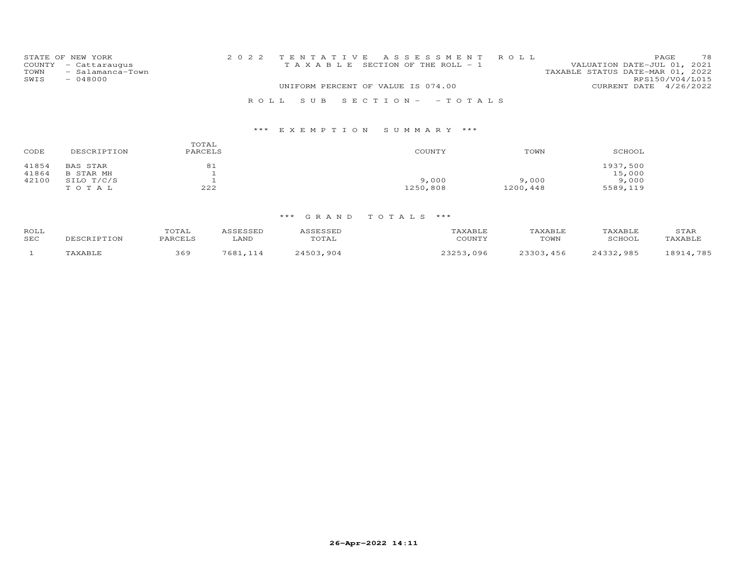STATE OF NEW YORK
COUNTY - Cattaraugus
TOWN - Salamanca-Town
SWIS - 048000

2022 TENTATIVE ASSESSMENT ROLL
TAXABLE SECTION OF THE ROLL - 1
UNIFORM PERCENT OF VALUE IS 074.00

VALUATION DATE-JUL 01, 2021
TAXABLE STATUS DATE-MAR 01, 2022
RPS150/V04/L015
CURRENT DATE 4/26/2022

ROLL SUB SECTION- - TOTALS

### *** EXEMPTION SUMMARY ***

| CODE | DESCRIPTION | TOTAL PARCELS | COUNTY | TOWN | SCHOOL |
|---|---|---|---|---|---|
| 41854 | BAS STAR | 81 | | | 1937,500 |
| 41864 | B STAR MH | 1 | | | 15,000 |
| 42100 | SILO T/C/S | 1 | 9,000 | 9,000 | 9,000 |
| | TOTAL | 222 | 1250,808 | 1200,448 | 5589,119 |

### *** GRAND TOTALS ***

| ROLL SEC | DESCRIPTION | TOTAL PARCELS | ASSESSED LAND | ASSESSED TOTAL | TAXABLE COUNTY | TAXABLE TOWN | TAXABLE SCHOOL | STAR TAXABLE |
|---|---|---|---|---|---|---|---|---|
| 1 | TAXABLE | 369 | 7681,114 | 24503,904 | 23253,096 | 23303,456 | 24332,985 | 18914,785 |

26-Apr-2022 14:11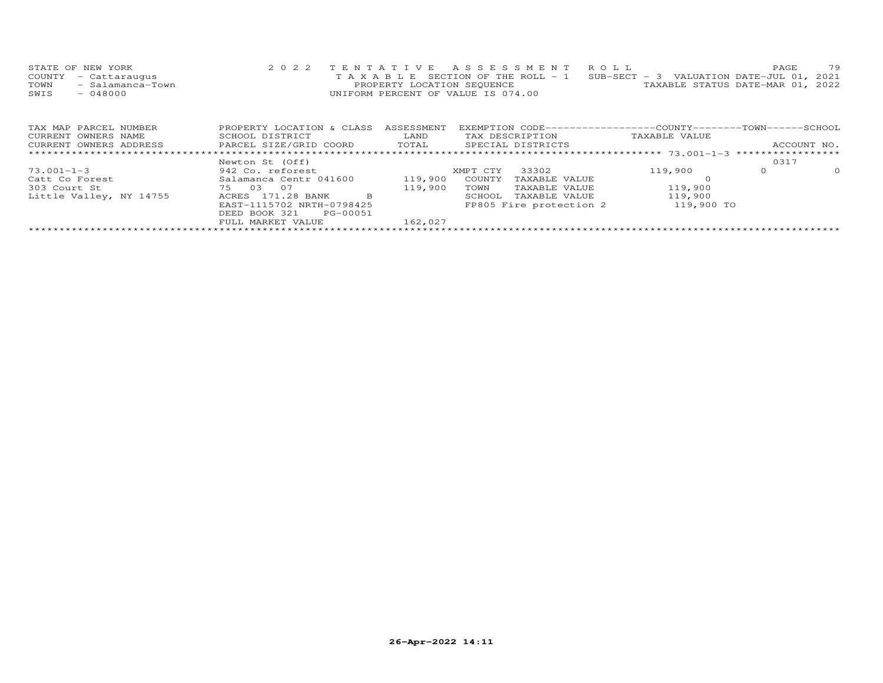STATE OF NEW YORK — 2022 TENTATIVE ASSESSMENT ROLL
COUNTY - Cattaraugus — TAXABLE SECTION OF THE ROLL - 1 — SUB-SECT - 3 VALUATION DATE-JUL 01, 2021
TOWN - Salamanca-Town — PROPERTY LOCATION SEQUENCE — TAXABLE STATUS DATE-MAR 01, 2022
SWIS - 048000 — UNIFORM PERCENT OF VALUE IS 074.00

| TAX MAP PARCEL NUMBER / CURRENT OWNERS NAME / CURRENT OWNERS ADDRESS | PROPERTY LOCATION & CLASS / SCHOOL DISTRICT / PARCEL SIZE/GRID COORD | ASSESSMENT LAND / TOTAL | EXEMPTION CODE / TAX DESCRIPTION / SPECIAL DISTRICTS | COUNTY TAXABLE VALUE | TOWN | SCHOOL / ACCOUNT NO. |
|---|---|---|---|---|---|---|
| 73.001-1-3 | Newton St (Off) | | | | | 0317 |
| | 942 Co. reforest | | XMPT CTY 33302 | 119,900 | 0 | 0 |
| Catt Co Forest | Salamanca Centr 041600 | 119,900 | COUNTY TAXABLE VALUE | 0 | | |
| 303 Court St | 75 03 07 | 119,900 | TOWN TAXABLE VALUE | 119,900 | | |
| Little Valley, NY 14755 | ACRES 171.28 BANK B | | SCHOOL TAXABLE VALUE | 119,900 | | |
| | EAST-1115702 NRTH-0798425 | | FP805 Fire protection 2 | 119,900 TO | | |
| | DEED BOOK 321 PG-00051 | | | | | |
| | FULL MARKET VALUE | 162,027 | | | | |

26-Apr-2022 14:11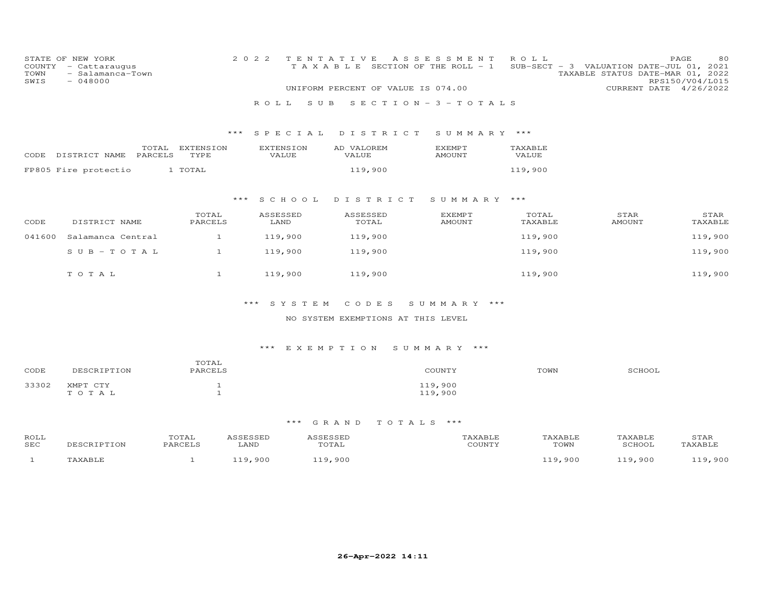STATE OF NEW YORK
COUNTY - Cattaraugus
TOWN - Salamanca-Town
SWIS - 048000

2022 TENTATIVE ASSESSMENT ROLL
TAXABLE SECTION OF THE ROLL - 1 SUB-SECT - 3 VALUATION DATE-JUL 01, 2021
TAXABLE STATUS DATE-MAR 01, 2022
RPS150/V04/L015
UNIFORM PERCENT OF VALUE IS 074.00 CURRENT DATE 4/26/2022

## ROLL SUB SECTION - 3 - TOTALS

### *** SPECIAL DISTRICT SUMMARY ***

| CODE DISTRICT NAME | TOTAL PARCELS | EXTENSION TYPE | EXTENSION VALUE | AD VALOREM VALUE | EXEMPT AMOUNT | TAXABLE VALUE |
|---|---|---|---|---|---|---|
| FP805 Fire protectio | 1 | TOTAL | | 119,900 | | 119,900 |

### *** SCHOOL DISTRICT SUMMARY ***

| CODE | DISTRICT NAME | TOTAL PARCELS | ASSESSED LAND | ASSESSED TOTAL | EXEMPT AMOUNT | TOTAL TAXABLE | STAR AMOUNT | STAR TAXABLE |
|---|---|---|---|---|---|---|---|---|
| 041600 | Salamanca Central | 1 | 119,900 | 119,900 | | 119,900 | | 119,900 |
| | SUB-TOTAL | 1 | 119,900 | 119,900 | | 119,900 | | 119,900 |
| | TOTAL | 1 | 119,900 | 119,900 | | 119,900 | | 119,900 |

### *** SYSTEM CODES SUMMARY ***

NO SYSTEM EXEMPTIONS AT THIS LEVEL

### *** EXEMPTION SUMMARY ***

| CODE | DESCRIPTION | TOTAL PARCELS | COUNTY | TOWN | SCHOOL |
|---|---|---|---|---|---|
| 33302 | XMPT CTY | 1 | 119,900 | | |
| | TOTAL | 1 | 119,900 | | |

### *** GRAND TOTALS ***

| ROLL SEC | DESCRIPTION | TOTAL PARCELS | ASSESSED LAND | ASSESSED TOTAL | TAXABLE COUNTY | TAXABLE TOWN | TAXABLE SCHOOL | STAR TAXABLE |
|---|---|---|---|---|---|---|---|---|
| 1 | TAXABLE | 1 | 119,900 | 119,900 | | 119,900 | 119,900 | 119,900 |

26-Apr-2022 14:11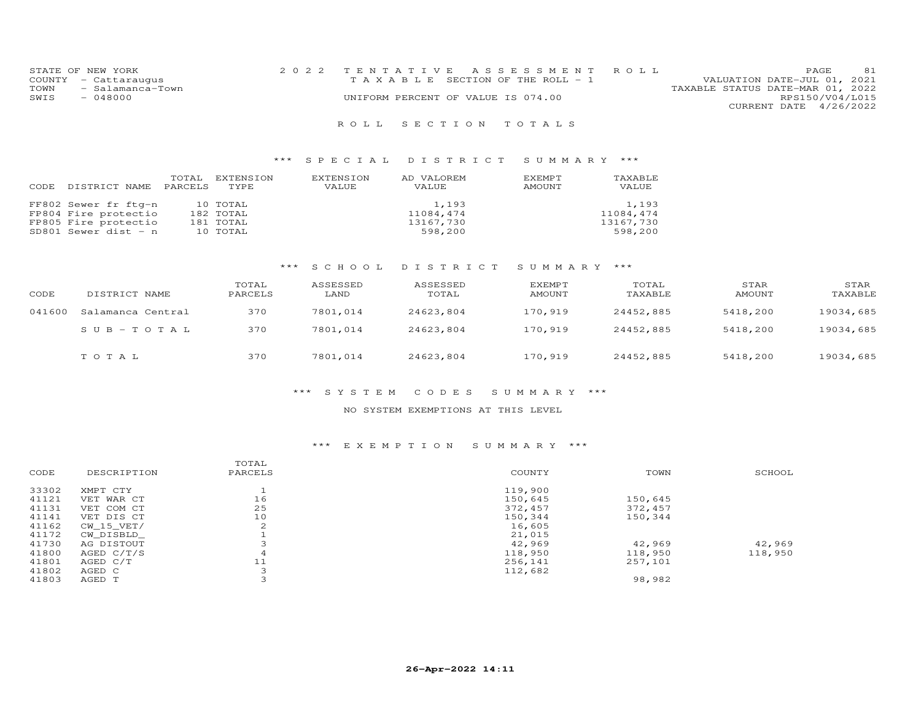STATE OF NEW YORK
COUNTY - Cattaraugus
TOWN - Salamanca-Town
SWIS - 048000

2022 TENTATIVE ASSESSMENT ROLL
TAXABLE SECTION OF THE ROLL - 1
UNIFORM PERCENT OF VALUE IS 074.00

VALUATION DATE-JUL 01, 2021
TAXABLE STATUS DATE-MAR 01, 2022
RPS150/V04/L015
CURRENT DATE 4/26/2022

## ROLL SECTION TOTALS

### *** SPECIAL DISTRICT SUMMARY ***

| CODE | DISTRICT NAME | TOTAL PARCELS | EXTENSION TYPE | EXTENSION VALUE | AD VALOREM VALUE | EXEMPT AMOUNT | TAXABLE VALUE |
|---|---|---|---|---|---|---|---|
| FF802 | Sewer fr ftg-n | 10 | TOTAL | | 1,193 | | 1,193 |
| FP804 | Fire protectio | 182 | TOTAL | | 11084,474 | | 11084,474 |
| FP805 | Fire protectio | 181 | TOTAL | | 13167,730 | | 13167,730 |
| SD801 | Sewer dist - n | 10 | TOTAL | | 598,200 | | 598,200 |

### *** SCHOOL DISTRICT SUMMARY ***

| CODE | DISTRICT NAME | TOTAL PARCELS | ASSESSED LAND | ASSESSED TOTAL | EXEMPT AMOUNT | TOTAL TAXABLE | STAR AMOUNT | STAR TAXABLE |
|---|---|---|---|---|---|---|---|---|
| 041600 | Salamanca Central | 370 | 7801,014 | 24623,804 | 170,919 | 24452,885 | 5418,200 | 19034,685 |
| | SUB-TOTAL | 370 | 7801,014 | 24623,804 | 170,919 | 24452,885 | 5418,200 | 19034,685 |
| | TOTAL | 370 | 7801,014 | 24623,804 | 170,919 | 24452,885 | 5418,200 | 19034,685 |

### *** SYSTEM CODES SUMMARY ***

NO SYSTEM EXEMPTIONS AT THIS LEVEL

### *** EXEMPTION SUMMARY ***

| CODE | DESCRIPTION | TOTAL PARCELS | COUNTY | TOWN | SCHOOL |
|---|---|---|---|---|---|
| 33302 | XMPT CTY | 1 | 119,900 | | |
| 41121 | VET WAR CT | 16 | 150,645 | 150,645 | |
| 41131 | VET COM CT | 25 | 372,457 | 372,457 | |
| 41141 | VET DIS CT | 10 | 150,344 | 150,344 | |
| 41162 | CW_15_VET/ | 2 | 16,605 | | |
| 41172 | CW_DISBLD_ | 1 | 21,015 | | |
| 41730 | AG DISTOUT | 3 | 42,969 | 42,969 | 42,969 |
| 41800 | AGED C/T/S | 4 | 118,950 | 118,950 | 118,950 |
| 41801 | AGED C/T | 11 | 256,141 | 257,101 | |
| 41802 | AGED C | 3 | 112,682 | | |
| 41803 | AGED T | 3 | | 98,982 | |

26-Apr-2022 14:11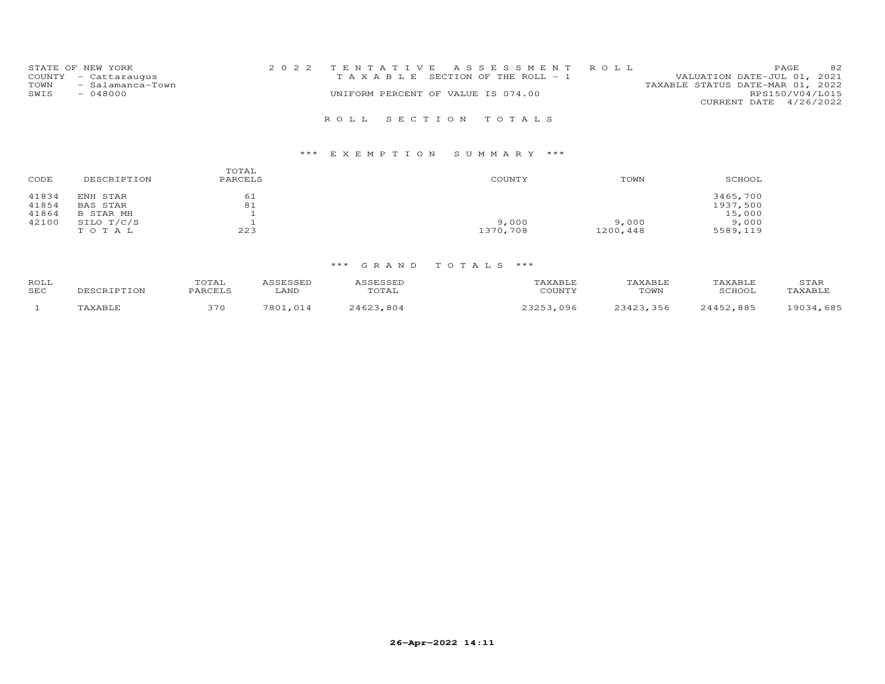STATE OF NEW YORK
COUNTY - Cattaraugus
TOWN - Salamanca-Town
SWIS - 048000

2022 TENTATIVE ASSESSMENT ROLL
TAXABLE SECTION OF THE ROLL - 1
UNIFORM PERCENT OF VALUE IS 074.00

VALUATION DATE-JUL 01, 2021
TAXABLE STATUS DATE-MAR 01, 2022
RPS150/V04/L015
CURRENT DATE 4/26/2022

## ROLL SECTION TOTALS

### *** EXEMPTION SUMMARY ***

| CODE | DESCRIPTION | TOTAL PARCELS | COUNTY | TOWN | SCHOOL |
|---|---|---|---|---|---|
| 41834 | ENH STAR | 61 | | | 3465,700 |
| 41854 | BAS STAR | 81 | | | 1937,500 |
| 41864 | B STAR MH | 1 | | | 15,000 |
| 42100 | SILO T/C/S | 1 | 9,000 | 9,000 | 9,000 |
| | TOTAL | 223 | 1370,708 | 1200,448 | 5589,119 |

### *** GRAND TOTALS ***

| ROLL SEC | DESCRIPTION | TOTAL PARCELS | ASSESSED LAND | ASSESSED TOTAL | TAXABLE COUNTY | TAXABLE TOWN | TAXABLE SCHOOL | STAR TAXABLE |
|---|---|---|---|---|---|---|---|---|
| 1 | TAXABLE | 370 | 7801,014 | 24623,804 | 23253,096 | 23423,356 | 24452,885 | 19034,685 |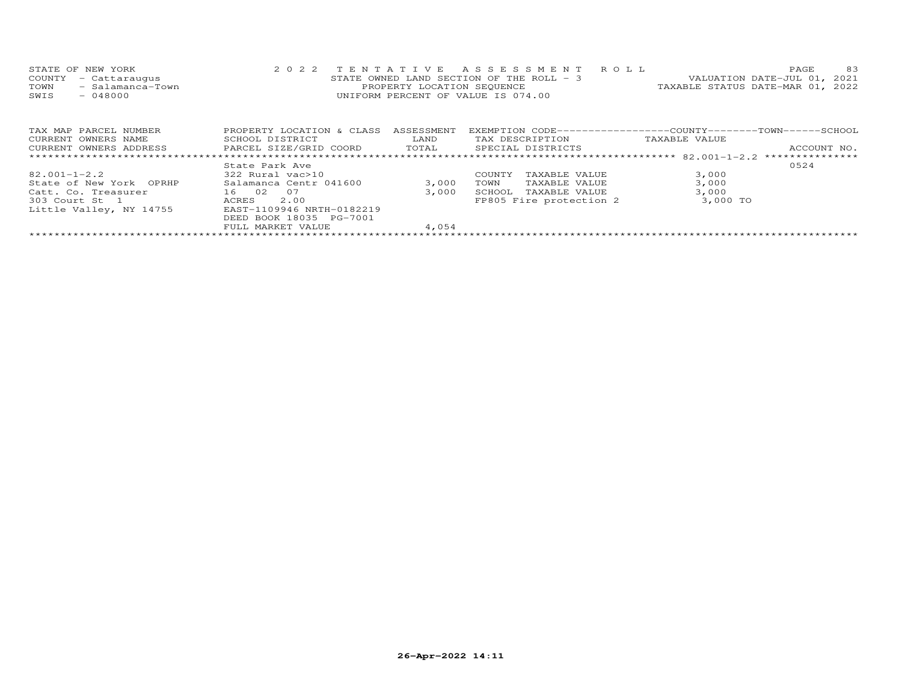STATE OF NEW YORK
COUNTY - Cattaraugus
TOWN - Salamanca-Town
SWIS - 048000

2 0 2 2 TENTATIVE ASSESSMENT ROLL
STATE OWNED LAND SECTION OF THE ROLL - 3
PROPERTY LOCATION SEQUENCE
UNIFORM PERCENT OF VALUE IS 074.00

VALUATION DATE-JUL 01, 2021
TAXABLE STATUS DATE-MAR 01, 2022

| TAX MAP PARCEL NUMBER<br>CURRENT OWNERS NAME<br>CURRENT OWNERS ADDRESS | PROPERTY LOCATION & CLASS<br>SCHOOL DISTRICT<br>PARCEL SIZE/GRID COORD | ASSESSMENT<br>LAND<br>TOTAL | EXEMPTION CODE<br>TAX DESCRIPTION<br>SPECIAL DISTRICTS | COUNTY--------TOWN------SCHOOL<br>TAXABLE VALUE | ACCOUNT NO. |
|---|---|---|---|---|---|
| ******** 82.001-1-2.2 ******** | | | | | |
| | State Park Ave | | | | 0524 |
| 82.001-1-2.2 | 322 Rural vac>10 | | COUNTY TAXABLE VALUE | 3,000 | |
| State of New York OPRHP | Salamanca Centr 041600 | 3,000 | TOWN TAXABLE VALUE | 3,000 | |
| Catt. Co. Treasurer | 16 02 07 | 3,000 | SCHOOL TAXABLE VALUE | 3,000 | |
| 303 Court St 1 | ACRES 2.00 | | FP805 Fire protection 2 | 3,000 TO | |
| Little Valley, NY 14755 | EAST-1109946 NRTH-0182219 | | | | |
| | DEED BOOK 18035 PG-7001 | | | | |
| | FULL MARKET VALUE | 4,054 | | | |

26-Apr-2022 14:11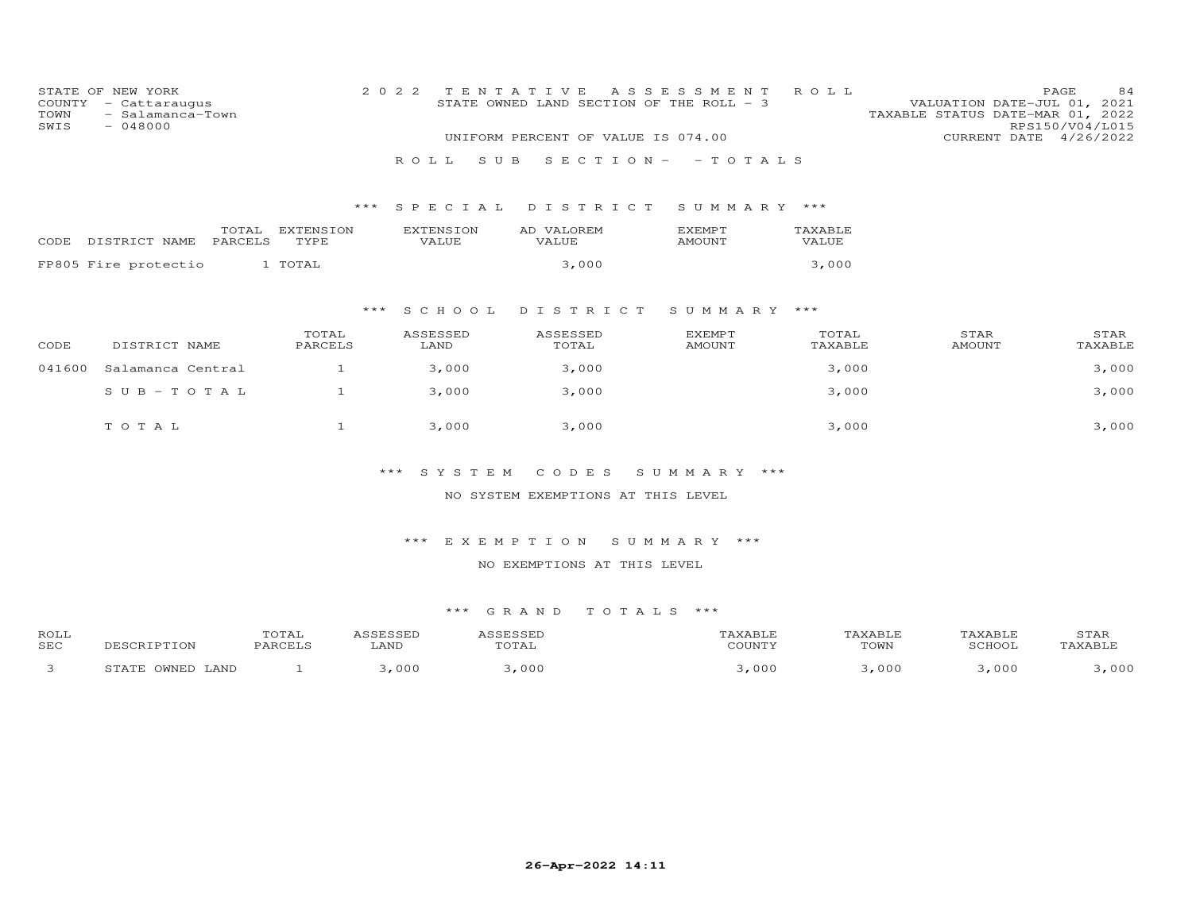STATE OF NEW YORK
COUNTY - Cattaraugus
TOWN - Salamanca-Town
SWIS - 048000

2022 TENTATIVE ASSESSMENT ROLL
STATE OWNED LAND SECTION OF THE ROLL - 3
UNIFORM PERCENT OF VALUE IS 074.00

VALUATION DATE-JUL 01, 2021
TAXABLE STATUS DATE-MAR 01, 2022
RPS150/V04/L015
CURRENT DATE 4/26/2022

ROLL SUB SECTION- - TOTALS

*** SPECIAL DISTRICT SUMMARY ***

| CODE DISTRICT NAME | TOTAL PARCELS | EXTENSION TYPE | EXTENSION VALUE | AD VALOREM VALUE | EXEMPT AMOUNT | TAXABLE VALUE |
|---|---|---|---|---|---|---|
| FP805 Fire protectio | 1 | TOTAL | | 3,000 | | 3,000 |

*** SCHOOL DISTRICT SUMMARY ***

| CODE | DISTRICT NAME | TOTAL PARCELS | ASSESSED LAND | ASSESSED TOTAL | EXEMPT AMOUNT | TOTAL TAXABLE | STAR AMOUNT | STAR TAXABLE |
|---|---|---|---|---|---|---|---|---|
| 041600 | Salamanca Central | 1 | 3,000 | 3,000 | | 3,000 | | 3,000 |
| | SUB-TOTAL | 1 | 3,000 | 3,000 | | 3,000 | | 3,000 |
| | TOTAL | 1 | 3,000 | 3,000 | | 3,000 | | 3,000 |

*** SYSTEM CODES SUMMARY ***

NO SYSTEM EXEMPTIONS AT THIS LEVEL

*** EXEMPTION SUMMARY ***

NO EXEMPTIONS AT THIS LEVEL

*** GRAND TOTALS ***

| ROLL SEC | DESCRIPTION | TOTAL PARCELS | ASSESSED LAND | ASSESSED TOTAL | TAXABLE COUNTY | TAXABLE TOWN | TAXABLE SCHOOL | STAR TAXABLE |
|---|---|---|---|---|---|---|---|---|
| 3 | STATE OWNED LAND | 1 | 3,000 | 3,000 | 3,000 | 3,000 | 3,000 | 3,000 |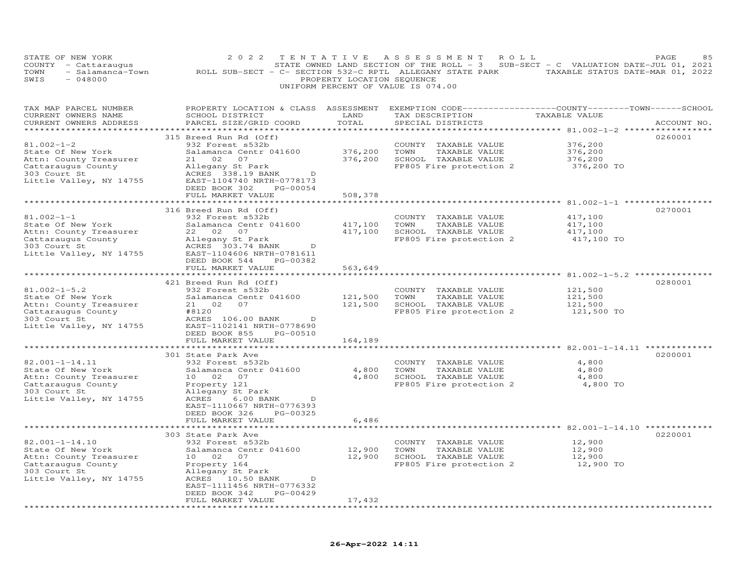STATE OF NEW YORK
COUNTY - Cattaraugus
TOWN - Salamanca-Town
SWIS - 048000

2 0 2 2 T E N T A T I V E A S S E S S M E N T R O L L
STATE OWNED LAND SECTION OF THE ROLL - 3 SUB-SECT - C VALUATION DATE-JUL 01, 2021
ROLL SUB-SECT - C- SECTION 532-C RPTL ALLEGANY STATE PARK TAXABLE STATUS DATE-MAR 01, 2022
PROPERTY LOCATION SEQUENCE
UNIFORM PERCENT OF VALUE IS 074.00

| TAX MAP PARCEL NUMBER / CURRENT OWNERS NAME / CURRENT OWNERS ADDRESS | PROPERTY LOCATION & CLASS / SCHOOL DISTRICT / PARCEL SIZE/GRID COORD | ASSESSMENT LAND / TOTAL | EXEMPTION CODE / TAX DESCRIPTION / SPECIAL DISTRICTS | COUNTY / TOWN / SCHOOL TAXABLE VALUE | ACCOUNT NO. |
|---|---|---|---|---|---|
| | 315 Breed Run Rd (Off) | | | | 0260001 |
| 81.002-1-2 | 932 Forest s532b | | COUNTY TAXABLE VALUE | 376,200 | |
| State Of New York | Salamanca Centr 041600 | 376,200 | TOWN TAXABLE VALUE | 376,200 | |
| Attn: County Treasurer | 21 02 07 | 376,200 | SCHOOL TAXABLE VALUE | 376,200 | |
| Cattaraugus County | Allegany St Park | | FP805 Fire protection 2 | 376,200 TO | |
| 303 Court St | ACRES 338.19 BANK D | | | | |
| Little Valley, NY 14755 | EAST-1104740 NRTH-0778173 | | | | |
| | DEED BOOK 302 PG-00054 | | | | |
| | FULL MARKET VALUE | 508,378 | | | |
| | 316 Breed Run Rd (Off) | | | | 0270001 |
| 81.002-1-1 | 932 Forest s532b | | COUNTY TAXABLE VALUE | 417,100 | |
| State Of New York | Salamanca Centr 041600 | 417,100 | TOWN TAXABLE VALUE | 417,100 | |
| Attn: County Treasurer | 22 02 07 | 417,100 | SCHOOL TAXABLE VALUE | 417,100 | |
| Cattaraugus County | Allegany St Park | | FP805 Fire protection 2 | 417,100 TO | |
| 303 Court St | ACRES 303.74 BANK D | | | | |
| Little Valley, NY 14755 | EAST-1104606 NRTH-0781611 | | | | |
| | DEED BOOK 544 PG-00382 | | | | |
| | FULL MARKET VALUE | 563,649 | | | |
| | 421 Breed Run Rd (Off) | | | | 0280001 |
| 81.002-1-5.2 | 932 Forest s532b | | COUNTY TAXABLE VALUE | 121,500 | |
| State Of New York | Salamanca Centr 041600 | 121,500 | TOWN TAXABLE VALUE | 121,500 | |
| Attn: County Treasurer | 21 02 07 | 121,500 | SCHOOL TAXABLE VALUE | 121,500 | |
| Cattaraugus County | #8120 | | FP805 Fire protection 2 | 121,500 TO | |
| 303 Court St | ACRES 106.00 BANK D | | | | |
| Little Valley, NY 14755 | EAST-1102141 NRTH-0778690 | | | | |
| | DEED BOOK 855 PG-00510 | | | | |
| | FULL MARKET VALUE | 164,189 | | | |
| | 301 State Park Ave | | | | 0200001 |
| 82.001-1-14.11 | 932 Forest s532b | | COUNTY TAXABLE VALUE | 4,800 | |
| State Of New York | Salamanca Centr 041600 | 4,800 | TOWN TAXABLE VALUE | 4,800 | |
| Attn: County Treasurer | 10 02 07 | 4,800 | SCHOOL TAXABLE VALUE | 4,800 | |
| Cattaraugus County | Property 121 | | FP805 Fire protection 2 | 4,800 TO | |
| 303 Court St | Allegany St Park | | | | |
| Little Valley, NY 14755 | ACRES 6.00 BANK D | | | | |
| | EAST-1110667 NRTH-0776393 | | | | |
| | DEED BOOK 326 PG-00325 | | | | |
| | FULL MARKET VALUE | 6,486 | | | |
| | 303 State Park Ave | | | | 0220001 |
| 82.001-1-14.10 | 932 Forest s532b | | COUNTY TAXABLE VALUE | 12,900 | |
| State Of New York | Salamanca Centr 041600 | 12,900 | TOWN TAXABLE VALUE | 12,900 | |
| Attn: County Treasurer | 10 02 07 | 12,900 | SCHOOL TAXABLE VALUE | 12,900 | |
| Cattaraugus County | Property 164 | | FP805 Fire protection 2 | 12,900 TO | |
| 303 Court St | Allegany St Park | | | | |
| Little Valley, NY 14755 | ACRES 10.50 BANK D | | | | |
| | EAST-1111456 NRTH-0776332 | | | | |
| | DEED BOOK 342 PG-00429 | | | | |
| | FULL MARKET VALUE | 17,432 | | | |

26-Apr-2022 14:11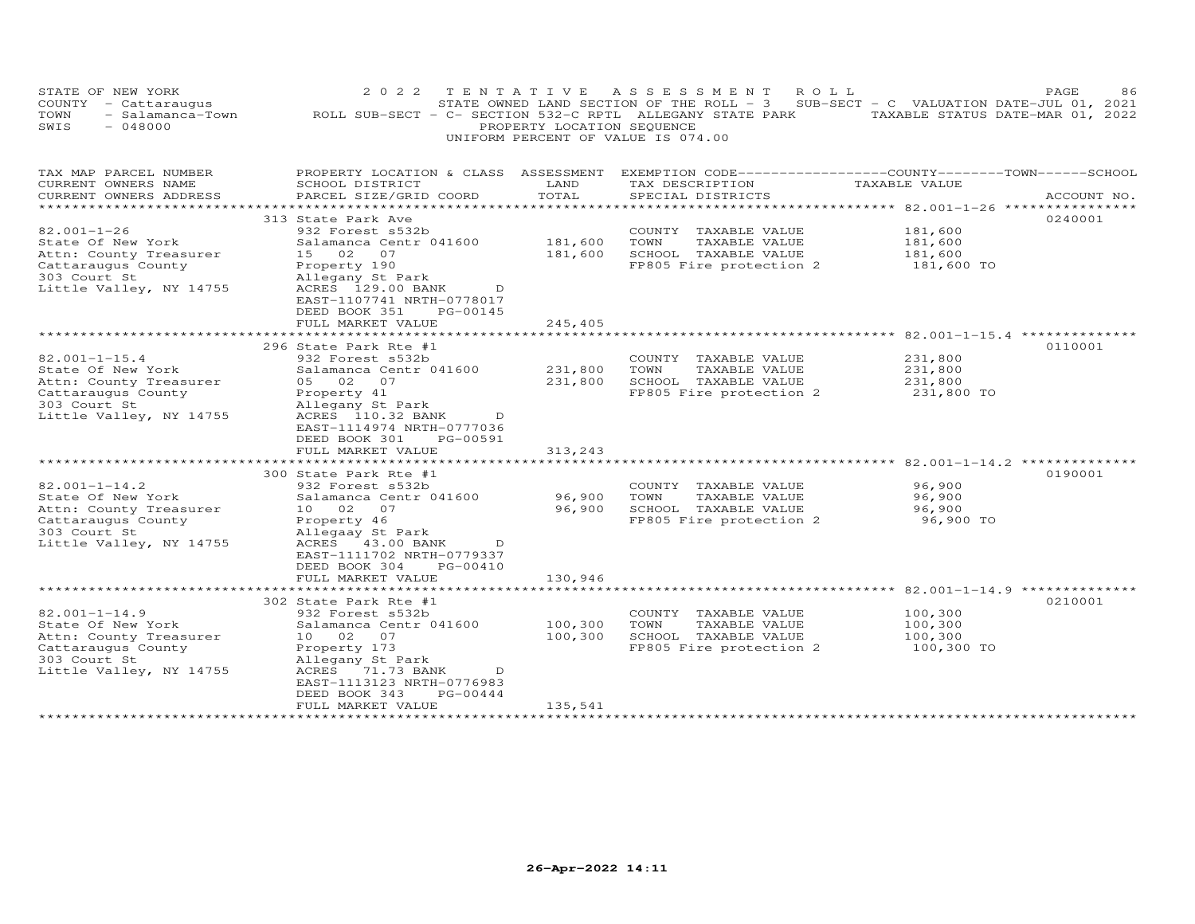STATE OF NEW YORK 2 0 2 2 T E N T A T I V E A S S E S S M E N T R O L L
COUNTY - Cattaraugus STATE OWNED LAND SECTION OF THE ROLL - 3 SUB-SECT - C VALUATION DATE-JUL 01, 2021
TOWN - Salamanca-Town ROLL SUB-SECT - C- SECTION 532-C RPTL ALLEGANY STATE PARK TAXABLE STATUS DATE-MAR 01, 2022
SWIS - 048000 PROPERTY LOCATION SEQUENCE
UNIFORM PERCENT OF VALUE IS 074.00

| TAX MAP PARCEL NUMBER<br>CURRENT OWNERS NAME<br>CURRENT OWNERS ADDRESS | PROPERTY LOCATION & CLASS<br>SCHOOL DISTRICT<br>PARCEL SIZE/GRID COORD | ASSESSMENT<br>LAND<br>TOTAL | EXEMPTION CODE<br>TAX DESCRIPTION<br>SPECIAL DISTRICTS | COUNTY--------TOWN------SCHOOL<br>TAXABLE VALUE | ACCOUNT NO. |
|---|---|---|---|---|---|
| | 313 State Park Ave | | | | 0240001 |
| 82.001-1-26 | 932 Forest s532b | | COUNTY TAXABLE VALUE | 181,600 | |
| State Of New York | Salamanca Centr 041600 | 181,600 | TOWN TAXABLE VALUE | 181,600 | |
| Attn: County Treasurer | 15 02 07 | 181,600 | SCHOOL TAXABLE VALUE | 181,600 | |
| Cattaraugus County | Property 190 | | FP805 Fire protection 2 | 181,600 TO | |
| 303 Court St | Allegany St Park | | | | |
| Little Valley, NY 14755 | ACRES 129.00 BANK D | | | | |
| | EAST-1107741 NRTH-0778017 | | | | |
| | DEED BOOK 351 PG-00145 | | | | |
| | FULL MARKET VALUE | 245,405 | | | |
| | 296 State Park Rte #1 | | | | 0110001 |
| 82.001-1-15.4 | 932 Forest s532b | | COUNTY TAXABLE VALUE | 231,800 | |
| State Of New York | Salamanca Centr 041600 | 231,800 | TOWN TAXABLE VALUE | 231,800 | |
| Attn: County Treasurer | 05 02 07 | 231,800 | SCHOOL TAXABLE VALUE | 231,800 | |
| Cattaraugus County | Property 41 | | FP805 Fire protection 2 | 231,800 TO | |
| 303 Court St | Allegany St Park | | | | |
| Little Valley, NY 14755 | ACRES 110.32 BANK D | | | | |
| | EAST-1114974 NRTH-0777036 | | | | |
| | DEED BOOK 301 PG-00591 | | | | |
| | FULL MARKET VALUE | 313,243 | | | |
| | 300 State Park Rte #1 | | | | 0190001 |
| 82.001-1-14.2 | 932 Forest s532b | | COUNTY TAXABLE VALUE | 96,900 | |
| State Of New York | Salamanca Centr 041600 | 96,900 | TOWN TAXABLE VALUE | 96,900 | |
| Attn: County Treasurer | 10 02 07 | 96,900 | SCHOOL TAXABLE VALUE | 96,900 | |
| Cattaraugus County | Property 46 | | FP805 Fire protection 2 | 96,900 TO | |
| 303 Court St | Allegaay St Park | | | | |
| Little Valley, NY 14755 | ACRES 43.00 BANK D | | | | |
| | EAST-1111702 NRTH-0779337 | | | | |
| | DEED BOOK 304 PG-00410 | | | | |
| | FULL MARKET VALUE | 130,946 | | | |
| | 302 State Park Rte #1 | | | | 0210001 |
| 82.001-1-14.9 | 932 Forest s532b | | COUNTY TAXABLE VALUE | 100,300 | |
| State Of New York | Salamanca Centr 041600 | 100,300 | TOWN TAXABLE VALUE | 100,300 | |
| Attn: County Treasurer | 10 02 07 | 100,300 | SCHOOL TAXABLE VALUE | 100,300 | |
| Cattaraugus County | Property 173 | | FP805 Fire protection 2 | 100,300 TO | |
| 303 Court St | Allegany St Park | | | | |
| Little Valley, NY 14755 | ACRES 71.73 BANK D | | | | |
| | EAST-1113123 NRTH-0776983 | | | | |
| | DEED BOOK 343 PG-00444 | | | | |
| | FULL MARKET VALUE | 135,541 | | | |

26-Apr-2022 14:11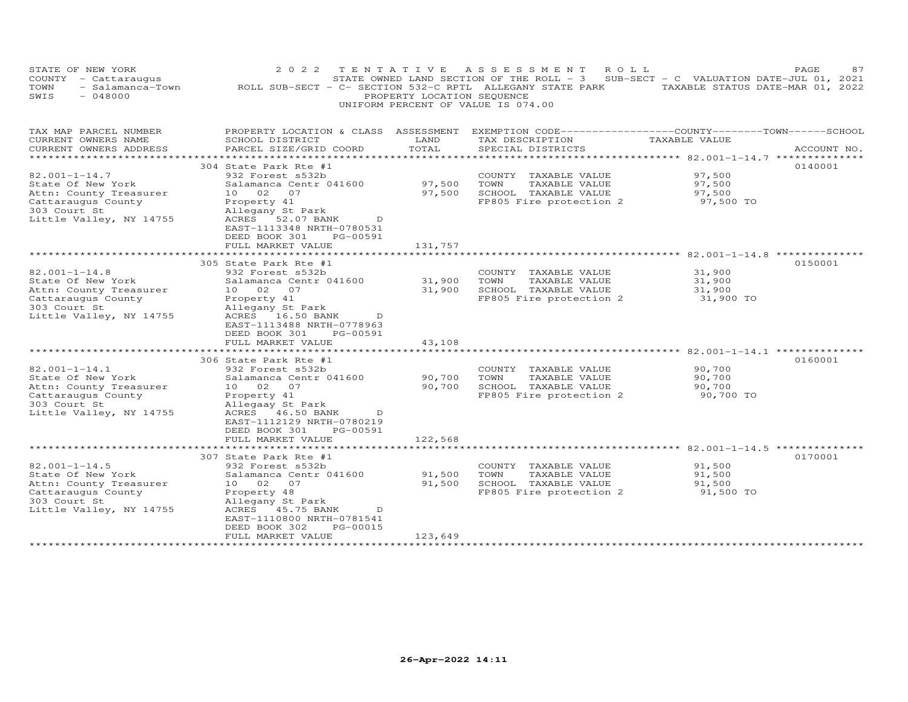STATE OF NEW YORK — 2022 TENTATIVE ASSESSMENT ROLL
COUNTY - Cattaraugus — STATE OWNED LAND SECTION OF THE ROLL - 3 SUB-SECT - C VALUATION DATE-JUL 01, 2021
TOWN - Salamanca-Town — ROLL SUB-SECT - C- SECTION 532-C RPTL ALLEGANY STATE PARK — TAXABLE STATUS DATE-MAR 01, 2022
SWIS - 048000 — PROPERTY LOCATION SEQUENCE
UNIFORM PERCENT OF VALUE IS 074.00

| TAX MAP PARCEL NUMBER / CURRENT OWNERS NAME / CURRENT OWNERS ADDRESS | PROPERTY LOCATION & CLASS / SCHOOL DISTRICT / PARCEL SIZE/GRID COORD | ASSESSMENT LAND / TOTAL | EXEMPTION CODE / TAX DESCRIPTION / SPECIAL DISTRICTS | TAXABLE VALUE (COUNTY / TOWN / SCHOOL) | ACCOUNT NO. |
|---|---|---|---|---|---|
| 82.001-1-14.7 | 304 State Park Rte #1 | | | | 0140001 |
| State Of New York | 932 Forest s532b | | COUNTY TAXABLE VALUE | 97,500 | |
| Attn: County Treasurer | Salamanca Centr 041600 | 97,500 | TOWN TAXABLE VALUE | 97,500 | |
| Cattaraugus County | 10 02 07 | 97,500 | SCHOOL TAXABLE VALUE | 97,500 | |
| 303 Court St | Property 41 | | FP805 Fire protection 2 | 97,500 TO | |
| Little Valley, NY 14755 | Allegany St Park | | | | |
| | ACRES 52.07 BANK D | | | | |
| | EAST-1113348 NRTH-0780531 | | | | |
| | DEED BOOK 301 PG-00591 | | | | |
| | FULL MARKET VALUE | 131,757 | | | |
| 82.001-1-14.8 | 305 State Park Rte #1 | | | | 0150001 |
| State Of New York | 932 Forest s532b | | COUNTY TAXABLE VALUE | 31,900 | |
| Attn: County Treasurer | Salamanca Centr 041600 | 31,900 | TOWN TAXABLE VALUE | 31,900 | |
| Cattaraugus County | 10 02 07 | 31,900 | SCHOOL TAXABLE VALUE | 31,900 | |
| 303 Court St | Property 41 | | FP805 Fire protection 2 | 31,900 TO | |
| Little Valley, NY 14755 | Allegany St Park | | | | |
| | ACRES 16.50 BANK D | | | | |
| | EAST-1113488 NRTH-0778963 | | | | |
| | DEED BOOK 301 PG-00591 | | | | |
| | FULL MARKET VALUE | 43,108 | | | |
| 82.001-1-14.1 | 306 State Park Rte #1 | | | | 0160001 |
| State Of New York | 932 Forest s532b | | COUNTY TAXABLE VALUE | 90,700 | |
| Attn: County Treasurer | Salamanca Centr 041600 | 90,700 | TOWN TAXABLE VALUE | 90,700 | |
| Cattaraugus County | 10 02 07 | 90,700 | SCHOOL TAXABLE VALUE | 90,700 | |
| 303 Court St | Property 41 | | FP805 Fire protection 2 | 90,700 TO | |
| Little Valley, NY 14755 | Allegaay St Park | | | | |
| | ACRES 46.50 BANK D | | | | |
| | EAST-1112129 NRTH-0780219 | | | | |
| | DEED BOOK 301 PG-00591 | | | | |
| | FULL MARKET VALUE | 122,568 | | | |
| 82.001-1-14.5 | 307 State Park Rte #1 | | | | 0170001 |
| State Of New York | 932 Forest s532b | | COUNTY TAXABLE VALUE | 91,500 | |
| Attn: County Treasurer | Salamanca Centr 041600 | 91,500 | TOWN TAXABLE VALUE | 91,500 | |
| Cattaraugus County | 10 02 07 | 91,500 | SCHOOL TAXABLE VALUE | 91,500 | |
| 303 Court St | Property 48 | | FP805 Fire protection 2 | 91,500 TO | |
| Little Valley, NY 14755 | Allegany St Park | | | | |
| | ACRES 45.75 BANK D | | | | |
| | EAST-1110800 NRTH-0781541 | | | | |
| | DEED BOOK 302 PG-00015 | | | | |
| | FULL MARKET VALUE | 123,649 | | | |

26-Apr-2022 14:11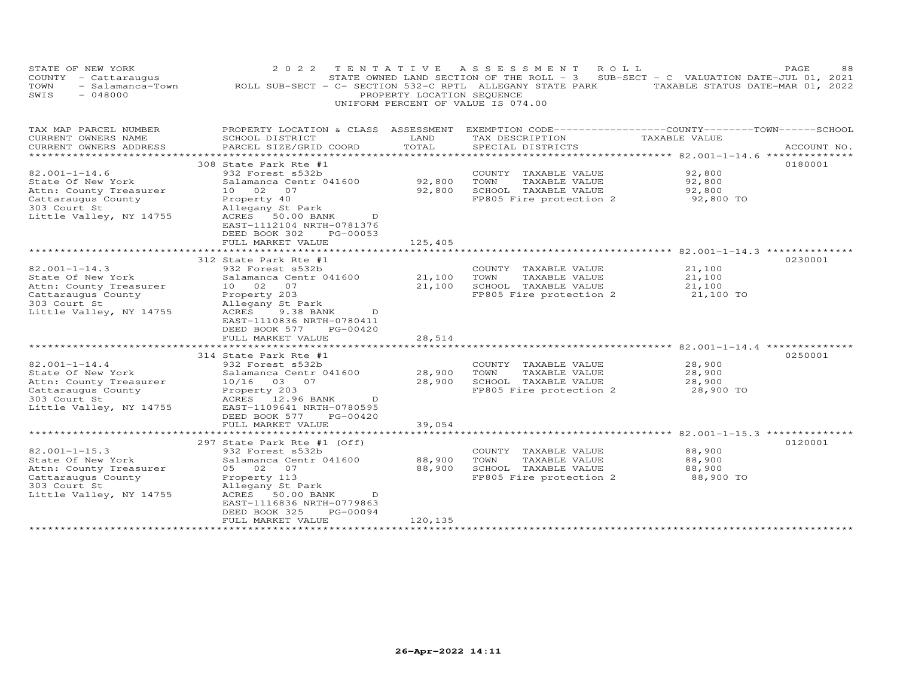STATE OF NEW YORK
COUNTY - Cattaraugus
TOWN - Salamanca-Town
SWIS - 048000

2 0 2 2 T E N T A T I V E A S S E S S M E N T R O L L
STATE OWNED LAND SECTION OF THE ROLL - 3 SUB-SECT - C VALUATION DATE-JUL 01, 2021
ROLL SUB-SECT - C- SECTION 532-C RPTL ALLEGANY STATE PARK TAXABLE STATUS DATE-MAR 01, 2022
PROPERTY LOCATION SEQUENCE
UNIFORM PERCENT OF VALUE IS 074.00

| TAX MAP PARCEL NUMBER / CURRENT OWNERS NAME / CURRENT OWNERS ADDRESS | PROPERTY LOCATION & CLASS / SCHOOL DISTRICT / PARCEL SIZE/GRID COORD | ASSESSMENT LAND / TOTAL | EXEMPTION CODE / TAX DESCRIPTION / SPECIAL DISTRICTS | TAXABLE VALUE | ACCOUNT NO. |
|---|---|---|---|---|---|
| **82.001-1-14.6** | 308 State Park Rte #1 | | | | 0180001 |
| 82.001-1-14.6 | 932 Forest s532b | | COUNTY TAXABLE VALUE | 92,800 | |
| State Of New York | Salamanca Centr 041600 | 92,800 | TOWN TAXABLE VALUE | 92,800 | |
| Attn: County Treasurer | 10 02 07 | 92,800 | SCHOOL TAXABLE VALUE | 92,800 | |
| Cattaraugus County | Property 40 | | FP805 Fire protection 2 | 92,800 TO | |
| 303 Court St | Allegany St Park | | | | |
| Little Valley, NY 14755 | ACRES 50.00 BANK D | | | | |
| | EAST-1112104 NRTH-0781376 | | | | |
| | DEED BOOK 302 PG-00053 | | | | |
| | FULL MARKET VALUE | 125,405 | | | |
| **82.001-1-14.3** | 312 State Park Rte #1 | | | | 0230001 |
| 82.001-1-14.3 | 932 Forest s532b | | COUNTY TAXABLE VALUE | 21,100 | |
| State Of New York | Salamanca Centr 041600 | 21,100 | TOWN TAXABLE VALUE | 21,100 | |
| Attn: County Treasurer | 10 02 07 | 21,100 | SCHOOL TAXABLE VALUE | 21,100 | |
| Cattaraugus County | Property 203 | | FP805 Fire protection 2 | 21,100 TO | |
| 303 Court St | Allegany St Park | | | | |
| Little Valley, NY 14755 | ACRES 9.38 BANK D | | | | |
| | EAST-1110836 NRTH-0780411 | | | | |
| | DEED BOOK 577 PG-00420 | | | | |
| | FULL MARKET VALUE | 28,514 | | | |
| **82.001-1-14.4** | 314 State Park Rte #1 | | | | 0250001 |
| 82.001-1-14.4 | 932 Forest s532b | | COUNTY TAXABLE VALUE | 28,900 | |
| State Of New York | Salamanca Centr 041600 | 28,900 | TOWN TAXABLE VALUE | 28,900 | |
| Attn: County Treasurer | 10/16 03 07 | 28,900 | SCHOOL TAXABLE VALUE | 28,900 | |
| Cattaraugus County | Property 203 | | FP805 Fire protection 2 | 28,900 TO | |
| 303 Court St | ACRES 12.96 BANK D | | | | |
| Little Valley, NY 14755 | EAST-1109641 NRTH-0780595 | | | | |
| | DEED BOOK 577 PG-00420 | | | | |
| | FULL MARKET VALUE | 39,054 | | | |
| **82.001-1-15.3** | 297 State Park Rte #1 (Off) | | | | 0120001 |
| 82.001-1-15.3 | 932 Forest s532b | | COUNTY TAXABLE VALUE | 88,900 | |
| State Of New York | Salamanca Centr 041600 | 88,900 | TOWN TAXABLE VALUE | 88,900 | |
| Attn: County Treasurer | 05 02 07 | 88,900 | SCHOOL TAXABLE VALUE | 88,900 | |
| Cattaraugus County | Property 113 | | FP805 Fire protection 2 | 88,900 TO | |
| 303 Court St | Allegany St Park | | | | |
| Little Valley, NY 14755 | ACRES 50.00 BANK D | | | | |
| | EAST-1116836 NRTH-0779863 | | | | |
| | DEED BOOK 325 PG-00094 | | | | |
| | FULL MARKET VALUE | 120,135 | | | |

26-Apr-2022 14:11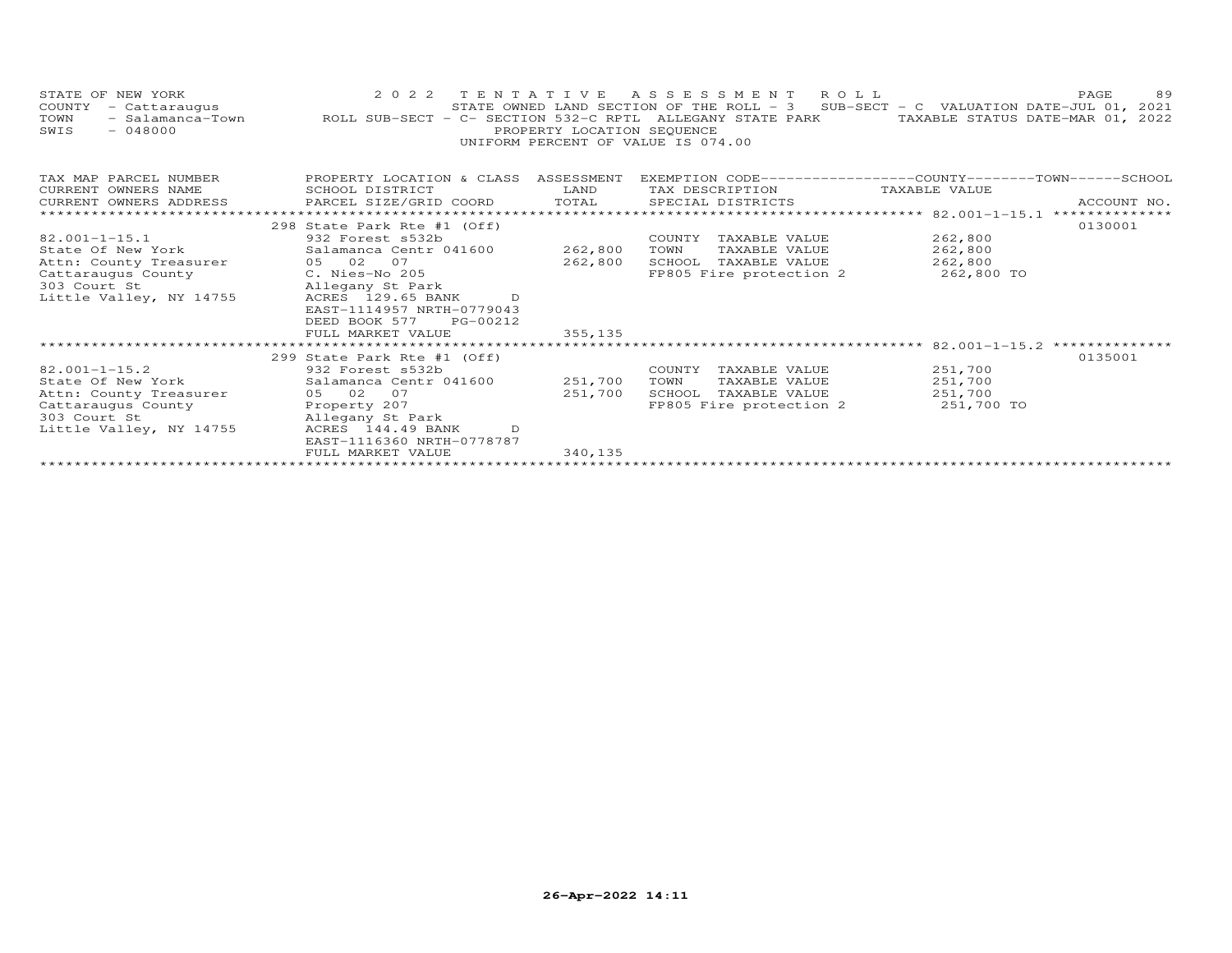STATE OF NEW YORK — 2022 TENTATIVE ASSESSMENT ROLL
COUNTY - Cattaraugus — STATE OWNED LAND SECTION OF THE ROLL - 3 SUB-SECT - C VALUATION DATE-JUL 01, 2021
TOWN - Salamanca-Town — ROLL SUB-SECT - C- SECTION 532-C RPTL ALLEGANY STATE PARK — TAXABLE STATUS DATE-MAR 01, 2022
SWIS - 048000 — PROPERTY LOCATION SEQUENCE
UNIFORM PERCENT OF VALUE IS 074.00

| TAX MAP PARCEL NUMBER / CURRENT OWNERS NAME / CURRENT OWNERS ADDRESS | PROPERTY LOCATION & CLASS / SCHOOL DISTRICT / PARCEL SIZE/GRID COORD | ASSESSMENT LAND / TOTAL | EXEMPTION CODE / TAX DESCRIPTION / SPECIAL DISTRICTS | COUNTY / TOWN / SCHOOL TAXABLE VALUE | ACCOUNT NO. |
|---|---|---|---|---|---|
| | 298 State Park Rte #1 (Off) | | | | 0130001 |
| 82.001-1-15.1 | 932 Forest s532b | | COUNTY TAXABLE VALUE | 262,800 | |
| State Of New York | Salamanca Centr 041600 | 262,800 | TOWN TAXABLE VALUE | 262,800 | |
| Attn: County Treasurer | 05 02 07 | 262,800 | SCHOOL TAXABLE VALUE | 262,800 | |
| Cattaraugus County | C. Nies-No 205 | | FP805 Fire protection 2 | 262,800 TO | |
| 303 Court St | Allegany St Park | | | | |
| Little Valley, NY 14755 | ACRES 129.65 BANK D | | | | |
| | EAST-1114957 NRTH-0779043 | | | | |
| | DEED BOOK 577 PG-00212 | | | | |
| | FULL MARKET VALUE | 355,135 | | | |
| | 299 State Park Rte #1 (Off) | | | | 0135001 |
| 82.001-1-15.2 | 932 Forest s532b | | COUNTY TAXABLE VALUE | 251,700 | |
| State Of New York | Salamanca Centr 041600 | 251,700 | TOWN TAXABLE VALUE | 251,700 | |
| Attn: County Treasurer | 05 02 07 | 251,700 | SCHOOL TAXABLE VALUE | 251,700 | |
| Cattaraugus County | Property 207 | | FP805 Fire protection 2 | 251,700 TO | |
| 303 Court St | Allegany St Park | | | | |
| Little Valley, NY 14755 | ACRES 144.49 BANK D | | | | |
| | EAST-1116360 NRTH-0778787 | | | | |
| | FULL MARKET VALUE | 340,135 | | | |

26-Apr-2022 14:11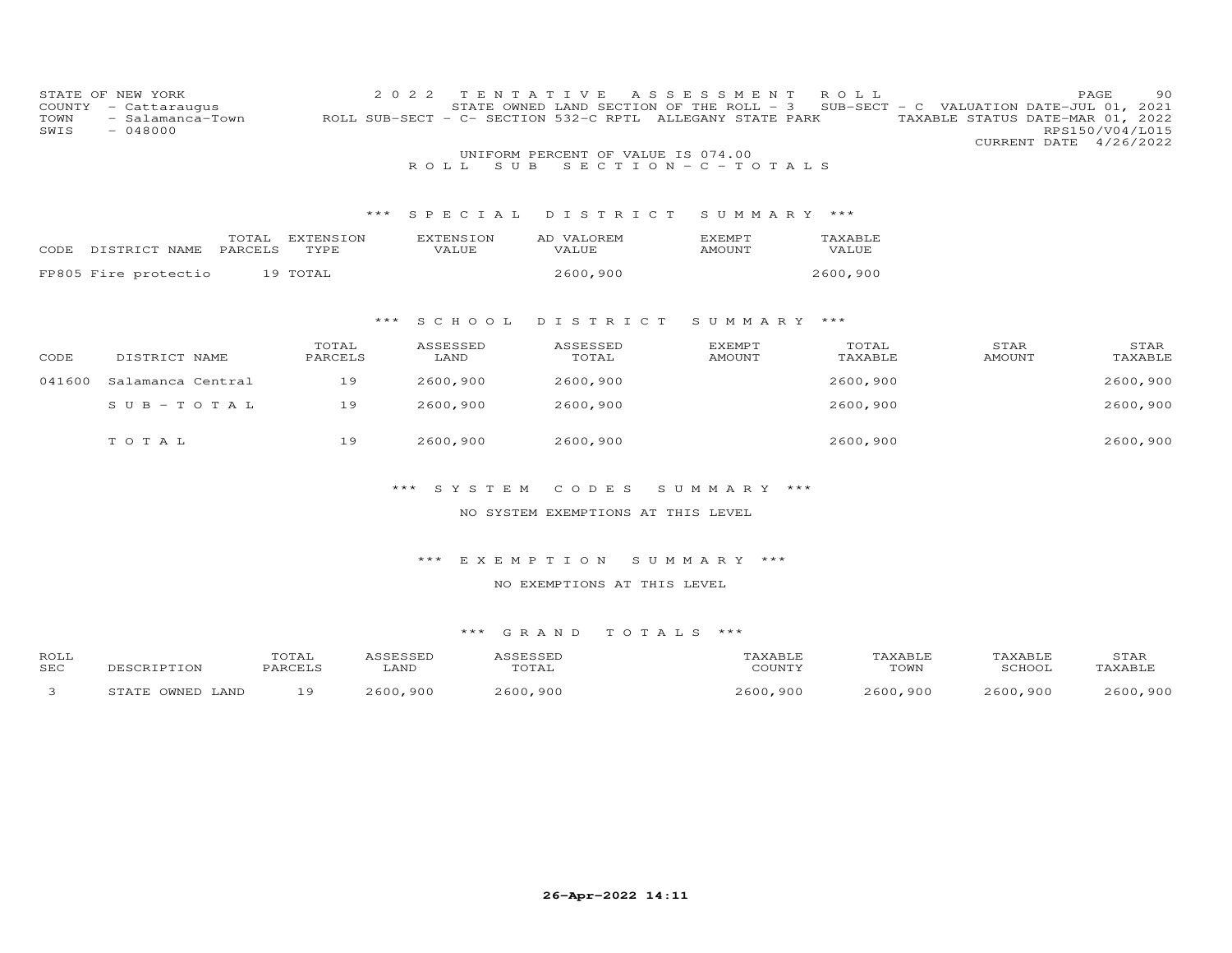STATE OF NEW YORK
COUNTY - Cattaraugus
TOWN - Salamanca-Town
SWIS - 048000

2022 TENTATIVE ASSESSMENT ROLL
STATE OWNED LAND SECTION OF THE ROLL - 3 SUB-SECT - C VALUATION DATE-JUL 01, 2021
ROLL SUB-SECT - C- SECTION 532-C RPTL ALLEGANY STATE PARK TAXABLE STATUS DATE-MAR 01, 2022
RPS150/V04/L015
CURRENT DATE 4/26/2022

UNIFORM PERCENT OF VALUE IS 074.00

ROLL SUB SECTION - C - TOTALS

*** SPECIAL DISTRICT SUMMARY ***

| CODE | DISTRICT NAME | TOTAL PARCELS | EXTENSION TYPE | EXTENSION VALUE | AD VALOREM VALUE | EXEMPT AMOUNT | TAXABLE VALUE |
|---|---|---|---|---|---|---|---|
| FP805 | Fire protectio | 19 | TOTAL | | 2600,900 | | 2600,900 |

*** SCHOOL DISTRICT SUMMARY ***

| CODE | DISTRICT NAME | TOTAL PARCELS | ASSESSED LAND | ASSESSED TOTAL | EXEMPT AMOUNT | TOTAL TAXABLE | STAR AMOUNT | STAR TAXABLE |
|---|---|---|---|---|---|---|---|---|
| 041600 | Salamanca Central | 19 | 2600,900 | 2600,900 | | 2600,900 | | 2600,900 |
| | SUB-TOTAL | 19 | 2600,900 | 2600,900 | | 2600,900 | | 2600,900 |
| | TOTAL | 19 | 2600,900 | 2600,900 | | 2600,900 | | 2600,900 |

*** SYSTEM CODES SUMMARY ***

NO SYSTEM EXEMPTIONS AT THIS LEVEL

*** EXEMPTION SUMMARY ***

NO EXEMPTIONS AT THIS LEVEL

*** GRAND TOTALS ***

| ROLL SEC | DESCRIPTION | TOTAL PARCELS | ASSESSED LAND | ASSESSED TOTAL | TAXABLE COUNTY | TAXABLE TOWN | TAXABLE SCHOOL | STAR TAXABLE |
|---|---|---|---|---|---|---|---|---|
| 3 | STATE OWNED LAND | 19 | 2600,900 | 2600,900 | 2600,900 | 2600,900 | 2600,900 | 2600,900 |

26-Apr-2022 14:11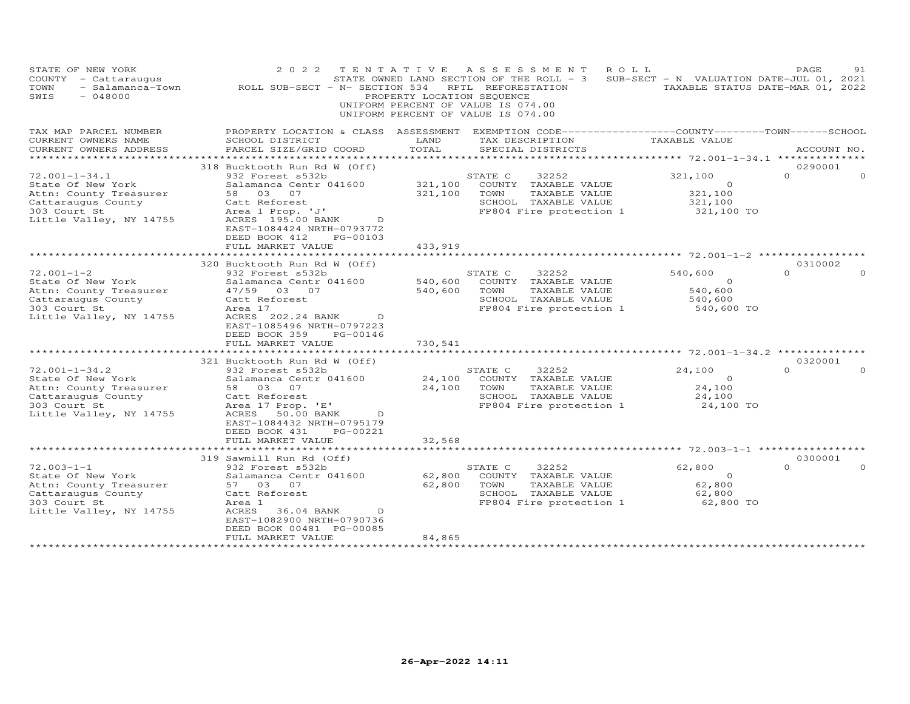STATE OF NEW YORK — 2022 TENTATIVE ASSESSMENT ROLL
COUNTY - Cattaraugus — STATE OWNED LAND SECTION OF THE ROLL - 3 — SUB-SECT - N VALUATION DATE-JUL 01, 2021
TOWN - Salamanca-Town — ROLL SUB-SECT - N- SECTION 534 RPTL REFORESTATION — TAXABLE STATUS DATE-MAR 01, 2022
SWIS - 048000 — PROPERTY LOCATION SEQUENCE
UNIFORM PERCENT OF VALUE IS 074.00
UNIFORM PERCENT OF VALUE IS 074.00

| TAX MAP PARCEL NUMBER / CURRENT OWNERS NAME / CURRENT OWNERS ADDRESS | PROPERTY LOCATION & CLASS / SCHOOL DISTRICT / PARCEL SIZE/GRID COORD | ASSESSMENT LAND / TOTAL | EXEMPTION CODE / TAX DESCRIPTION / SPECIAL DISTRICTS | COUNTY | TOWN | SCHOOL | TAXABLE VALUE | ACCOUNT NO. |
|---|---|---|---|---|---|---|---|---|
| 72.001-1-34.1 | 318 Bucktooth Run Rd W (Off) | | | | | | | 0290001 |
| State Of New York | 932 Forest s532b | | STATE C 32252 | 321,100 | 0 | 0 | | |
| Attn: County Treasurer | Salamanca Centr 041600 | 321,100 | COUNTY TAXABLE VALUE | | | | 0 | |
| Cattaraugus County | 58 03 07 | 321,100 | TOWN TAXABLE VALUE | | | | 321,100 | |
| 303 Court St | Catt Reforest | | SCHOOL TAXABLE VALUE | | | | 321,100 | |
| Little Valley, NY 14755 | Area 1 Prop. 'J' | | FP804 Fire protection 1 | | | | 321,100 TO | |
| | ACRES 195.00 BANK D | | | | | | | |
| | EAST-1084424 NRTH-0793772 | | | | | | | |
| | DEED BOOK 412 PG-00103 | | | | | | | |
| | FULL MARKET VALUE | 433,919 | | | | | | |
| 72.001-1-2 | 320 Bucktooth Run Rd W (Off) | | | | | | | 0310002 |
| State Of New York | 932 Forest s532b | | STATE C 32252 | 540,600 | 0 | 0 | | |
| Attn: County Treasurer | Salamanca Centr 041600 | 540,600 | COUNTY TAXABLE VALUE | | | | 0 | |
| Cattaraugus County | 47/59 03 07 | 540,600 | TOWN TAXABLE VALUE | | | | 540,600 | |
| 303 Court St | Catt Reforest | | SCHOOL TAXABLE VALUE | | | | 540,600 | |
| Little Valley, NY 14755 | Area 17 | | FP804 Fire protection 1 | | | | 540,600 TO | |
| | ACRES 202.24 BANK D | | | | | | | |
| | EAST-1085496 NRTH-0797223 | | | | | | | |
| | DEED BOOK 359 PG-00146 | | | | | | | |
| | FULL MARKET VALUE | 730,541 | | | | | | |
| 72.001-1-34.2 | 321 Bucktooth Run Rd W (Off) | | | | | | | 0320001 |
| State Of New York | 932 Forest s532b | | STATE C 32252 | 24,100 | 0 | 0 | | |
| Attn: County Treasurer | Salamanca Centr 041600 | 24,100 | COUNTY TAXABLE VALUE | | | | 0 | |
| Cattaraugus County | 58 03 07 | 24,100 | TOWN TAXABLE VALUE | | | | 24,100 | |
| 303 Court St | Catt Reforest | | SCHOOL TAXABLE VALUE | | | | 24,100 | |
| Little Valley, NY 14755 | Area 17 Prop. 'E' | | FP804 Fire protection 1 | | | | 24,100 TO | |
| | ACRES 50.00 BANK D | | | | | | | |
| | EAST-1084432 NRTH-0795179 | | | | | | | |
| | DEED BOOK 431 PG-00221 | | | | | | | |
| | FULL MARKET VALUE | 32,568 | | | | | | |
| 72.003-1-1 | 319 Sawmill Run Rd (Off) | | | | | | | 0300001 |
| State Of New York | 932 Forest s532b | | STATE C 32252 | 62,800 | 0 | 0 | | |
| Attn: County Treasurer | Salamanca Centr 041600 | 62,800 | COUNTY TAXABLE VALUE | | | | 0 | |
| Cattaraugus County | 57 03 07 | 62,800 | TOWN TAXABLE VALUE | | | | 62,800 | |
| 303 Court St | Catt Reforest | | SCHOOL TAXABLE VALUE | | | | 62,800 | |
| Little Valley, NY 14755 | Area 1 | | FP804 Fire protection 1 | | | | 62,800 TO | |
| | ACRES 36.04 BANK D | | | | | | | |
| | EAST-1082900 NRTH-0790736 | | | | | | | |
| | DEED BOOK 00481 PG-00085 | | | | | | | |
| | FULL MARKET VALUE | 84,865 | | | | | | |

26-Apr-2022 14:11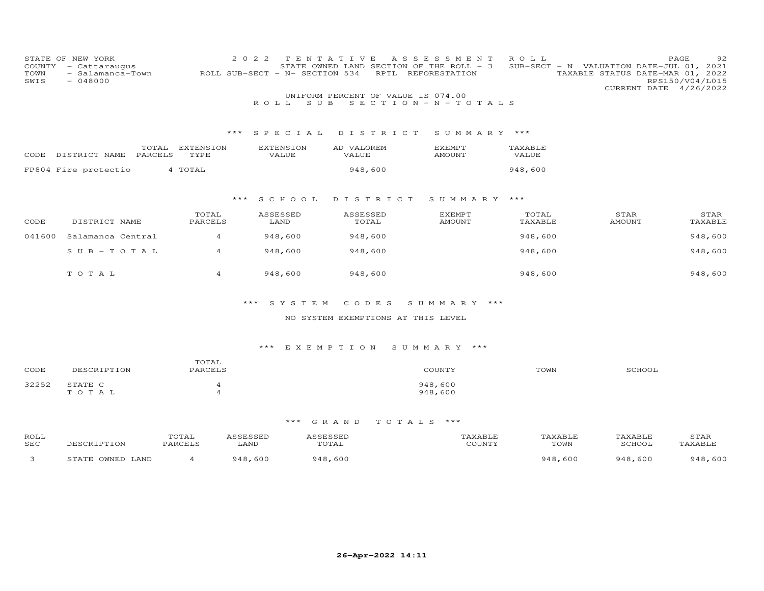STATE OF NEW YORK
COUNTY - Cattaraugus
TOWN - Salamanca-Town
SWIS - 048000

2 0 2 2 T E N T A T I V E A S S E S S M E N T R O L L
STATE OWNED LAND SECTION OF THE ROLL - 3 SUB-SECT - N VALUATION DATE-JUL 01, 2021
ROLL SUB-SECT - N- SECTION 534 RPTL REFORESTATION TAXABLE STATUS DATE-MAR 01, 2022
RPS150/V04/L015
CURRENT DATE 4/26/2022

UNIFORM PERCENT OF VALUE IS 074.00

R O L L S U B S E C T I O N - N - T O T A L S

### *** S P E C I A L D I S T R I C T S U M M A R Y ***

| CODE | DISTRICT NAME | TOTAL PARCELS | EXTENSION TYPE | EXTENSION VALUE | AD VALOREM VALUE | EXEMPT AMOUNT | TAXABLE VALUE |
|---|---|---|---|---|---|---|---|
| FP804 | Fire protectio | 4 | TOTAL | | 948,600 | | 948,600 |

### *** S C H O O L D I S T R I C T S U M M A R Y ***

| CODE | DISTRICT NAME | TOTAL PARCELS | ASSESSED LAND | ASSESSED TOTAL | EXEMPT AMOUNT | TOTAL TAXABLE | STAR AMOUNT | STAR TAXABLE |
|---|---|---|---|---|---|---|---|---|
| 041600 | Salamanca Central | 4 | 948,600 | 948,600 | | 948,600 | | 948,600 |
| | S U B - T O T A L | 4 | 948,600 | 948,600 | | 948,600 | | 948,600 |
| | T O T A L | 4 | 948,600 | 948,600 | | 948,600 | | 948,600 |

### *** S Y S T E M C O D E S S U M M A R Y ***

NO SYSTEM EXEMPTIONS AT THIS LEVEL

### *** E X E M P T I O N S U M M A R Y ***

| CODE | DESCRIPTION | TOTAL PARCELS | COUNTY | TOWN | SCHOOL |
|---|---|---|---|---|---|
| 32252 | STATE C | 4 | 948,600 | | |
| | T O T A L | 4 | 948,600 | | |

### *** G R A N D T O T A L S ***

| ROLL SEC | DESCRIPTION | TOTAL PARCELS | ASSESSED LAND | ASSESSED TOTAL | TAXABLE COUNTY | TAXABLE TOWN | TAXABLE SCHOOL | STAR TAXABLE |
|---|---|---|---|---|---|---|---|---|
| 3 | STATE OWNED LAND | 4 | 948,600 | 948,600 | | 948,600 | 948,600 | 948,600 |

26-Apr-2022 14:11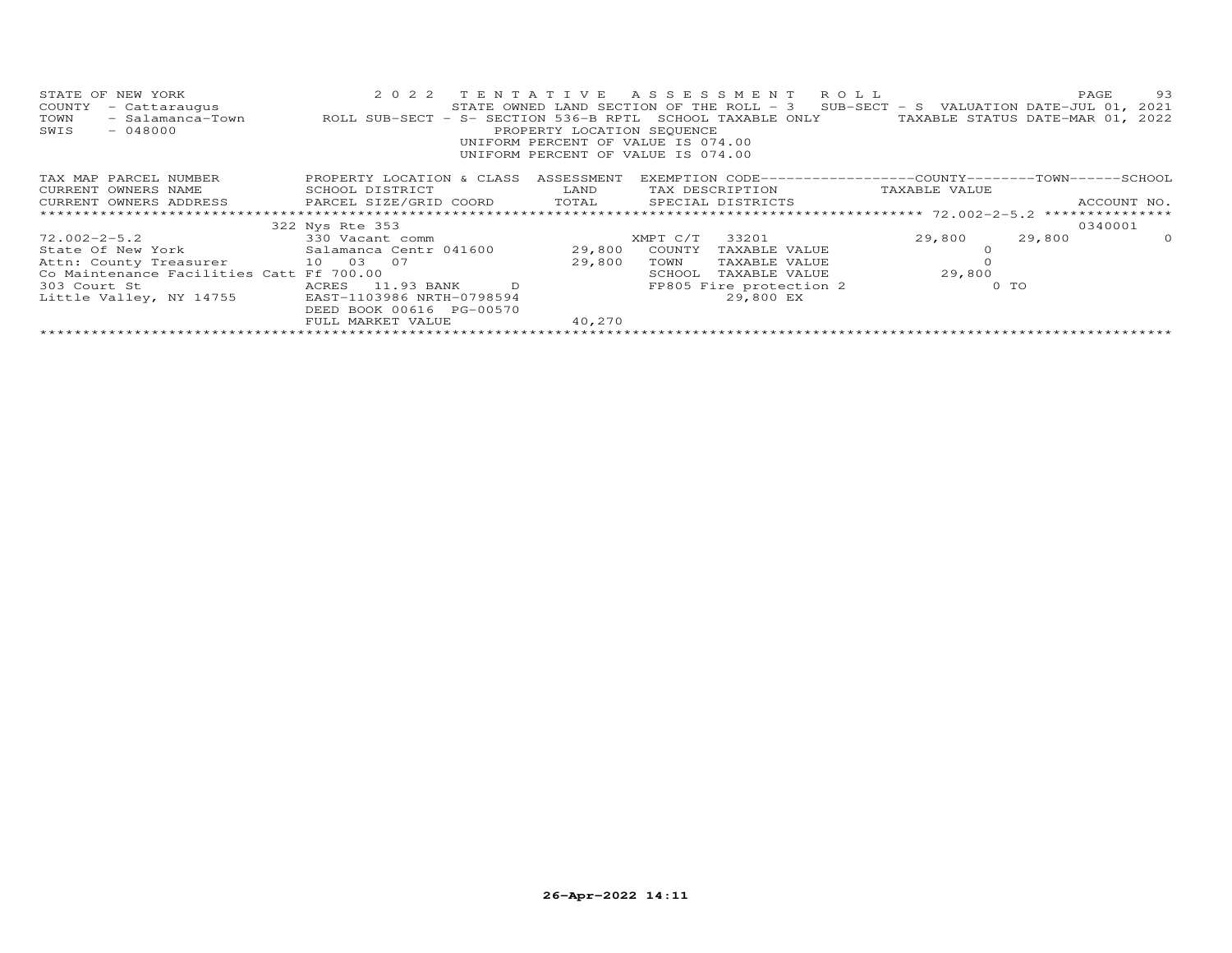STATE OF NEW YORK 2 0 2 2 T E N T A T I V E A S S E S S M E N T R O L L
COUNTY - Cattaraugus STATE OWNED LAND SECTION OF THE ROLL - 3 SUB-SECT - S VALUATION DATE-JUL 01, 2021
TOWN - Salamanca-Town ROLL SUB-SECT - S- SECTION 536-B RPTL SCHOOL TAXABLE ONLY TAXABLE STATUS DATE-MAR 01, 2022
SWIS - 048000 PROPERTY LOCATION SEQUENCE
UNIFORM PERCENT OF VALUE IS 074.00
UNIFORM PERCENT OF VALUE IS 074.00

| TAX MAP PARCEL NUMBER<br>CURRENT OWNERS NAME<br>CURRENT OWNERS ADDRESS | PROPERTY LOCATION & CLASS<br>SCHOOL DISTRICT<br>PARCEL SIZE/GRID COORD | ASSESSMENT<br>LAND<br>TOTAL | EXEMPTION CODE<br>TAX DESCRIPTION<br>SPECIAL DISTRICTS | COUNTY<br>TAXABLE VALUE | TOWN | SCHOOL<br>ACCOUNT NO. |
|---|---|---|---|---|---|---|
| 72.002-2-5.2 | 322 Nys Rte 353 | | | | | 0340001 |
| 72.002-2-5.2 | 330 Vacant comm | | XMPT C/T 33201 | 29,800 | 29,800 | 0 |
| State Of New York | Salamanca Centr 041600 | 29,800 | COUNTY TAXABLE VALUE | 0 | | |
| Attn: County Treasurer | 10 03 07 | 29,800 | TOWN TAXABLE VALUE | 0 | | |
| Co Maintenance Facilities Catt | Ff 700.00 | | SCHOOL TAXABLE VALUE | 29,800 | | |
| 303 Court St | ACRES 11.93 BANK D | | FP805 Fire protection 2 | 0 TO | | |
| Little Valley, NY 14755 | EAST-1103986 NRTH-0798594 | | 29,800 EX | | | |
| | DEED BOOK 00616 PG-00570 | | | | | |
| | FULL MARKET VALUE | 40,270 | | | | |

26-Apr-2022 14:11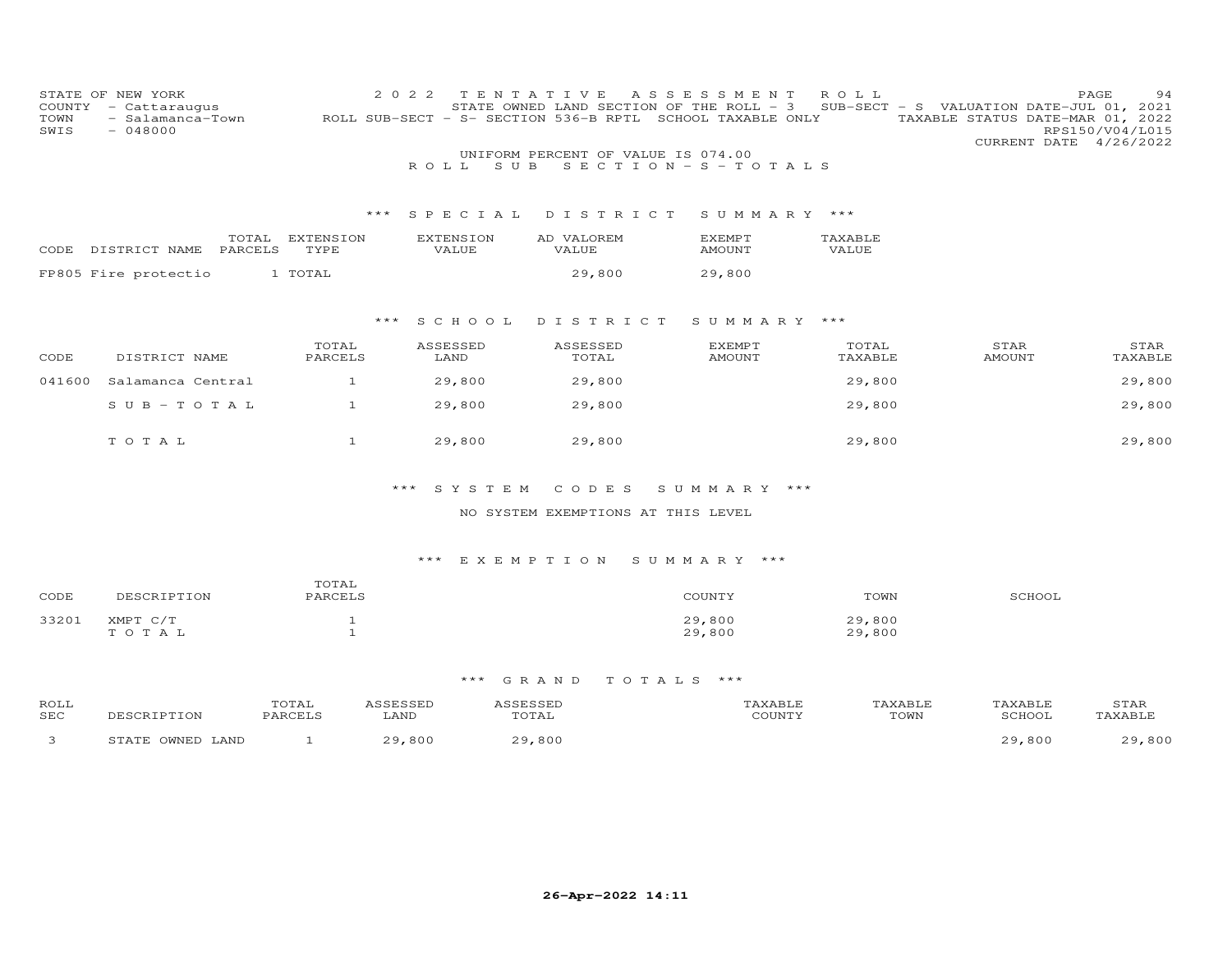STATE OF NEW YORK
COUNTY - Cattaraugus
TOWN - Salamanca-Town
SWIS - 048000

2022 TENTATIVE ASSESSMENT ROLL
STATE OWNED LAND SECTION OF THE ROLL - 3 SUB-SECT - S VALUATION DATE-JUL 01, 2021
ROLL SUB-SECT - S- SECTION 536-B RPTL SCHOOL TAXABLE ONLY TAXABLE STATUS DATE-MAR 01, 2022
RPS150/V04/L015
CURRENT DATE 4/26/2022

UNIFORM PERCENT OF VALUE IS 074.00

ROLL SUB SECTION-S-TOTALS

### *** SPECIAL DISTRICT SUMMARY ***

| CODE | DISTRICT NAME | TOTAL PARCELS | EXTENSION TYPE | EXTENSION VALUE | AD VALOREM VALUE | EXEMPT AMOUNT | TAXABLE VALUE |
|---|---|---|---|---|---|---|---|
| FP805 | Fire protectio | 1 | TOTAL | | 29,800 | 29,800 | |

### *** SCHOOL DISTRICT SUMMARY ***

| CODE | DISTRICT NAME | TOTAL PARCELS | ASSESSED LAND | ASSESSED TOTAL | EXEMPT AMOUNT | TOTAL TAXABLE | STAR AMOUNT | STAR TAXABLE |
|---|---|---|---|---|---|---|---|---|
| 041600 | Salamanca Central | 1 | 29,800 | 29,800 | | 29,800 | | 29,800 |
| | SUB-TOTAL | 1 | 29,800 | 29,800 | | 29,800 | | 29,800 |
| | TOTAL | 1 | 29,800 | 29,800 | | 29,800 | | 29,800 |

### *** SYSTEM CODES SUMMARY ***

NO SYSTEM EXEMPTIONS AT THIS LEVEL

### *** EXEMPTION SUMMARY ***

| CODE | DESCRIPTION | TOTAL PARCELS | COUNTY | TOWN | SCHOOL |
|---|---|---|---|---|---|
| 33201 | XMPT C/T | 1 | 29,800 | 29,800 | |
| | TOTAL | 1 | 29,800 | 29,800 | |

### *** GRAND TOTALS ***

| ROLL SEC | DESCRIPTION | TOTAL PARCELS | ASSESSED LAND | ASSESSED TOTAL | TAXABLE COUNTY | TAXABLE TOWN | TAXABLE SCHOOL | STAR TAXABLE |
|---|---|---|---|---|---|---|---|---|
| 3 | STATE OWNED LAND | 1 | 29,800 | 29,800 | | | 29,800 | 29,800 |

26-Apr-2022 14:11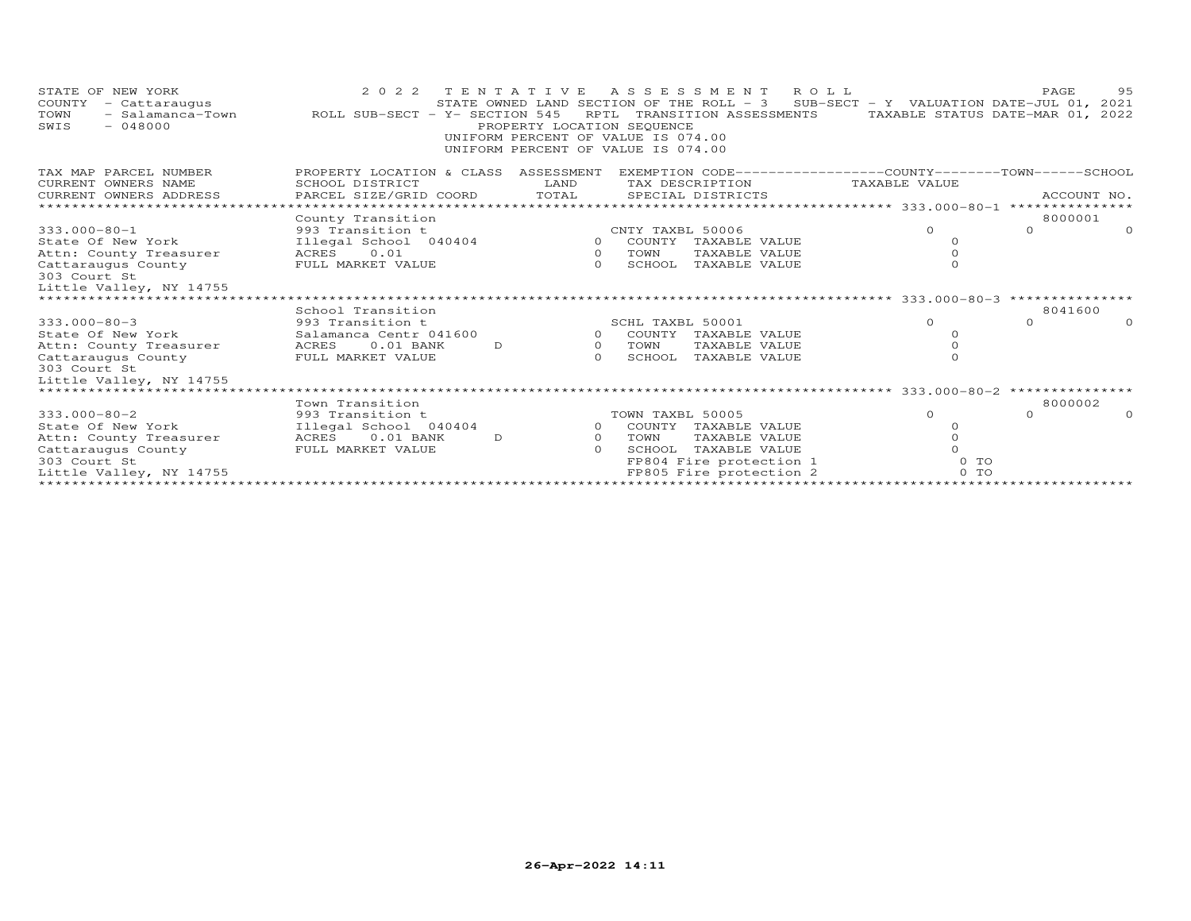STATE OF NEW YORK
COUNTY - Cattaraugus
TOWN - Salamanca-Town
SWIS - 048000

2022 TENTATIVE ASSESSMENT ROLL
STATE OWNED LAND SECTION OF THE ROLL - 3 SUB-SECT - Y VALUATION DATE-JUL 01, 2021
ROLL SUB-SECT - Y- SECTION 545 RPTL TRANSITION ASSESSMENTS TAXABLE STATUS DATE-MAR 01, 2022
PROPERTY LOCATION SEQUENCE
UNIFORM PERCENT OF VALUE IS 074.00
UNIFORM PERCENT OF VALUE IS 074.00

| TAX MAP PARCEL NUMBER / CURRENT OWNERS NAME / CURRENT OWNERS ADDRESS | PROPERTY LOCATION & CLASS / SCHOOL DISTRICT / PARCEL SIZE/GRID COORD | ASSESSMENT LAND / TOTAL | EXEMPTION CODE / TAX DESCRIPTION / SPECIAL DISTRICTS | COUNTY TAXABLE VALUE | TOWN | SCHOOL / ACCOUNT NO. |
|---|---|---|---|---|---|---|
| **333.000-80-1** | County Transition | | | | | 8000001 |
| 333.000-80-1 | 993 Transition t | | CNTY TAXBL 50006 | 0 | 0 | 0 |
| State Of New York | Illegal School 040404 | 0 | COUNTY TAXABLE VALUE | 0 | | |
| Attn: County Treasurer | ACRES 0.01 | 0 | TOWN TAXABLE VALUE | 0 | | |
| Cattaraugus County | FULL MARKET VALUE | 0 | SCHOOL TAXABLE VALUE | 0 | | |
| 303 Court St | | | | | | |
| Little Valley, NY 14755 | | | | | | |
| **333.000-80-3** | School Transition | | | | | 8041600 |
| 333.000-80-3 | 993 Transition t | | SCHL TAXBL 50001 | 0 | 0 | 0 |
| State Of New York | Salamanca Centr 041600 | 0 | COUNTY TAXABLE VALUE | 0 | | |
| Attn: County Treasurer | ACRES 0.01 BANK D | 0 | TOWN TAXABLE VALUE | 0 | | |
| Cattaraugus County | FULL MARKET VALUE | 0 | SCHOOL TAXABLE VALUE | 0 | | |
| 303 Court St | | | | | | |
| Little Valley, NY 14755 | | | | | | |
| **333.000-80-2** | Town Transition | | | | | 8000002 |
| 333.000-80-2 | 993 Transition t | | TOWN TAXBL 50005 | 0 | 0 | 0 |
| State Of New York | Illegal School 040404 | 0 | COUNTY TAXABLE VALUE | 0 | | |
| Attn: County Treasurer | ACRES 0.01 BANK D | 0 | TOWN TAXABLE VALUE | 0 | | |
| Cattaraugus County | FULL MARKET VALUE | 0 | SCHOOL TAXABLE VALUE | 0 | | |
| 303 Court St | | | FP804 Fire protection 1 | 0 TO | | |
| Little Valley, NY 14755 | | | FP805 Fire protection 2 | 0 TO | | |

26-Apr-2022 14:11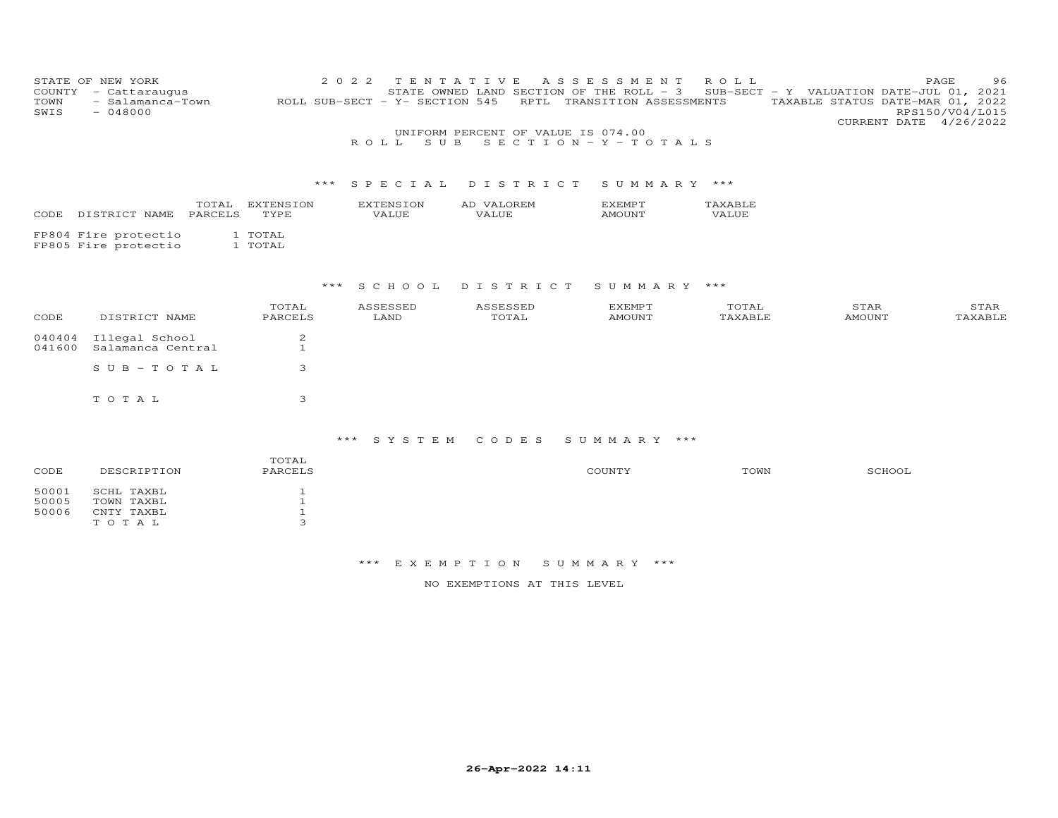STATE OF NEW YORK
COUNTY - Cattaraugus
TOWN - Salamanca-Town
SWIS - 048000

2022 TENTATIVE ASSESSMENT ROLL
STATE OWNED LAND SECTION OF THE ROLL - 3 SUB-SECT - Y VALUATION DATE-JUL 01, 2021
ROLL SUB-SECT - Y- SECTION 545 RPTL TRANSITION ASSESSMENTS TAXABLE STATUS DATE-MAR 01, 2022
RPS150/V04/L015
CURRENT DATE 4/26/2022

UNIFORM PERCENT OF VALUE IS 074.00

## ROLL SUB SECTION-Y-TOTALS

### *** SPECIAL DISTRICT SUMMARY ***

| CODE | DISTRICT NAME | TOTAL PARCELS | EXTENSION TYPE | EXTENSION VALUE | AD VALOREM VALUE | EXEMPT AMOUNT | TAXABLE VALUE |
|---|---|---|---|---|---|---|---|
| FP804 | Fire protectio | 1 | TOTAL | | | | |
| FP805 | Fire protectio | 1 | TOTAL | | | | |

### *** SCHOOL DISTRICT SUMMARY ***

| CODE | DISTRICT NAME | TOTAL PARCELS | ASSESSED LAND | ASSESSED TOTAL | EXEMPT AMOUNT | TOTAL TAXABLE | STAR AMOUNT | STAR TAXABLE |
|---|---|---|---|---|---|---|---|---|
| 040404 | Illegal School | 2 | | | | | | |
| 041600 | Salamanca Central | 1 | | | | | | |
| | SUB-TOTAL | 3 | | | | | | |
| | TOTAL | 3 | | | | | | |

### *** SYSTEM CODES SUMMARY ***

| CODE | DESCRIPTION | TOTAL PARCELS | COUNTY | TOWN | SCHOOL |
|---|---|---|---|---|---|
| 50001 | SCHL TAXBL | 1 | | | |
| 50005 | TOWN TAXBL | 1 | | | |
| 50006 | CNTY TAXBL | 1 | | | |
| | TOTAL | 3 | | | |

### *** EXEMPTION SUMMARY ***

NO EXEMPTIONS AT THIS LEVEL

26-Apr-2022 14:11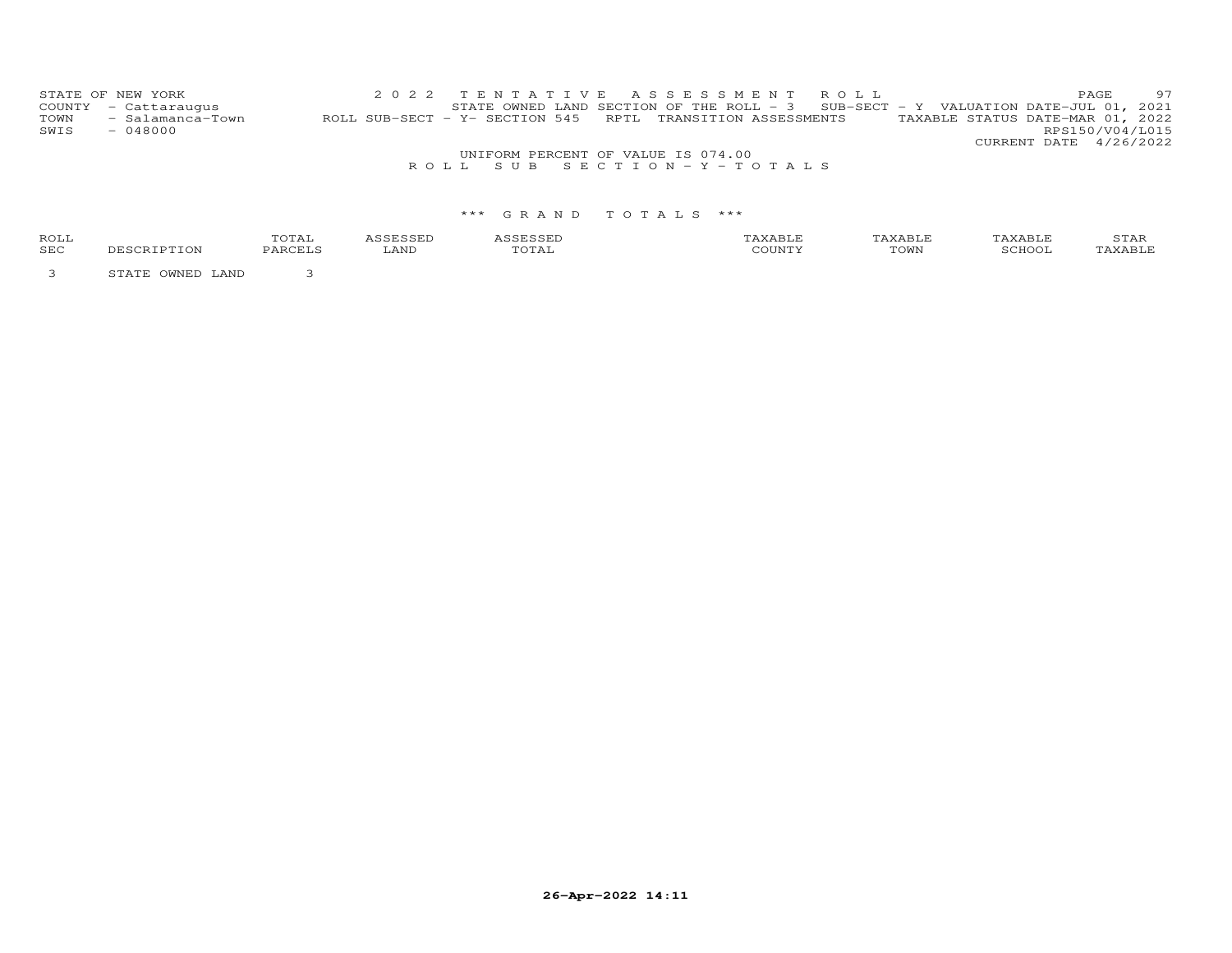STATE OF NEW YORK
COUNTY - Cattaraugus
TOWN - Salamanca-Town
SWIS - 048000

2 0 2 2 T E N T A T I V E A S S E S S M E N T R O L L

STATE OWNED LAND SECTION OF THE ROLL - 3 SUB-SECT - Y VALUATION DATE-JUL 01, 2021

ROLL SUB-SECT - Y- SECTION 545 RPTL TRANSITION ASSESSMENTS TAXABLE STATUS DATE-MAR 01, 2022

RPS150/V04/L015

CURRENT DATE 4/26/2022

UNIFORM PERCENT OF VALUE IS 074.00

R O L L S U B S E C T I O N - Y - T O T A L S

\*\*\* G R A N D T O T A L S \*\*\*

| ROLL SEC | DESCRIPTION | TOTAL PARCELS | ASSESSED LAND | ASSESSED TOTAL | TAXABLE COUNTY | TAXABLE TOWN | TAXABLE SCHOOL | STAR TAXABLE |
|---|---|---|---|---|---|---|---|---|
| 3 | STATE OWNED LAND | 3 | | | | | | |

26-Apr-2022 14:11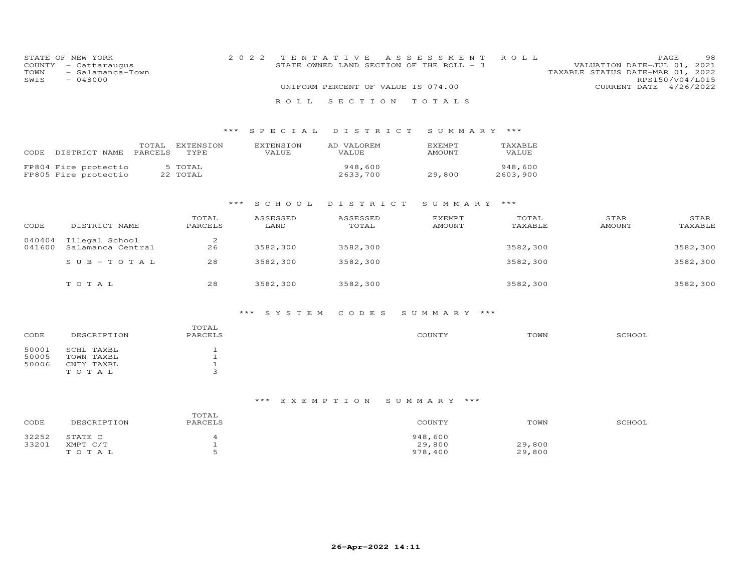STATE OF NEW YORK
COUNTY - Cattaraugus
TOWN - Salamanca-Town
SWIS - 048000

2022 TENTATIVE ASSESSMENT ROLL
STATE OWNED LAND SECTION OF THE ROLL - 3

UNIFORM PERCENT OF VALUE IS 074.00

VALUATION DATE-JUL 01, 2021
TAXABLE STATUS DATE-MAR 01, 2022
RPS150/V04/L015
CURRENT DATE 4/26/2022

# ROLL SECTION TOTALS

## *** SPECIAL DISTRICT SUMMARY ***

| CODE | DISTRICT NAME | TOTAL PARCELS | EXTENSION TYPE | EXTENSION VALUE | AD VALOREM VALUE | EXEMPT AMOUNT | TAXABLE VALUE |
|---|---|---|---|---|---|---|---|
| FP804 | Fire protectio | 5 | TOTAL | | 948,600 | | 948,600 |
| FP805 | Fire protectio | 22 | TOTAL | | 2633,700 | 29,800 | 2603,900 |

## *** SCHOOL DISTRICT SUMMARY ***

| CODE | DISTRICT NAME | TOTAL PARCELS | ASSESSED LAND | ASSESSED TOTAL | EXEMPT AMOUNT | TOTAL TAXABLE | STAR AMOUNT | STAR TAXABLE |
|---|---|---|---|---|---|---|---|---|
| 040404 | Illegal School | 2 | | | | | | |
| 041600 | Salamanca Central | 26 | 3582,300 | 3582,300 | | 3582,300 | | 3582,300 |
| | S U B - T O T A L | 28 | 3582,300 | 3582,300 | | 3582,300 | | 3582,300 |
| | T O T A L | 28 | 3582,300 | 3582,300 | | 3582,300 | | 3582,300 |

## *** SYSTEM CODES SUMMARY ***

| CODE | DESCRIPTION | TOTAL PARCELS | COUNTY | TOWN | SCHOOL |
|---|---|---|---|---|---|
| 50001 | SCHL TAXBL | 1 | | | |
| 50005 | TOWN TAXBL | 1 | | | |
| 50006 | CNTY TAXBL | 1 | | | |
| | T O T A L | 3 | | | |

## *** EXEMPTION SUMMARY ***

| CODE | DESCRIPTION | TOTAL PARCELS | COUNTY | TOWN | SCHOOL |
|---|---|---|---|---|---|
| 32252 | STATE C | 4 | 948,600 | | |
| 33201 | XMPT C/T | 1 | 29,800 | 29,800 | |
| | T O T A L | 5 | 978,400 | 29,800 | |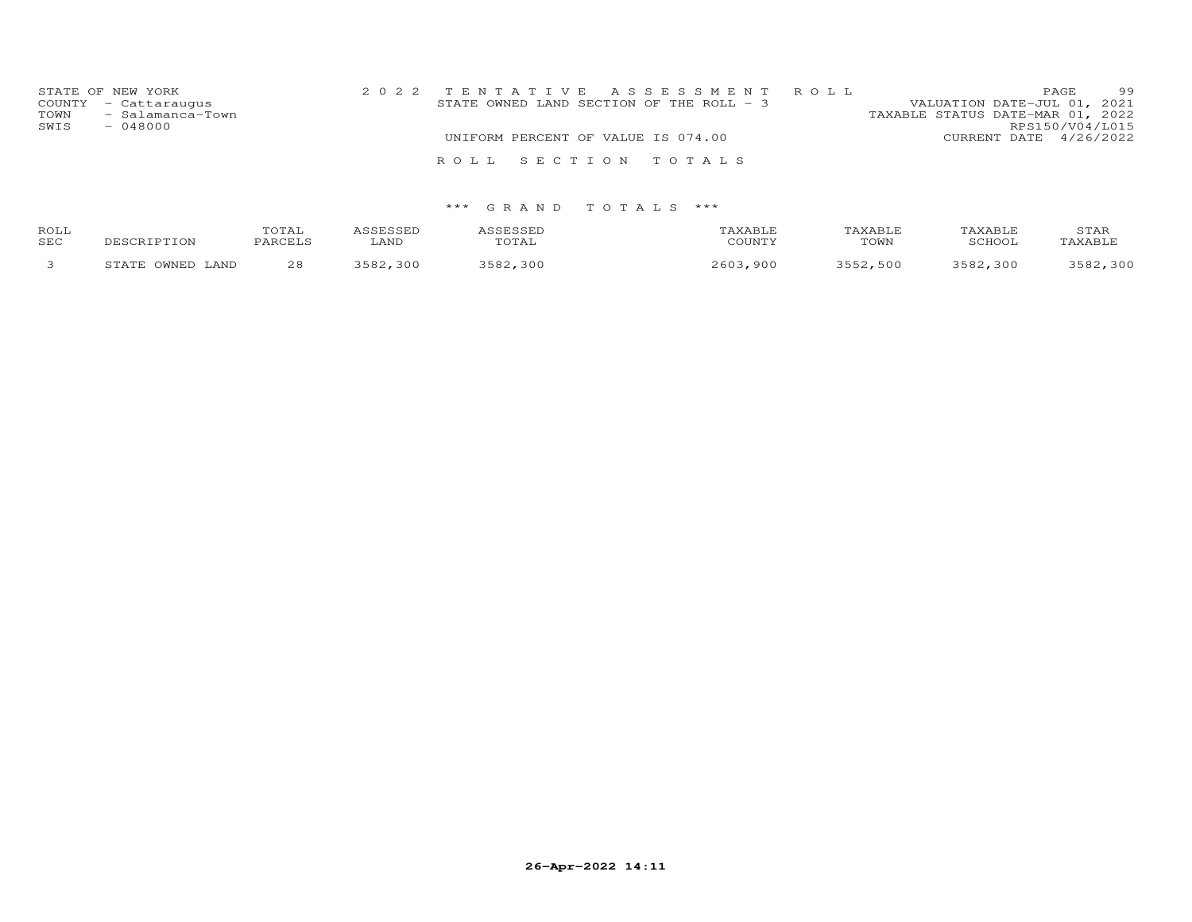STATE OF NEW YORK
COUNTY - Cattaraugus
TOWN - Salamanca-Town
SWIS - 048000

2 0 2 2 T E N T A T I V E A S S E S S M E N T R O L L
STATE OWNED LAND SECTION OF THE ROLL - 3
UNIFORM PERCENT OF VALUE IS 074.00

VALUATION DATE-JUL 01, 2021
TAXABLE STATUS DATE-MAR 01, 2022
RPS150/V04/L015
CURRENT DATE 4/26/2022

R O L L S E C T I O N T O T A L S

*** G R A N D T O T A L S ***

| ROLL SEC | DESCRIPTION | TOTAL PARCELS | ASSESSED LAND | ASSESSED TOTAL | TAXABLE COUNTY | TAXABLE TOWN | TAXABLE SCHOOL | STAR TAXABLE |
|---|---|---|---|---|---|---|---|---|
| 3 | STATE OWNED LAND | 28 | 3582,300 | 3582,300 | 2603,900 | 3552,500 | 3582,300 | 3582,300 |

26-Apr-2022 14:11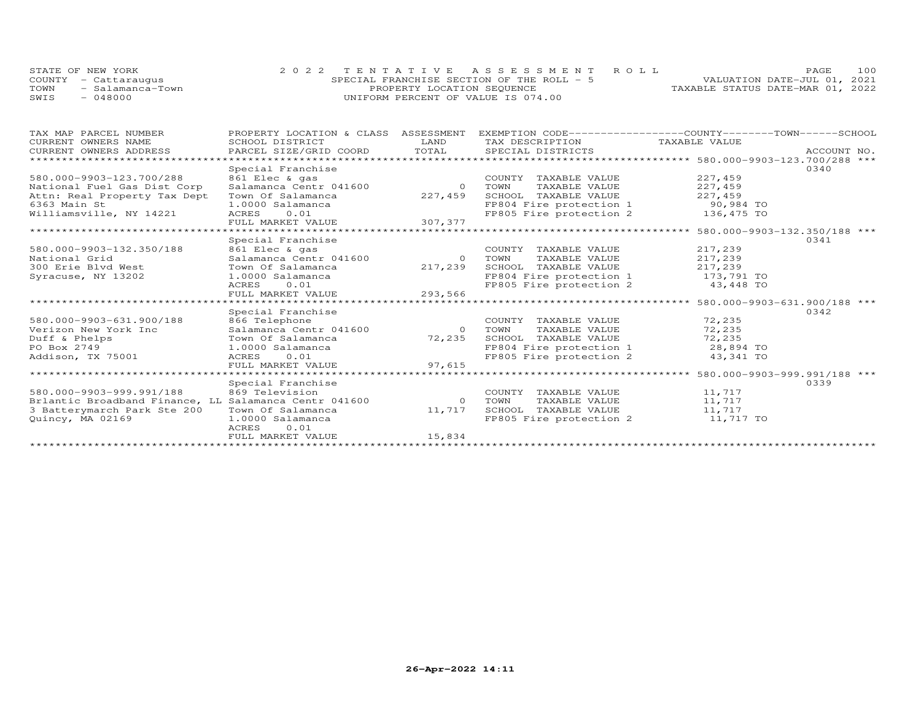STATE OF NEW YORK
COUNTY - Cattaraugus
TOWN - Salamanca-Town
SWIS - 048000

2022 TENTATIVE ASSESSMENT ROLL
SPECIAL FRANCHISE SECTION OF THE ROLL - 5
PROPERTY LOCATION SEQUENCE
UNIFORM PERCENT OF VALUE IS 074.00

VALUATION DATE-JUL 01, 2021
TAXABLE STATUS DATE-MAR 01, 2022

| TAX MAP PARCEL NUMBER / CURRENT OWNERS NAME / CURRENT OWNERS ADDRESS | PROPERTY LOCATION & CLASS / SCHOOL DISTRICT / PARCEL SIZE/GRID COORD | ASSESSMENT LAND / TOTAL | EXEMPTION CODE / TAX DESCRIPTION / SPECIAL DISTRICTS | COUNTY / TOWN / SCHOOL TAXABLE VALUE | ACCOUNT NO. |
|---|---|---|---|---|---|
| **580.000-9903-123.700/288** | Special Franchise | | | | 0340 |
| 580.000-9903-123.700/288 | 861 Elec & gas | | COUNTY TAXABLE VALUE | 227,459 | |
| National Fuel Gas Dist Corp | Salamanca Centr 041600 | 0 | TOWN TAXABLE VALUE | 227,459 | |
| Attn: Real Property Tax Dept | Town Of Salamanca | 227,459 | SCHOOL TAXABLE VALUE | 227,459 | |
| 6363 Main St | 1.0000 Salamanca | | FP804 Fire protection 1 | 90,984 TO | |
| Williamsville, NY 14221 | ACRES 0.01 | | FP805 Fire protection 2 | 136,475 TO | |
| | FULL MARKET VALUE | 307,377 | | | |
| **580.000-9903-132.350/188** | Special Franchise | | | | 0341 |
| 580.000-9903-132.350/188 | 861 Elec & gas | | COUNTY TAXABLE VALUE | 217,239 | |
| National Grid | Salamanca Centr 041600 | 0 | TOWN TAXABLE VALUE | 217,239 | |
| 300 Erie Blvd West | Town Of Salamanca | 217,239 | SCHOOL TAXABLE VALUE | 217,239 | |
| Syracuse, NY 13202 | 1.0000 Salamanca | | FP804 Fire protection 1 | 173,791 TO | |
| | ACRES 0.01 | | FP805 Fire protection 2 | 43,448 TO | |
| | FULL MARKET VALUE | 293,566 | | | |
| **580.000-9903-631.900/188** | Special Franchise | | | | 0342 |
| 580.000-9903-631.900/188 | 866 Telephone | | COUNTY TAXABLE VALUE | 72,235 | |
| Verizon New York Inc | Salamanca Centr 041600 | 0 | TOWN TAXABLE VALUE | 72,235 | |
| Duff & Phelps | Town Of Salamanca | 72,235 | SCHOOL TAXABLE VALUE | 72,235 | |
| PO Box 2749 | 1.0000 Salamanca | | FP804 Fire protection 1 | 28,894 TO | |
| Addison, TX 75001 | ACRES 0.01 | | FP805 Fire protection 2 | 43,341 TO | |
| | FULL MARKET VALUE | 97,615 | | | |
| **580.000-9903-999.991/188** | Special Franchise | | | | 0339 |
| 580.000-9903-999.991/188 | 869 Television | | COUNTY TAXABLE VALUE | 11,717 | |
| Brlantic Broadband Finance, LL | Salamanca Centr 041600 | 0 | TOWN TAXABLE VALUE | 11,717 | |
| 3 Batterymarch Park Ste 200 | Town Of Salamanca | 11,717 | SCHOOL TAXABLE VALUE | 11,717 | |
| Quincy, MA 02169 | 1.0000 Salamanca | | FP805 Fire protection 2 | 11,717 TO | |
| | ACRES 0.01 | | | | |
| | FULL MARKET VALUE | 15,834 | | | |

26-Apr-2022 14:11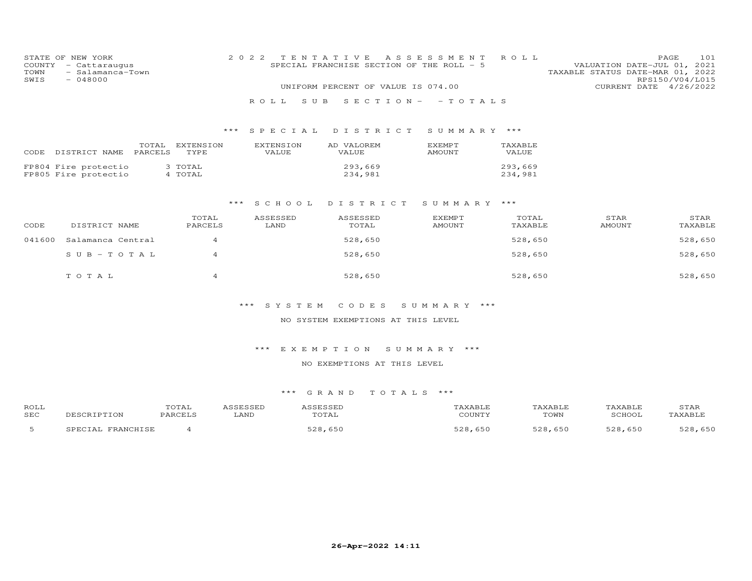STATE OF NEW YORK
COUNTY - Cattaraugus
TOWN - Salamanca-Town
SWIS - 048000

2 0 2 2 T E N T A T I V E A S S E S S M E N T R O L L
SPECIAL FRANCHISE SECTION OF THE ROLL - 5
UNIFORM PERCENT OF VALUE IS 074.00

VALUATION DATE-JUL 01, 2021
TAXABLE STATUS DATE-MAR 01, 2022
RPS150/V04/L015
CURRENT DATE 4/26/2022

R O L L S U B S E C T I O N - - T O T A L S

*** S P E C I A L D I S T R I C T S U M M A R Y ***

| CODE DISTRICT NAME | TOTAL PARCELS | EXTENSION TYPE | EXTENSION VALUE | AD VALOREM VALUE | EXEMPT AMOUNT | TAXABLE VALUE |
|---|---|---|---|---|---|---|
| FP804 Fire protectio | 3 | TOTAL | | 293,669 | | 293,669 |
| FP805 Fire protectio | 4 | TOTAL | | 234,981 | | 234,981 |

*** S C H O O L D I S T R I C T S U M M A R Y ***

| CODE | DISTRICT NAME | TOTAL PARCELS | ASSESSED LAND | ASSESSED TOTAL | EXEMPT AMOUNT | TOTAL TAXABLE | STAR AMOUNT | STAR TAXABLE |
|---|---|---|---|---|---|---|---|---|
| 041600 | Salamanca Central | 4 | | 528,650 | | 528,650 | | 528,650 |
| | S U B - T O T A L | 4 | | 528,650 | | 528,650 | | 528,650 |
| | T O T A L | 4 | | 528,650 | | 528,650 | | 528,650 |

*** S Y S T E M C O D E S S U M M A R Y ***

NO SYSTEM EXEMPTIONS AT THIS LEVEL

*** E X E M P T I O N S U M M A R Y ***

NO EXEMPTIONS AT THIS LEVEL

*** G R A N D T O T A L S ***

| ROLL SEC | DESCRIPTION | TOTAL PARCELS | ASSESSED LAND | ASSESSED TOTAL | TAXABLE COUNTY | TAXABLE TOWN | TAXABLE SCHOOL | STAR TAXABLE |
|---|---|---|---|---|---|---|---|---|
| 5 | SPECIAL FRANCHISE | 4 | | 528,650 | 528,650 | 528,650 | 528,650 | 528,650 |

26-Apr-2022 14:11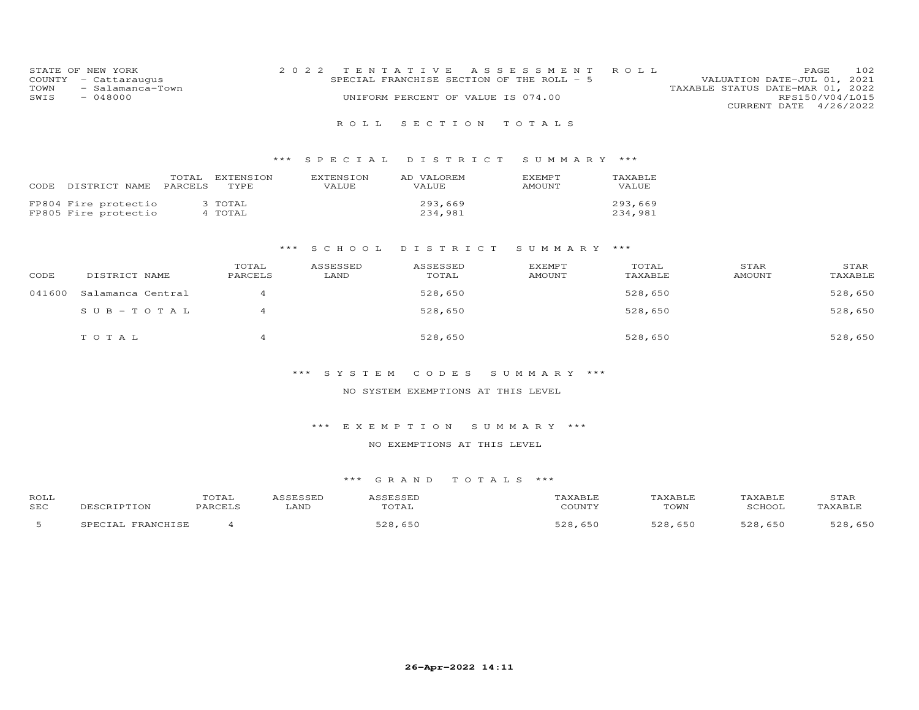STATE OF NEW YORK
COUNTY - Cattaraugus
TOWN - Salamanca-Town
SWIS - 048000

2 0 2 2 TENTATIVE ASSESSMENT ROLL
SPECIAL FRANCHISE SECTION OF THE ROLL - 5
UNIFORM PERCENT OF VALUE IS 074.00

VALUATION DATE-JUL 01, 2021
TAXABLE STATUS DATE-MAR 01, 2022
RPS150/V04/L015
CURRENT DATE 4/26/2022

## ROLL SECTION TOTALS

### *** SPECIAL DISTRICT SUMMARY ***

| CODE | DISTRICT NAME | TOTAL PARCELS | EXTENSION TYPE | EXTENSION VALUE | AD VALOREM VALUE | EXEMPT AMOUNT | TAXABLE VALUE |
|---|---|---|---|---|---|---|---|
| FP804 | Fire protectio | 3 | TOTAL | | 293,669 | | 293,669 |
| FP805 | Fire protectio | 4 | TOTAL | | 234,981 | | 234,981 |

### *** SCHOOL DISTRICT SUMMARY ***

| CODE | DISTRICT NAME | TOTAL PARCELS | ASSESSED LAND | ASSESSED TOTAL | EXEMPT AMOUNT | TOTAL TAXABLE | STAR AMOUNT | STAR TAXABLE |
|---|---|---|---|---|---|---|---|---|
| 041600 | Salamanca Central | 4 | | 528,650 | | 528,650 | | 528,650 |
| | S U B - T O T A L | 4 | | 528,650 | | 528,650 | | 528,650 |
| | T O T A L | 4 | | 528,650 | | 528,650 | | 528,650 |

### *** SYSTEM CODES SUMMARY ***

NO SYSTEM EXEMPTIONS AT THIS LEVEL

### *** EXEMPTION SUMMARY ***

NO EXEMPTIONS AT THIS LEVEL

### *** GRAND TOTALS ***

| ROLL SEC | DESCRIPTION | TOTAL PARCELS | ASSESSED LAND | ASSESSED TOTAL | TAXABLE COUNTY | TAXABLE TOWN | TAXABLE SCHOOL | STAR TAXABLE |
|---|---|---|---|---|---|---|---|---|
| 5 | SPECIAL FRANCHISE | 4 | | 528,650 | 528,650 | 528,650 | 528,650 | 528,650 |

26-Apr-2022 14:11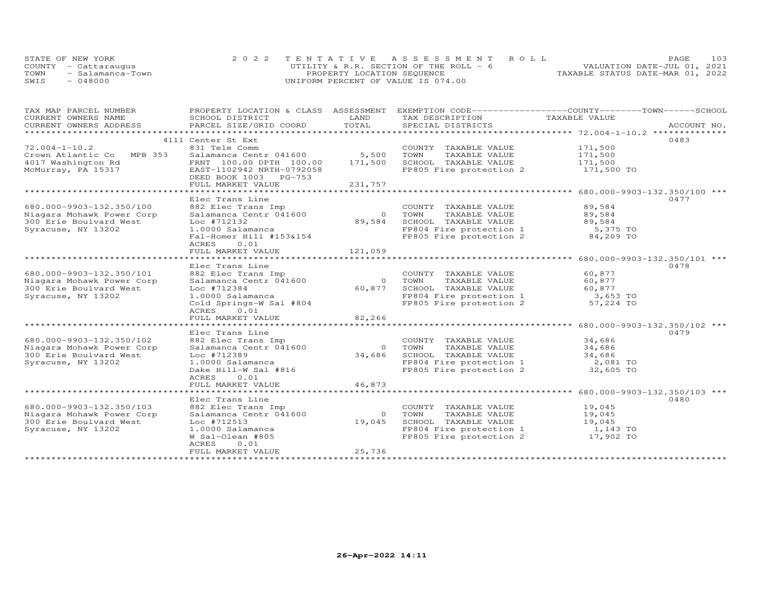STATE OF NEW YORK
COUNTY - Cattaraugus
TOWN - Salamanca-Town
SWIS - 048000

# 2022 TENTATIVE ASSESSMENT ROLL
UTILITY & R.R. SECTION OF THE ROLL - 6
PROPERTY LOCATION SEQUENCE
UNIFORM PERCENT OF VALUE IS 074.00

VALUATION DATE-JUL 01, 2021
TAXABLE STATUS DATE-MAR 01, 2022

| TAX MAP PARCEL NUMBER / CURRENT OWNERS NAME / CURRENT OWNERS ADDRESS | PROPERTY LOCATION & CLASS / SCHOOL DISTRICT / PARCEL SIZE/GRID COORD | ASSESSMENT LAND / TOTAL | EXEMPTION CODE / TAX DESCRIPTION / SPECIAL DISTRICTS | COUNTY / TOWN / SCHOOL TAXABLE VALUE | ACCOUNT NO. |
|---|---|---|---|---|---|
| 72.004-1-10.2 | 4111 Center St Ext | | | | 0483 |
| 72.004-1-10.2 | 831 Tele Comm | | COUNTY TAXABLE VALUE | 171,500 | |
| Crown Atlantic Co MPB 353 | Salamanca Centr 041600 | 5,500 | TOWN TAXABLE VALUE | 171,500 | |
| 4017 Washington Rd | FRNT 100.00 DPTH 100.00 | 171,500 | SCHOOL TAXABLE VALUE | 171,500 | |
| McMurray, PA 15317 | EAST-1102942 NRTH-0792058 | | FP805 Fire protection 2 | 171,500 TO | |
| | DEED BOOK 1003 PG-753 | | | | |
| | FULL MARKET VALUE | 231,757 | | | |
| 680.000-9903-132.350/100 | Elec Trans Line | | | | 0477 |
| 680.000-9903-132.350/100 | 882 Elec Trans Imp | | COUNTY TAXABLE VALUE | 89,584 | |
| Niagara Mohawk Power Corp | Salamanca Centr 041600 | 0 | TOWN TAXABLE VALUE | 89,584 | |
| 300 Erie Boulvard West | Loc #712132 | 89,584 | SCHOOL TAXABLE VALUE | 89,584 | |
| Syracuse, NY 13202 | 1.0000 Salamanca | | FP804 Fire protection 1 | 5,375 TO | |
| | Fal-Homer Hill #153&154 | | FP805 Fire protection 2 | 84,209 TO | |
| | ACRES 0.01 | | | | |
| | FULL MARKET VALUE | 121,059 | | | |
| 680.000-9903-132.350/101 | Elec Trans Line | | | | 0478 |
| 680.000-9903-132.350/101 | 882 Elec Trans Imp | | COUNTY TAXABLE VALUE | 60,877 | |
| Niagara Mohawk Power Corp | Salamanca Centr 041600 | 0 | TOWN TAXABLE VALUE | 60,877 | |
| 300 Erie Boulvard West | Loc #712384 | 60,877 | SCHOOL TAXABLE VALUE | 60,877 | |
| Syracuse, NY 13202 | 1.0000 Salamanca | | FP804 Fire protection 1 | 3,653 TO | |
| | Cold Springs-W Sal #804 | | FP805 Fire protection 2 | 57,224 TO | |
| | ACRES 0.01 | | | | |
| | FULL MARKET VALUE | 82,266 | | | |
| 680.000-9903-132.350/102 | Elec Trans Line | | | | 0479 |
| 680.000-9903-132.350/102 | 882 Elec Trans Imp | | COUNTY TAXABLE VALUE | 34,686 | |
| Niagara Mohawk Power Corp | Salamanca Centr 041600 | 0 | TOWN TAXABLE VALUE | 34,686 | |
| 300 Erie Boulvard West | Loc #712389 | 34,686 | SCHOOL TAXABLE VALUE | 34,686 | |
| Syracuse, NY 13202 | 1.0000 Salamanca | | FP804 Fire protection 1 | 2,081 TO | |
| | Dake Hill-W Sal #816 | | FP805 Fire protection 2 | 32,605 TO | |
| | ACRES 0.01 | | | | |
| | FULL MARKET VALUE | 46,873 | | | |
| 680.000-9903-132.350/103 | Elec Trans Line | | | | 0480 |
| 680.000-9903-132.350/103 | 882 Elec Trans Imp | | COUNTY TAXABLE VALUE | 19,045 | |
| Niagara Mohawk Power Corp | Salamanca Centr 041600 | 0 | TOWN TAXABLE VALUE | 19,045 | |
| 300 Erie Boulvard West | Loc #712513 | 19,045 | SCHOOL TAXABLE VALUE | 19,045 | |
| Syracuse, NY 13202 | 1.0000 Salamanca | | FP804 Fire protection 1 | 1,143 TO | |
| | W Sal-Olean #805 | | FP805 Fire protection 2 | 17,902 TO | |
| | ACRES 0.01 | | | | |
| | FULL MARKET VALUE | 25,736 | | | |

26-Apr-2022 14:11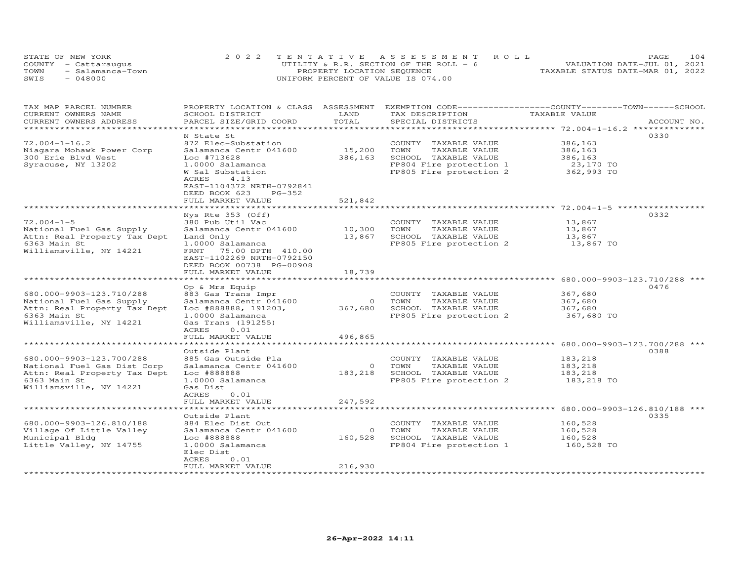STATE OF NEW YORK
COUNTY - Cattaraugus
TOWN - Salamanca-Town
SWIS - 048000

2022 TENTATIVE ASSESSMENT ROLL
UTILITY & R.R. SECTION OF THE ROLL - 6
PROPERTY LOCATION SEQUENCE
UNIFORM PERCENT OF VALUE IS 074.00

VALUATION DATE-JUL 01, 2021
TAXABLE STATUS DATE-MAR 01, 2022

| TAX MAP PARCEL NUMBER / CURRENT OWNERS NAME / CURRENT OWNERS ADDRESS | PROPERTY LOCATION & CLASS / SCHOOL DISTRICT / PARCEL SIZE/GRID COORD | ASSESSMENT LAND / TOTAL | EXEMPTION CODE / TAX DESCRIPTION / SPECIAL DISTRICTS | COUNTY / TOWN / SCHOOL TAXABLE VALUE | ACCOUNT NO. |
|---|---|---|---|---|---|
| 72.004-1-16.2 | N State St | | | | 0330 |
| Niagara Mohawk Power Corp | 872 Elec-Substation | | COUNTY TAXABLE VALUE | 386,163 | |
| 300 Erie Blvd West | Salamanca Centr 041600 | 15,200 | TOWN TAXABLE VALUE | 386,163 | |
| Syracuse, NY 13202 | Loc #713628 | 386,163 | SCHOOL TAXABLE VALUE | 386,163 | |
| | 1.0000 Salamanca | | FP804 Fire protection 1 | 23,170 TO | |
| | W Sal Substation | | FP805 Fire protection 2 | 362,993 TO | |
| | ACRES 4.13 | | | | |
| | EAST-1104372 NRTH-0792841 | | | | |
| | DEED BOOK 623 PG-352 | | | | |
| | FULL MARKET VALUE | 521,842 | | | |
| 72.004-1-5 | Nys Rte 353 (Off) | | | | 0332 |
| National Fuel Gas Supply | 380 Pub Util Vac | | COUNTY TAXABLE VALUE | 13,867 | |
| Attn: Real Property Tax Dept | Salamanca Centr 041600 | 10,300 | TOWN TAXABLE VALUE | 13,867 | |
| 6363 Main St | Land Only | 13,867 | SCHOOL TAXABLE VALUE | 13,867 | |
| Williamsville, NY 14221 | 1.0000 Salamanca | | FP805 Fire protection 2 | 13,867 TO | |
| | FRNT 75.00 DPTH 410.00 | | | | |
| | EAST-1102269 NRTH-0792150 | | | | |
| | DEED BOOK 00738 PG-00908 | | | | |
| | FULL MARKET VALUE | 18,739 | | | |
| 680.000-9903-123.710/288 | Op & Mrs Equip | | | | 0476 |
| National Fuel Gas Supply | 883 Gas Trans Impr | | COUNTY TAXABLE VALUE | 367,680 | |
| Attn: Real Property Tax Dept | Salamanca Centr 041600 | 0 | TOWN TAXABLE VALUE | 367,680 | |
| 6363 Main St | Loc #888888, 191203, | 367,680 | SCHOOL TAXABLE VALUE | 367,680 | |
| Williamsville, NY 14221 | 1.0000 Salamanca | | FP805 Fire protection 2 | 367,680 TO | |
| | Gas Trans (191255) | | | | |
| | ACRES 0.01 | | | | |
| | FULL MARKET VALUE | 496,865 | | | |
| 680.000-9903-123.700/288 | Outside Plant | | | | 0388 |
| National Fuel Gas Dist Corp | 885 Gas Outside Pla | | COUNTY TAXABLE VALUE | 183,218 | |
| Attn: Real Property Tax Dept | Salamanca Centr 041600 | 0 | TOWN TAXABLE VALUE | 183,218 | |
| 6363 Main St | Loc #888888 | 183,218 | SCHOOL TAXABLE VALUE | 183,218 | |
| Williamsville, NY 14221 | 1.0000 Salamanca | | FP805 Fire protection 2 | 183,218 TO | |
| | Gas Dist | | | | |
| | ACRES 0.01 | | | | |
| | FULL MARKET VALUE | 247,592 | | | |
| 680.000-9903-126.810/188 | Outside Plant | | | | 0335 |
| Village Of Little Valley | 884 Elec Dist Out | | COUNTY TAXABLE VALUE | 160,528 | |
| Municipal Bldg | Salamanca Centr 041600 | 0 | TOWN TAXABLE VALUE | 160,528 | |
| Little Valley, NY 14755 | Loc #888888 | 160,528 | SCHOOL TAXABLE VALUE | 160,528 | |
| | 1.0000 Salamanca | | FP804 Fire protection 1 | 160,528 TO | |
| | Elec Dist | | | | |
| | ACRES 0.01 | | | | |
| | FULL MARKET VALUE | 216,930 | | | |

26-Apr-2022 14:11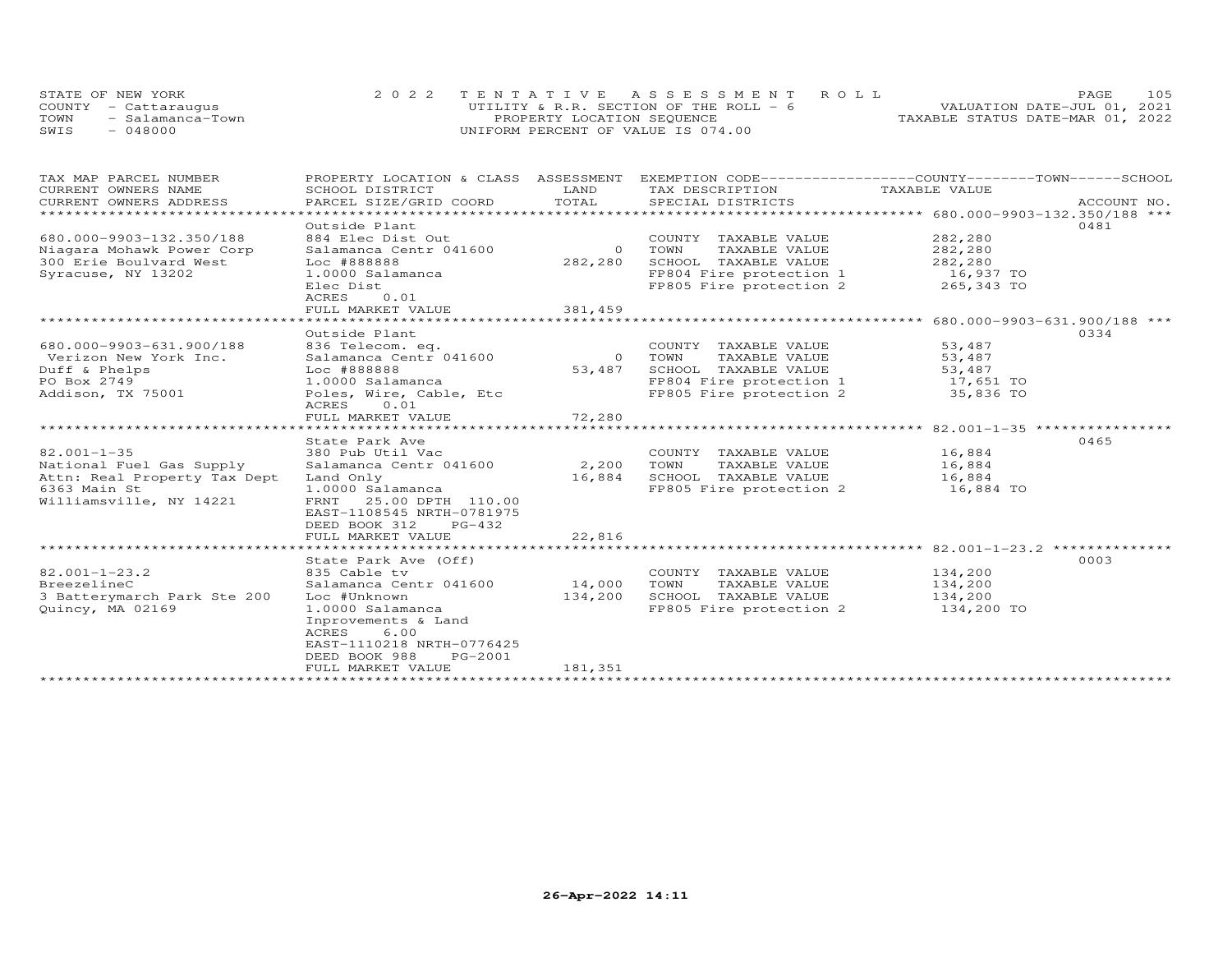STATE OF NEW YORK
COUNTY - Cattaraugus
TOWN - Salamanca-Town
SWIS - 048000

2022 TENTATIVE ASSESSMENT ROLL
UTILITY & R.R. SECTION OF THE ROLL - 6
PROPERTY LOCATION SEQUENCE
UNIFORM PERCENT OF VALUE IS 074.00

VALUATION DATE-JUL 01, 2021
TAXABLE STATUS DATE-MAR 01, 2022

| TAX MAP PARCEL NUMBER / CURRENT OWNERS NAME / CURRENT OWNERS ADDRESS | PROPERTY LOCATION & CLASS / SCHOOL DISTRICT / PARCEL SIZE/GRID COORD | ASSESSMENT LAND / TOTAL | EXEMPTION CODE / TAX DESCRIPTION / SPECIAL DISTRICTS | TAXABLE VALUE (COUNTY / TOWN / SCHOOL) | ACCOUNT NO. |
|---|---|---|---|---|---|
| **680.000-9903-132.350/188** | Outside Plant | | | | 0481 |
| 680.000-9903-132.350/188 | 884 Elec Dist Out | | COUNTY TAXABLE VALUE | 282,280 | |
| Niagara Mohawk Power Corp | Salamanca Centr 041600 | 0 | TOWN TAXABLE VALUE | 282,280 | |
| 300 Erie Boulvard West | Loc #888888 | 282,280 | SCHOOL TAXABLE VALUE | 282,280 | |
| Syracuse, NY 13202 | 1.0000 Salamanca | | FP804 Fire protection 1 | 16,937 TO | |
| | Elec Dist | | FP805 Fire protection 2 | 265,343 TO | |
| | ACRES 0.01 | | | | |
| | FULL MARKET VALUE | 381,459 | | | |
| **680.000-9903-631.900/188** | Outside Plant | | | | 0334 |
| 680.000-9903-631.900/188 | 836 Telecom. eq. | | COUNTY TAXABLE VALUE | 53,487 | |
| Verizon New York Inc. | Salamanca Centr 041600 | 0 | TOWN TAXABLE VALUE | 53,487 | |
| Duff & Phelps | Loc #888888 | 53,487 | SCHOOL TAXABLE VALUE | 53,487 | |
| PO Box 2749 | 1.0000 Salamanca | | FP804 Fire protection 1 | 17,651 TO | |
| Addison, TX 75001 | Poles, Wire, Cable, Etc | | FP805 Fire protection 2 | 35,836 TO | |
| | ACRES 0.01 | | | | |
| | FULL MARKET VALUE | 72,280 | | | |
| **82.001-1-35** | State Park Ave | | | | 0465 |
| 82.001-1-35 | 380 Pub Util Vac | | COUNTY TAXABLE VALUE | 16,884 | |
| National Fuel Gas Supply | Salamanca Centr 041600 | 2,200 | TOWN TAXABLE VALUE | 16,884 | |
| Attn: Real Property Tax Dept | Land Only | 16,884 | SCHOOL TAXABLE VALUE | 16,884 | |
| 6363 Main St | 1.0000 Salamanca | | FP805 Fire protection 2 | 16,884 TO | |
| Williamsville, NY 14221 | FRNT 25.00 DPTH 110.00 | | | | |
| | EAST-1108545 NRTH-0781975 | | | | |
| | DEED BOOK 312 PG-432 | | | | |
| | FULL MARKET VALUE | 22,816 | | | |
| **82.001-1-23.2** | State Park Ave (Off) | | | | 0003 |
| 82.001-1-23.2 | 835 Cable tv | | COUNTY TAXABLE VALUE | 134,200 | |
| BreezelineC | Salamanca Centr 041600 | 14,000 | TOWN TAXABLE VALUE | 134,200 | |
| 3 Batterymarch Park Ste 200 | Loc #Unknown | 134,200 | SCHOOL TAXABLE VALUE | 134,200 | |
| Quincy, MA 02169 | 1.0000 Salamanca | | FP805 Fire protection 2 | 134,200 TO | |
| | Inprovements & Land | | | | |
| | ACRES 6.00 | | | | |
| | EAST-1110218 NRTH-0776425 | | | | |
| | DEED BOOK 988 PG-2001 | | | | |
| | FULL MARKET VALUE | 181,351 | | | |

26-Apr-2022 14:11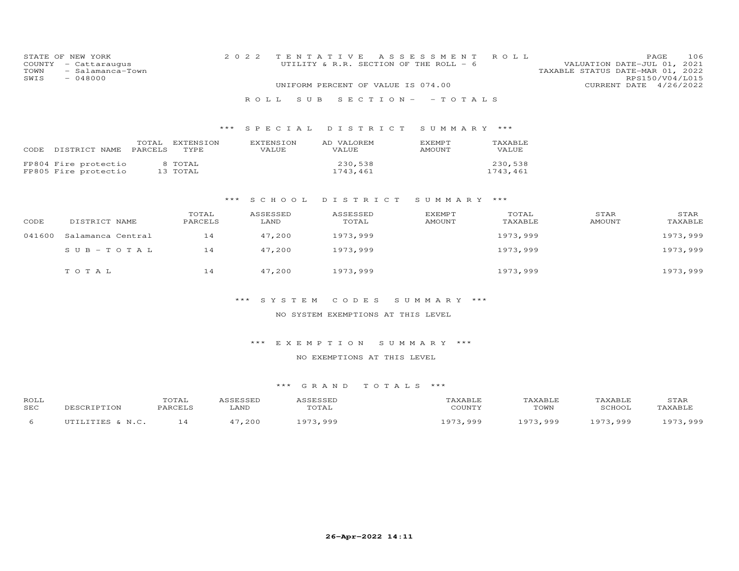STATE OF NEW YORK
COUNTY - Cattaraugus
TOWN - Salamanca-Town
SWIS - 048000

2 0 2 2 T E N T A T I V E A S S E S S M E N T R O L L
UTILITY & R.R. SECTION OF THE ROLL - 6
UNIFORM PERCENT OF VALUE IS 074.00

VALUATION DATE-JUL 01, 2021
TAXABLE STATUS DATE-MAR 01, 2022
RPS150/V04/L015
CURRENT DATE 4/26/2022

R O L L S U B S E C T I O N - - T O T A L S

### *** S P E C I A L D I S T R I C T S U M M A R Y ***

| CODE DISTRICT NAME | TOTAL PARCELS | EXTENSION TYPE | EXTENSION VALUE | AD VALOREM VALUE | EXEMPT AMOUNT | TAXABLE VALUE |
|---|---|---|---|---|---|---|
| FP804 Fire protectio | 8 | TOTAL | | 230,538 | | 230,538 |
| FP805 Fire protectio | 13 | TOTAL | | 1743,461 | | 1743,461 |

### *** S C H O O L D I S T R I C T S U M M A R Y ***

| CODE | DISTRICT NAME | TOTAL PARCELS | ASSESSED LAND | ASSESSED TOTAL | EXEMPT AMOUNT | TOTAL TAXABLE | STAR AMOUNT | STAR TAXABLE |
|---|---|---|---|---|---|---|---|---|
| 041600 | Salamanca Central | 14 | 47,200 | 1973,999 | | 1973,999 | | 1973,999 |
| | S U B - T O T A L | 14 | 47,200 | 1973,999 | | 1973,999 | | 1973,999 |
| | T O T A L | 14 | 47,200 | 1973,999 | | 1973,999 | | 1973,999 |

### *** S Y S T E M C O D E S S U M M A R Y ***

NO SYSTEM EXEMPTIONS AT THIS LEVEL

### *** E X E M P T I O N S U M M A R Y ***

NO EXEMPTIONS AT THIS LEVEL

### *** G R A N D T O T A L S ***

| ROLL SEC | DESCRIPTION | TOTAL PARCELS | ASSESSED LAND | ASSESSED TOTAL | TAXABLE COUNTY | TAXABLE TOWN | TAXABLE SCHOOL | STAR TAXABLE |
|---|---|---|---|---|---|---|---|---|
| 6 | UTILITIES & N.C. | 14 | 47,200 | 1973,999 | 1973,999 | 1973,999 | 1973,999 | 1973,999 |

26-Apr-2022 14:11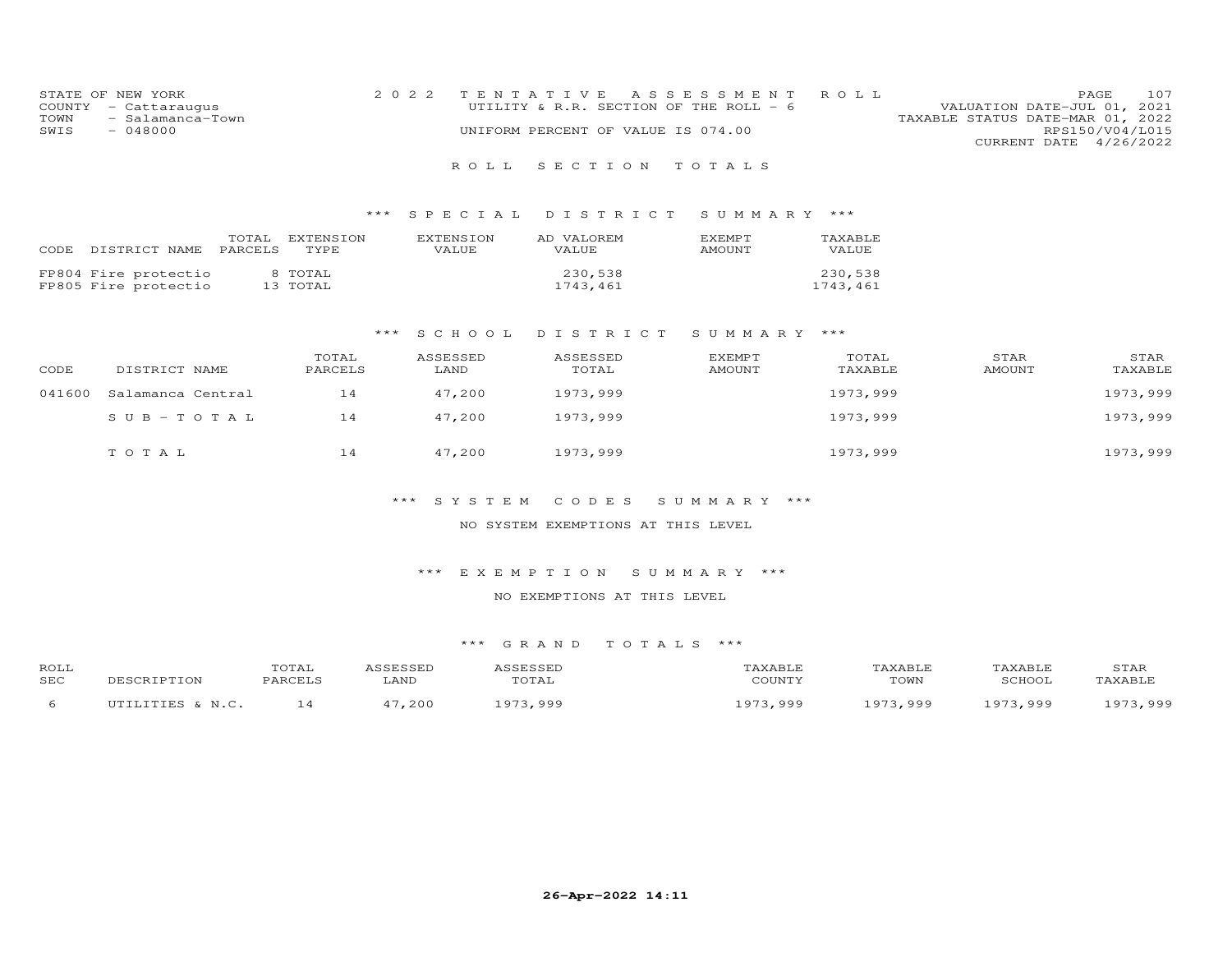STATE OF NEW YORK
COUNTY - Cattaraugus
TOWN - Salamanca-Town
SWIS - 048000

2 0 2 2 T E N T A T I V E A S S E S S M E N T R O L L
UTILITY & R.R. SECTION OF THE ROLL - 6
UNIFORM PERCENT OF VALUE IS 074.00

VALUATION DATE-JUL 01, 2021
TAXABLE STATUS DATE-MAR 01, 2022
RPS150/V04/L015
CURRENT DATE 4/26/2022

## R O L L S E C T I O N T O T A L S

### *** S P E C I A L D I S T R I C T S U M M A R Y ***

| CODE DISTRICT NAME | TOTAL PARCELS | EXTENSION TYPE | EXTENSION VALUE | AD VALOREM VALUE | EXEMPT AMOUNT | TAXABLE VALUE |
|---|---|---|---|---|---|---|
| FP804 Fire protectio | 8 | TOTAL | | 230,538 | | 230,538 |
| FP805 Fire protectio | 13 | TOTAL | | 1743,461 | | 1743,461 |

### *** S C H O O L D I S T R I C T S U M M A R Y ***

| CODE | DISTRICT NAME | TOTAL PARCELS | ASSESSED LAND | ASSESSED TOTAL | EXEMPT AMOUNT | TOTAL TAXABLE | STAR AMOUNT | STAR TAXABLE |
|---|---|---|---|---|---|---|---|---|
| 041600 | Salamanca Central | 14 | 47,200 | 1973,999 | | 1973,999 | | 1973,999 |
| | S U B - T O T A L | 14 | 47,200 | 1973,999 | | 1973,999 | | 1973,999 |
| | T O T A L | 14 | 47,200 | 1973,999 | | 1973,999 | | 1973,999 |

### *** S Y S T E M C O D E S S U M M A R Y ***

NO SYSTEM EXEMPTIONS AT THIS LEVEL

### *** E X E M P T I O N S U M M A R Y ***

NO EXEMPTIONS AT THIS LEVEL

### *** G R A N D T O T A L S ***

| ROLL SEC | DESCRIPTION | TOTAL PARCELS | ASSESSED LAND | ASSESSED TOTAL | TAXABLE COUNTY | TAXABLE TOWN | TAXABLE SCHOOL | STAR TAXABLE |
|---|---|---|---|---|---|---|---|---|
| 6 | UTILITIES & N.C. | 14 | 47,200 | 1973,999 | 1973,999 | 1973,999 | 1973,999 | 1973,999 |

**26-Apr-2022 14:11**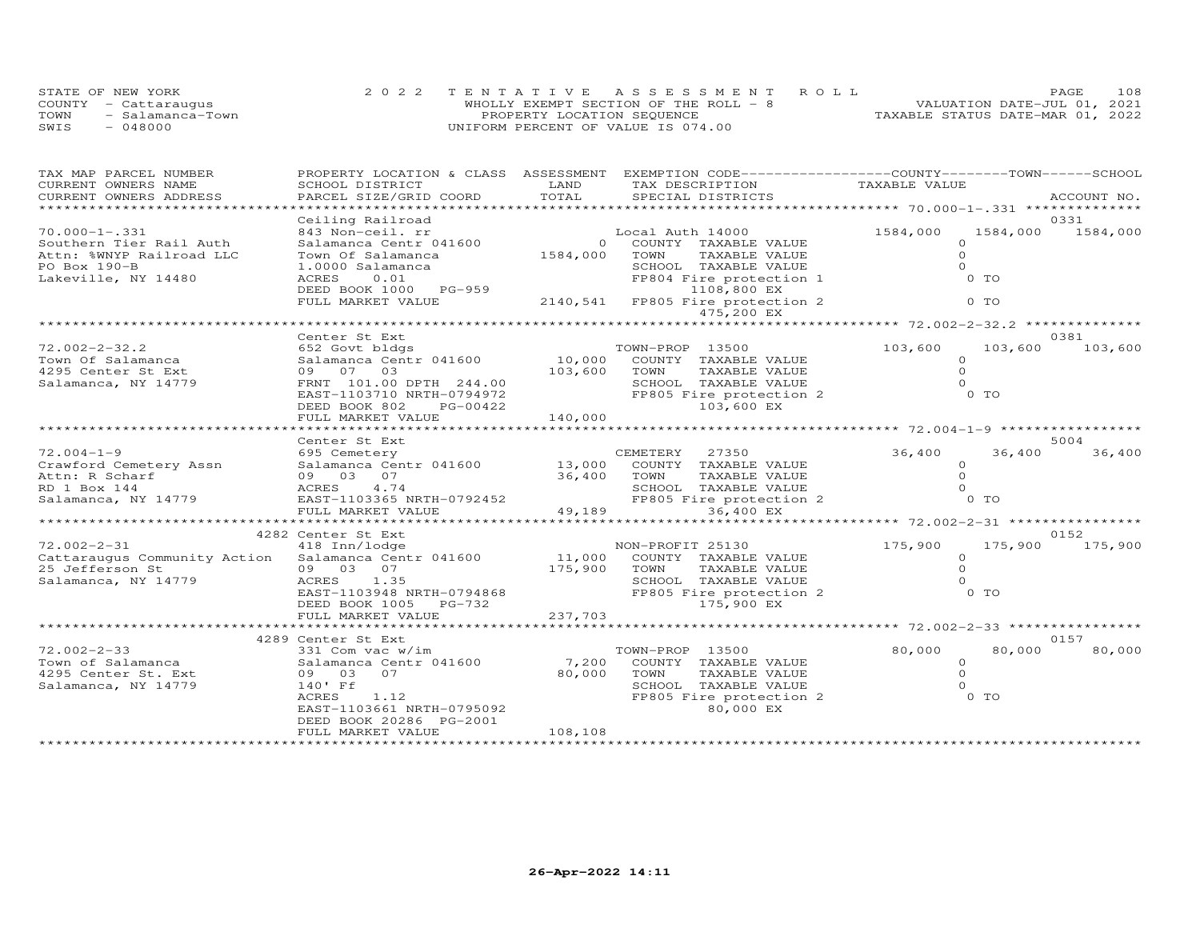STATE OF NEW YORK
COUNTY - Cattaraugus
TOWN - Salamanca-Town
SWIS - 048000

2022 TENTATIVE ASSESSMENT ROLL
WHOLLY EXEMPT SECTION OF THE ROLL - 8
PROPERTY LOCATION SEQUENCE
UNIFORM PERCENT OF VALUE IS 074.00

VALUATION DATE-JUL 01, 2021
TAXABLE STATUS DATE-MAR 01, 2022

| TAX MAP PARCEL NUMBER<br>CURRENT OWNERS NAME<br>CURRENT OWNERS ADDRESS | PROPERTY LOCATION & CLASS<br>SCHOOL DISTRICT<br>PARCEL SIZE/GRID COORD | ASSESSMENT<br>LAND<br>TOTAL | EXEMPTION CODE<br>TAX DESCRIPTION<br>SPECIAL DISTRICTS | COUNTY<br>TAXABLE VALUE | TOWN | SCHOOL<br>ACCOUNT NO. |
|---|---|---|---|---|---|---|
| **70.000-1-.331** | Ceiling Railroad | | | | | 0331 |
| 70.000-1-.331 | 843 Non-ceil. rr | | Local Auth 14000 | 1584,000 | 1584,000 | 1584,000 |
| Southern Tier Rail Auth | Salamanca Centr 041600 | 0 | COUNTY TAXABLE VALUE | 0 | | |
| Attn: %WNYP Railroad LLC | Town Of Salamanca | 1584,000 | TOWN TAXABLE VALUE | 0 | | |
| PO Box 190-B | 1.0000 Salamanca | | SCHOOL TAXABLE VALUE | 0 | | |
| Lakeville, NY 14480 | ACRES 0.01 | | FP804 Fire protection 1 | 0 TO | | |
| | DEED BOOK 1000 PG-959 | | 1108,800 EX | | | |
| | FULL MARKET VALUE | 2140,541 | FP805 Fire protection 2 | 0 TO | | |
| | | | 475,200 EX | | | |
| **72.002-2-32.2** | Center St Ext | | | | | 0381 |
| 72.002-2-32.2 | 652 Govt bldgs | | TOWN-PROP 13500 | 103,600 | 103,600 | 103,600 |
| Town Of Salamanca | Salamanca Centr 041600 | 10,000 | COUNTY TAXABLE VALUE | 0 | | |
| 4295 Center St Ext | 09 07 03 | 103,600 | TOWN TAXABLE VALUE | 0 | | |
| Salamanca, NY 14779 | FRNT 101.00 DPTH 244.00 | | SCHOOL TAXABLE VALUE | 0 | | |
| | EAST-1103710 NRTH-0794972 | | FP805 Fire protection 2 | 0 TO | | |
| | DEED BOOK 802 PG-00422 | | 103,600 EX | | | |
| | FULL MARKET VALUE | 140,000 | | | | |
| **72.004-1-9** | Center St Ext | | | | | 5004 |
| 72.004-1-9 | 695 Cemetery | | CEMETERY 27350 | 36,400 | 36,400 | 36,400 |
| Crawford Cemetery Assn | Salamanca Centr 041600 | 13,000 | COUNTY TAXABLE VALUE | 0 | | |
| Attn: R Scharf | 09 03 07 | 36,400 | TOWN TAXABLE VALUE | 0 | | |
| RD 1 Box 144 | ACRES 4.74 | | SCHOOL TAXABLE VALUE | 0 | | |
| Salamanca, NY 14779 | EAST-1103365 NRTH-0792452 | | FP805 Fire protection 2 | 0 TO | | |
| | FULL MARKET VALUE | 49,189 | 36,400 EX | | | |
| **72.002-2-31** | 4282 Center St Ext | | | | | 0152 |
| 72.002-2-31 | 418 Inn/lodge | | NON-PROFIT 25130 | 175,900 | 175,900 | 175,900 |
| Cattaraugus Community Action | Salamanca Centr 041600 | 11,000 | COUNTY TAXABLE VALUE | 0 | | |
| 25 Jefferson St | 09 03 07 | 175,900 | TOWN TAXABLE VALUE | 0 | | |
| Salamanca, NY 14779 | ACRES 1.35 | | SCHOOL TAXABLE VALUE | 0 | | |
| | EAST-1103948 NRTH-0794868 | | FP805 Fire protection 2 | 0 TO | | |
| | DEED BOOK 1005 PG-732 | | 175,900 EX | | | |
| | FULL MARKET VALUE | 237,703 | | | | |
| **72.002-2-33** | 4289 Center St Ext | | | | | 0157 |
| 72.002-2-33 | 331 Com vac w/im | | TOWN-PROP 13500 | 80,000 | 80,000 | 80,000 |
| Town of Salamanca | Salamanca Centr 041600 | 7,200 | COUNTY TAXABLE VALUE | 0 | | |
| 4295 Center St. Ext | 09 03 07 | 80,000 | TOWN TAXABLE VALUE | 0 | | |
| Salamanca, NY 14779 | 140' Ff | | SCHOOL TAXABLE VALUE | 0 | | |
| | ACRES 1.12 | | FP805 Fire protection 2 | 0 TO | | |
| | EAST-1103661 NRTH-0795092 | | 80,000 EX | | | |
| | DEED BOOK 20286 PG-2001 | | | | | |
| | FULL MARKET VALUE | 108,108 | | | | |

26-Apr-2022 14:11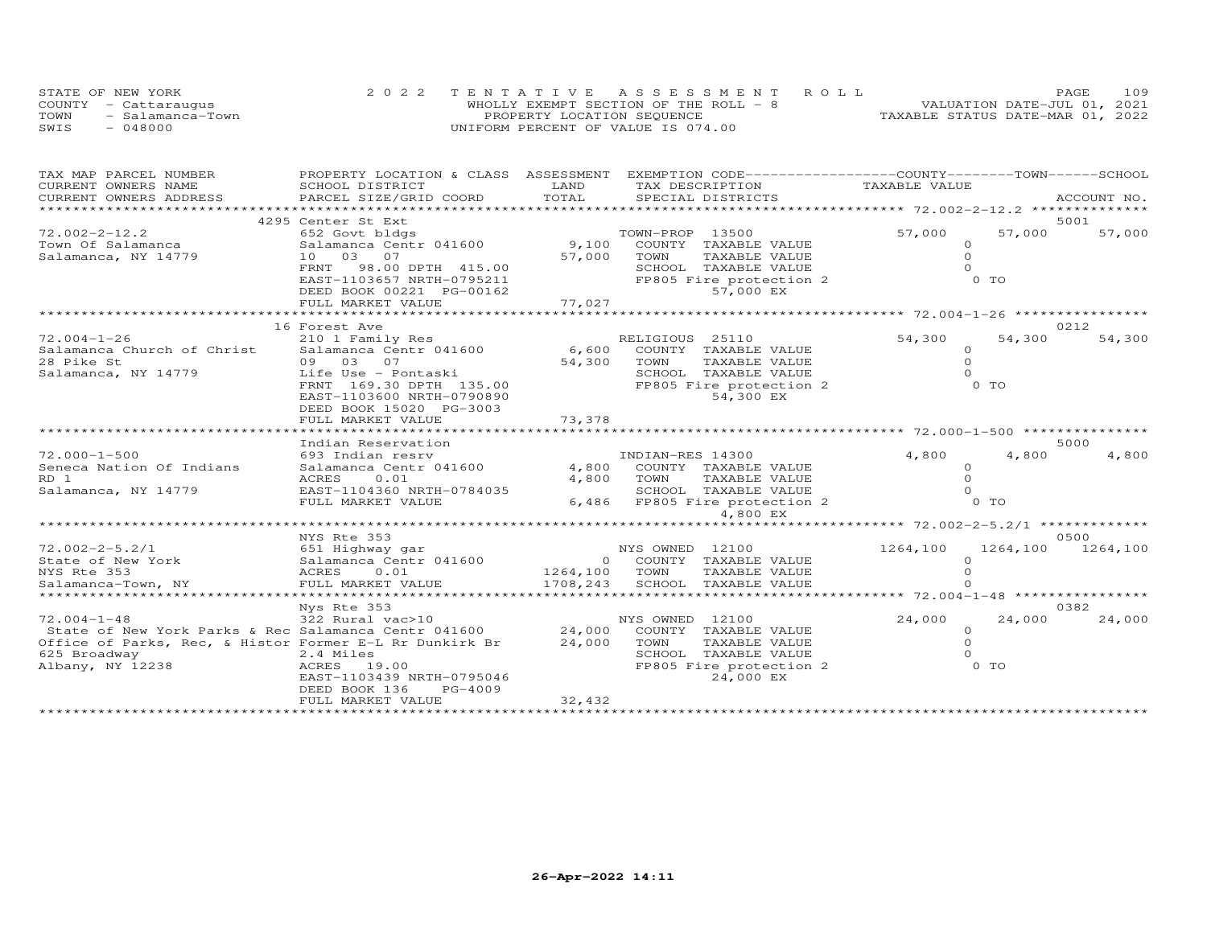STATE OF NEW YORK
COUNTY - Cattaraugus
TOWN - Salamanca-Town
SWIS - 048000

2022 TENTATIVE ASSESSMENT ROLL
WHOLLY EXEMPT SECTION OF THE ROLL - 8
PROPERTY LOCATION SEQUENCE
UNIFORM PERCENT OF VALUE IS 074.00

VALUATION DATE-JUL 01, 2021
TAXABLE STATUS DATE-MAR 01, 2022

| TAX MAP PARCEL NUMBER<br>CURRENT OWNERS NAME<br>CURRENT OWNERS ADDRESS | PROPERTY LOCATION & CLASS<br>SCHOOL DISTRICT<br>PARCEL SIZE/GRID COORD | ASSESSMENT<br>LAND<br>TOTAL | EXEMPTION CODE<br>TAX DESCRIPTION<br>SPECIAL DISTRICTS | COUNTY<br>TAXABLE VALUE | TOWN | SCHOOL<br>ACCOUNT NO. |
|---|---|---|---|---|---|---|
| **72.002-2-12.2** | 4295 Center St Ext | | | | | 5001 |
| 72.002-2-12.2 | 652 Govt bldgs | | TOWN-PROP 13500 | 57,000 | 57,000 | 57,000 |
| Town Of Salamanca | Salamanca Centr 041600 | 9,100 | COUNTY TAXABLE VALUE | 0 | | |
| Salamanca, NY 14779 | 10 03 07 | 57,000 | TOWN TAXABLE VALUE | 0 | | |
| | FRNT 98.00 DPTH 415.00 | | SCHOOL TAXABLE VALUE | 0 | | |
| | EAST-1103657 NRTH-0795211 | | FP805 Fire protection 2 | 0 TO | | |
| | DEED BOOK 00221 PG-00162 | | 57,000 EX | | | |
| | FULL MARKET VALUE | 77,027 | | | | |
| **72.004-1-26** | 16 Forest Ave | | | | | 0212 |
| 72.004-1-26 | 210 1 Family Res | | RELIGIOUS 25110 | 54,300 | 54,300 | 54,300 |
| Salamanca Church of Christ | Salamanca Centr 041600 | 6,600 | COUNTY TAXABLE VALUE | 0 | | |
| 28 Pike St | 09 03 07 | 54,300 | TOWN TAXABLE VALUE | 0 | | |
| Salamanca, NY 14779 | Life Use - Pontaski | | SCHOOL TAXABLE VALUE | 0 | | |
| | FRNT 169.30 DPTH 135.00 | | FP805 Fire protection 2 | 0 TO | | |
| | EAST-1103600 NRTH-0790890 | | 54,300 EX | | | |
| | DEED BOOK 15020 PG-3003 | | | | | |
| | FULL MARKET VALUE | 73,378 | | | | |
| **72.000-1-500** | Indian Reservation | | | | | 5000 |
| 72.000-1-500 | 693 Indian resrv | | INDIAN-RES 14300 | 4,800 | 4,800 | 4,800 |
| Seneca Nation Of Indians | Salamanca Centr 041600 | 4,800 | COUNTY TAXABLE VALUE | 0 | | |
| RD 1 | ACRES 0.01 | 4,800 | TOWN TAXABLE VALUE | 0 | | |
| Salamanca, NY 14779 | EAST-1104360 NRTH-0784035 | | SCHOOL TAXABLE VALUE | 0 | | |
| | FULL MARKET VALUE | 6,486 | FP805 Fire protection 2 | 0 TO | | |
| | | | 4,800 EX | | | |
| **72.002-2-5.2/1** | NYS Rte 353 | | | | | 0500 |
| 72.002-2-5.2/1 | 651 Highway gar | | NYS OWNED 12100 | 1264,100 | 1264,100 | 1264,100 |
| State of New York | Salamanca Centr 041600 | 0 | COUNTY TAXABLE VALUE | 0 | | |
| NYS Rte 353 | ACRES 0.01 | 1264,100 | TOWN TAXABLE VALUE | 0 | | |
| Salamanca-Town, NY | FULL MARKET VALUE | 1708,243 | SCHOOL TAXABLE VALUE | 0 | | |
| **72.004-1-48** | Nys Rte 353 | | | | | 0382 |
| 72.004-1-48 | 322 Rural vac>10 | | NYS OWNED 12100 | 24,000 | 24,000 | 24,000 |
| State of New York Parks & Rec | Salamanca Centr 041600 | 24,000 | COUNTY TAXABLE VALUE | 0 | | |
| Office of Parks, Rec, & Histor | Former E-L Rr Dunkirk Br | 24,000 | TOWN TAXABLE VALUE | 0 | | |
| 625 Broadway | 2.4 Miles | | SCHOOL TAXABLE VALUE | 0 | | |
| Albany, NY 12238 | ACRES 19.00 | | FP805 Fire protection 2 | 0 TO | | |
| | EAST-1103439 NRTH-0795046 | | 24,000 EX | | | |
| | DEED BOOK 136 PG-4009 | | | | | |
| | FULL MARKET VALUE | 32,432 | | | | |

26-Apr-2022 14:11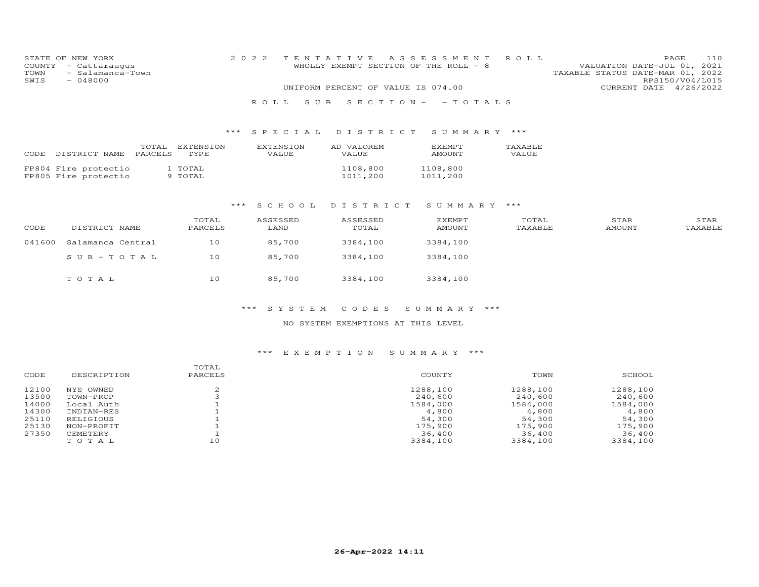STATE OF NEW YORK
COUNTY - Cattaraugus
TOWN - Salamanca-Town
SWIS - 048000

2022 TENTATIVE ASSESSMENT ROLL
WHOLLY EXEMPT SECTION OF THE ROLL - 8
UNIFORM PERCENT OF VALUE IS 074.00

VALUATION DATE-JUL 01, 2021
TAXABLE STATUS DATE-MAR 01, 2022
RPS150/V04/L015
CURRENT DATE 4/26/2022

## ROLL SUB SECTION- - TOTALS

### *** SPECIAL DISTRICT SUMMARY ***

| CODE | DISTRICT NAME | TOTAL PARCELS | EXTENSION TYPE | EXTENSION VALUE | AD VALOREM VALUE | EXEMPT AMOUNT | TAXABLE VALUE |
|---|---|---|---|---|---|---|---|
| FP804 | Fire protectio | 1 | TOTAL | | 1108,800 | 1108,800 | |
| FP805 | Fire protectio | 9 | TOTAL | | 1011,200 | 1011,200 | |

### *** SCHOOL DISTRICT SUMMARY ***

| CODE | DISTRICT NAME | TOTAL PARCELS | ASSESSED LAND | ASSESSED TOTAL | EXEMPT AMOUNT | TOTAL TAXABLE | STAR AMOUNT | STAR TAXABLE |
|---|---|---|---|---|---|---|---|---|
| 041600 | Salamanca Central | 10 | 85,700 | 3384,100 | 3384,100 | | | |
| | SUB-TOTAL | 10 | 85,700 | 3384,100 | 3384,100 | | | |
| | TOTAL | 10 | 85,700 | 3384,100 | 3384,100 | | | |

### *** SYSTEM CODES SUMMARY ***

NO SYSTEM EXEMPTIONS AT THIS LEVEL

### *** EXEMPTION SUMMARY ***

| CODE | DESCRIPTION | TOTAL PARCELS | COUNTY | TOWN | SCHOOL |
|---|---|---|---|---|---|
| 12100 | NYS OWNED | 2 | 1288,100 | 1288,100 | 1288,100 |
| 13500 | TOWN-PROP | 3 | 240,600 | 240,600 | 240,600 |
| 14000 | Local Auth | 1 | 1584,000 | 1584,000 | 1584,000 |
| 14300 | INDIAN-RES | 1 | 4,800 | 4,800 | 4,800 |
| 25110 | RELIGIOUS | 1 | 54,300 | 54,300 | 54,300 |
| 25130 | NON-PROFIT | 1 | 175,900 | 175,900 | 175,900 |
| 27350 | CEMETERY | 1 | 36,400 | 36,400 | 36,400 |
| | TOTAL | 10 | 3384,100 | 3384,100 | 3384,100 |

26-Apr-2022 14:11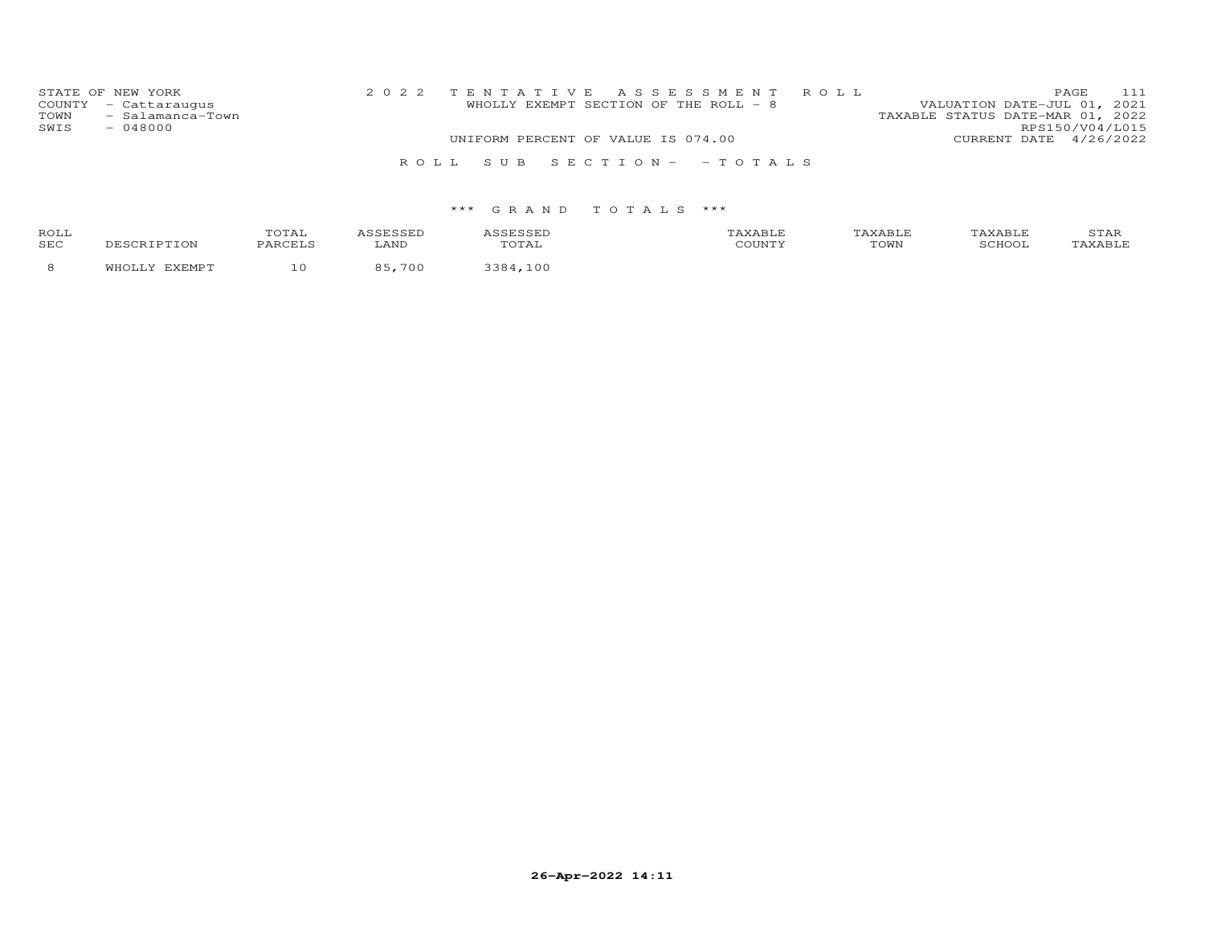STATE OF NEW YORK
COUNTY - Cattaraugus
TOWN - Salamanca-Town
SWIS - 048000

2022 TENTATIVE ASSESSMENT ROLL
WHOLLY EXEMPT SECTION OF THE ROLL - 8
UNIFORM PERCENT OF VALUE IS 074.00

PAGE 111
VALUATION DATE-JUL 01, 2021
TAXABLE STATUS DATE-MAR 01, 2022
RPS150/V04/L015
CURRENT DATE 4/26/2022

ROLL SUB SECTION- - TOTALS

*** GRAND TOTALS ***

| ROLL SEC | DESCRIPTION | TOTAL PARCELS | ASSESSED LAND | ASSESSED TOTAL | TAXABLE COUNTY | TAXABLE TOWN | TAXABLE SCHOOL | STAR TAXABLE |
|---|---|---|---|---|---|---|---|---|
| 8 | WHOLLY EXEMPT | 10 | 85,700 | 3384,100 | | | | |

26-Apr-2022 14:11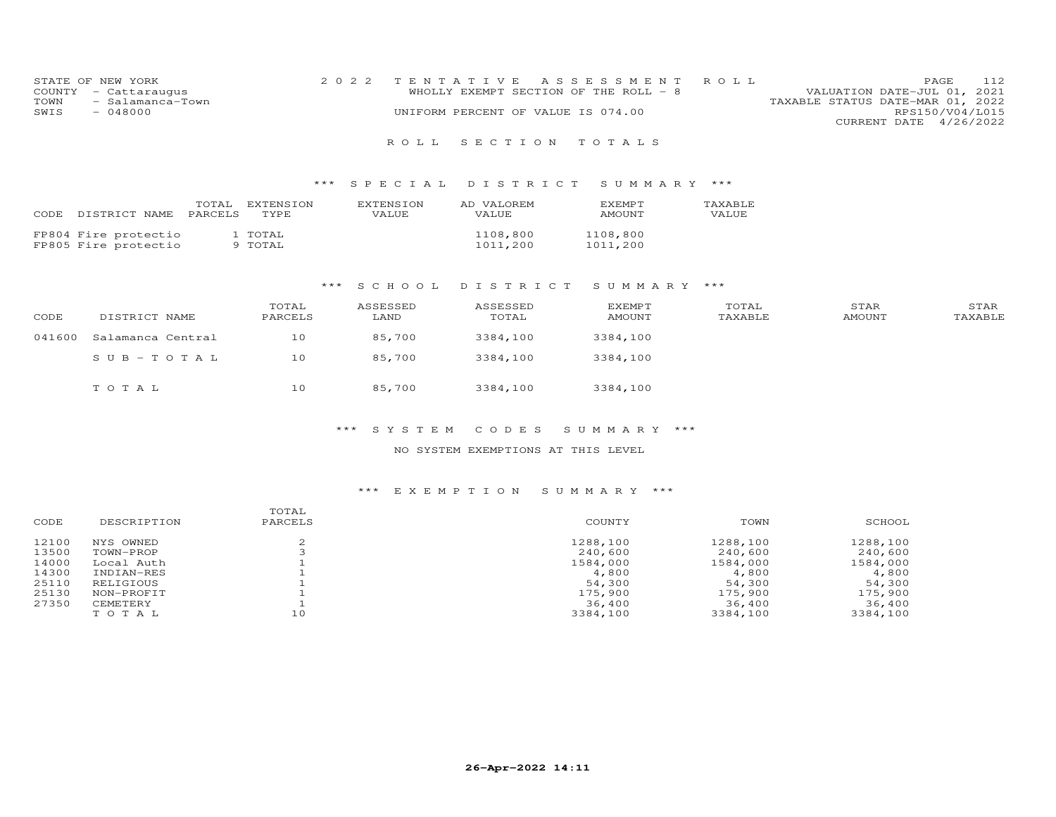STATE OF NEW YORK
COUNTY - Cattaraugus
TOWN - Salamanca-Town
SWIS - 048000

2022 TENTATIVE ASSESSMENT ROLL
WHOLLY EXEMPT SECTION OF THE ROLL - 8
UNIFORM PERCENT OF VALUE IS 074.00

VALUATION DATE-JUL 01, 2021
TAXABLE STATUS DATE-MAR 01, 2022
RPS150/V04/L015
CURRENT DATE 4/26/2022

# ROLL SECTION TOTALS

## *** SPECIAL DISTRICT SUMMARY ***

| CODE DISTRICT NAME | TOTAL PARCELS | EXTENSION TYPE | EXTENSION VALUE | AD VALOREM VALUE | EXEMPT AMOUNT | TAXABLE VALUE |
|---|---|---|---|---|---|---|
| FP804 Fire protectio | 1 | TOTAL | | 1108,800 | 1108,800 | |
| FP805 Fire protectio | 9 | TOTAL | | 1011,200 | 1011,200 | |

## *** SCHOOL DISTRICT SUMMARY ***

| CODE | DISTRICT NAME | TOTAL PARCELS | ASSESSED LAND | ASSESSED TOTAL | EXEMPT AMOUNT | TOTAL TAXABLE | STAR AMOUNT | STAR TAXABLE |
|---|---|---|---|---|---|---|---|---|
| 041600 | Salamanca Central | 10 | 85,700 | 3384,100 | 3384,100 | | | |
| | SUB-TOTAL | 10 | 85,700 | 3384,100 | 3384,100 | | | |
| | TOTAL | 10 | 85,700 | 3384,100 | 3384,100 | | | |

## *** SYSTEM CODES SUMMARY ***

NO SYSTEM EXEMPTIONS AT THIS LEVEL

## *** EXEMPTION SUMMARY ***

| CODE | DESCRIPTION | TOTAL PARCELS | COUNTY | TOWN | SCHOOL |
|---|---|---|---|---|---|
| 12100 | NYS OWNED | 2 | 1288,100 | 1288,100 | 1288,100 |
| 13500 | TOWN-PROP | 3 | 240,600 | 240,600 | 240,600 |
| 14000 | Local Auth | 1 | 1584,000 | 1584,000 | 1584,000 |
| 14300 | INDIAN-RES | 1 | 4,800 | 4,800 | 4,800 |
| 25110 | RELIGIOUS | 1 | 54,300 | 54,300 | 54,300 |
| 25130 | NON-PROFIT | 1 | 175,900 | 175,900 | 175,900 |
| 27350 | CEMETERY | 1 | 36,400 | 36,400 | 36,400 |
| | TOTAL | 10 | 3384,100 | 3384,100 | 3384,100 |

26-Apr-2022 14:11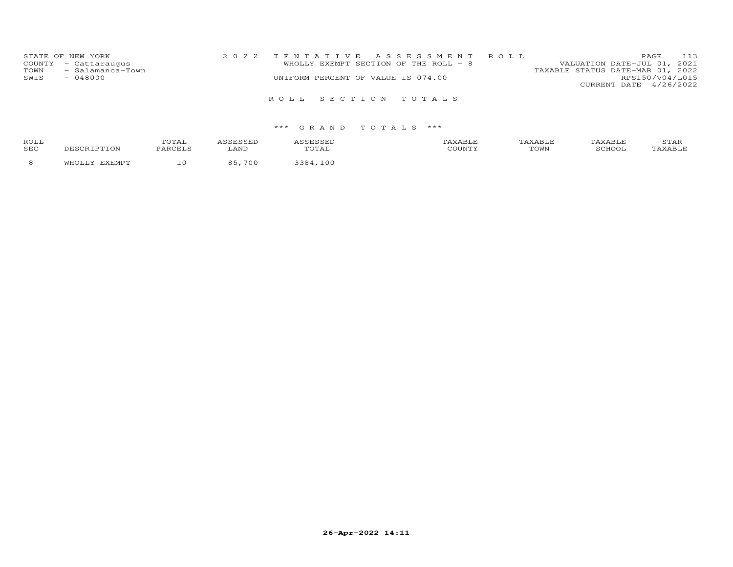STATE OF NEW YORK
COUNTY - Cattaraugus
TOWN - Salamanca-Town
SWIS - 048000

2022 TENTATIVE ASSESSMENT ROLL
WHOLLY EXEMPT SECTION OF THE ROLL - 8
UNIFORM PERCENT OF VALUE IS 074.00

VALUATION DATE-JUL 01, 2021
TAXABLE STATUS DATE-MAR 01, 2022
RPS150/V04/L015
CURRENT DATE 4/26/2022

ROLL SECTION TOTALS

*** GRAND TOTALS ***

| ROLL SEC | DESCRIPTION | TOTAL PARCELS | ASSESSED LAND | ASSESSED TOTAL | TAXABLE COUNTY | TAXABLE TOWN | TAXABLE SCHOOL | STAR TAXABLE |
|---|---|---|---|---|---|---|---|---|
| 8 | WHOLLY EXEMPT | 10 | 85,700 | 3384,100 | | | | |

26-Apr-2022 14:11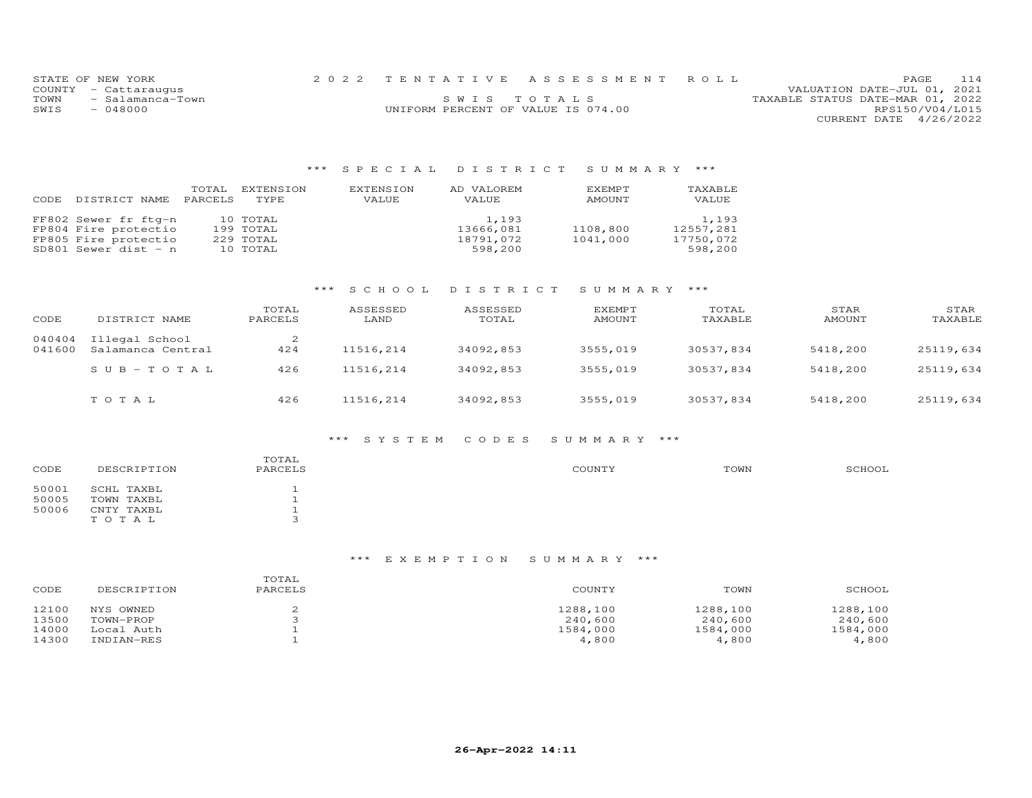STATE OF NEW YORK
COUNTY - Cattaraugus
TOWN - Salamanca-Town
SWIS - 048000

2022 TENTATIVE ASSESSMENT ROLL
SWIS TOTALS
UNIFORM PERCENT OF VALUE IS 074.00

VALUATION DATE-JUL 01, 2021
TAXABLE STATUS DATE-MAR 01, 2022
RPS150/V04/L015
CURRENT DATE 4/26/2022

## *** SPECIAL DISTRICT SUMMARY ***

| CODE DISTRICT NAME | TOTAL PARCELS | EXTENSION TYPE | EXTENSION VALUE | AD VALOREM VALUE | EXEMPT AMOUNT | TAXABLE VALUE |
|---|---|---|---|---|---|---|
| FF802 Sewer fr ftg-n | 10 | TOTAL | | 1,193 | | 1,193 |
| FP804 Fire protectio | 199 | TOTAL | | 13666,081 | 1108,800 | 12557,281 |
| FP805 Fire protectio | 229 | TOTAL | | 18791,072 | 1041,000 | 17750,072 |
| SD801 Sewer dist - n | 10 | TOTAL | | 598,200 | | 598,200 |

## *** SCHOOL DISTRICT SUMMARY ***

| CODE | DISTRICT NAME | TOTAL PARCELS | ASSESSED LAND | ASSESSED TOTAL | EXEMPT AMOUNT | TOTAL TAXABLE | STAR AMOUNT | STAR TAXABLE |
|---|---|---|---|---|---|---|---|---|
| 040404 | Illegal School | 2 | | | | | | |
| 041600 | Salamanca Central | 424 | 11516,214 | 34092,853 | 3555,019 | 30537,834 | 5418,200 | 25119,634 |
| | SUB-TOTAL | 426 | 11516,214 | 34092,853 | 3555,019 | 30537,834 | 5418,200 | 25119,634 |
| | TOTAL | 426 | 11516,214 | 34092,853 | 3555,019 | 30537,834 | 5418,200 | 25119,634 |

## *** SYSTEM CODES SUMMARY ***

| CODE | DESCRIPTION | TOTAL PARCELS | COUNTY | TOWN | SCHOOL |
|---|---|---|---|---|---|
| 50001 | SCHL TAXBL | 1 | | | |
| 50005 | TOWN TAXBL | 1 | | | |
| 50006 | CNTY TAXBL | 1 | | | |
| | TOTAL | 3 | | | |

## *** EXEMPTION SUMMARY ***

| CODE | DESCRIPTION | TOTAL PARCELS | COUNTY | TOWN | SCHOOL |
|---|---|---|---|---|---|
| 12100 | NYS OWNED | 2 | 1288,100 | 1288,100 | 1288,100 |
| 13500 | TOWN-PROP | 3 | 240,600 | 240,600 | 240,600 |
| 14000 | Local Auth | 1 | 1584,000 | 1584,000 | 1584,000 |
| 14300 | INDIAN-RES | 1 | 4,800 | 4,800 | 4,800 |

**26-Apr-2022 14:11**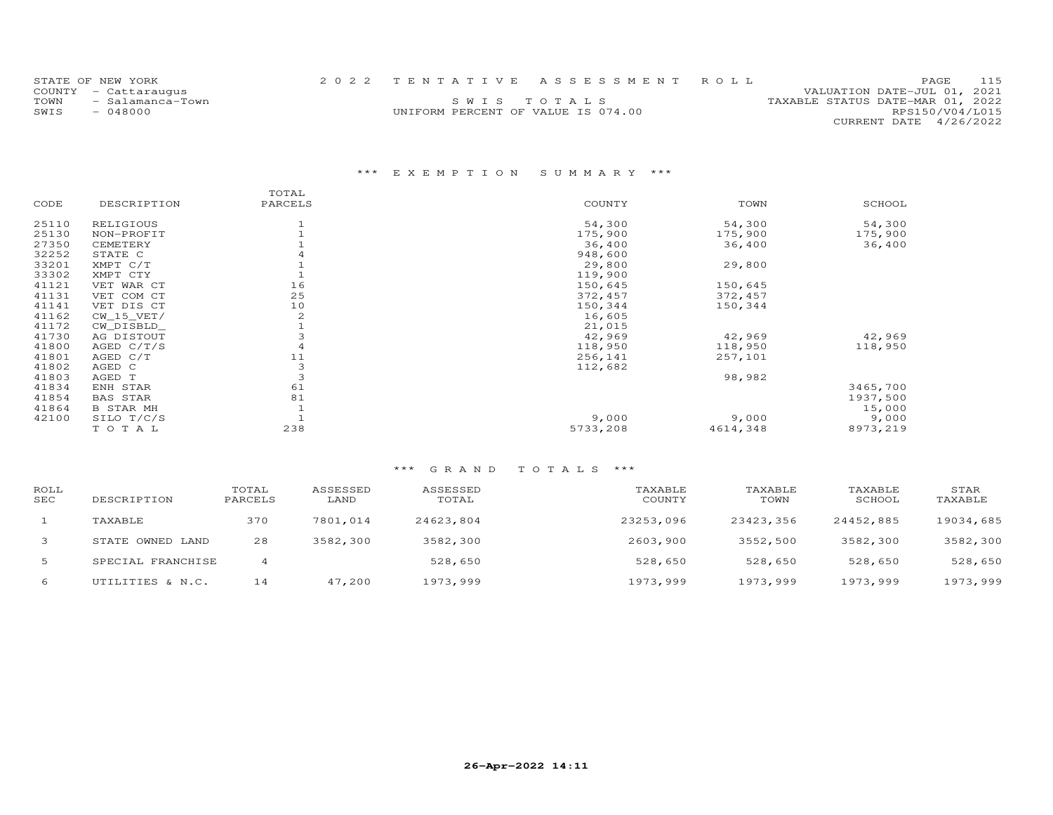STATE OF NEW YORK
COUNTY - Cattaraugus
TOWN - Salamanca-Town
SWIS - 048000

2022 TENTATIVE ASSESSMENT ROLL

SWIS TOTALS

UNIFORM PERCENT OF VALUE IS 074.00

VALUATION DATE-JUL 01, 2021
TAXABLE STATUS DATE-MAR 01, 2022
RPS150/V04/L015
CURRENT DATE 4/26/2022

### \*\*\* EXEMPTION SUMMARY \*\*\*

| CODE | DESCRIPTION | TOTAL PARCELS | COUNTY | TOWN | SCHOOL |
|---|---|---|---|---|---|
| 25110 | RELIGIOUS | 1 | 54,300 | 54,300 | 54,300 |
| 25130 | NON-PROFIT | 1 | 175,900 | 175,900 | 175,900 |
| 27350 | CEMETERY | 1 | 36,400 | 36,400 | 36,400 |
| 32252 | STATE C | 4 | 948,600 | | |
| 33201 | XMPT C/T | 1 | 29,800 | 29,800 | |
| 33302 | XMPT CTY | 1 | 119,900 | | |
| 41121 | VET WAR CT | 16 | 150,645 | 150,645 | |
| 41131 | VET COM CT | 25 | 372,457 | 372,457 | |
| 41141 | VET DIS CT | 10 | 150,344 | 150,344 | |
| 41162 | CW_15_VET/ | 2 | 16,605 | | |
| 41172 | CW_DISBLD_ | 1 | 21,015 | | |
| 41730 | AG DISTOUT | 3 | 42,969 | 42,969 | 42,969 |
| 41800 | AGED C/T/S | 4 | 118,950 | 118,950 | 118,950 |
| 41801 | AGED C/T | 11 | 256,141 | 257,101 | |
| 41802 | AGED C | 3 | 112,682 | | |
| 41803 | AGED T | 3 | | 98,982 | |
| 41834 | ENH STAR | 61 | | | 3465,700 |
| 41854 | BAS STAR | 81 | | | 1937,500 |
| 41864 | B STAR MH | 1 | | | 15,000 |
| 42100 | SILO T/C/S | 1 | 9,000 | 9,000 | 9,000 |
| | TOTAL | 238 | 5733,208 | 4614,348 | 8973,219 |

### \*\*\* GRAND TOTALS \*\*\*

| ROLL SEC | DESCRIPTION | TOTAL PARCELS | ASSESSED LAND | ASSESSED TOTAL | TAXABLE COUNTY | TAXABLE TOWN | TAXABLE SCHOOL | STAR TAXABLE |
|---|---|---|---|---|---|---|---|---|
| 1 | TAXABLE | 370 | 7801,014 | 24623,804 | 23253,096 | 23423,356 | 24452,885 | 19034,685 |
| 3 | STATE OWNED LAND | 28 | 3582,300 | 3582,300 | 2603,900 | 3552,500 | 3582,300 | 3582,300 |
| 5 | SPECIAL FRANCHISE | 4 | | 528,650 | 528,650 | 528,650 | 528,650 | 528,650 |
| 6 | UTILITIES & N.C. | 14 | 47,200 | 1973,999 | 1973,999 | 1973,999 | 1973,999 | 1973,999 |

26-Apr-2022 14:11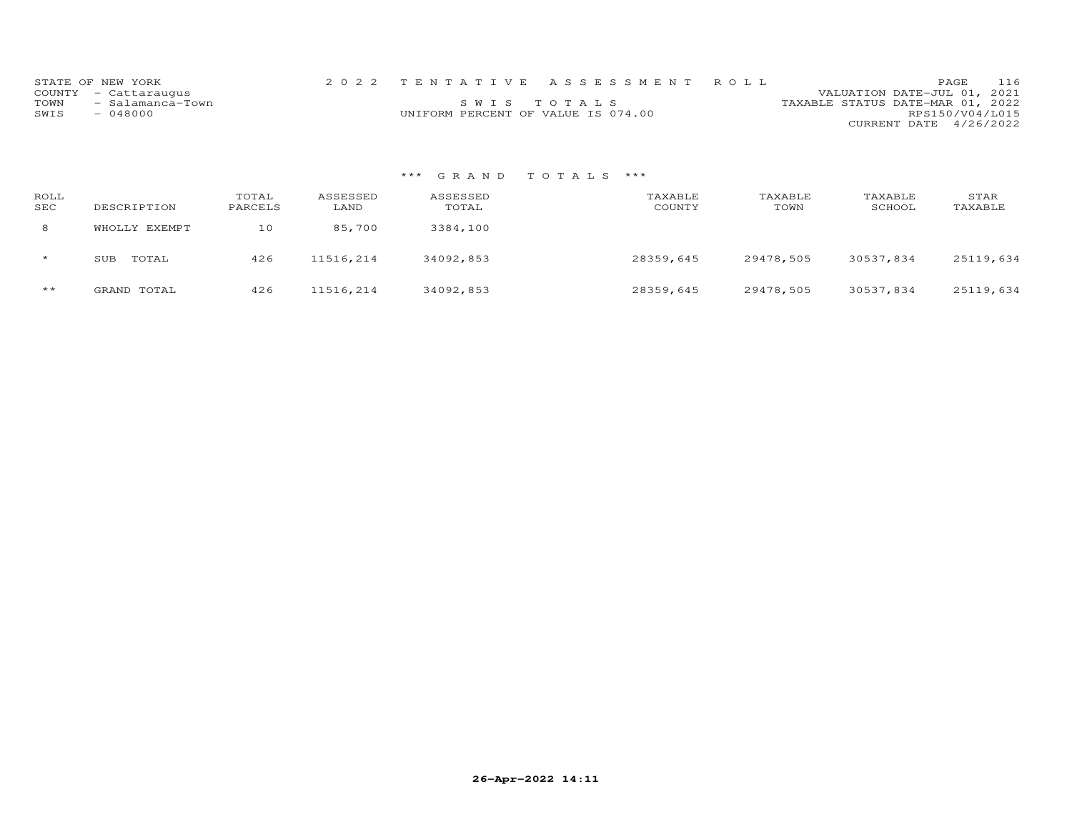STATE OF NEW YORK
COUNTY - Cattaraugus
TOWN - Salamanca-Town
SWIS - 048000

2022 TENTATIVE ASSESSMENT ROLL

SWIS TOTALS

UNIFORM PERCENT OF VALUE IS 074.00

VALUATION DATE-JUL 01, 2021
TAXABLE STATUS DATE-MAR 01, 2022
RPS150/V04/L015
CURRENT DATE 4/26/2022

### *** GRAND TOTALS ***

| ROLL SEC | DESCRIPTION | TOTAL PARCELS | ASSESSED LAND | ASSESSED TOTAL | TAXABLE COUNTY | TAXABLE TOWN | TAXABLE SCHOOL | STAR TAXABLE |
|---|---|---|---|---|---|---|---|---|
| 8 | WHOLLY EXEMPT | 10 | 85,700 | 3384,100 | | | | |
| * | SUB TOTAL | 426 | 11516,214 | 34092,853 | 28359,645 | 29478,505 | 30537,834 | 25119,634 |
| ** | GRAND TOTAL | 426 | 11516,214 | 34092,853 | 28359,645 | 29478,505 | 30537,834 | 25119,634 |

26-Apr-2022 14:11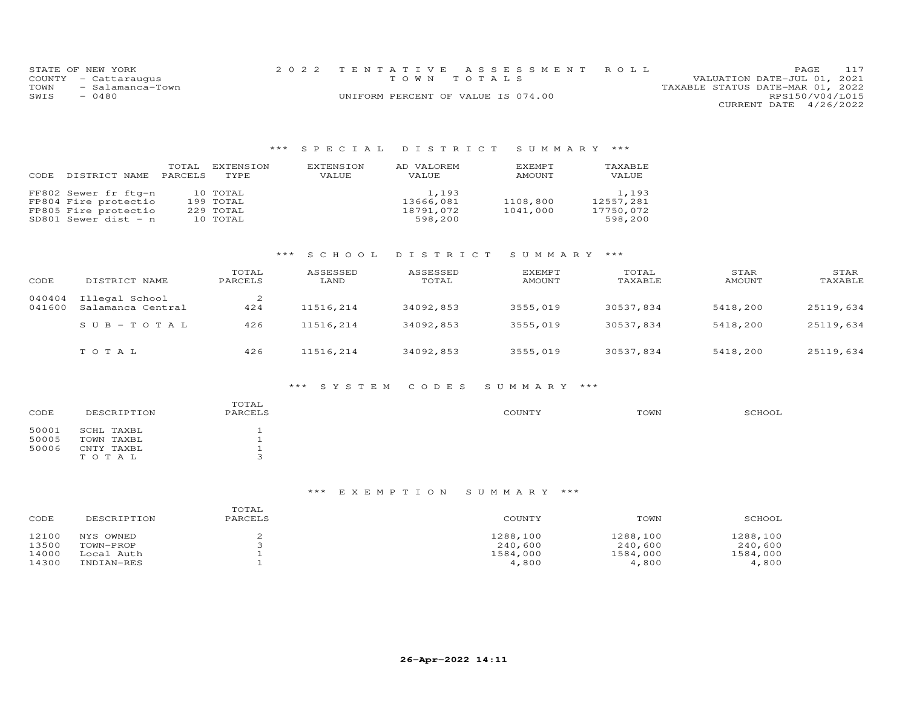STATE OF NEW YORK
COUNTY - Cattaraugus
TOWN - Salamanca-Town
SWIS - 0480

2022 TENTATIVE ASSESSMENT ROLL
TOWN TOTALS
UNIFORM PERCENT OF VALUE IS 074.00

VALUATION DATE-JUL 01, 2021
TAXABLE STATUS DATE-MAR 01, 2022
RPS150/V04/L015
CURRENT DATE 4/26/2022

### *** SPECIAL DISTRICT SUMMARY ***

| CODE DISTRICT NAME | TOTAL PARCELS | EXTENSION TYPE | EXTENSION VALUE | AD VALOREM VALUE | EXEMPT AMOUNT | TAXABLE VALUE |
|---|---|---|---|---|---|---|
| FF802 Sewer fr ftg-n | 10 | TOTAL | | 1,193 | | 1,193 |
| FP804 Fire protectio | 199 | TOTAL | | 13666,081 | 1108,800 | 12557,281 |
| FP805 Fire protectio | 229 | TOTAL | | 18791,072 | 1041,000 | 17750,072 |
| SD801 Sewer dist - n | 10 | TOTAL | | 598,200 | | 598,200 |

### *** SCHOOL DISTRICT SUMMARY ***

| CODE | DISTRICT NAME | TOTAL PARCELS | ASSESSED LAND | ASSESSED TOTAL | EXEMPT AMOUNT | TOTAL TAXABLE | STAR AMOUNT | STAR TAXABLE |
|---|---|---|---|---|---|---|---|---|
| 040404 | Illegal School | 2 | | | | | | |
| 041600 | Salamanca Central | 424 | 11516,214 | 34092,853 | 3555,019 | 30537,834 | 5418,200 | 25119,634 |
| | S U B - T O T A L | 426 | 11516,214 | 34092,853 | 3555,019 | 30537,834 | 5418,200 | 25119,634 |
| | T O T A L | 426 | 11516,214 | 34092,853 | 3555,019 | 30537,834 | 5418,200 | 25119,634 |

### *** SYSTEM CODES SUMMARY ***

| CODE | DESCRIPTION | TOTAL PARCELS | COUNTY | TOWN | SCHOOL |
|---|---|---|---|---|---|
| 50001 | SCHL TAXBL | 1 | | | |
| 50005 | TOWN TAXBL | 1 | | | |
| 50006 | CNTY TAXBL | 1 | | | |
| | T O T A L | 3 | | | |

### *** EXEMPTION SUMMARY ***

| CODE | DESCRIPTION | TOTAL PARCELS | COUNTY | TOWN | SCHOOL |
|---|---|---|---|---|---|
| 12100 | NYS OWNED | 2 | 1288,100 | 1288,100 | 1288,100 |
| 13500 | TOWN-PROP | 3 | 240,600 | 240,600 | 240,600 |
| 14000 | Local Auth | 1 | 1584,000 | 1584,000 | 1584,000 |
| 14300 | INDIAN-RES | 1 | 4,800 | 4,800 | 4,800 |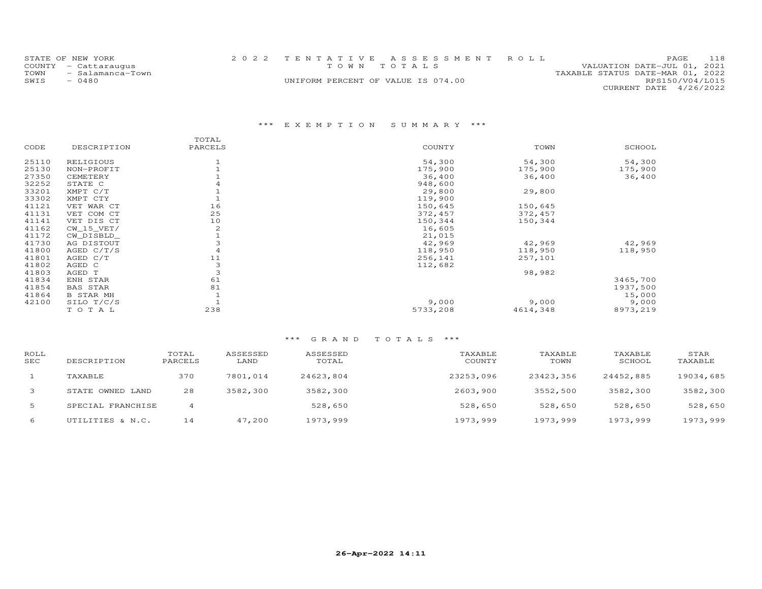STATE OF NEW YORK
COUNTY - Cattaraugus
TOWN - Salamanca-Town
SWIS - 0480

2022 TENTATIVE ASSESSMENT ROLL
TOWN TOTALS
UNIFORM PERCENT OF VALUE IS 074.00

VALUATION DATE-JUL 01, 2021
TAXABLE STATUS DATE-MAR 01, 2022
RPS150/V04/L015
CURRENT DATE 4/26/2022

### *** EXEMPTION SUMMARY ***

| CODE | DESCRIPTION | TOTAL PARCELS | COUNTY | TOWN | SCHOOL |
|---|---|---|---|---|---|
| 25110 | RELIGIOUS | 1 | 54,300 | 54,300 | 54,300 |
| 25130 | NON-PROFIT | 1 | 175,900 | 175,900 | 175,900 |
| 27350 | CEMETERY | 1 | 36,400 | 36,400 | 36,400 |
| 32252 | STATE C | 4 | 948,600 | | |
| 33201 | XMPT C/T | 1 | 29,800 | 29,800 | |
| 33302 | XMPT CTY | 1 | 119,900 | | |
| 41121 | VET WAR CT | 16 | 150,645 | 150,645 | |
| 41131 | VET COM CT | 25 | 372,457 | 372,457 | |
| 41141 | VET DIS CT | 10 | 150,344 | 150,344 | |
| 41162 | CW_15_VET/ | 2 | 16,605 | | |
| 41172 | CW_DISBLD_ | 1 | 21,015 | | |
| 41730 | AG DISTOUT | 3 | 42,969 | 42,969 | 42,969 |
| 41800 | AGED C/T/S | 4 | 118,950 | 118,950 | 118,950 |
| 41801 | AGED C/T | 11 | 256,141 | 257,101 | |
| 41802 | AGED C | 3 | 112,682 | | |
| 41803 | AGED T | 3 | | 98,982 | |
| 41834 | ENH STAR | 61 | | | 3465,700 |
| 41854 | BAS STAR | 81 | | | 1937,500 |
| 41864 | B STAR MH | 1 | | | 15,000 |
| 42100 | SILO T/C/S | 1 | 9,000 | 9,000 | 9,000 |
| | TOTAL | 238 | 5733,208 | 4614,348 | 8973,219 |

### *** GRAND TOTALS ***

| ROLL SEC | DESCRIPTION | TOTAL PARCELS | ASSESSED LAND | ASSESSED TOTAL | TAXABLE COUNTY | TAXABLE TOWN | TAXABLE SCHOOL | STAR TAXABLE |
|---|---|---|---|---|---|---|---|---|
| 1 | TAXABLE | 370 | 7801,014 | 24623,804 | 23253,096 | 23423,356 | 24452,885 | 19034,685 |
| 3 | STATE OWNED LAND | 28 | 3582,300 | 3582,300 | 2603,900 | 3552,500 | 3582,300 | 3582,300 |
| 5 | SPECIAL FRANCHISE | 4 | | 528,650 | 528,650 | 528,650 | 528,650 | 528,650 |
| 6 | UTILITIES & N.C. | 14 | 47,200 | 1973,999 | 1973,999 | 1973,999 | 1973,999 | 1973,999 |

26-Apr-2022 14:11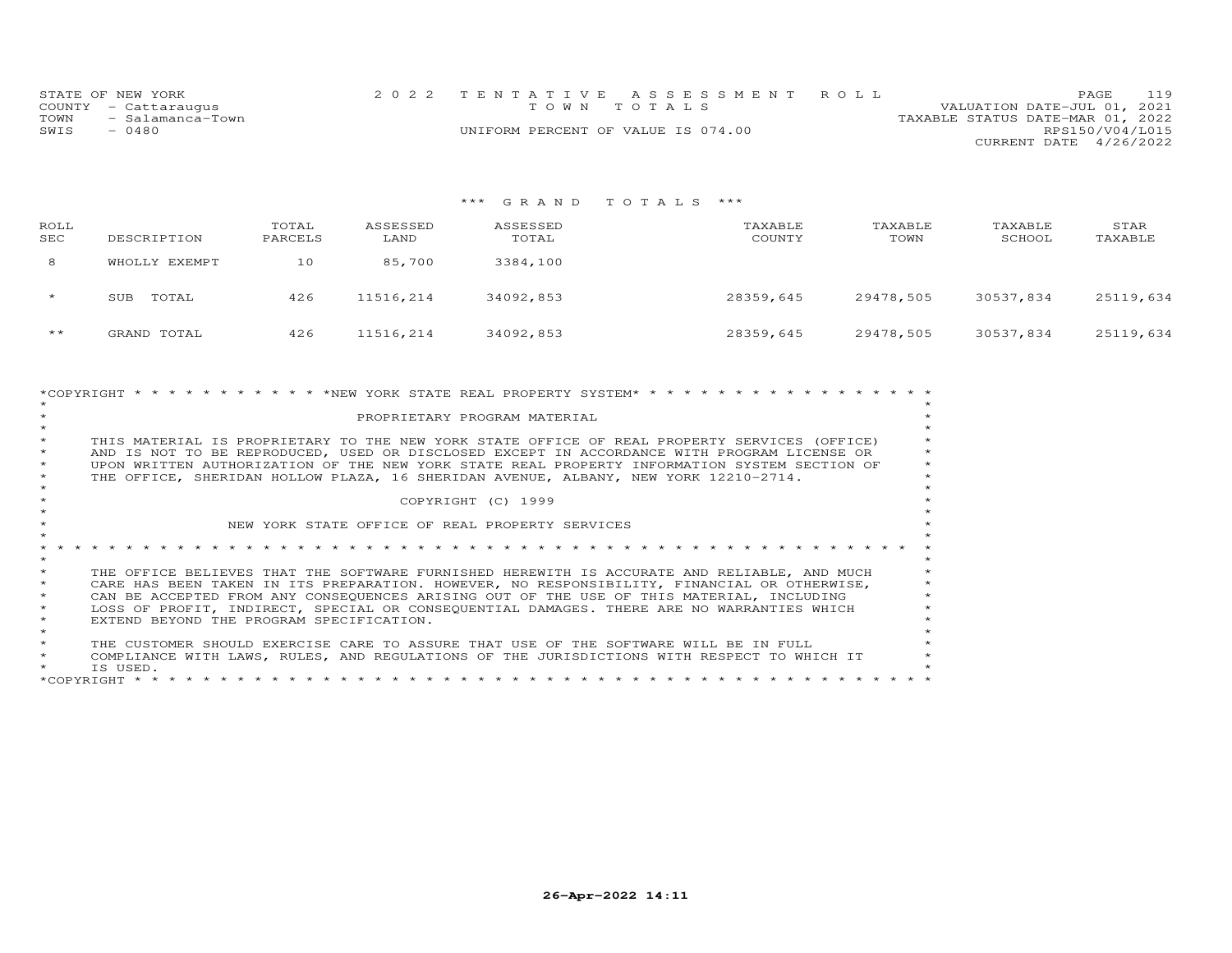STATE OF NEW YORK
COUNTY - Cattaraugus
TOWN - Salamanca-Town
SWIS - 0480

2 0 2 2 T E N T A T I V E A S S E S S M E N T R O L L
T O W N T O T A L S
UNIFORM PERCENT OF VALUE IS 074.00

VALUATION DATE-JUL 01, 2021
TAXABLE STATUS DATE-MAR 01, 2022
RPS150/V04/L015
CURRENT DATE 4/26/2022

*** G R A N D T O T A L S ***

| ROLL SEC | DESCRIPTION | TOTAL PARCELS | ASSESSED LAND | ASSESSED TOTAL | TAXABLE COUNTY | TAXABLE TOWN | TAXABLE SCHOOL | STAR TAXABLE |
|---|---|---|---|---|---|---|---|---|
| 8 | WHOLLY EXEMPT | 10 | 85,700 | 3384,100 | | | | |
| * | SUB TOTAL | 426 | 11516,214 | 34092,853 | 28359,645 | 29478,505 | 30537,834 | 25119,634 |
| ** | GRAND TOTAL | 426 | 11516,214 | 34092,853 | 28359,645 | 29478,505 | 30537,834 | 25119,634 |

*COPYRIGHT * * * * * * * * * * * *NEW YORK STATE REAL PROPERTY SYSTEM* * * * * * * * * * * * * * * * * * *

PROPRIETARY PROGRAM MATERIAL

THIS MATERIAL IS PROPRIETARY TO THE NEW YORK STATE OFFICE OF REAL PROPERTY SERVICES (OFFICE) AND IS NOT TO BE REPRODUCED, USED OR DISCLOSED EXCEPT IN ACCORDANCE WITH PROGRAM LICENSE OR UPON WRITTEN AUTHORIZATION OF THE NEW YORK STATE REAL PROPERTY INFORMATION SYSTEM SECTION OF THE OFFICE, SHERIDAN HOLLOW PLAZA, 16 SHERIDAN AVENUE, ALBANY, NEW YORK 12210-2714.

COPYRIGHT (C) 1999

NEW YORK STATE OFFICE OF REAL PROPERTY SERVICES

THE OFFICE BELIEVES THAT THE SOFTWARE FURNISHED HEREWITH IS ACCURATE AND RELIABLE, AND MUCH CARE HAS BEEN TAKEN IN ITS PREPARATION. HOWEVER, NO RESPONSIBILITY, FINANCIAL OR OTHERWISE, CAN BE ACCEPTED FROM ANY CONSEQUENCES ARISING OUT OF THE USE OF THIS MATERIAL, INCLUDING LOSS OF PROFIT, INDIRECT, SPECIAL OR CONSEQUENTIAL DAMAGES. THERE ARE NO WARRANTIES WHICH EXTEND BEYOND THE PROGRAM SPECIFICATION.

THE CUSTOMER SHOULD EXERCISE CARE TO ASSURE THAT USE OF THE SOFTWARE WILL BE IN FULL COMPLIANCE WITH LAWS, RULES, AND REGULATIONS OF THE JURISDICTIONS WITH RESPECT TO WHICH IT IS USED.

*COPYRIGHT * * * * * * * * * * * * * * * * * * * * * * * * * * * * * * * * * * * * * * * * * * * * * *

26-Apr-2022 14:11